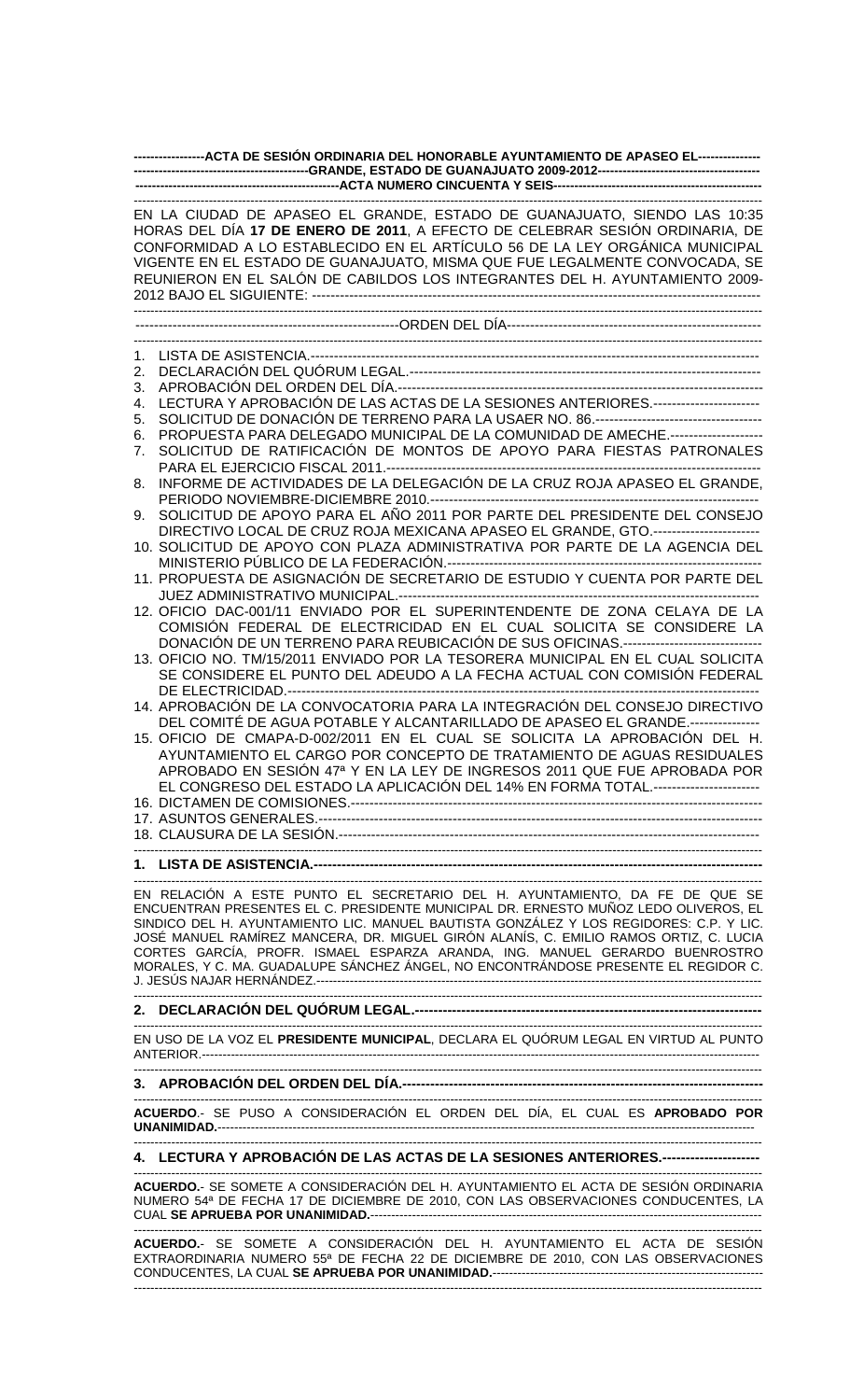**ACTA DE SESIÓN ORDINARIA DEL HONORABLE AYUNTAMIENTO DE APASEO EL GRANDE, ESTADO DE GUANAJUATO 2009-2012**

**ACTA NUMERO CINCUENTA Y SEIS**

EN LA CIUDAD DE APASEO EL GRANDE, ESTADO DE GUANAJUATO, SIENDO LAS 10:35 HORAS DEL DÍA **17 DE ENERO DE 2011**, A EFECTO DE CELEBRAR SESIÓN ORDINARIA, DE CONFORMIDAD A LO ESTABLECIDO EN EL ARTÍCULO 56 DE LA LEY ORGÁNICA MUNICIPAL VIGENTE EN EL ESTADO DE GUANAJUATO, MISMA QUE FUE LEGALMENTE CONVOCADA, SE REUNIERON EN EL SALÓN DE CABILDOS LOS INTEGRANTES DEL H. AYUNTAMIENTO 2009-2012 BAJO EL SIGUIENTE: ---

ORDEN DEL DÍA

1. LISTA DE ASISTENCIA.---
2. DECLARACIÓN DEL QUÓRUM LEGAL.---
3. APROBACIÓN DEL ORDEN DEL DÍA.---
4. LECTURA Y APROBACIÓN DE LAS ACTAS DE LA SESIONES ANTERIORES.---
5. SOLICITUD DE DONACIÓN DE TERRENO PARA LA USAER NO. 86.---
6. PROPUESTA PARA DELEGADO MUNICIPAL DE LA COMUNIDAD DE AMECHE.---
7. SOLICITUD DE RATIFICACIÓN DE MONTOS DE APOYO PARA FIESTAS PATRONALES PARA EL EJERCICIO FISCAL 2011.---
8. INFORME DE ACTIVIDADES DE LA DELEGACIÓN DE LA CRUZ ROJA APASEO EL GRANDE, PERIODO NOVIEMBRE-DICIEMBRE 2010.---
9. SOLICITUD DE APOYO PARA EL AÑO 2011 POR PARTE DEL PRESIDENTE DEL CONSEJO DIRECTIVO LOCAL DE CRUZ ROJA MEXICANA APASEO EL GRANDE, GTO.---
10. SOLICITUD DE APOYO CON PLAZA ADMINISTRATIVA POR PARTE DE LA AGENCIA DEL MINISTERIO PÚBLICO DE LA FEDERACIÓN.---
11. PROPUESTA DE ASIGNACIÓN DE SECRETARIO DE ESTUDIO Y CUENTA POR PARTE DEL JUEZ ADMINISTRATIVO MUNICIPAL.---
12. OFICIO DAC-001/11 ENVIADO POR EL SUPERINTENDENTE DE ZONA CELAYA DE LA COMISIÓN FEDERAL DE ELECTRICIDAD EN EL CUAL SOLICITA SE CONSIDERE LA DONACIÓN DE UN TERRENO PARA REUBICACIÓN DE SUS OFICINAS.---
13. OFICIO NO. TM/15/2011 ENVIADO POR LA TESORERA MUNICIPAL EN EL CUAL SOLICITA SE CONSIDERE EL PUNTO DEL ADEUDO A LA FECHA ACTUAL CON COMISIÓN FEDERAL DE ELECTRICIDAD.---
14. APROBACIÓN DE LA CONVOCATORIA PARA LA INTEGRACIÓN DEL CONSEJO DIRECTIVO DEL COMITÉ DE AGUA POTABLE Y ALCANTARILLADO DE APASEO EL GRANDE.---
15. OFICIO DE CMAPA-D-002/2011 EN EL CUAL SE SOLICITA LA APROBACIÓN DEL H. AYUNTAMIENTO EL CARGO POR CONCEPTO DE TRATAMIENTO DE AGUAS RESIDUALES APROBADO EN SESIÓN 47ª Y EN LA LEY DE INGRESOS 2011 QUE FUE APROBADA POR EL CONGRESO DEL ESTADO LA APLICACIÓN DEL 14% EN FORMA TOTAL.---
16. DICTAMEN DE COMISIONES.---
17. ASUNTOS GENERALES.---
18. CLAUSURA DE LA SESIÓN.---

**1. LISTA DE ASISTENCIA.---**

EN RELACIÓN A ESTE PUNTO EL SECRETARIO DEL H. AYUNTAMIENTO, DA FE DE QUE SE ENCUENTRAN PRESENTES EL C. PRESIDENTE MUNICIPAL DR. ERNESTO MUÑOZ LEDO OLIVEROS, EL SINDICO DEL H. AYUNTAMIENTO LIC. MANUEL BAUTISTA GONZÁLEZ Y LOS REGIDORES: C.P. Y LIC. JOSÉ MANUEL RAMÍREZ MANCERA, DR. MIGUEL GIRÓN ALANÍS, C. EMILIO RAMOS ORTIZ, C. LUCIA CORTES GARCÍA, PROFR. ISMAEL ESPARZA ARANDA, ING. MANUEL GERARDO BUENROSTRO MORALES, Y C. MA. GUADALUPE SÁNCHEZ ÁNGEL, NO ENCONTRÁNDOSE PRESENTE EL REGIDOR C. J. JESÚS NAJAR HERNÁNDEZ.---

**2. DECLARACIÓN DEL QUÓRUM LEGAL.---**

EN USO DE LA VOZ EL **PRESIDENTE MUNICIPAL**, DECLARA EL QUÓRUM LEGAL EN VIRTUD AL PUNTO ANTERIOR.---

**3. APROBACIÓN DEL ORDEN DEL DÍA.---**

**ACUERDO**.- SE PUSO A CONSIDERACIÓN EL ORDEN DEL DÍA, EL CUAL ES **APROBADO POR UNANIMIDAD.**---

**4. LECTURA Y APROBACIÓN DE LAS ACTAS DE LA SESIONES ANTERIORES.---**

**ACUERDO.**- SE SOMETE A CONSIDERACIÓN DEL H. AYUNTAMIENTO EL ACTA DE SESIÓN ORDINARIA NUMERO 54ª DE FECHA 17 DE DICIEMBRE DE 2010, CON LAS OBSERVACIONES CONDUCENTES, LA CUAL **SE APRUEBA POR UNANIMIDAD.**---

**ACUERDO.**- SE SOMETE A CONSIDERACIÓN DEL H. AYUNTAMIENTO EL ACTA DE SESIÓN EXTRAORDINARIA NUMERO 55ª DE FECHA 22 DE DICIEMBRE DE 2010, CON LAS OBSERVACIONES CONDUCENTES, LA CUAL **SE APRUEBA POR UNANIMIDAD.**---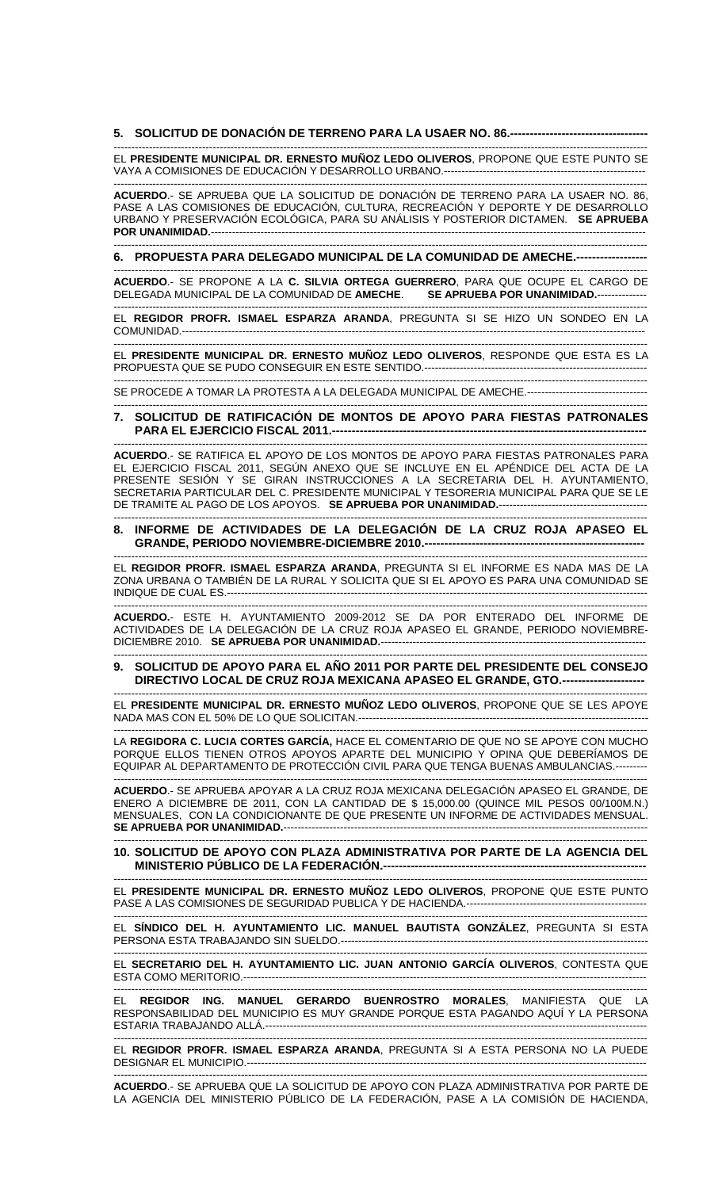## 5. SOLICITUD DE DONACIÓN DE TERRENO PARA LA USAER NO. 86.-----------------------------------

EL **PRESIDENTE MUNICIPAL DR. ERNESTO MUÑOZ LEDO OLIVEROS**, PROPONE QUE ESTE PUNTO SE VAYA A COMISIONES DE EDUCACIÓN Y DESARROLLO URBANO.---------------------------------------------------------

**ACUERDO**.- SE APRUEBA QUE LA SOLICITUD DE DONACIÓN DE TERRENO PARA LA USAER NO. 86, PASE A LAS COMISIONES DE EDUCACIÓN, CULTURA, RECREACIÓN Y DEPORTE Y DE DESARROLLO URBANO Y PRESERVACIÓN ECOLÓGICA, PARA SU ANÁLISIS Y POSTERIOR DICTAMEN. **SE APRUEBA POR UNANIMIDAD.**-----------------------------------------------------------------------------------------------------------

## 6. PROPUESTA PARA DELEGADO MUNICIPAL DE LA COMUNIDAD DE AMECHE.------------------

**ACUERDO**.- SE PROPONE A LA **C. SILVIA ORTEGA GUERRERO**, PARA QUE OCUPE EL CARGO DE DELEGADA MUNICIPAL DE LA COMUNIDAD DE **AMECHE**. **SE APRUEBA POR UNANIMIDAD.**--------------

EL **REGIDOR PROFR. ISMAEL ESPARZA ARANDA**, PREGUNTA SI SE HIZO UN SONDEO EN LA COMUNIDAD.-------------------------------------------------------------------------------------------------------------------

EL **PRESIDENTE MUNICIPAL DR. ERNESTO MUÑOZ LEDO OLIVEROS**, RESPONDE QUE ESTA ES LA PROPUESTA QUE SE PUDO CONSEGUIR EN ESTE SENTIDO.-------------------------------------------------------------

SE PROCEDE A TOMAR LA PROTESTA A LA DELEGADA MUNICIPAL DE AMECHE.----------------------------------

## 7. SOLICITUD DE RATIFICACIÓN DE MONTOS DE APOYO PARA FIESTAS PATRONALES PARA EL EJERCICIO FISCAL 2011.---------------------------------------------------------------------------------

**ACUERDO**.- SE RATIFICA EL APOYO DE LOS MONTOS DE APOYO PARA FIESTAS PATRONALES PARA EL EJERCICIO FISCAL 2011, SEGÚN ANEXO QUE SE INCLUYE EN EL APÉNDICE DEL ACTA DE LA PRESENTE SESIÓN Y SE GIRAN INSTRUCCIONES A LA SECRETARIA DEL H. AYUNTAMIENTO, SECRETARIA PARTICULAR DEL C. PRESIDENTE MUNICIPAL Y TESORERIA MUNICIPAL PARA QUE SE LE DE TRAMITE AL PAGO DE LOS APOYOS. **SE APRUEBA POR UNANIMIDAD.**------------------------------------------

## 8. INFORME DE ACTIVIDADES DE LA DELEGACIÓN DE LA CRUZ ROJA APASEO EL GRANDE, PERIODO NOVIEMBRE-DICIEMBRE 2010.---------------------------------------------------------

EL **REGIDOR PROFR. ISMAEL ESPARZA ARANDA**, PREGUNTA SI EL INFORME ES NADA MAS DE LA ZONA URBANA O TAMBIÉN DE LA RURAL Y SOLICITA QUE SI EL APOYO ES PARA UNA COMUNIDAD SE INDIQUE DE CUAL ES.-----------------------------------------------------------------------------------------------------------

**ACUERDO.**- ESTE H. AYUNTAMIENTO 2009-2012 SE DA POR ENTERADO DEL INFORME DE ACTIVIDADES DE LA DELEGACIÓN DE LA CRUZ ROJA APASEO EL GRANDE, PERIODO NOVIEMBRE-DICIEMBRE 2010. **SE APRUEBA POR UNANIMIDAD.**--------------------------------------------------------------------------

## 9. SOLICITUD DE APOYO PARA EL AÑO 2011 POR PARTE DEL PRESIDENTE DEL CONSEJO DIRECTIVO LOCAL DE CRUZ ROJA MEXICANA APASEO EL GRANDE, GTO.---------------------

EL **PRESIDENTE MUNICIPAL DR. ERNESTO MUÑOZ LEDO OLIVEROS**, PROPONE QUE SE LES APOYE NADA MAS CON EL 50% DE LO QUE SOLICITAN.--------------------------------------------------------------------------

LA **REGIDORA C. LUCIA CORTES GARCÍA,** HACE EL COMENTARIO DE QUE NO SE APOYE CON MUCHO PORQUE ELLOS TIENEN OTROS APOYOS APARTE DEL MUNICIPIO Y OPINA QUE DEBERÍAMOS DE EQUIPAR AL DEPARTAMENTO DE PROTECCIÓN CIVIL PARA QUE TENGA BUENAS AMBULANCIAS.---------

**ACUERDO**.- SE APRUEBA APOYAR A LA CRUZ ROJA MEXICANA DELEGACIÓN APASEO EL GRANDE, DE ENERO A DICIEMBRE DE 2011, CON LA CANTIDAD DE $ 15,000.00 (QUINCE MIL PESOS 00/100M.N.) MENSUALES, CON LA CONDICIONANTE DE QUE PRESENTE UN INFORME DE ACTIVIDADES MENSUAL. **SE APRUEBA POR UNANIMIDAD.**-----------------------------------------------------------------------------------------------

## 10. SOLICITUD DE APOYO CON PLAZA ADMINISTRATIVA POR PARTE DE LA AGENCIA DEL MINISTERIO PÚBLICO DE LA FEDERACIÓN.-------------------------------------------------------------------

EL **PRESIDENTE MUNICIPAL DR. ERNESTO MUÑOZ LEDO OLIVEROS**, PROPONE QUE ESTE PUNTO PASE A LAS COMISIONES DE SEGURIDAD PUBLICA Y DE HACIENDA.---------------------------------------------------

EL **SÍNDICO DEL H. AYUNTAMIENTO LIC. MANUEL BAUTISTA GONZÁLEZ**, PREGUNTA SI ESTA PERSONA ESTA TRABAJANDO SIN SUELDO.-------------------------------------------------------------------------------------

EL **SECRETARIO DEL H. AYUNTAMIENTO LIC. JUAN ANTONIO GARCÍA OLIVEROS**, CONTESTA QUE ESTA COMO MERITORIO.--------------------------------------------------------------------------------------------------------

EL **REGIDOR ING. MANUEL GERARDO BUENROSTRO MORALES**, MANIFIESTA QUE LA RESPONSABILIDAD DEL MUNICIPIO ES MUY GRANDE PORQUE ESTA PAGANDO AQUÍ Y LA PERSONA ESTARIA TRABAJANDO ALLÁ.---------------------------------------------------------------------------------------------------

EL **REGIDOR PROFR. ISMAEL ESPARZA ARANDA**, PREGUNTA SI A ESTA PERSONA NO LA PUEDE DESIGNAR EL MUNICIPIO.--------------------------------------------------------------------------------------------------------

**ACUERDO**.- SE APRUEBA QUE LA SOLICITUD DE APOYO CON PLAZA ADMINISTRATIVA POR PARTE DE LA AGENCIA DEL MINISTERIO PÚBLICO DE LA FEDERACIÓN, PASE A LA COMISIÓN DE HACIENDA,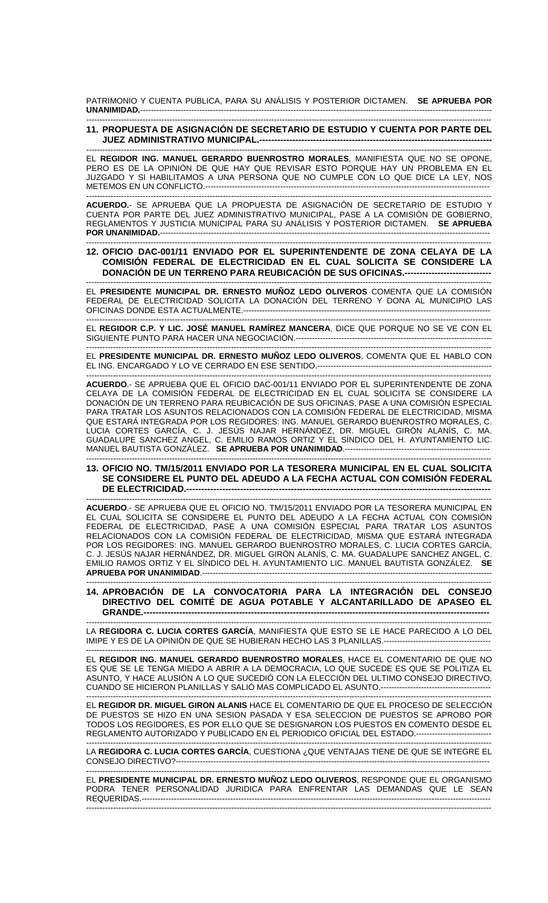PATRIMONIO Y CUENTA PUBLICA, PARA SU ANÁLISIS Y POSTERIOR DICTAMEN. **SE APRUEBA POR UNANIMIDAD.**------------------------------------------------------------------------------------------------------------------------

### 11. PROPUESTA DE ASIGNACIÓN DE SECRETARIO DE ESTUDIO Y CUENTA POR PARTE DEL JUEZ ADMINISTRATIVO MUNICIPAL.------------------------------------------------------------------------------

EL **REGIDOR ING. MANUEL GERARDO BUENROSTRO MORALES**, MANIFIESTA QUE NO SE OPONE, PERO ES DE LA OPINIÓN DE QUE HAY QUE REVISAR ESTO PORQUE HAY UN PROBLEMA EN EL JUZGADO Y SI HABILITAMOS A UNA PERSONA QUE NO CUMPLE CON LO QUE DICE LA LEY, NOS METEMOS EN UN CONFLICTO.----------------------------------------------------------------------------------------------------------

**ACUERDO.**- SE APRUEBA QUE LA PROPUESTA DE ASIGNACIÓN DE SECRETARIO DE ESTUDIO Y CUENTA POR PARTE DEL JUEZ ADMINISTRATIVO MUNICIPAL, PASE A LA COMISIÓN DE GOBIERNO, REGLAMENTOS Y JUSTICIA MUNICIPAL PARA SU ANÁLISIS Y POSTERIOR DICTAMEN. **SE APRUEBA POR UNANIMIDAD.**------------------------------------------------------------------------------------------------------------------------

### 12. OFICIO DAC-001/11 ENVIADO POR EL SUPERINTENDENTE DE ZONA CELAYA DE LA COMISIÓN FEDERAL DE ELECTRICIDAD EN EL CUAL SOLICITA SE CONSIDERE LA DONACIÓN DE UN TERRENO PARA REUBICACIÓN DE SUS OFICINAS.-----------------------------

EL **PRESIDENTE MUNICIPAL DR. ERNESTO MUÑOZ LEDO OLIVEROS** COMENTA QUE LA COMISIÓN FEDERAL DE ELECTRICIDAD SOLICITA LA DONACIÓN DEL TERRENO Y DONA AL MUNICIPIO LAS OFICINAS DONDE ESTA ACTUALMENTE.------------------------------------------------------------------------------------------------

EL **REGIDOR C.P. Y LIC. JOSÉ MANUEL RAMÍREZ MANCERA**, DICE QUE PORQUE NO SE VE CON EL SIGUIENTE PUNTO PARA HACER UNA NEGOCIACIÓN.-------------------------------------------------------------------------

EL **PRESIDENTE MUNICIPAL DR. ERNESTO MUÑOZ LEDO OLIVEROS**, COMENTA QUE EL HABLO CON EL ING. ENCARGADO Y LO VE CERRADO EN ESE SENTIDO.----------------------------------------------------------------

**ACUERDO**.- SE APRUEBA QUE EL OFICIO DAC-001/11 ENVIADO POR EL SUPERINTENDENTE DE ZONA CELAYA DE LA COMISIÓN FEDERAL DE ELECTRICIDAD EN EL CUAL SOLICITA SE CONSIDERE LA DONACIÓN DE UN TERRENO PARA REUBICACIÓN DE SUS OFICINAS, PASE A UNA COMISIÓN ESPECIAL PARA TRATAR LOS ASUNTOS RELACIONADOS CON LA COMISIÓN FEDERAL DE ELECTRICIDAD, MISMA QUE ESTARÁ INTEGRADA POR LOS REGIDORES: ING. MANUEL GERARDO BUENROSTRO MORALES, C. LUCIA CORTES GARCÍA, C. J. JESÚS NAJAR HERNÁNDEZ, DR. MIGUEL GIRÓN ALANÍS, C. MA. GUADALUPE SANCHEZ ANGEL, C. EMILIO RAMOS ORTIZ Y EL SÍNDICO DEL H. AYUNTAMIENTO LIC. MANUEL BAUTISTA GONZÁLEZ. **SE APRUEBA POR UNANIMIDAD**.-------------------------------------------------------

### 13. OFICIO NO. TM/15/2011 ENVIADO POR LA TESORERA MUNICIPAL EN EL CUAL SOLICITA SE CONSIDERE EL PUNTO DEL ADEUDO A LA FECHA ACTUAL CON COMISIÓN FEDERAL DE ELECTRICIDAD.----------------------------------------------------------------------------------------------------

**ACUERDO**.- SE APRUEBA QUE EL OFICIO NO. TM/15/2011 ENVIADO POR LA TESORERA MUNICIPAL EN EL CUAL SOLICITA SE CONSIDERE EL PUNTO DEL ADEUDO A LA FECHA ACTUAL CON COMISIÓN FEDERAL DE ELECTRICIDAD, PASE A UNA COMISIÓN ESPECIAL PARA TRATAR LOS ASUNTOS RELACIONADOS CON LA COMISIÓN FEDERAL DE ELECTRICIDAD, MISMA QUE ESTARÁ INTEGRADA POR LOS REGIDORES: ING. MANUEL GERARDO BUENROSTRO MORALES, C. LUCIA CORTES GARCÍA, C. J. JESÚS NAJAR HERNÁNDEZ, DR. MIGUEL GIRÓN ALANÍS, C. MA. GUADALUPE SANCHEZ ANGEL, C. EMILIO RAMOS ORTIZ Y EL SÍNDICO DEL H. AYUNTAMIENTO LIC. MANUEL BAUTISTA GONZÁLEZ. **SE APRUEBA POR UNANIMIDAD**.------------------------------------------------------------------------------------------------------------------------

### 14. APROBACIÓN DE LA CONVOCATORIA PARA LA INTEGRACIÓN DEL CONSEJO DIRECTIVO DEL COMITÉ DE AGUA POTABLE Y ALCANTARILLADO DE APASEO EL GRANDE.-----------------------------------------------------------------------------------------------------------------

LA **REGIDORA C. LUCIA CORTES GARCÍA**, MANIFIESTA QUE ESTO SE LE HACE PARECIDO A LO DEL IMIPE Y ES DE LA OPINIÓN DE QUE SE HUBIERAN HECHO LAS 3 PLANILLAS.---------------------------------------

EL **REGIDOR ING. MANUEL GERARDO BUENROSTRO MORALES**, HACE EL COMENTARIO DE QUE NO ES QUE SE LE TENGA MIEDO A ABRIR A LA DEMOCRACIA, LO QUE SUCEDE ES QUE SE POLITIZA EL ASUNTO, Y HACE ALUSIÓN A LO QUE SUCEDIÓ CON LA ELECCIÓN DEL ULTIMO CONSEJO DIRECTIVO, CUANDO SE HICIERON PLANILLAS Y SALIÓ MAS COMPLICADO EL ASUNTO.----------------------------------------

EL **REGIDOR DR. MIGUEL GIRON ALANIS** HACE EL COMENTARIO DE QUE EL PROCESO DE SELECCIÓN DE PUESTOS SE HIZO EN UNA SESION PASADA Y ESA SELECCION DE PUESTOS SE APROBO POR TODOS LOS REGIDORES, ES POR ELLO QUE SE DESIGNARON LOS PUESTOS EN COMENTO DESDE EL REGLAMENTO AUTORIZADO Y PUBLICADO EN EL PERIODICO OFICIAL DEL ESTADO.----------------------------

LA **REGIDORA C. LUCIA CORTES GARCÍA**, CUESTIONA ¿QUE VENTAJAS TIENE DE QUE SE INTEGRE EL CONSEJO DIRECTIVO?------------------------------------------------------------------------------------------------------------

EL **PRESIDENTE MUNICIPAL DR. ERNESTO MUÑOZ LEDO OLIVEROS**, RESPONDE QUE EL ORGANISMO PODRA TENER PERSONALIDAD JURIDICA PARA ENFRENTAR LAS DEMANDAS QUE LE SEAN REQUERIDAS.----------------------------------------------------------------------------------------------------------------------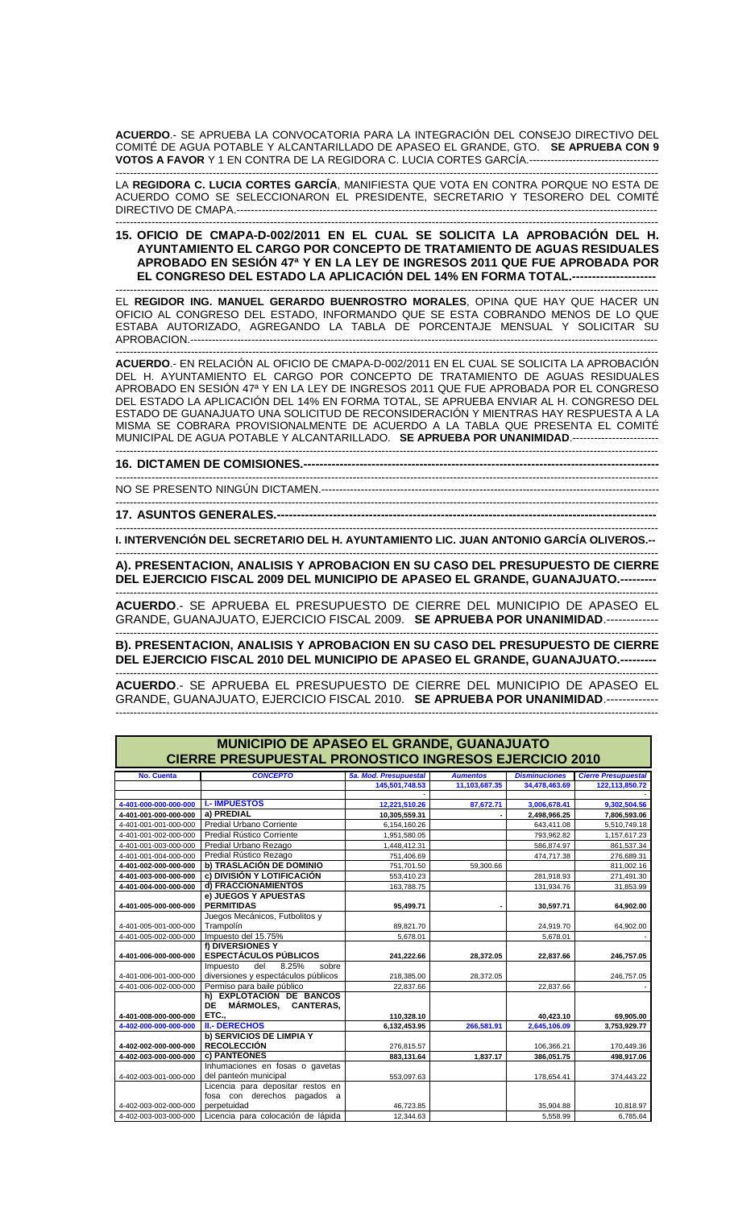**ACUERDO**.- SE APRUEBA LA CONVOCATORIA PARA LA INTEGRACIÓN DEL CONSEJO DIRECTIVO DEL COMITÉ DE AGUA POTABLE Y ALCANTARILLADO DE APASEO EL GRANDE, GTO. **SE APRUEBA CON 9 VOTOS A FAVOR** Y 1 EN CONTRA DE LA REGIDORA C. LUCIA CORTES GARCÍA.-----------------------------------

LA **REGIDORA C. LUCIA CORTES GARCÍA**, MANIFIESTA QUE VOTA EN CONTRA PORQUE NO ESTA DE ACUERDO COMO SE SELECCIONARON EL PRESIDENTE, SECRETARIO Y TESORERO DEL COMITÉ DIRECTIVO DE CMAPA.-----------------------------------------------------------------------------------------------------------

**15. OFICIO DE CMAPA-D-002/2011 EN EL CUAL SE SOLICITA LA APROBACIÓN DEL H. AYUNTAMIENTO EL CARGO POR CONCEPTO DE TRATAMIENTO DE AGUAS RESIDUALES APROBADO EN SESIÓN 47ª Y EN LA LEY DE INGRESOS 2011 QUE FUE APROBADA POR EL CONGRESO DEL ESTADO LA APLICACIÓN DEL 14% EN FORMA TOTAL.---------------------**

EL **REGIDOR ING. MANUEL GERARDO BUENROSTRO MORALES**, OPINA QUE HAY QUE HACER UN OFICIO AL CONGRESO DEL ESTADO, INFORMANDO QUE SE ESTA COBRANDO MENOS DE LO QUE ESTABA AUTORIZADO, AGREGANDO LA TABLA DE PORCENTAJE MENSUAL Y SOLICITAR SU APROBACION.------------------------------------------------------------------------------------------------------------------

**ACUERDO**.- EN RELACIÓN AL OFICIO DE CMAPA-D-002/2011 EN EL CUAL SE SOLICITA LA APROBACIÓN DEL H. AYUNTAMIENTO EL CARGO POR CONCEPTO DE TRATAMIENTO DE AGUAS RESIDUALES APROBADO EN SESIÓN 47ª Y EN LA LEY DE INGRESOS 2011 QUE FUE APROBADA POR EL CONGRESO DEL ESTADO LA APLICACIÓN DEL 14% EN FORMA TOTAL, SE APRUEBA ENVIAR AL H. CONGRESO DEL ESTADO DE GUANAJUATO UNA SOLICITUD DE RECONSIDERACIÓN Y MIENTRAS HAY RESPUESTA A LA MISMA SE COBRARA PROVISIONALMENTE DE ACUERDO A LA TABLA QUE PRESENTA EL COMITÉ MUNICIPAL DE AGUA POTABLE Y ALCANTARILLADO. **SE APRUEBA POR UNANIMIDAD**.------------------------

**16. DICTAMEN DE COMISIONES.--------------------------------------------------------------------------------------**

NO SE PRESENTO NINGÚN DICTAMEN.-----------------------------------------------------------------------------------

**17. ASUNTOS GENERALES.---------------------------------------------------------------------------------------------**

**I. INTERVENCIÓN DEL SECRETARIO DEL H. AYUNTAMIENTO LIC. JUAN ANTONIO GARCÍA OLIVEROS.--**

**A). PRESENTACION, ANALISIS Y APROBACION EN SU CASO DEL PRESUPUESTO DE CIERRE DEL EJERCICIO FISCAL 2009 DEL MUNICIPIO DE APASEO EL GRANDE, GUANAJUATO.---------**

**ACUERDO**.- SE APRUEBA EL PRESUPUESTO DE CIERRE DEL MUNICIPIO DE APASEO EL GRANDE, GUANAJUATO, EJERCICIO FISCAL 2009. **SE APRUEBA POR UNANIMIDAD**.-------------

**B). PRESENTACION, ANALISIS Y APROBACION EN SU CASO DEL PRESUPUESTO DE CIERRE DEL EJERCICIO FISCAL 2010 DEL MUNICIPIO DE APASEO EL GRANDE, GUANAJUATO.---------**

**ACUERDO**.- SE APRUEBA EL PRESUPUESTO DE CIERRE DEL MUNICIPIO DE APASEO EL GRANDE, GUANAJUATO, EJERCICIO FISCAL 2010. **SE APRUEBA POR UNANIMIDAD**.-------------

**MUNICIPIO DE APASEO EL GRANDE, GUANAJUATO**
**CIERRE PRESUPUESTAL PRONOSTICO INGRESOS EJERCICIO 2010**

| No. Cuenta | CONCEPTO | 5a. Mod. Presupuestal | Aumentos | Disminuciones | Cierre Presupuestal |
|---|---|---|---|---|---|
| | | 145,501,748.53 | 11,103,687.35 | 34,478,463.69 | 122,113,850.72 |
| | | | | | - |
| 4-401-000-000-000-000 | **I.- IMPUESTOS** | 12,221,510.26 | 87,672.71 | 3,006,678.41 | 9,302,504.56 |
| 4-401-001-000-000-000 | **a) PREDIAL** | 10,305,559.31 | - | 2,498,966.25 | 7,806,593.06 |
| 4-401-001-001-000-000 | Predial Urbano Corriente | 6,154,160.26 | | 643,411.08 | 5,510,749.18 |
| 4-401-001-002-000-000 | Predial Rústico Corriente | 1,951,580.05 | | 793,962.82 | 1,157,617.23 |
| 4-401-001-003-000-000 | Predial Urbano Rezago | 1,448,412.31 | | 586,874.97 | 861,537.34 |
| 4-401-001-004-000-000 | Predial Rústico Rezago | 751,406.69 | | 474,717.38 | 276,689.31 |
| 4-401-002-000-000-000 | **b) TRASLACIÓN DE DOMINIO** | 751,701.50 | 59,300.66 | | 811,002.16 |
| 4-401-003-000-000-000 | **c) DIVISIÓN Y LOTIFICACIÓN** | 553,410.23 | | 281,918.93 | 271,491.30 |
| 4-401-004-000-000-000 | **d) FRACCIONAMIENTOS** | 163,788.75 | | 131,934.76 | 31,853.99 |
| 4-401-005-000-000-000 | **e) JUEGOS Y APUESTAS PERMITIDAS** | 95,499.71 | - | 30,597.71 | 64,902.00 |
| 4-401-005-001-000-000 | Juegos Mecánicos, Futbolitos y Trampolín | 89,821.70 | | 24,919.70 | 64,902.00 |
| 4-401-005-002-000-000 | Impuesto del 15.75% | 5,678.01 | | 5,678.01 | - |
| 4-401-006-000-000-000 | **f) DIVERSIONES Y ESPECTÁCULOS PÚBLICOS** | 241,222.66 | 28,372.05 | 22,837.66 | 246,757.05 |
| 4-401-006-001-000-000 | Impuesto del 8.25% sobre diversiones y espectáculos públicos | 218,385.00 | 28,372.05 | | 246,757.05 |
| 4-401-006-002-000-000 | Permiso para baile público | 22,837.66 | | 22,837.66 | - |
| 4-401-008-000-000-000 | **h) EXPLOTACIÓN DE BANCOS DE MÁRMOLES, CANTERAS, ETC.,** | 110,328.10 | | 40,423.10 | 69,905.00 |
| 4-402-000-000-000-000 | **II.- DERECHOS** | 6,132,453.95 | 266,581.91 | 2,645,106.09 | 3,753,929.77 |
| 4-402-002-000-000-000 | **b) SERVICIOS DE LIMPIA Y RECOLECCIÓN** | 276,815.57 | | 106,366.21 | 170,449.36 |
| 4-402-003-000-000-000 | **c) PANTEONES** | 883,131.64 | 1,837.17 | 386,051.75 | 498,917.06 |
| 4-402-003-001-000-000 | Inhumaciones en fosas o gavetas del panteón municipal | 553,097.63 | | 178,654.41 | 374,443.22 |
| 4-402-003-002-000-000 | Licencia para depositar restos en fosa con derechos pagados a perpetuidad | 46,723.85 | | 35,904.88 | 10,818.97 |
| 4-402-003-003-000-000 | Licencia para colocación de lápida | 12,344.63 | | 5,558.99 | 6,785.64 |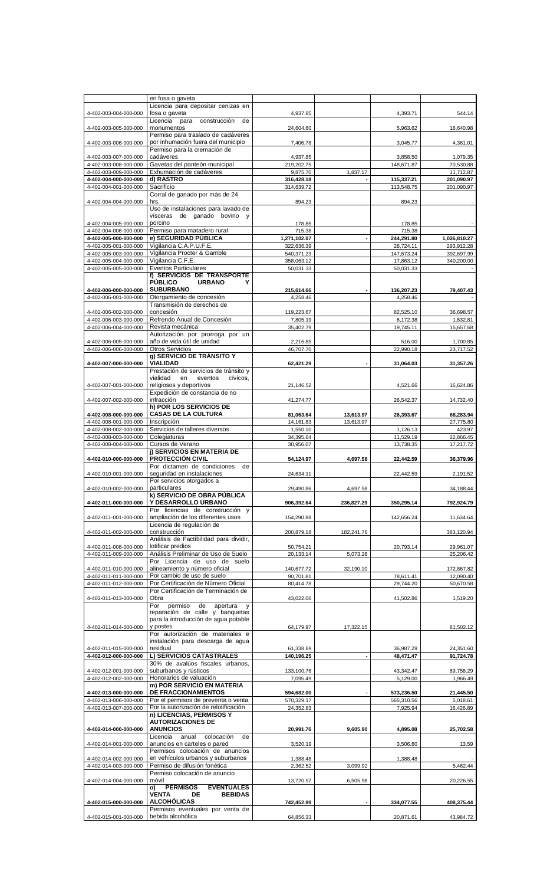| | | | | | |
|---|---|---|---|---|---|
| | en fosa o gaveta | | | | |
| 4-402-003-004-000-000 | Licencia para depositar cenizas en fosa o gaveta | 4,937.85 | | 4,393.71 | 544.14 |
| 4-402-003-005-000-000 | Licencia para construcción de monumentos | 24,604.60 | | 5,963.62 | 18,640.98 |
| 4-402-003-006-000-000 | Permiso para traslado de cadáveres por inhumación fuera del municipio | 7,406.78 | | 3,045.77 | 4,361.01 |
| 4-402-003-007-000-000 | Permiso para la cremación de cadáveres | 4,937.85 | | 3,858.50 | 1,079.35 |
| 4-402-003-008-000-000 | Gavetas del panteón municipal | 219,202.75 | | 148,671.87 | 70,530.88 |
| 4-402-003-009-000-000 | Exhumación de cadáveres | 9,875.70 | 1,837.17 | | 11,712.87 |
| **4-402-004-000-000-000** | **d) RASTRO** | **316,428.18** | **-** | **115,337.21** | **201,090.97** |
| 4-402-004-001-000-000 | Sacrificio | 314,639.72 | | 113,548.75 | 201,090.97 |
| 4-402-004-004-000-000 | Corral de ganado por más de 24 hrs. | 894.23 | | 894.23 | - |
| 4-402-004-005-000-000 | Uso de instalaciones para lavado de vísceras de ganado bovino y porcino | 178.85 | | 178.85 | - |
| 4-402-004-006-000-000 | Permiso para matadero rural | 715.38 | | 715.38 | - |
| **4-402-005-000-000-000** | **e) SEGURIDAD PÚBLICA** | **1,271,102.07** | **-** | **244,291.80** | **1,026,810.27** |
| 4-402-005-001-000-000 | Vigilancia C.A.P.U.F.E. | 322,636.39 | | 28,724.11 | 293,912.28 |
| 4-402-005-003-000-000 | Vigilancia Procter & Gamble | 540,371.23 | | 147,673.24 | 392,697.99 |
| 4-402-005-004-000-000 | Vigilancia C.F.E. | 358,063.12 | | 17,863.12 | 340,200.00 |
| 4-402-005-005-000-000 | Eventos Particulares | 50,031.33 | | 50,031.33 | - |
| **4-402-006-000-000-000** | **f) SERVICIOS DE TRANSPORTE PÚBLICO URBANO Y SUBURBANO** | **215,614.66** | **-** | **136,207.23** | **79,407.43** |
| 4-402-006-001-000-000 | Otorgamiento de concesión | 4,258.46 | | 4,258.46 | - |
| 4-402-006-002-000-000 | Transmisión de derechos de concesión | 119,223.67 | | 82,525.10 | 36,698.57 |
| 4-402-006-003-000-000 | Refrendo Anual de Concesión | 7,805.19 | | 6,172.38 | 1,632.81 |
| 4-402-006-004-000-000 | Revista mecánica | 35,402.79 | | 19,745.11 | 15,657.68 |
| 4-402-006-005-000-000 | Autorización por prorroga por un año de vida útil de unidad | 2,216.85 | | 516.00 | 1,700.85 |
| 4-402-006-006-000-000 | Otros Servicios | 46,707.70 | | 22,990.18 | 23,717.52 |
| **4-402-007-000-000-000** | **g) SERVICIO DE TRÁNSITO Y VIALIDAD** | **62,421.29** | **-** | **31,064.03** | **31,357.26** |
| 4-402-007-001-000-000 | Prestación de servicios de tránsito y vialidad en eventos cívicos, religiosos y deportivos | 21,146.52 | | 4,521.66 | 16,624.86 |
| 4-402-007-002-000-000 | Expedición de constancia de no infracción | 41,274.77 | | 26,542.37 | 14,732.40 |
| **4-402-008-000-000-000** | **h) POR LOS SERVICIOS DE CASAS DE LA CULTURA** | **81,063.64** | **13,613.97** | **26,393.67** | **68,283.94** |
| 4-402-008-001-000-000 | Inscripción | 14,161.83 | 13,613.97 | | 27,775.80 |
| 4-402-008-002-000-000 | Servicios de talleres diversos | 1,550.10 | | 1,126.13 | 423.97 |
| 4-402-008-003-000-000 | Colegiaturas | 34,395.64 | | 11,529.19 | 22,866.45 |
| 4-402-008-004-000-000 | Cursos de Verano | 30,956.07 | | 13,738.35 | 17,217.72 |
| **4-402-010-000-000-000** | **j) SERVICIOS EN MATERIA DE PROTECCIÓN CIVIL** | **54,124.97** | **4,697.58** | **22,442.59** | **36,379.96** |
| 4-402-010-001-000-000 | Por dictamen de condiciones de seguridad en instalaciones | 24,634.11 | | 22,442.59 | 2,191.52 |
| 4-402-010-002-000-000 | Por servicios otorgados a particulares | 29,490.86 | 4,697.58 | | 34,188.44 |
| **4-402-011-000-000-000** | **k) SERVICIO DE OBRA PÚBLICA Y DESARROLLO URBANO** | **906,392.64** | **236,827.29** | **350,295.14** | **792,924.79** |
| 4-402-011-001-000-000 | Por licencias de construcción y ampliación de los diferentes usos | 154,290.88 | | 142,656.24 | 11,634.64 |
| 4-402-011-002-000-000 | Licencia de regulación de construcción | 200,879.18 | 182,241.76 | | 383,120.94 |
| 4-402-011-008-000-000 | Análisis de Factibilidad para dividir, lotificar predios | 50,754.21 | | 20,793.14 | 29,961.07 |
| 4-402-011-009-000-000 | Análisis Preliminar de Uso de Suelo | 20,133.14 | 5,073.28 | | 25,206.42 |
| 4-402-011-010-000-000 | Por Licencia de uso de suelo alineamiento y número oficial | 140,677.72 | 32,190.10 | | 172,867.82 |
| 4-402-011-011-000-000 | Por cambio de uso de suelo | 90,701.81 | | 78,611.41 | 12,090.40 |
| 4-402-011-012-000-000 | Por Certificación de Número Oficial | 80,414.78 | | 29,744.20 | 50,670.58 |
| 4-402-011-013-000-000 | Por Certificación de Terminación de Obra | 43,022.06 | | 41,502.86 | 1,519.20 |
| 4-402-011-014-000-000 | Por permiso de apertura y reparación de calle y banquetas para la introducción de agua potable y postes | 64,179.97 | 17,322.15 | | 81,502.12 |
| 4-402-011-015-000-000 | Por autorización de materiales e instalación para descarga de agua residual | 61,338.89 | | 36,987.29 | 24,351.60 |
| **4-402-012-000-000-000** | **L) SERVICIOS CATASTRALES** | **140,196.25** | **-** | **48,471.47** | **91,724.78** |
| 4-402-012-001-000-000 | 30% de avalúos fiscales urbanos, suburbanos y rústicos | 133,100.76 | | 43,342.47 | 89,758.29 |
| 4-402-012-002-000-000 | Honorarios de valuación | 7,095.49 | | 5,129.00 | 1,966.49 |
| **4-402-013-000-000-000** | **m) POR SERVICIO EN MATERIA DE FRACCIONAMIENTOS** | **594,682.00** | **-** | **573,236.50** | **21,445.50** |
| 4-402-013-006-000-000 | Por el permisos de preventa o venta | 570,329.17 | | 565,310.56 | 5,018.61 |
| 4-402-013-007-000-000 | Por la autorización de relotificación | 24,352.83 | | 7,925.94 | 16,426.89 |
| **4-402-014-000-000-000** | **n) LICENCIAS, PERMISOS Y AUTORIZACIONES DE ANUNCIOS** | **20,991.76** | **9,605.90** | **4,895.08** | **25,702.58** |
| 4-402-014-001-000-000 | Licencia anual colocación de anuncios en carteles o pared | 3,520.19 | | 3,506.60 | 13.59 |
| 4-402-014-002-000-000 | Permisos colocación de anuncios en vehículos urbanos y suburbanos | 1,388.48 | | 1,388.48 | - |
| 4-402-014-003-000-000 | Permiso de difusión fonética | 2,362.52 | 3,099.92 | | 5,462.44 |
| 4-402-014-004-000-000 | Permiso colocación de anuncio móvil | 13,720.57 | 6,505.98 | | 20,226.55 |
| **4-402-015-000-000-000** | **o) PERMISOS EVENTUALES VENTA DE BEBIDAS ALCOHÓLICAS** | **742,452.99** | **-** | **334,077.55** | **408,375.44** |
| 4-402-015-001-000-000 | Permisos eventuales por venta de bebida alcohólica | 64,856.33 | | 20,871.61 | 43,984.72 |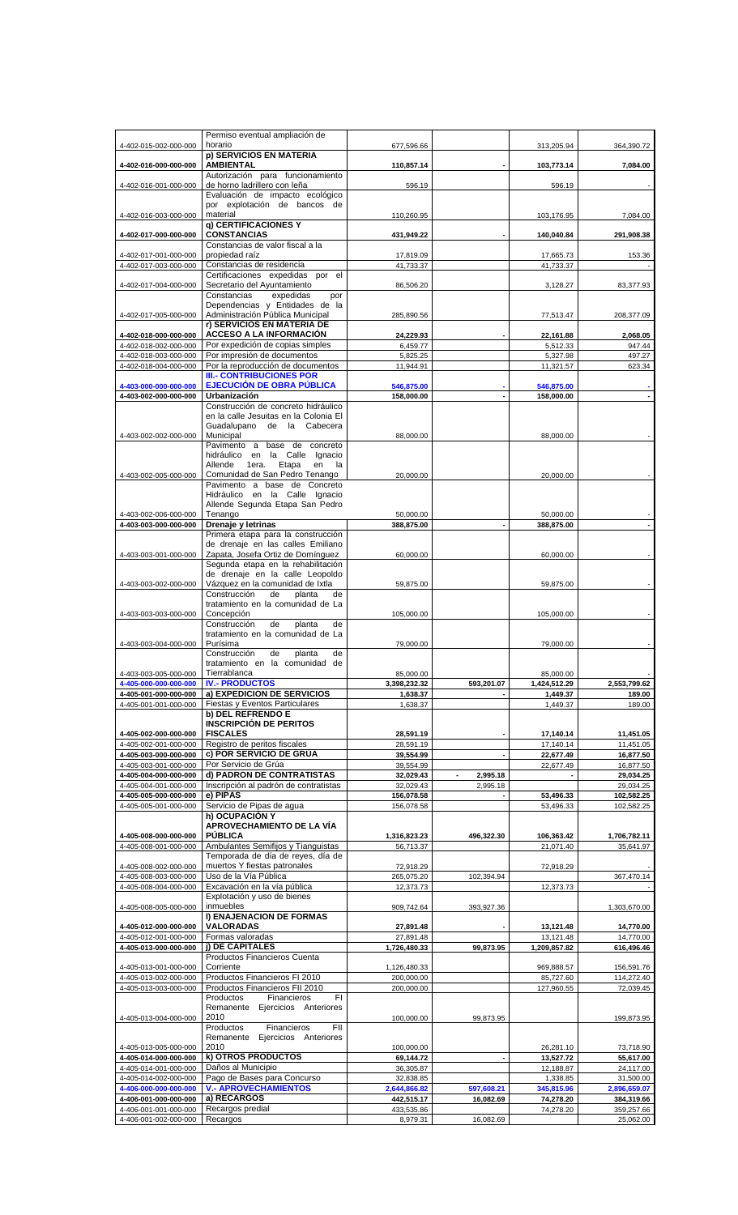| | | | | | |
|---|---|---|---|---|---|
| 4-402-015-002-000-000 | Permiso eventual ampliación de horario | 677,596.66 | | 313,205.94 | 364,390.72 |
| 4-402-016-000-000-000 | **p) SERVICIOS EN MATERIA AMBIENTAL** | **110,857.14** | **-** | **103,773.14** | **7,084.00** |
| 4-402-016-001-000-000 | Autorización para funcionamiento de horno ladrillero con leña | 596.19 | | 596.19 | - |
| 4-402-016-003-000-000 | Evaluación de impacto ecológico por explotación de bancos de material | 110,260.95 | | 103,176.95 | 7,084.00 |
| 4-402-017-000-000-000 | **q) CERTIFICACIONES Y CONSTANCIAS** | **431,949.22** | **-** | **140,040.84** | **291,908.38** |
| 4-402-017-001-000-000 | Constancias de valor fiscal a la propiedad raíz | 17,819.09 | | 17,665.73 | 153.36 |
| 4-402-017-003-000-000 | Constancias de residencia | 41,733.37 | | 41,733.37 | - |
| 4-402-017-004-000-000 | Certificaciones expedidas por el Secretario del Ayuntamiento | 86,506.20 | | 3,128.27 | 83,377.93 |
| 4-402-017-005-000-000 | Constancias expedidas por Dependencias y Entidades de la Administración Pública Municipal | 285,890.56 | | 77,513.47 | 208,377.09 |
| 4-402-018-000-000-000 | **r) SERVICIOS EN MATERIA DE ACCESO A LA INFORMACIÓN** | **24,229.93** | **-** | **22,161.88** | **2,068.05** |
| 4-402-018-002-000-000 | Por expedición de copias simples | 6,459.77 | | 5,512.33 | 947.44 |
| 4-402-018-003-000-000 | Por impresión de documentos | 5,825.25 | | 5,327.98 | 497.27 |
| 4-402-018-004-000-000 | Por la reproducción de documentos | 11,944.91 | | 11,321.57 | 623.34 |
| 4-403-000-000-000-000 | **III.- CONTRIBUCIONES POR EJECUCIÓN DE OBRA PÚBLICA** | **546,875.00** | **-** | **546,875.00** | **-** |
| 4-403-002-000-000-000 | **Urbanización** | **158,000.00** | **-** | **158,000.00** | **-** |
| 4-403-002-002-000-000 | Construcción de concreto hidráulico en la calle Jesuitas en la Colonia El Guadalupano de la Cabecera Municipal | 88,000.00 | | 88,000.00 | - |
| 4-403-002-005-000-000 | Pavimento a base de concreto hidráulico en la Calle Ignacio Allende 1era. Etapa en la Comunidad de San Pedro Tenango | 20,000.00 | | 20,000.00 | - |
| 4-403-002-006-000-000 | Pavimento a base de Concreto Hidráulico en la Calle Ignacio Allende Segunda Etapa San Pedro Tenango | 50,000.00 | | 50,000.00 | - |
| 4-403-003-000-000-000 | **Drenaje y letrinas** | **388,875.00** | **-** | **388,875.00** | **-** |
| 4-403-003-001-000-000 | Primera etapa para la construcción de drenaje en las calles Emiliano Zapata, Josefa Ortiz de Domínguez | 60,000.00 | | 60,000.00 | - |
| 4-403-003-002-000-000 | Segunda etapa en la rehabilitación de drenaje en la calle Leopoldo Vázquez en la comunidad de Ixtla | 59,875.00 | | 59,875.00 | - |
| 4-403-003-003-000-000 | Construcción de planta de tratamiento en la comunidad de La Concepción | 105,000.00 | | 105,000.00 | - |
| 4-403-003-004-000-000 | Construcción de planta de tratamiento en la comunidad de La Purísima | 79,000.00 | | 79,000.00 | - |
| 4-403-003-005-000-000 | Construcción de planta de tratamiento en la comunidad de Tierrablanca | 85,000.00 | | 85,000.00 | - |
| 4-405-000-000-000-000 | **IV.- PRODUCTOS** | **3,398,232.32** | **593,201.07** | **1,424,512.29** | **2,553,799.62** |
| 4-405-001-000-000-000 | **a) EXPEDICION DE SERVICIOS** | **1,638.37** | **-** | **1,449.37** | **189.00** |
| 4-405-001-001-000-000 | Fiestas y Eventos Particulares | 1,638.37 | | 1,449.37 | 189.00 |
| 4-405-002-000-000-000 | **b) DEL REFRENDO E INSCRIPCIÓN DE PERITOS FISCALES** | **28,591.19** | **-** | **17,140.14** | **11,451.05** |
| 4-405-002-001-000-000 | Registro de peritos fiscales | 28,591.19 | | 17,140.14 | 11,451.05 |
| 4-405-003-000-000-000 | **c) POR SERVICIO DE GRUA** | **39,554.99** | **-** | **22,677.49** | **16,877.50** |
| 4-405-003-001-000-000 | Por Servicio de Grúa | 39,554.99 | | 22,677.49 | 16,877.50 |
| 4-405-004-000-000-000 | **d) PADRON DE CONTRATISTAS** | **32,029.43** | **- 2,995.18** | **-** | **29,034.25** |
| 4-405-004-001-000-000 | Inscripción al padrón de contratistas | 32,029.43 | 2,995.18 | | 29,034.25 |
| 4-405-005-000-000-000 | **e) PIPAS** | **156,078.58** | **-** | **53,496.33** | **102,582.25** |
| 4-405-005-001-000-000 | Servicio de Pipas de agua | 156,078.58 | | 53,496.33 | 102,582.25 |
| 4-405-008-000-000-000 | **h) OCUPACIÓN Y APROVECHAMIENTO DE LA VÍA PÚBLICA** | **1,316,823.23** | **496,322.30** | **106,363.42** | **1,706,782.11** |
| 4-405-008-001-000-000 | Ambulantes Semifijos y Tianguistas | 56,713.37 | | 21,071.40 | 35,641.97 |
| 4-405-008-002-000-000 | Temporada de día de reyes, día de muertos Y fiestas patronales | 72,918.29 | | 72,918.29 | - |
| 4-405-008-003-000-000 | Uso de la Vía Pública | 265,075.20 | 102,394.94 | | 367,470.14 |
| 4-405-008-004-000-000 | Excavación en la vía pública | 12,373.73 | | 12,373.73 | - |
| 4-405-008-005-000-000 | Explotación y uso de bienes inmuebles | 909,742.64 | 393,927.36 | | 1,303,670.00 |
| 4-405-012-000-000-000 | **l) ENAJENACION DE FORMAS VALORADAS** | **27,891.48** | **-** | **13,121.48** | **14,770.00** |
| 4-405-012-001-000-000 | Formas valoradas | 27,891.48 | | 13,121.48 | 14,770.00 |
| 4-405-013-000-000-000 | **j) DE CAPITALES** | **1,726,480.33** | **99,873.95** | **1,209,857.82** | **616,496.46** |
| 4-405-013-001-000-000 | Productos Financieros Cuenta Corriente | 1,126,480.33 | | 969,888.57 | 156,591.76 |
| 4-405-013-002-000-000 | Productos Financieros FI 2010 | 200,000.00 | | 85,727.60 | 114,272.40 |
| 4-405-013-003-000-000 | Productos Financieros FII 2010 | 200,000.00 | | 127,960.55 | 72,039.45 |
| 4-405-013-004-000-000 | Productos Financieros FI Remanente Ejercicios Anteriores 2010 | 100,000.00 | 99,873.95 | | 199,873.95 |
| 4-405-013-005-000-000 | Productos Financieros FII Remanente Ejercicios Anteriores 2010 | 100,000.00 | | 26,281.10 | 73,718.90 |
| 4-405-014-000-000-000 | **k) OTROS PRODUCTOS** | **69,144.72** | **-** | **13,527.72** | **55,617.00** |
| 4-405-014-001-000-000 | Daños al Municipio | 36,305.87 | | 12,188.87 | 24,117.00 |
| 4-405-014-002-000-000 | Pago de Bases para Concurso | 32,838.85 | | 1,338.85 | 31,500.00 |
| 4-406-000-000-000-000 | **V.- APROVECHAMIENTOS** | **2,644,866.82** | **597,608.21** | **345,815.96** | **2,896,659.07** |
| 4-406-001-000-000-000 | **a) RECARGOS** | **442,515.17** | **16,082.69** | **74,278.20** | **384,319.66** |
| 4-406-001-001-000-000 | Recargos predial | 433,535.86 | | 74,278.20 | 359,257.66 |
| 4-406-001-002-000-000 | Recargos | 8,979.31 | 16,082.69 | | 25,062.00 |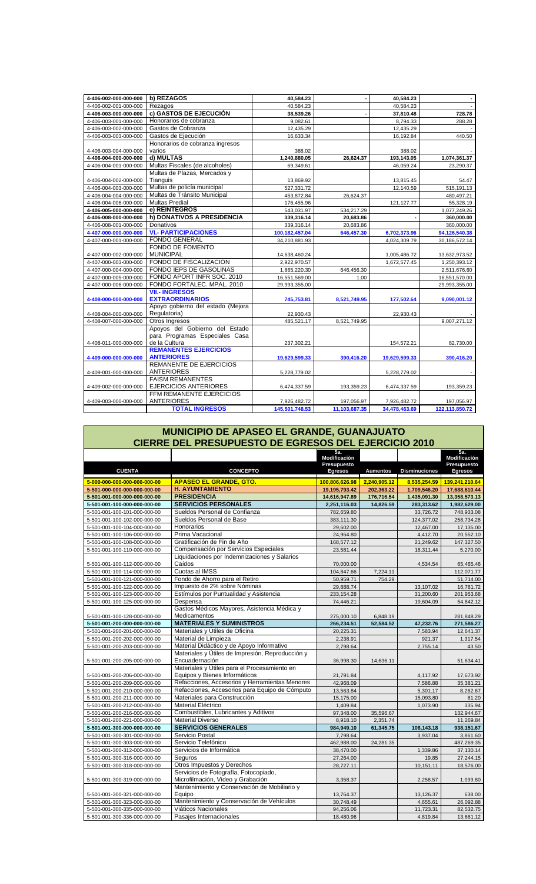| | | | | | |
|---|---|---|---|---|---|
| 4-406-002-000-000-000 | **b) REZAGOS** | 40,584.23 | - | 40,584.23 | - |
| 4-406-002-001-000-000 | Rezagos | 40,584.23 | | 40,584.23 | - |
| 4-406-003-000-000-000 | **c) GASTOS DE EJECUCIÓN** | 38,539.26 | - | 37,810.48 | 728.78 |
| 4-406-003-001-000-000 | Honorarios de cobranza | 9,082.61 | | 8,794.33 | 288.28 |
| 4-406-003-002-000-000 | Gastos de Cobranza | 12,435.29 | | 12,435.29 | - |
| 4-406-003-003-000-000 | Gastos de Ejecución | 16,633.34 | | 16,192.84 | 440.50 |
| 4-406-003-004-000-000 | Honorarios de cobranza ingresos varios | 388.02 | | 388.02 | - |
| 4-406-004-000-000-000 | **d) MULTAS** | 1,240,880.05 | 26,624.37 | 193,143.05 | 1,074,361.37 |
| 4-406-004-001-000-000 | Multas Fiscales (de alcoholes) | 69,349.61 | | 46,059.24 | 23,290.37 |
| 4-406-004-002-000-000 | Multas de Plazas, Mercados y Tianguis | 13,869.92 | | 13,815.45 | 54.47 |
| 4-406-004-003-000-000 | Multas de policía municipal | 527,331.72 | | 12,140.59 | 515,191.13 |
| 4-406-004-004-000-000 | Multas de Tránsito Municipal | 453,872.84 | 26,624.37 | | 480,497.21 |
| 4-406-004-006-000-000 | Multas Predial | 176,455.96 | | 121,127.77 | 55,328.19 |
| 4-406-005-000-000-000 | **e) REINTEGROS** | 543,031.97 | 534,217.29 | | 1,077,249.26 |
| 4-406-008-000-000-000 | **h) DONATIVOS A PRESIDENCIA** | 339,316.14 | 20,683.86 | - | 360,000.00 |
| 4-406-008-001-000-000 | Donativos | 339,316.14 | 20,683.86 | | 360,000.00 |
| 4-407-000-000-000-000 | **VI.- PARTICIPACIONES** | 100,182,457.04 | 646,457.30 | 6,702,373.96 | 94,126,540.38 |
| 4-407-000-001-000-000 | FONDO GENERAL | 34,210,881.93 | | 4,024,309.79 | 30,186,572.14 |
| 4-407-000-002-000-000 | FONDO DE FOMENTO MUNICIPAL | 14,638,460.24 | | 1,005,486.72 | 13,632,973.52 |
| 4-407-000-003-000-000 | FONDO DE FISCALIZACION | 2,922,970.57 | | 1,672,577.45 | 1,250,393.12 |
| 4-407-000-004-000-000 | FONDO IEPS DE GASOLINAS | 1,865,220.30 | 646,456.30 | | 2,511,676.60 |
| 4-407-000-005-000-000 | FONDO APORT INFR SOC. 2010 | 16,551,569.00 | 1.00 | | 16,551,570.00 |
| 4-407-000-006-000-000 | FONDO FORTALEC. MPAL. 2010 | 29,993,355.00 | | | 29,993,355.00 |
| 4-408-000-000-000-000 | **VII.- INGRESOS EXTRAORDINARIOS** | 745,753.81 | 8,521,749.95 | 177,502.64 | 9,090,001.12 |
| 4-408-004-000-000-000 | Apoyo gobierno del estado (Mejora Regulatoria) | 22,930.43 | | 22,930.43 | - |
| 4-408-007-000-000-000 | Otros Ingresos | 485,521.17 | 8,521,749.95 | | 9,007,271.12 |
| 4-408-011-000-000-000 | Apoyos del Gobierno del Estado para Programas Especiales Casa de la Cultura | 237,302.21 | | 154,572.21 | 82,730.00 |
| 4-409-000-000-000-000 | **REMANENTES EJERCICIOS ANTERIORES** | 19,629,599.33 | 390,416.20 | 19,629,599.33 | 390,416.20 |
| 4-409-001-000-000-000 | REMANENTE DE EJERCICIOS ANTERIORES | 5,228,779.02 | | 5,228,779.02 | - |
| 4-409-002-000-000-000 | FAISM REMANENTES EJERCICIOS ANTERIORES | 6,474,337.59 | 193,359.23 | 6,474,337.59 | 193,359.23 |
| 4-409-003-000-000-000 | FFM REMANENTE EJERCICIOS ANTERIORES | 7,926,482.72 | 197,056.97 | 7,926,482.72 | 197,056.97 |
| | **TOTAL INGRESOS** | 145,501,748.53 | 11,103,687.35 | 34,478,463.69 | 122,113,850.72 |

# MUNICIPIO DE APASEO EL GRANDE, GUANAJUATO
## CIERRE DEL PRESUPUESTO DE EGRESOS DEL EJERCICIO 2010

| CUENTA | CONCEPTO | 5a. Modificación Presupuesto Egresos | Aumentos | Disminuciones | 5a. Modificación Presupuesto Egresos |
|---|---|---|---|---|---|
| 5-000-000-000-000-000-00 | **APASEO EL GRANDE, GTO.** | 100,806,626.98 | 2,240,905.12 | 8,535,254.59 | 139,241,210.64 |
| 5-501-000-000-000-000-00 | **H. AYUNTAMIENTO** | 19,195,793.42 | 202,363.22 | 1,709,546.20 | 17,688,610.44 |
| 5-501-001-000-000-000-00 | **PRESIDENCIA** | 14,616,947.89 | 176,716.54 | 1,435,091.30 | 13,358,573.13 |
| 5-501-001-100-000-000-00 | **SERVICIOS PERSONALES** | 2,251,116.03 | 14,826.59 | 283,313.62 | 1,982,629.00 |
| 5-501-001-100-101-000-00 | Sueldos Personal de Confianza | 782,659.80 | | 33,726.72 | 748,933.08 |
| 5-501-001-100-102-000-00 | Sueldos Personal de Base | 383,111.30 | | 124,377.02 | 258,734.28 |
| 5-501-001-100-104-000-00 | Honorarios | 29,602.00 | | 12,467.00 | 17,135.00 |
| 5-501-001-100-106-000-00 | Prima Vacacional | 24,964.80 | | 4,412.70 | 20,552.10 |
| 5-501-001-100-108-000-00 | Gratificación de Fin de Año | 168,577.12 | | 21,249.62 | 147,327.50 |
| 5-501-001-100-110-000-00 | Compensación por Servicios Especiales | 23,581.44 | | 18,311.44 | 5,270.00 |
| 5-501-001-100-112-000-00 | Liquidaciones por Indemnizaciones y Salarios Caídos | 70,000.00 | | 4,534.54 | 65,465.46 |
| 5-501-001-100-114-000-00 | Cuotas al IMSS | 104,847.66 | 7,224.11 | | 112,071.77 |
| 5-501-001-100-121-000-00 | Fondo de Ahorro para el Retiro | 50,959.71 | 754.29 | | 51,714.00 |
| 5-501-001-100-122-000-00 | Impuesto de 2% sobre Nóminas | 29,888.74 | | 13,107.02 | 16,781.72 |
| 5-501-001-100-123-000-00 | Estímulos por Puntualidad y Asistencia | 233,154.28 | | 31,200.60 | 201,953.68 |
| 5-501-001-100-125-000-00 | Despensa | 74,446.21 | | 19,604.09 | 54,842.12 |
| 5-501-001-100-128-000-00 | Gastos Médicos Mayores, Asistencia Médica y Medicamentos | 275,000.10 | 6,848.19 | | 281,848.29 |
| 5-501-001-200-000-000-00 | **MATERIALES Y SUMINISTROS** | 266,234.51 | 52,584.52 | 47,232.76 | 271,586.27 |
| 5-501-001-200-201-000-00 | Materiales y Útiles de Oficina | 20,225.31 | | 7,583.94 | 12,641.37 |
| 5-501-001-200-202-000-00 | Material de Limpieza | 2,238.91 | | 921.37 | 1,317.54 |
| 5-501-001-200-203-000-00 | Material Didáctico y de Apoyo Informativo | 2,798.64 | | 2,755.14 | 43.50 |
| 5-501-001-200-205-000-00 | Materiales y Útiles de Impresión, Reproducción y Encuadernación | 36,998.30 | 14,636.11 | | 51,634.41 |
| 5-501-001-200-206-000-00 | Materiales y Útiles para el Procesamiento en Equipos y Bienes Informáticos | 21,791.84 | | 4,117.92 | 17,673.92 |
| 5-501-001-200-209-000-00 | Refacciones, Accesorios y Herramientas Menores | 42,968.09 | | 7,586.88 | 35,381.21 |
| 5-501-001-200-210-000-00 | Refacciones, Accesorios para Equipo de Cómputo | 13,563.84 | | 5,301.17 | 8,262.67 |
| 5-501-001-200-211-000-00 | Materiales para Construcción | 15,175.00 | | 15,093.80 | 81.20 |
| 5-501-001-200-212-000-00 | Material Eléctrico | 1,409.84 | | 1,073.90 | 335.94 |
| 5-501-001-200-216-000-00 | Combustibles, Lubricantes y Aditivos | 97,348.00 | 35,596.67 | | 132,944.67 |
| 5-501-001-200-221-000-00 | Material Diverso | 8,918.10 | 2,351.74 | | 11,269.84 |
| 5-501-001-300-000-000-00 | **SERVICIOS GENERALES** | 984,949.10 | 61,345.75 | 108,143.18 | 938,151.67 |
| 5-501-001-300-301-000-00 | Servicio Postal | 7,798.64 | | 3,937.04 | 3,861.60 |
| 5-501-001-300-303-000-00 | Servicio Telefónico | 462,988.00 | 24,281.35 | | 487,269.35 |
| 5-501-001-300-312-000-00 | Servicios de Informática | 38,470.00 | | 1,339.86 | 37,130.14 |
| 5-501-001-300-316-000-00 | Seguros | 27,264.00 | | 19.85 | 27,244.15 |
| 5-501-001-300-318-000-00 | Otros Impuestos y Derechos | 28,727.11 | | 10,151.11 | 18,576.00 |
| 5-501-001-300-319-000-00 | Servicios de Fotografía, Fotocopiado, Microfilmación, Video y Grabación | 3,358.37 | | 2,258.57 | 1,099.80 |
| 5-501-001-300-321-000-00 | Mantenimiento y Conservación de Mobiliario y Equipo | 13,764.37 | | 13,126.37 | 638.00 |
| 5-501-001-300-323-000-00 | Mantenimiento y Conservación de Vehículos | 30,748.49 | | 4,655.61 | 26,092.88 |
| 5-501-001-300-335-000-00 | Viáticos Nacionales | 94,256.06 | | 11,723.31 | 82,532.75 |
| 5-501-001-300-336-000-00 | Pasajes Internacionales | 18,480.96 | | 4,819.84 | 13,661.12 |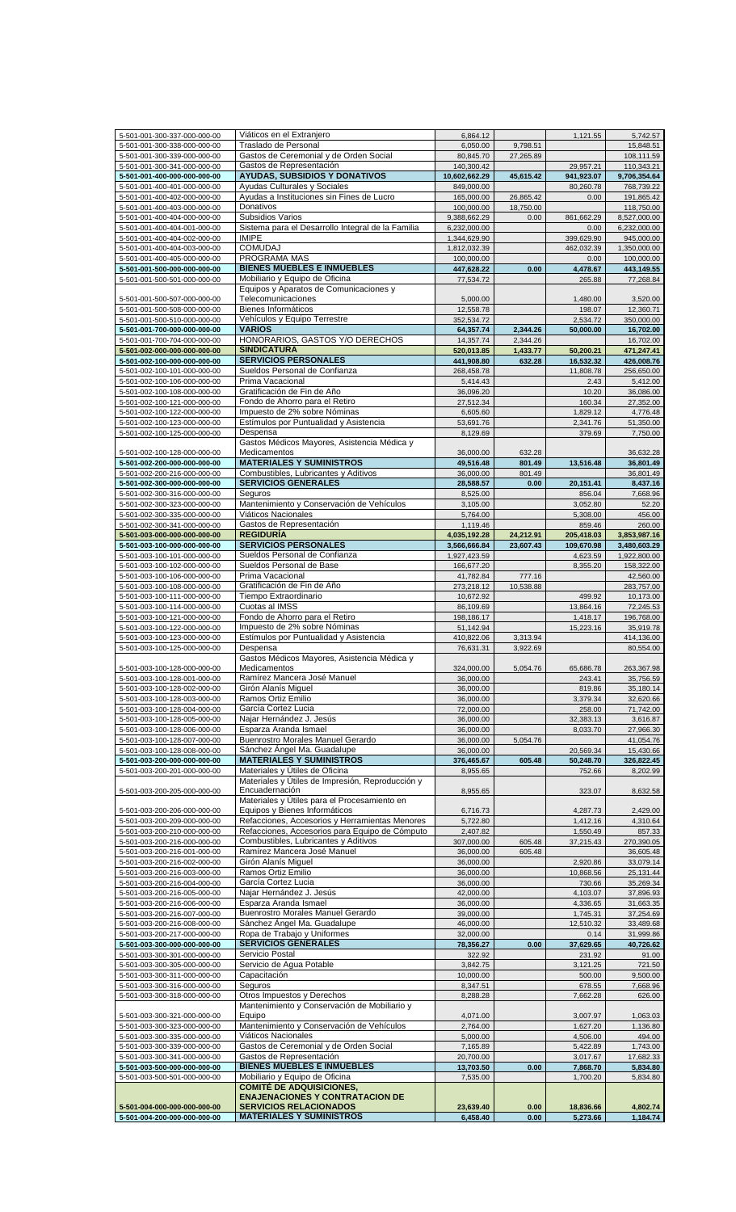| | | | | | |
|---|---|---|---|---|---|
| 5-501-001-300-337-000-000-00 | Viáticos en el Extranjero | 6,864.12 | | 1,121.55 | 5,742.57 |
| 5-501-001-300-338-000-000-00 | Traslado de Personal | 6,050.00 | 9,798.51 | | 15,848.51 |
| 5-501-001-300-339-000-000-00 | Gastos de Ceremonial y de Orden Social | 80,845.70 | 27,265.89 | | 108,111.59 |
| 5-501-001-300-341-000-000-00 | Gastos de Representación | 140,300.42 | | 29,957.21 | 110,343.21 |
| **5-501-001-400-000-000-000-00** | **AYUDAS, SUBSIDIOS Y DONATIVOS** | **10,602,662.29** | **45,615.42** | **941,923.07** | **9,706,354.64** |
| 5-501-001-400-401-000-000-00 | Ayudas Culturales y Sociales | 849,000.00 | | 80,260.78 | 768,739.22 |
| 5-501-001-400-402-000-000-00 | Ayudas a Instituciones sin Fines de Lucro | 165,000.00 | 26,865.42 | 0.00 | 191,865.42 |
| 5-501-001-400-403-000-000-00 | Donativos | 100,000.00 | 18,750.00 | | 118,750.00 |
| 5-501-001-400-404-000-000-00 | Subsidios Varios | 9,388,662.29 | 0.00 | 861,662.29 | 8,527,000.00 |
| 5-501-001-400-404-001-000-00 | Sistema para el Desarrollo Integral de la Familia | 6,232,000.00 | | 0.00 | 6,232,000.00 |
| 5-501-001-400-404-002-000-00 | IMIPE | 1,344,629.90 | | 399,629.90 | 945,000.00 |
| 5-501-001-400-404-003-000-00 | COMUDAJ | 1,812,032.39 | | 462,032.39 | 1,350,000.00 |
| 5-501-001-400-405-000-000-00 | PROGRAMA MAS | 100,000.00 | | 0.00 | 100,000.00 |
| **5-501-001-500-000-000-000-00** | **BIENES MUEBLES E INMUEBLES** | **447,628.22** | **0.00** | **4,478.67** | **443,149.55** |
| 5-501-001-500-501-000-000-00 | Mobiliario y Equipo de Oficina | 77,534.72 | | 265.88 | 77,268.84 |
| 5-501-001-500-507-000-000-00 | Equipos y Aparatos de Comunicaciones y Telecomunicaciones | 5,000.00 | | 1,480.00 | 3,520.00 |
| 5-501-001-500-508-000-000-00 | Bienes Informáticos | 12,558.78 | | 198.07 | 12,360.71 |
| 5-501-001-500-510-000-000-00 | Vehículos y Equipo Terrestre | 352,534.72 | | 2,534.72 | 350,000.00 |
| **5-501-001-700-000-000-000-00** | **VARIOS** | **64,357.74** | **2,344.26** | **50,000.00** | **16,702.00** |
| 5-501-001-700-704-000-000-00 | HONORARIOS, GASTOS Y/O DERECHOS | 14,357.74 | 2,344.26 | | 16,702.00 |
| **5-501-002-000-000-000-000-00** | **SINDICATURA** | **520,013.85** | **1,433.77** | **50,200.21** | **471,247.41** |
| **5-501-002-100-000-000-000-00** | **SERVICIOS PERSONALES** | **441,908.80** | **632.28** | **16,532.32** | **426,008.76** |
| 5-501-002-100-101-000-000-00 | Sueldos Personal de Confianza | 268,458.78 | | 11,808.78 | 256,650.00 |
| 5-501-002-100-106-000-000-00 | Prima Vacacional | 5,414.43 | | 2.43 | 5,412.00 |
| 5-501-002-100-108-000-000-00 | Gratificación de Fin de Año | 36,096.20 | | 10.20 | 36,086.00 |
| 5-501-002-100-121-000-000-00 | Fondo de Ahorro para el Retiro | 27,512.34 | | 160.34 | 27,352.00 |
| 5-501-002-100-122-000-000-00 | Impuesto de 2% sobre Nóminas | 6,605.60 | | 1,829.12 | 4,776.48 |
| 5-501-002-100-123-000-000-00 | Estímulos por Puntualidad y Asistencia | 53,691.76 | | 2,341.76 | 51,350.00 |
| 5-501-002-100-125-000-000-00 | Despensa | 8,129.69 | | 379.69 | 7,750.00 |
| 5-501-002-100-128-000-000-00 | Gastos Médicos Mayores, Asistencia Médica y Medicamentos | 36,000.00 | 632.28 | | 36,632.28 |
| **5-501-002-200-000-000-000-00** | **MATERIALES Y SUMINISTROS** | **49,516.48** | **801.49** | **13,516.48** | **36,801.49** |
| 5-501-002-200-216-000-000-00 | Combustibles, Lubricantes y Aditivos | 36,000.00 | 801.49 | | 36,801.49 |
| **5-501-002-300-000-000-000-00** | **SERVICIOS GENERALES** | **28,588.57** | **0.00** | **20,151.41** | **8,437.16** |
| 5-501-002-300-316-000-000-00 | Seguros | 8,525.00 | | 856.04 | 7,668.96 |
| 5-501-002-300-323-000-000-00 | Mantenimiento y Conservación de Vehículos | 3,105.00 | | 3,052.80 | 52.20 |
| 5-501-002-300-335-000-000-00 | Viáticos Nacionales | 5,764.00 | | 5,308.00 | 456.00 |
| 5-501-002-300-341-000-000-00 | Gastos de Representación | 1,119.46 | | 859.46 | 260.00 |
| **5-501-003-000-000-000-000-00** | **REGIDURÍA** | **4,035,192.28** | **24,212.91** | **205,418.03** | **3,853,987.16** |
| **5-501-003-100-000-000-000-00** | **SERVICIOS PERSONALES** | **3,566,666.84** | **23,607.43** | **109,670.98** | **3,480,603.29** |
| 5-501-003-100-101-000-000-00 | Sueldos Personal de Confianza | 1,927,423.59 | | 4,623.59 | 1,922,800.00 |
| 5-501-003-100-102-000-000-00 | Sueldos Personal de Base | 166,677.20 | | 8,355.20 | 158,322.00 |
| 5-501-003-100-106-000-000-00 | Prima Vacacional | 41,782.84 | 777.16 | | 42,560.00 |
| 5-501-003-100-108-000-000-00 | Gratificación de Fin de Año | 273,218.12 | 10,538.88 | | 283,757.00 |
| 5-501-003-100-111-000-000-00 | Tiempo Extraordinario | 10,672.92 | | 499.92 | 10,173.00 |
| 5-501-003-100-114-000-000-00 | Cuotas al IMSS | 86,109.69 | | 13,864.16 | 72,245.53 |
| 5-501-003-100-121-000-000-00 | Fondo de Ahorro para el Retiro | 198,186.17 | | 1,418.17 | 196,768.00 |
| 5-501-003-100-122-000-000-00 | Impuesto de 2% sobre Nóminas | 51,142.94 | | 15,223.16 | 35,919.78 |
| 5-501-003-100-123-000-000-00 | Estímulos por Puntualidad y Asistencia | 410,822.06 | 3,313.94 | | 414,136.00 |
| 5-501-003-100-125-000-000-00 | Despensa | 76,631.31 | 3,922.69 | | 80,554.00 |
| 5-501-003-100-128-000-000-00 | Gastos Médicos Mayores, Asistencia Médica y Medicamentos | 324,000.00 | 5,054.76 | 65,686.78 | 263,367.98 |
| 5-501-003-100-128-001-000-00 | Ramírez Mancera José Manuel | 36,000.00 | | 243.41 | 35,756.59 |
| 5-501-003-100-128-002-000-00 | Girón Alanís Miguel | 36,000.00 | | 819.86 | 35,180.14 |
| 5-501-003-100-128-003-000-00 | Ramos Ortiz Emilio | 36,000.00 | | 3,379.34 | 32,620.66 |
| 5-501-003-100-128-004-000-00 | García Cortez Lucia | 72,000.00 | | 258.00 | 71,742.00 |
| 5-501-003-100-128-005-000-00 | Najar Hernández J. Jesús | 36,000.00 | | 32,383.13 | 3,616.87 |
| 5-501-003-100-128-006-000-00 | Esparza Aranda Ismael | 36,000.00 | | 8,033.70 | 27,966.30 |
| 5-501-003-100-128-007-000-00 | Buenrostro Morales Manuel Gerardo | 36,000.00 | 5,054.76 | | 41,054.76 |
| 5-501-003-100-128-008-000-00 | Sánchez Ángel Ma. Guadalupe | 36,000.00 | | 20,569.34 | 15,430.66 |
| **5-501-003-200-000-000-000-00** | **MATERIALES Y SUMINISTROS** | **376,465.67** | **605.48** | **50,248.70** | **326,822.45** |
| 5-501-003-200-201-000-000-00 | Materiales y Útiles de Oficina | 8,955.65 | | 752.66 | 8,202.99 |
| 5-501-003-200-205-000-000-00 | Materiales y Útiles de Impresión, Reproducción y Encuadernación | 8,955.65 | | 323.07 | 8,632.58 |
| 5-501-003-200-206-000-000-00 | Materiales y Útiles para el Procesamiento en Equipos y Bienes Informáticos | 6,716.73 | | 4,287.73 | 2,429.00 |
| 5-501-003-200-209-000-000-00 | Refacciones, Accesorios y Herramientas Menores | 5,722.80 | | 1,412.16 | 4,310.64 |
| 5-501-003-200-210-000-000-00 | Refacciones, Accesorios para Equipo de Cómputo | 2,407.82 | | 1,550.49 | 857.33 |
| 5-501-003-200-216-000-000-00 | Combustibles, Lubricantes y Aditivos | 307,000.00 | 605.48 | 37,215.43 | 270,390.05 |
| 5-501-003-200-216-001-000-00 | Ramírez Mancera José Manuel | 36,000.00 | 605.48 | | 36,605.48 |
| 5-501-003-200-216-002-000-00 | Girón Alanís Miguel | 36,000.00 | | 2,920.86 | 33,079.14 |
| 5-501-003-200-216-003-000-00 | Ramos Ortiz Emilio | 36,000.00 | | 10,868.56 | 25,131.44 |
| 5-501-003-200-216-004-000-00 | García Cortez Lucia | 36,000.00 | | 730.66 | 35,269.34 |
| 5-501-003-200-216-005-000-00 | Najar Hernández J. Jesús | 42,000.00 | | 4,103.07 | 37,896.93 |
| 5-501-003-200-216-006-000-00 | Esparza Aranda Ismael | 36,000.00 | | 4,336.65 | 31,663.35 |
| 5-501-003-200-216-007-000-00 | Buenrostro Morales Manuel Gerardo | 39,000.00 | | 1,745.31 | 37,254.69 |
| 5-501-003-200-216-008-000-00 | Sánchez Ángel Ma. Guadalupe | 46,000.00 | | 12,510.32 | 33,489.68 |
| 5-501-003-200-217-000-000-00 | Ropa de Trabajo y Uniformes | 32,000.00 | | 0.14 | 31,999.86 |
| **5-501-003-300-000-000-000-00** | **SERVICIOS GENERALES** | **78,356.27** | **0.00** | **37,629.65** | **40,726.62** |
| 5-501-003-300-301-000-000-00 | Servicio Postal | 322.92 | | 231.92 | 91.00 |
| 5-501-003-300-305-000-000-00 | Servicio de Agua Potable | 3,842.75 | | 3,121.25 | 721.50 |
| 5-501-003-300-311-000-000-00 | Capacitación | 10,000.00 | | 500.00 | 9,500.00 |
| 5-501-003-300-316-000-000-00 | Seguros | 8,347.51 | | 678.55 | 7,668.96 |
| 5-501-003-300-318-000-000-00 | Otros Impuestos y Derechos | 8,288.28 | | 7,662.28 | 626.00 |
| 5-501-003-300-321-000-000-00 | Mantenimiento y Conservación de Mobiliario y Equipo | 4,071.00 | | 3,007.97 | 1,063.03 |
| 5-501-003-300-323-000-000-00 | Mantenimiento y Conservación de Vehículos | 2,764.00 | | 1,627.20 | 1,136.80 |
| 5-501-003-300-335-000-000-00 | Viáticos Nacionales | 5,000.00 | | 4,506.00 | 494.00 |
| 5-501-003-300-339-000-000-00 | Gastos de Ceremonial y de Orden Social | 7,165.89 | | 5,422.89 | 1,743.00 |
| 5-501-003-300-341-000-000-00 | Gastos de Representación | 20,700.00 | | 3,017.67 | 17,682.33 |
| **5-501-003-500-000-000-000-00** | **BIENES MUEBLES E INMUEBLES** | **13,703.50** | **0.00** | **7,868.70** | **5,834.80** |
| 5-501-003-500-501-000-000-00 | Mobiliario y Equipo de Oficina | 7,535.00 | | 1,700.20 | 5,834.80 |
| **5-501-004-000-000-000-000-00** | **COMITÉ DE ADQUISICIONES, ENAJENACIONES Y CONTRATACION DE SERVICIOS RELACIONADOS** | **23,639.40** | **0.00** | **18,836.66** | **4,802.74** |
| **5-501-004-200-000-000-000-00** | **MATERIALES Y SUMINISTROS** | **6,458.40** | **0.00** | **5,273.66** | **1,184.74** |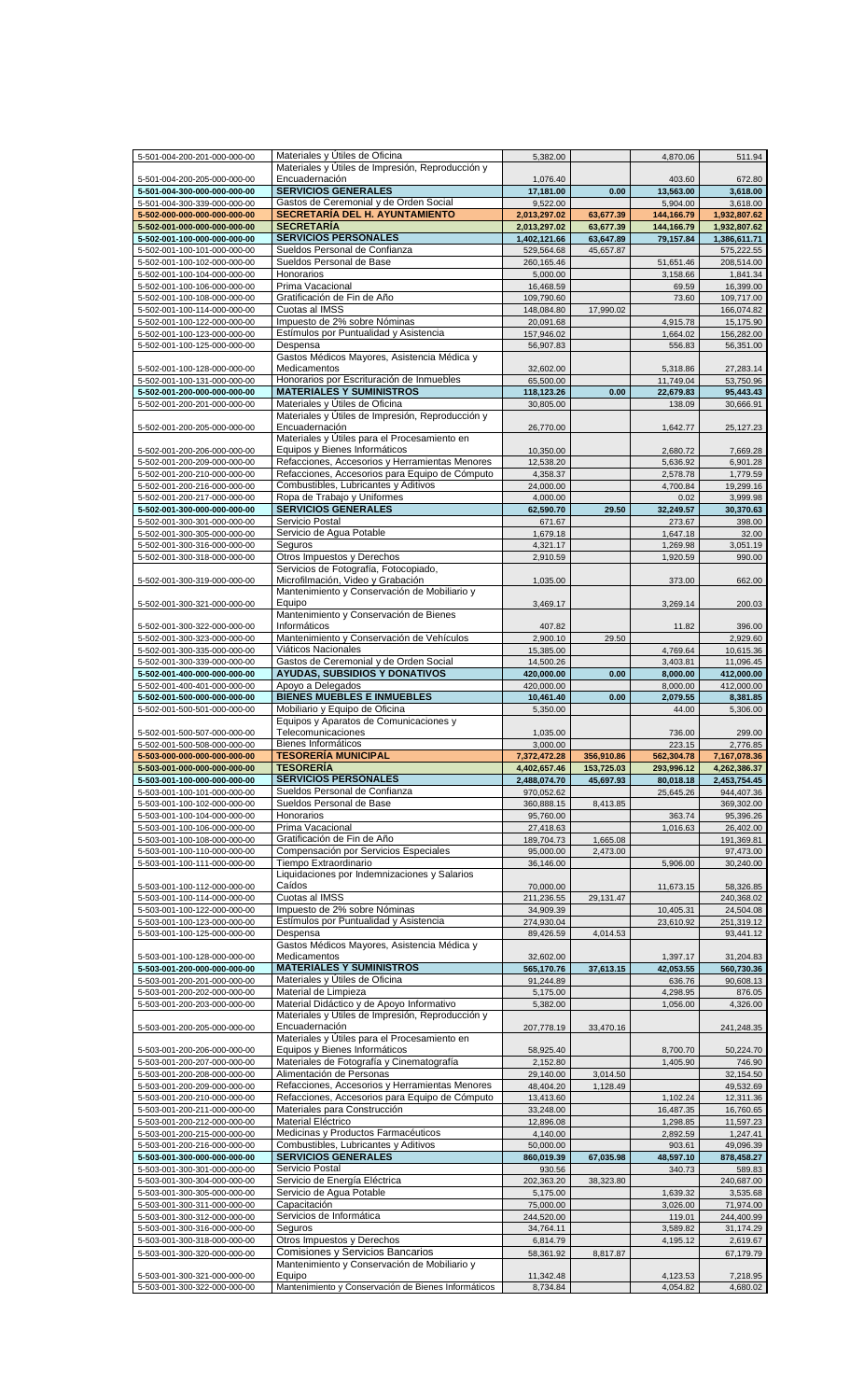| | | | | | |
|---|---|---|---|---|---|
| 5-501-004-200-201-000-000-00 | Materiales y Útiles de Oficina | 5,382.00 | | 4,870.06 | 511.94 |
| 5-501-004-200-205-000-000-00 | Materiales y Útiles de Impresión, Reproducción y Encuadernación | 1,076.40 | | 403.60 | 672.80 |
| **5-501-004-300-000-000-000-00** | **SERVICIOS GENERALES** | **17,181.00** | **0.00** | **13,563.00** | **3,618.00** |
| 5-501-004-300-339-000-000-00 | Gastos de Ceremonial y de Orden Social | 9,522.00 | | 5,904.00 | 3,618.00 |
| **5-502-000-000-000-000-000-00** | **SECRETARÍA DEL H. AYUNTAMIENTO** | **2,013,297.02** | **63,677.39** | **144,166.79** | **1,932,807.62** |
| **5-502-001-000-000-000-000-00** | **SECRETARÍA** | **2,013,297.02** | **63,677.39** | **144,166.79** | **1,932,807.62** |
| **5-502-001-100-000-000-000-00** | **SERVICIOS PERSONALES** | **1,402,121.66** | **63,647.89** | **79,157.84** | **1,386,611.71** |
| 5-502-001-100-101-000-000-00 | Sueldos Personal de Confianza | 529,564.68 | 45,657.87 | | 575,222.55 |
| 5-502-001-100-102-000-000-00 | Sueldos Personal de Base | 260,165.46 | | 51,651.46 | 208,514.00 |
| 5-502-001-100-104-000-000-00 | Honorarios | 5,000.00 | | 3,158.66 | 1,841.34 |
| 5-502-001-100-106-000-000-00 | Prima Vacacional | 16,468.59 | | 69.59 | 16,399.00 |
| 5-502-001-100-108-000-000-00 | Gratificación de Fin de Año | 109,790.60 | | 73.60 | 109,717.00 |
| 5-502-001-100-114-000-000-00 | Cuotas al IMSS | 148,084.80 | 17,990.02 | | 166,074.82 |
| 5-502-001-100-122-000-000-00 | Impuesto de 2% sobre Nóminas | 20,091.68 | | 4,915.78 | 15,175.90 |
| 5-502-001-100-123-000-000-00 | Estímulos por Puntualidad y Asistencia | 157,946.02 | | 1,664.02 | 156,282.00 |
| 5-502-001-100-125-000-000-00 | Despensa | 56,907.83 | | 556.83 | 56,351.00 |
| 5-502-001-100-128-000-000-00 | Gastos Médicos Mayores, Asistencia Médica y Medicamentos | 32,602.00 | | 5,318.86 | 27,283.14 |
| 5-502-001-100-131-000-000-00 | Honorarios por Escrituración de Inmuebles | 65,500.00 | | 11,749.04 | 53,750.96 |
| **5-502-001-200-000-000-000-00** | **MATERIALES Y SUMINISTROS** | **118,123.26** | **0.00** | **22,679.83** | **95,443.43** |
| 5-502-001-200-201-000-000-00 | Materiales y Útiles de Oficina | 30,805.00 | | 138.09 | 30,666.91 |
| 5-502-001-200-205-000-000-00 | Materiales y Útiles de Impresión, Reproducción y Encuadernación | 26,770.00 | | 1,642.77 | 25,127.23 |
| 5-502-001-200-206-000-000-00 | Materiales y Útiles para el Procesamiento en Equipos y Bienes Informáticos | 10,350.00 | | 2,680.72 | 7,669.28 |
| 5-502-001-200-209-000-000-00 | Refacciones, Accesorios y Herramientas Menores | 12,538.20 | | 5,636.92 | 6,901.28 |
| 5-502-001-200-210-000-000-00 | Refacciones, Accesorios para Equipo de Cómputo | 4,358.37 | | 2,578.78 | 1,779.59 |
| 5-502-001-200-216-000-000-00 | Combustibles, Lubricantes y Aditivos | 24,000.00 | | 4,700.84 | 19,299.16 |
| 5-502-001-200-217-000-000-00 | Ropa de Trabajo y Uniformes | 4,000.00 | | 0.02 | 3,999.98 |
| **5-502-001-300-000-000-000-00** | **SERVICIOS GENERALES** | **62,590.70** | **29.50** | **32,249.57** | **30,370.63** |
| 5-502-001-300-301-000-000-00 | Servicio Postal | 671.67 | | 273.67 | 398.00 |
| 5-502-001-300-305-000-000-00 | Servicio de Agua Potable | 1,679.18 | | 1,647.18 | 32.00 |
| 5-502-001-300-316-000-000-00 | Seguros | 4,321.17 | | 1,269.98 | 3,051.19 |
| 5-502-001-300-318-000-000-00 | Otros Impuestos y Derechos | 2,910.59 | | 1,920.59 | 990.00 |
| 5-502-001-300-319-000-000-00 | Servicios de Fotografía, Fotocopiado, Microfilmación, Video y Grabación | 1,035.00 | | 373.00 | 662.00 |
| 5-502-001-300-321-000-000-00 | Mantenimiento y Conservación de Mobiliario y Equipo | 3,469.17 | | 3,269.14 | 200.03 |
| 5-502-001-300-322-000-000-00 | Mantenimiento y Conservación de Bienes Informáticos | 407.82 | | 11.82 | 396.00 |
| 5-502-001-300-323-000-000-00 | Mantenimiento y Conservación de Vehículos | 2,900.10 | 29.50 | | 2,929.60 |
| 5-502-001-300-335-000-000-00 | Viáticos Nacionales | 15,385.00 | | 4,769.64 | 10,615.36 |
| 5-502-001-300-339-000-000-00 | Gastos de Ceremonial y de Orden Social | 14,500.26 | | 3,403.81 | 11,096.45 |
| **5-502-001-400-000-000-000-00** | **AYUDAS, SUBSIDIOS Y DONATIVOS** | **420,000.00** | **0.00** | **8,000.00** | **412,000.00** |
| 5-502-001-400-401-000-000-00 | Apoyo a Delegados | 420,000.00 | | 8,000.00 | 412,000.00 |
| **5-502-001-500-000-000-000-00** | **BIENES MUEBLES E INMUEBLES** | **10,461.40** | **0.00** | **2,079.55** | **8,381.85** |
| 5-502-001-500-501-000-000-00 | Mobiliario y Equipo de Oficina | 5,350.00 | | 44.00 | 5,306.00 |
| 5-502-001-500-507-000-000-00 | Equipos y Aparatos de Comunicaciones y Telecomunicaciones | 1,035.00 | | 736.00 | 299.00 |
| 5-502-001-500-508-000-000-00 | Bienes Informáticos | 3,000.00 | | 223.15 | 2,776.85 |
| **5-503-000-000-000-000-000-00** | **TESORERÍA MUNICIPAL** | **7,372,472.28** | **356,910.86** | **562,304.78** | **7,167,078.36** |
| **5-503-001-000-000-000-000-00** | **TESORERÍA** | **4,402,657.46** | **153,725.03** | **293,996.12** | **4,262,386.37** |
| **5-503-001-100-000-000-000-00** | **SERVICIOS PERSONALES** | **2,488,074.70** | **45,697.93** | **80,018.18** | **2,453,754.45** |
| 5-503-001-100-101-000-000-00 | Sueldos Personal de Confianza | 970,052.62 | | 25,645.26 | 944,407.36 |
| 5-503-001-100-102-000-000-00 | Sueldos Personal de Base | 360,888.15 | 8,413.85 | | 369,302.00 |
| 5-503-001-100-104-000-000-00 | Honorarios | 95,760.00 | | 363.74 | 95,396.26 |
| 5-503-001-100-106-000-000-00 | Prima Vacacional | 27,418.63 | | 1,016.63 | 26,402.00 |
| 5-503-001-100-108-000-000-00 | Gratificación de Fin de Año | 189,704.73 | 1,665.08 | | 191,369.81 |
| 5-503-001-100-110-000-000-00 | Compensación por Servicios Especiales | 95,000.00 | 2,473.00 | | 97,473.00 |
| 5-503-001-100-111-000-000-00 | Tiempo Extraordinario | 36,146.00 | | 5,906.00 | 30,240.00 |
| 5-503-001-100-112-000-000-00 | Liquidaciones por Indemnizaciones y Salarios Caídos | 70,000.00 | | 11,673.15 | 58,326.85 |
| 5-503-001-100-114-000-000-00 | Cuotas al IMSS | 211,236.55 | 29,131.47 | | 240,368.02 |
| 5-503-001-100-122-000-000-00 | Impuesto de 2% sobre Nóminas | 34,909.39 | | 10,405.31 | 24,504.08 |
| 5-503-001-100-123-000-000-00 | Estímulos por Puntualidad y Asistencia | 274,930.04 | | 23,610.92 | 251,319.12 |
| 5-503-001-100-125-000-000-00 | Despensa | 89,426.59 | 4,014.53 | | 93,441.12 |
| 5-503-001-100-128-000-000-00 | Gastos Médicos Mayores, Asistencia Médica y Medicamentos | 32,602.00 | | 1,397.17 | 31,204.83 |
| **5-503-001-200-000-000-000-00** | **MATERIALES Y SUMINISTROS** | **565,170.76** | **37,613.15** | **42,053.55** | **560,730.36** |
| 5-503-001-200-201-000-000-00 | Materiales y Útiles de Oficina | 91,244.89 | | 636.76 | 90,608.13 |
| 5-503-001-200-202-000-000-00 | Material de Limpieza | 5,175.00 | | 4,298.95 | 876.05 |
| 5-503-001-200-203-000-000-00 | Material Didáctico y de Apoyo Informativo | 5,382.00 | | 1,056.00 | 4,326.00 |
| 5-503-001-200-205-000-000-00 | Materiales y Útiles de Impresión, Reproducción y Encuadernación | 207,778.19 | 33,470.16 | | 241,248.35 |
| 5-503-001-200-206-000-000-00 | Materiales y Útiles para el Procesamiento en Equipos y Bienes Informáticos | 58,925.40 | | 8,700.70 | 50,224.70 |
| 5-503-001-200-207-000-000-00 | Materiales de Fotografía y Cinematografía | 2,152.80 | | 1,405.90 | 746.90 |
| 5-503-001-200-208-000-000-00 | Alimentación de Personas | 29,140.00 | 3,014.50 | | 32,154.50 |
| 5-503-001-200-209-000-000-00 | Refacciones, Accesorios y Herramientas Menores | 48,404.20 | 1,128.49 | | 49,532.69 |
| 5-503-001-200-210-000-000-00 | Refacciones, Accesorios para Equipo de Cómputo | 13,413.60 | | 1,102.24 | 12,311.36 |
| 5-503-001-200-211-000-000-00 | Materiales para Construcción | 33,248.00 | | 16,487.35 | 16,760.65 |
| 5-503-001-200-212-000-000-00 | Material Eléctrico | 12,896.08 | | 1,298.85 | 11,597.23 |
| 5-503-001-200-215-000-000-00 | Medicinas y Productos Farmacéuticos | 4,140.00 | | 2,892.59 | 1,247.41 |
| 5-503-001-200-216-000-000-00 | Combustibles, Lubricantes y Aditivos | 50,000.00 | | 903.61 | 49,096.39 |
| **5-503-001-300-000-000-000-00** | **SERVICIOS GENERALES** | **860,019.39** | **67,035.98** | **48,597.10** | **878,458.27** |
| 5-503-001-300-301-000-000-00 | Servicio Postal | 930.56 | | 340.73 | 589.83 |
| 5-503-001-300-304-000-000-00 | Servicio de Energía Eléctrica | 202,363.20 | 38,323.80 | | 240,687.00 |
| 5-503-001-300-305-000-000-00 | Servicio de Agua Potable | 5,175.00 | | 1,639.32 | 3,535.68 |
| 5-503-001-300-311-000-000-00 | Capacitación | 75,000.00 | | 3,026.00 | 71,974.00 |
| 5-503-001-300-312-000-000-00 | Servicios de Informática | 244,520.00 | | 119.01 | 244,400.99 |
| 5-503-001-300-316-000-000-00 | Seguros | 34,764.11 | | 3,589.82 | 31,174.29 |
| 5-503-001-300-318-000-000-00 | Otros Impuestos y Derechos | 6,814.79 | | 4,195.12 | 2,619.67 |
| 5-503-001-300-320-000-000-00 | Comisiones y Servicios Bancarios | 58,361.92 | 8,817.87 | | 67,179.79 |
| 5-503-001-300-321-000-000-00 | Mantenimiento y Conservación de Mobiliario y Equipo | 11,342.48 | | 4,123.53 | 7,218.95 |
| 5-503-001-300-322-000-000-00 | Mantenimiento y Conservación de Bienes Informáticos | 8,734.84 | | 4,054.82 | 4,680.02 |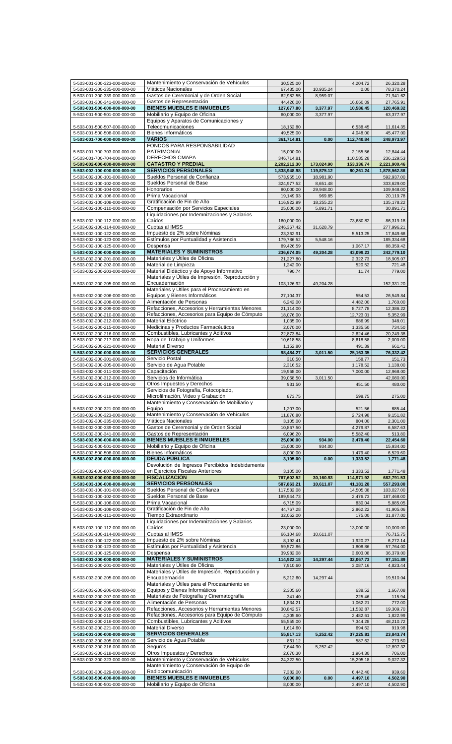| | | | | | |
|---|---|---|---|---|---|
| 5-503-001-300-323-000-000-00 | Mantenimiento y Conservación de Vehículos | 30,525.00 | | 4,204.72 | 26,320.28 |
| 5-503-001-300-335-000-000-00 | Viáticos Nacionales | 67,435.00 | 10,935.24 | 0.00 | 78,370.24 |
| 5-503-001-300-339-000-000-00 | Gastos de Ceremonial y de Orden Social | 62,982.55 | 8,959.07 | | 71,941.62 |
| 5-503-001-300-341-000-000-00 | Gastos de Representación | 44,426.00 | | 16,660.09 | 27,765.91 |
| **5-503-001-500-000-000-000-00** | **BIENES MUEBLES E INMUEBLES** | **127,677.80** | **3,377.97** | **10,586.45** | **120,469.32** |
| 5-503-001-500-501-000-000-00 | Mobiliario y Equipo de Oficina | 60,000.00 | 3,377.97 | | 63,377.97 |
| 5-503-001-500-507-000-000-00 | Equipos y Aparatos de Comunicaciones y Telecomunicaciones | 18,152.80 | | 6,538.45 | 11,614.35 |
| 5-503-001-500-508-000-000-00 | Bienes Informáticos | 49,525.00 | | 4,048.00 | 45,477.00 |
| **5-503-001-700-000-000-000-00** | **VARIOS** | **361,714.81** | **0.00** | **112,740.84** | **248,973.97** |
| 5-503-001-700-703-000-000-00 | FONDOS PARA RESPONSABILIDAD PATRIMONIAL | 15,000.00 | | 2,155.56 | 12,844.44 |
| 5-503-001-700-704-000-000-00 | DERECHOS CMAPA | 346,714.81 | | 110,585.28 | 236,129.53 |
| **5-503-002-000-000-000-000-00** | **CATASTRO Y PREDIAL** | **2,202,212.30** | **173,024.90** | **153,336.74** | **2,221,900.46** |
| **5-503-002-100-000-000-000-00** | **SERVICIOS PERSONALES** | **1,838,948.98** | **119,875.12** | **80,261.24** | **1,878,562.86** |
| 5-503-002-100-101-000-000-00 | Sueldos Personal de Confianza | 573,955.10 | 18,981.90 | | 592,937.00 |
| 5-503-002-100-102-000-000-00 | Sueldos Personal de Base | 324,977.52 | 8,651.48 | | 333,629.00 |
| 5-503-002-100-104-000-000-00 | Honorarios | 80,000.00 | 29,948.00 | | 109,948.00 |
| 5-503-002-100-106-000-000-00 | Prima Vacacional | 19,149.93 | 969.85 | | 20,119.78 |
| 5-503-002-100-108-000-000-00 | Gratificación de Fin de Año | 116,922.99 | 18,255.23 | | 135,178.22 |
| 5-503-002-100-110-000-000-00 | Compensación por Servicios Especiales | 25,000.00 | 5,891.71 | | 30,891.71 |
| 5-503-002-100-112-000-000-00 | Liquidaciones por Indemnizaciones y Salarios Caídos | 160,000.00 | | 73,680.82 | 86,319.18 |
| 5-503-002-100-114-000-000-00 | Cuotas al IMSS | 246,367.42 | 31,628.79 | | 277,996.21 |
| 5-503-002-100-122-000-000-00 | Impuesto de 2% sobre Nóminas | 23,362.91 | | 5,513.25 | 17,849.66 |
| 5-503-002-100-123-000-000-00 | Estímulos por Puntualidad y Asistencia | 179,786.52 | 5,548.16 | | 185,334.68 |
| 5-503-002-100-125-000-000-00 | Despensa | 89,426.59 | | 1,067.17 | 88,359.42 |
| **5-503-002-200-000-000-000-00** | **MATERIALES Y SUMINISTROS** | **236,674.05** | **49,204.28** | **43,099.23** | **242,779.10** |
| 5-503-002-200-201-000-000-00 | Materiales y Útiles de Oficina | 21,227.80 | | 2,322.73 | 18,905.07 |
| 5-503-002-200-202-000-000-00 | Material de Limpieza | 1,242.00 | | 520.52 | 721.48 |
| 5-503-002-200-203-000-000-00 | Material Didáctico y de Apoyo Informativo | 790.74 | | 11.74 | 779.00 |
| 5-503-002-200-205-000-000-00 | Materiales y Útiles de Impresión, Reproducción y Encuadernación | 103,126.92 | 49,204.28 | | 152,331.20 |
| 5-503-002-200-206-000-000-00 | Materiales y Útiles para el Procesamiento en Equipos y Bienes Informáticos | 27,104.37 | | 554.53 | 26,549.84 |
| 5-503-002-200-208-000-000-00 | Alimentación de Personas | 6,242.00 | | 4,482.00 | 1,760.00 |
| 5-503-002-200-209-000-000-00 | Refacciones, Accesorios y Herramientas Menores | 21,114.00 | | 8,727.78 | 12,386.22 |
| 5-503-002-200-210-000-000-00 | Refacciones, Accesorios para Equipo de Cómputo | 18,076.00 | | 12,723.01 | 5,352.99 |
| 5-503-002-200-212-000-000-00 | Material Eléctrico | 1,035.00 | | 686.99 | 348.01 |
| 5-503-002-200-215-000-000-00 | Medicinas y Productos Farmacéuticos | 2,070.00 | | 1,335.50 | 734.50 |
| 5-503-002-200-216-000-000-00 | Combustibles, Lubricantes y Aditivos | 22,873.84 | | 2,624.46 | 20,249.38 |
| 5-503-002-200-217-000-000-00 | Ropa de Trabajo y Uniformes | 10,618.58 | | 8,618.58 | 2,000.00 |
| 5-503-002-200-221-000-000-00 | Material Diverso | 1,152.80 | | 491.39 | 661.41 |
| **5-503-002-300-000-000-000-00** | **SERVICIOS GENERALES** | **98,484.27** | **3,011.50** | **25,163.35** | **76,332.42** |
| 5-503-002-300-301-000-000-00 | Servicio Postal | 310.50 | | 158.77 | 151.73 |
| 5-503-002-300-305-000-000-00 | Servicio de Agua Potable | 2,316.52 | | 1,178.52 | 1,138.00 |
| 5-503-002-300-311-000-000-00 | Capacitación | 19,968.00 | | 7,000.00 | 12,968.00 |
| 5-503-002-300-312-000-000-00 | Servicios de Informática | 39,068.50 | 3,011.50 | | 42,080.00 |
| 5-503-002-300-318-000-000-00 | Otros Impuestos y Derechos | 931.50 | | 451.50 | 480.00 |
| 5-503-002-300-319-000-000-00 | Servicios de Fotografía, Fotocopiado, Microfilmación, Video y Grabación | 873.75 | | 598.75 | 275.00 |
| 5-503-002-300-321-000-000-00 | Mantenimiento y Conservación de Mobiliario y Equipo | 1,207.00 | | 521.56 | 685.44 |
| 5-503-002-300-323-000-000-00 | Mantenimiento y Conservación de Vehículos | 11,876.80 | | 2,724.98 | 9,151.82 |
| 5-503-002-300-335-000-000-00 | Viáticos Nacionales | 3,105.00 | | 804.00 | 2,301.00 |
| 5-503-002-300-339-000-000-00 | Gastos de Ceremonial y de Orden Social | 10,867.50 | | 4,279.87 | 6,587.63 |
| 5-503-002-300-341-000-000-00 | Gastos de Representación | 6,096.20 | | 5,582.40 | 513.80 |
| **5-503-002-500-000-000-000-00** | **BIENES MUEBLES E INMUEBLES** | **25,000.00** | **934.00** | **3,479.40** | **22,454.60** |
| 5-503-002-500-501-000-000-00 | Mobiliario y Equipo de Oficina | 15,000.00 | 934.00 | | 15,934.00 |
| 5-503-002-500-508-000-000-00 | Bienes Informáticos | 8,000.00 | | 1,479.40 | 6,520.60 |
| **5-503-002-800-000-000-000-00** | **DEUDA PÚBLICA** | **3,105.00** | **0.00** | **1,333.52** | **1,771.48** |
| 5-503-002-800-807-000-000-00 | Devolución de Ingresos Percibidos Indebidamente en Ejercicios Fiscales Anteriores | 3,105.00 | | 1,333.52 | 1,771.48 |
| **5-503-003-000-000-000-000-00** | **FISCALIZACIÓN** | **767,602.52** | **30,160.93** | **114,971.92** | **682,791.53** |
| **5-503-003-100-000-000-000-00** | **SERVICIOS PERSONALES** | **587,863.21** | **10,611.07** | **41,181.28** | **557,293.00** |
| 5-503-003-100-101-000-000-00 | Sueldos Personal de Confianza | 117,532.08 | | 14,505.08 | 103,027.00 |
| 5-503-003-100-102-000-000-00 | Sueldos Personal de Base | 189,944.73 | | 2,476.73 | 187,468.00 |
| 5-503-003-100-106-000-000-00 | Prima Vacacional | 6,715.09 | | 830.04 | 5,885.05 |
| 5-503-003-100-108-000-000-00 | Gratificación de Fin de Año | 44,767.28 | | 2,862.22 | 41,905.06 |
| 5-503-003-100-111-000-000-00 | Tiempo Extraordinario | 32,052.00 | | 175.00 | 31,877.00 |
| 5-503-003-100-112-000-000-00 | Liquidaciones por Indemnizaciones y Salarios Caídos | 23,000.00 | | 13,000.00 | 10,000.00 |
| 5-503-003-100-114-000-000-00 | Cuotas al IMSS | 66,104.68 | 10,611.07 | | 76,715.75 |
| 5-503-003-100-122-000-000-00 | Impuesto de 2% sobre Nóminas | 8,192.41 | | 1,920.27 | 6,272.14 |
| 5-503-003-100-123-000-000-00 | Estímulos por Puntualidad y Asistencia | 59,572.86 | | 1,808.86 | 57,764.00 |
| 5-503-003-100-125-000-000-00 | Despensa | 39,982.08 | | 3,603.08 | 36,379.00 |
| **5-503-003-200-000-000-000-00** | **MATERIALES Y SUMINISTROS** | **114,922.18** | **14,297.44** | **32,067.73** | **97,151.89** |
| 5-503-003-200-201-000-000-00 | Materiales y Útiles de Oficina | 7,910.60 | | 3,087.16 | 4,823.44 |
| 5-503-003-200-205-000-000-00 | Materiales y Útiles de Impresión, Reproducción y Encuadernación | 5,212.60 | 14,297.44 | | 19,510.04 |
| 5-503-003-200-206-000-000-00 | Materiales y Útiles para el Procesamiento en Equipos y Bienes Informáticos | 2,305.60 | | 638.52 | 1,667.08 |
| 5-503-003-200-207-000-000-00 | Materiales de Fotografía y Cinematografía | 341.40 | | 225.46 | 115.94 |
| 5-503-003-200-208-000-000-00 | Alimentación de Personas | 1,834.21 | | 1,062.21 | 772.00 |
| 5-503-003-200-209-000-000-00 | Refacciones, Accesorios y Herramientas Menores | 30,842.57 | | 11,532.87 | 19,309.70 |
| 5-503-003-200-210-000-000-00 | Refacciones, Accesorios para Equipo de Cómputo | 4,305.60 | | 2,482.61 | 1,822.99 |
| 5-503-003-200-216-000-000-00 | Combustibles, Lubricantes y Aditivos | 55,555.00 | | 7,344.28 | 48,210.72 |
| 5-503-003-200-221-000-000-00 | Material Diverso | 1,614.60 | | 694.62 | 919.98 |
| **5-503-003-300-000-000-000-00** | **SERVICIOS GENERALES** | **55,817.13** | **5,252.42** | **37,225.81** | **23,843.74** |
| 5-503-003-300-305-000-000-00 | Servicio de Agua Potable | 861.12 | | 587.62 | 273.50 |
| 5-503-003-300-316-000-000-00 | Seguros | 7,644.90 | 5,252.42 | | 12,897.32 |
| 5-503-003-300-318-000-000-00 | Otros Impuestos y Derechos | 2,670.30 | | 1,964.30 | 706.00 |
| 5-503-003-300-323-000-000-00 | Mantenimiento y Conservación de Vehículos | 24,322.50 | | 15,295.18 | 9,027.32 |
| 5-503-003-300-329-000-000-00 | Mantenimiento y Conservación de Equipo de Radiocomunicación | 7,382.00 | | 6,442.40 | 939.60 |
| **5-503-003-500-000-000-000-00** | **BIENES MUEBLES E INMUEBLES** | **9,000.00** | **0.00** | **4,497.10** | **4,502.90** |
| 5-503-003-500-501-000-000-00 | Mobiliario y Equipo de Oficina | 8,000.00 | | 3,497.10 | 4,502.90 |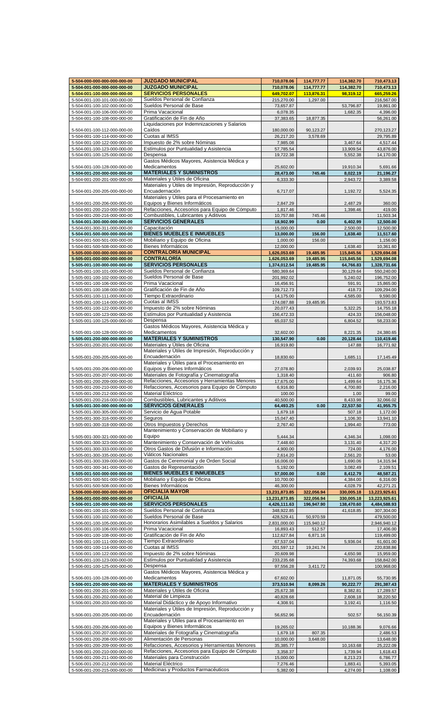| | | | | | |
|---|---|---|---|---|---|
| **5-504-000-000-000-000-000-00** | **JUZGADO MUNICIPAL** | **710,078.06** | **114,777.77** | **114,382.70** | **710,473.13** |
| **5-504-001-000-000-000-000-00** | **JUZGADO MUNICIPAL** | **710,078.06** | **114,777.77** | **114,382.70** | **710,473.13** |
| **5-504-001-100-000-000-000-00** | **SERVICIOS PERSONALES** | **649,702.07** | **113,876.31** | **98,319.12** | **665,259.26** |
| 5-504-001-100-101-000-000-00 | Sueldos Personal de Confianza | 215,270.00 | 1,297.00 | | 216,567.00 |
| 5-504-001-100-102-000-000-00 | Sueldos Personal de Base | 73,657.87 | | 53,796.87 | 19,861.00 |
| 5-504-001-100-106-000-000-00 | Prima Vacacional | 6,078.35 | | 1,682.35 | 4,396.00 |
| 5-504-001-100-108-000-000-00 | Gratificación de Fin de Año | 37,383.65 | 18,877.35 | | 56,261.00 |
| 5-504-001-100-112-000-000-00 | Liquidaciones por Indemnizaciones y Salarios Caídos | 180,000.00 | 90,123.27 | | 270,123.27 |
| 5-504-001-100-114-000-000-00 | Cuotas al IMSS | 26,217.20 | 3,578.69 | | 29,795.89 |
| 5-504-001-100-122-000-000-00 | Impuesto de 2% sobre Nóminas | 7,985.08 | | 3,467.64 | 4,517.44 |
| 5-504-001-100-123-000-000-00 | Estímulos por Puntualidad y Asistencia | 57,785.54 | | 13,909.54 | 43,876.00 |
| 5-504-001-100-125-000-000-00 | Despensa | 19,722.38 | | 5,552.38 | 14,170.00 |
| 5-504-001-100-128-000-000-00 | Gastos Médicos Mayores, Asistencia Médica y Medicamentos | 25,602.00 | | 19,910.34 | 5,691.66 |
| **5-504-001-200-000-000-000-00** | **MATERIALES Y SUMINISTROS** | **28,473.00** | **745.46** | **8,022.19** | **21,196.27** |
| 5-504-001-200-201-000-000-00 | Materiales y Útiles de Oficina | 6,333.30 | | 2,943.72 | 3,389.58 |
| 5-504-001-200-205-000-000-00 | Materiales y Útiles de Impresión, Reproducción y Encuadernación | 6,717.07 | | 1,192.72 | 5,524.35 |
| 5-504-001-200-206-000-000-00 | Materiales y Útiles para el Procesamiento en Equipos y Bienes Informáticos | 2,847.29 | | 2,487.29 | 360.00 |
| 5-504-001-200-210-000-000-00 | Refacciones, Accesorios para Equipo de Cómputo | 1,817.46 | | 1,398.46 | 419.00 |
| 5-504-001-200-216-000-000-00 | Combustibles, Lubricantes y Aditivos | 10,757.88 | 745.46 | | 11,503.34 |
| **5-504-001-300-000-000-000-00** | **SERVICIOS GENERALES** | **18,902.99** | **0.00** | **6,402.99** | **12,500.00** |
| 5-504-001-300-311-000-000-00 | Capacitación | 15,000.00 | | 2,500.00 | 12,500.00 |
| **5-504-001-500-000-000-000-00** | **BIENES MUEBLES E INMUEBLES** | **13,000.00** | **156.00** | **1,638.40** | **11,517.60** |
| 5-504-001-500-501-000-000-00 | Mobiliario y Equipo de Oficina | 1,000.00 | 156.00 | | 1,156.00 |
| 5-504-001-500-508-000-000-00 | Bienes Informáticos | 12,000.00 | | 1,638.40 | 10,361.60 |
| **5-505-000-000-000-000-000-00** | **CONTRALORÍA MUNICIPAL** | **1,626,053.69** | **19,485.95** | **115,845.56** | **1,529,694.08** |
| **5-505-001-000-000-000-000-00** | **CONTRALORÍA** | **1,626,053.69** | **19,485.95** | **115,845.56** | **1,529,694.08** |
| **5-505-001-100-000-000-000-00** | **SERVICIOS PERSONALES** | **1,374,012.54** | **19,485.95** | **64,766.83** | **1,328,731.66** |
| 5-505-001-100-101-000-000-00 | Sueldos Personal de Confianza | 580,369.64 | | 30,129.64 | 550,240.00 |
| 5-505-001-100-102-000-000-00 | Sueldos Personal de Base | 201,992.02 | | 5,240.02 | 196,752.00 |
| 5-505-001-100-106-000-000-00 | Prima Vacacional | 16,456.91 | | 591.91 | 15,865.00 |
| 5-505-001-100-108-000-000-00 | Gratificación de Fin de Año | 109,712.73 | | 418.73 | 109,294.00 |
| 5-505-001-100-111-000-000-00 | Tiempo Extraordinario | 14,175.00 | | 4,585.00 | 9,590.00 |
| 5-505-001-100-114-000-000-00 | Cuotas al IMSS | 174,087.88 | 19,485.95 | | 193,573.83 |
| 5-505-001-100-122-000-000-00 | Impuesto de 2% sobre Nóminas | 20,077.43 | | 5,322.25 | 14,755.18 |
| 5-505-001-100-123-000-000-00 | Estímulos por Puntualidad y Asistencia | 156,472.33 | | 424.33 | 156,048.00 |
| 5-505-001-100-125-000-000-00 | Despensa | 65,037.52 | | 6,804.52 | 58,233.00 |
| 5-505-001-100-128-000-000-00 | Gastos Médicos Mayores, Asistencia Médica y Medicamentos | 32,602.00 | | 8,221.35 | 24,380.65 |
| **5-505-001-200-000-000-000-00** | **MATERIALES Y SUMINISTROS** | **130,547.90** | **0.00** | **20,128.44** | **110,419.46** |
| 5-505-001-200-201-000-000-00 | Materiales y Útiles de Oficina | 16,919.80 | | 147.88 | 16,771.92 |
| 5-505-001-200-205-000-000-00 | Materiales y Útiles de Impresión, Reproducción y Encuadernación | 18,830.60 | | 1,685.11 | 17,145.49 |
| 5-505-001-200-206-000-000-00 | Materiales y Útiles para el Procesamiento en Equipos y Bienes Informáticos | 27,078.80 | | 2,039.93 | 25,038.87 |
| 5-505-001-200-207-000-000-00 | Materiales de Fotografía y Cinematografía | 1,318.40 | | 411.60 | 906.80 |
| 5-505-001-200-209-000-000-00 | Refacciones, Accesorios y Herramientas Menores | 17,675.00 | | 1,499.64 | 16,175.36 |
| 5-505-001-200-210-000-000-00 | Refacciones, Accesorios para Equipo de Cómputo | 6,916.80 | | 4,700.80 | 2,216.00 |
| 5-505-001-200-212-000-000-00 | Material Eléctrico | 100.00 | | 1.00 | 99.00 |
| 5-505-001-200-216-000-000-00 | Combustibles, Lubricantes y Aditivos | 40,500.00 | | 8,433.98 | 32,066.02 |
| **5-505-001-300-000-000-000-00** | **SERVICIOS GENERALES** | **64,493.25** | **0.00** | **22,537.50** | **41,955.75** |
| 5-505-001-300-305-000-000-00 | Servicio de Agua Potable | 1,679.18 | | 507.18 | 1,172.00 |
| 5-505-001-300-316-000-000-00 | Seguros | 15,047.40 | | 1,106.30 | 13,941.10 |
| 5-505-001-300-318-000-000-00 | Otros Impuestos y Derechos | 2,767.40 | | 1,994.40 | 773.00 |
| 5-505-001-300-321-000-000-00 | Mantenimiento y Conservación de Mobiliario y Equipo | 5,444.34 | | 4,346.34 | 1,098.00 |
| 5-505-001-300-323-000-000-00 | Mantenimiento y Conservación de Vehículos | 7,448.60 | | 3,131.40 | 4,317.20 |
| 5-505-001-300-333-000-000-00 | Otros Gastos de Difusión e Información | 4,900.00 | | 724.00 | 4,176.00 |
| 5-505-001-300-335-000-000-00 | Viáticos Nacionales | 2,614.20 | | 2,561.20 | 53.00 |
| 5-505-001-300-339-000-000-00 | Gastos de Ceremonial y de Orden Social | 16,006.00 | | 1,690.06 | 14,315.94 |
| 5-505-001-300-341-000-000-00 | Gastos de Representación | 5,192.00 | | 3,082.49 | 2,109.51 |
| **5-505-001-500-000-000-000-00** | **BIENES MUEBLES E INMUEBLES** | **57,000.00** | **0.00** | **8,412.79** | **48,587.21** |
| 5-505-001-500-501-000-000-00 | Mobiliario y Equipo de Oficina | 10,700.00 | | 4,384.00 | 6,316.00 |
| 5-505-001-500-508-000-000-00 | Bienes Informáticos | 46,300.00 | | 4,028.79 | 42,271.21 |
| **5-506-000-000-000-000-000-00** | **OFICIALÍA MAYOR** | **13,231,873.85** | **322,056.94** | **330,005.18** | **13,223,925.61** |
| **5-506-001-000-000-000-000-00** | **OFICIALÍA** | **13,231,873.85** | **322,056.94** | **330,005.18** | **13,223,925.61** |
| **5-506-001-100-000-000-000-00** | **SERVICIOS PERSONALES** | **4,426,111.63** | **196,947.90** | **138,470.60** | **4,484,588.93** |
| 5-506-001-100-101-000-000-00 | Sueldos Personal de Confianza | 348,922.85 | | 41,618.85 | 307,304.00 |
| 5-506-001-100-102-000-000-00 | Sueldos Personal de Base | 428,529.41 | 50,970.59 | | 479,500.00 |
| 5-506-001-100-105-000-000-00 | Honorarios Asimilables a Sueldos y Salarios | 2,831,000.00 | 115,940.12 | | 2,946,940.12 |
| 5-506-001-100-106-000-000-00 | Prima Vacacional | 16,893.43 | 512.57 | | 17,406.00 |
| 5-506-001-100-108-000-000-00 | Gratificación de Fin de Año | 112,627.84 | 6,871.16 | | 119,499.00 |
| 5-506-001-100-111-000-000-00 | Tiempo Extraordinario | 67,537.04 | | 5,936.04 | 61,601.00 |
| 5-506-001-100-114-000-000-00 | Cuotas al IMSS | 201,597.12 | 19,241.74 | | 220,838.86 |
| 5-506-001-100-122-000-000-00 | Impuesto de 2% sobre Nóminas | 20,609.98 | | 4,650.98 | 15,959.00 |
| 5-506-001-100-123-000-000-00 | Estímulos por Puntualidad y Asistencia | 233,235.68 | | 74,393.68 | 158,842.00 |
| 5-506-001-100-125-000-000-00 | Despensa | 97,556.28 | 3,411.72 | | 100,968.00 |
| 5-506-001-100-128-000-000-00 | Gastos Médicos Mayores, Asistencia Médica y Medicamentos | 67,602.00 | | 11,871.05 | 55,730.95 |
| **5-506-001-200-000-000-000-00** | **MATERIALES Y SUMINISTROS** | **373,510.94** | **8,099.26** | **90,222.77** | **291,387.43** |
| 5-506-001-200-201-000-000-00 | Materiales y Útiles de Oficina | 25,672.38 | | 8,382.81 | 17,289.57 |
| 5-506-001-200-202-000-000-00 | Material de Limpieza | 40,828.68 | | 2,608.18 | 38,220.50 |
| 5-506-001-200-203-000-000-00 | Material Didáctico y de Apoyo Informativo | 4,308.91 | | 3,192.41 | 1,116.50 |
| 5-506-001-200-205-000-000-00 | Materiales y Útiles de Impresión, Reproducción y Encuadernación | 56,652.96 | | 502.57 | 56,150.39 |
| 5-506-001-200-206-000-000-00 | Materiales y Útiles para el Procesamiento en Equipos y Bienes Informáticos | 19,265.02 | | 10,188.36 | 9,076.66 |
| 5-506-001-200-207-000-000-00 | Materiales de Fotografía y Cinematografía | 1,679.18 | 807.35 | | 2,486.53 |
| 5-506-001-200-208-000-000-00 | Alimentación de Personas | 10,000.00 | 3,648.00 | | 13,648.00 |
| 5-506-001-200-209-000-000-00 | Refacciones, Accesorios y Herramientas Menores | 35,385.77 | | 10,163.68 | 25,222.09 |
| 5-506-001-200-210-000-000-00 | Refacciones, Accesorios para Equipo de Cómputo | 3,358.37 | | 1,739.94 | 1,618.43 |
| 5-506-001-200-211-000-000-00 | Materiales para Construcción | 15,000.00 | | 8,213.23 | 6,786.77 |
| 5-506-001-200-212-000-000-00 | Material Eléctrico | 7,276.46 | | 1,883.41 | 5,393.05 |
| 5-506-001-200-215-000-000-00 | Medicinas y Productos Farmacéuticos | 5,382.00 | | 4,274.00 | 1,108.00 |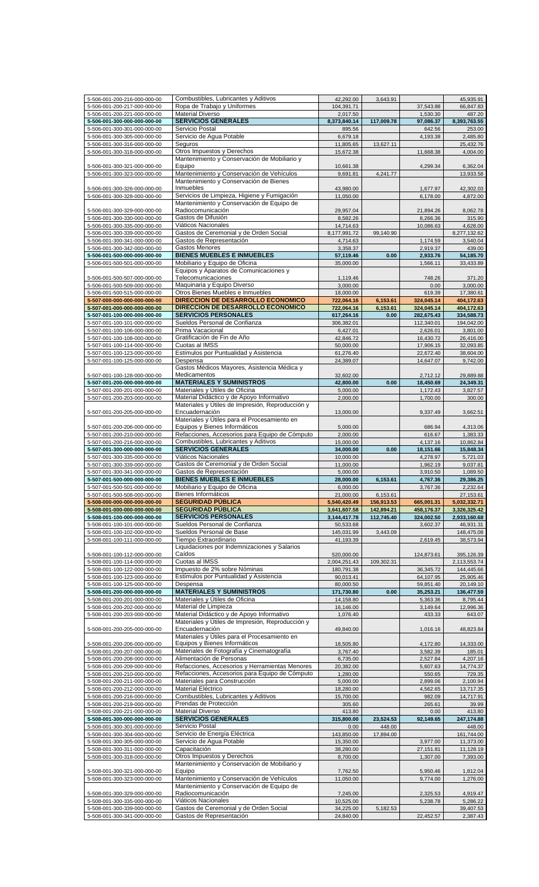| | | | | | |
|---|---|---|---|---|---|
| 5-506-001-200-216-000-000-00 | Combustibles, Lubricantes y Aditivos | 42,292.00 | 3,643.91 | | 45,935.91 |
| 5-506-001-200-217-000-000-00 | Ropa de Trabajo y Uniformes | 104,391.71 | | 37,543.88 | 66,847.83 |
| 5-506-001-200-221-000-000-00 | Material Diverso | 2,017.50 | | 1,530.30 | 487.20 |
| **5-506-001-300-000-000-000-00** | **SERVICIOS GENERALES** | **8,373,840.14** | **117,009.78** | **97,086.37** | **8,393,763.55** |
| 5-506-001-300-301-000-000-00 | Servicio Postal | 895.56 | | 642.56 | 253.00 |
| 5-506-001-300-305-000-000-00 | Servicio de Agua Potable | 6,679.18 | | 4,193.38 | 2,485.80 |
| 5-506-001-300-316-000-000-00 | Seguros | 11,805.65 | 13,627.11 | | 25,432.76 |
| 5-506-001-300-318-000-000-00 | Otros Impuestos y Derechos | 15,672.38 | | 11,668.38 | 4,004.00 |
| 5-506-001-300-321-000-000-00 | Mantenimiento y Conservación de Mobiliario y Equipo | 10,661.38 | | 4,299.34 | 6,362.04 |
| 5-506-001-300-323-000-000-00 | Mantenimiento y Conservación de Vehículos | 9,691.81 | 4,241.77 | | 13,933.58 |
| 5-506-001-300-326-000-000-00 | Mantenimiento y Conservación de Bienes Inmuebles | 43,980.00 | | 1,677.97 | 42,302.03 |
| 5-506-001-300-328-000-000-00 | Servicios de Limpieza, Higiene y Fumigación | 11,050.00 | | 6,178.00 | 4,872.00 |
| 5-506-001-300-329-000-000-00 | Mantenimiento y Conservación de Equipo de Radiocomunicación | 29,957.04 | | 21,894.26 | 8,062.78 |
| 5-506-001-300-330-000-000-00 | Gastos de Difusión | 8,582.26 | | 8,266.36 | 315.90 |
| 5-506-001-300-335-000-000-00 | Viáticos Nacionales | 14,714.63 | | 10,086.63 | 4,628.00 |
| 5-506-001-300-339-000-000-00 | Gastos de Ceremonial y de Orden Social | 8,177,991.72 | 99,140.90 | | 8,277,132.62 |
| 5-506-001-300-341-000-000-00 | Gastos de Representación | 4,714.63 | | 1,174.59 | 3,540.04 |
| 5-506-001-300-342-000-000-00 | Gastos Menores | 3,358.37 | | 2,919.37 | 439.00 |
| **5-506-001-500-000-000-000-00** | **BIENES MUEBLES E INMUEBLES** | **57,119.46** | **0.00** | **2,933.76** | **54,185.70** |
| 5-506-001-500-501-000-000-00 | Mobiliario y Equipo de Oficina | 35,000.00 | | 1,566.11 | 33,433.89 |
| 5-506-001-500-507-000-000-00 | Equipos y Aparatos de Comunicaciones y Telecomunicaciones | 1,119.46 | | 748.26 | 371.20 |
| 5-506-001-500-509-000-000-00 | Maquinaria y Equipo Diverso | 3,000.00 | | 0.00 | 3,000.00 |
| 5-506-001-500-515-000-000-00 | Otros Bienes Muebles e Inmuebles | 18,000.00 | | 619.39 | 17,380.61 |
| **5-507-000-000-000-000-000-00** | **DIRECCION DE DESARROLLO ECONOMICO** | **722,064.16** | **6,153.61** | **324,045.14** | **404,172.63** |
| **5-507-001-000-000-000-000-00** | **DIRECCION DE DESARROLLO ECONOMICO** | **722,064.16** | **6,153.61** | **324,045.14** | **404,172.63** |
| **5-507-001-100-000-000-000-00** | **SERVICIOS PERSONALES** | **617,264.16** | **0.00** | **282,675.43** | **334,588.73** |
| 5-507-001-100-101-000-000-00 | Sueldos Personal de Confianza | 306,382.01 | | 112,340.01 | 194,042.00 |
| 5-507-001-100-106-000-000-00 | Prima Vacacional | 6,427.01 | | 2,626.01 | 3,801.00 |
| 5-507-001-100-108-000-000-00 | Gratificación de Fin de Año | 42,846.72 | | 16,430.72 | 26,416.00 |
| 5-507-001-100-114-000-000-00 | Cuotas al IMSS | 50,000.00 | | 17,906.15 | 32,093.85 |
| 5-507-001-100-123-000-000-00 | Estímulos por Puntualidad y Asistencia | 61,276.40 | | 22,672.40 | 38,604.00 |
| 5-507-001-100-125-000-000-00 | Despensa | 24,389.07 | | 14,647.07 | 9,742.00 |
| 5-507-001-100-128-000-000-00 | Gastos Médicos Mayores, Asistencia Médica y Medicamentos | 32,602.00 | | 2,712.12 | 29,889.88 |
| **5-507-001-200-000-000-000-00** | **MATERIALES Y SUMINISTROS** | **42,800.00** | **0.00** | **18,450.69** | **24,349.31** |
| 5-507-001-200-201-000-000-00 | Materiales y Útiles de Oficina | 5,000.00 | | 1,172.43 | 3,827.57 |
| 5-507-001-200-203-000-000-00 | Material Didáctico y de Apoyo Informativo | 2,000.00 | | 1,700.00 | 300.00 |
| 5-507-001-200-205-000-000-00 | Materiales y Útiles de Impresión, Reproducción y Encuadernación | 13,000.00 | | 9,337.49 | 3,662.51 |
| 5-507-001-200-206-000-000-00 | Materiales y Útiles para el Procesamiento en Equipos y Bienes Informáticos | 5,000.00 | | 686.94 | 4,313.06 |
| 5-507-001-200-210-000-000-00 | Refacciones, Accesorios para Equipo de Cómputo | 2,000.00 | | 616.67 | 1,383.33 |
| 5-507-001-200-216-000-000-00 | Combustibles, Lubricantes y Aditivos | 15,000.00 | | 4,137.16 | 10,862.84 |
| **5-507-001-300-000-000-000-00** | **SERVICIOS GENERALES** | **34,000.00** | **0.00** | **18,151.66** | **15,848.34** |
| 5-507-001-300-335-000-000-00 | Viáticos Nacionales | 10,000.00 | | 4,278.97 | 5,721.03 |
| 5-507-001-300-339-000-000-00 | Gastos de Ceremonial y de Orden Social | 11,000.00 | | 1,962.19 | 9,037.81 |
| 5-507-001-300-341-000-000-00 | Gastos de Representación | 5,000.00 | | 3,910.50 | 1,089.50 |
| **5-507-001-500-000-000-000-00** | **BIENES MUEBLES E INMUEBLES** | **28,000.00** | **6,153.61** | **4,767.36** | **29,386.25** |
| 5-507-001-500-501-000-000-00 | Mobiliario y Equipo de Oficina | 6,000.00 | | 3,767.36 | 2,232.64 |
| 5-507-001-500-508-000-000-00 | Bienes Informáticos | 21,000.00 | 6,153.61 | | 27,153.61 |
| **5-508-000-000-000-000-000-00** | **SEGURIDAD PÚBLICA** | **5,540,420.49** | **156,913.53** | **665,001.31** | **5,032,332.71** |
| **5-508-001-000-000-000-000-00** | **SEGURIDAD PÚBLICA** | **3,641,607.58** | **142,894.21** | **458,176.37** | **3,326,325.42** |
| **5-508-001-100-000-000-000-00** | **SERVICIOS PERSONALES** | **3,144,417.78** | **112,745.40** | **324,002.50** | **2,933,160.68** |
| 5-508-001-100-101-000-000-00 | Sueldos Personal de Confianza | 50,533.68 | | 3,602.37 | 46,931.31 |
| 5-508-001-100-102-000-000-00 | Sueldos Personal de Base | 145,031.99 | 3,443.09 | | 148,475.08 |
| 5-508-001-100-111-000-000-00 | Tiempo Extraordinario | 41,193.39 | | 2,619.45 | 38,573.94 |
| 5-508-001-100-112-000-000-00 | Liquidaciones por Indemnizaciones y Salarios Caídos | 520,000.00 | | 124,873.61 | 395,126.39 |
| 5-508-001-100-114-000-000-00 | Cuotas al IMSS | 2,004,251.43 | 109,302.31 | | 2,113,553.74 |
| 5-508-001-100-122-000-000-00 | Impuesto de 2% sobre Nóminas | 180,791.38 | | 36,345.72 | 144,445.66 |
| 5-508-001-100-123-000-000-00 | Estímulos por Puntualidad y Asistencia | 90,013.41 | | 64,107.95 | 25,905.46 |
| 5-508-001-100-125-000-000-00 | Despensa | 80,000.50 | | 59,851.40 | 20,149.10 |
| **5-508-001-200-000-000-000-00** | **MATERIALES Y SUMINISTROS** | **171,730.80** | **0.00** | **35,253.21** | **136,477.59** |
| 5-508-001-200-201-000-000-00 | Materiales y Útiles de Oficina | 14,158.80 | | 5,363.36 | 8,795.44 |
| 5-508-001-200-202-000-000-00 | Material de Limpieza | 16,146.00 | | 3,149.64 | 12,996.36 |
| 5-508-001-200-203-000-000-00 | Material Didáctico y de Apoyo Informativo | 1,076.40 | | 433.33 | 643.07 |
| 5-508-001-200-205-000-000-00 | Materiales y Útiles de Impresión, Reproducción y Encuadernación | 49,840.00 | | 1,016.16 | 48,823.84 |
| 5-508-001-200-206-000-000-00 | Materiales y Útiles para el Procesamiento en Equipos y Bienes Informáticos | 18,505.80 | | 4,172.80 | 14,333.00 |
| 5-508-001-200-207-000-000-00 | Materiales de Fotografía y Cinematografía | 3,767.40 | | 3,582.39 | 185.01 |
| 5-508-001-200-208-000-000-00 | Alimentación de Personas | 6,735.00 | | 2,527.84 | 4,207.16 |
| 5-508-001-200-209-000-000-00 | Refacciones, Accesorios y Herramientas Menores | 20,382.00 | | 5,607.63 | 14,774.37 |
| 5-508-001-200-210-000-000-00 | Refacciones, Accesorios para Equipo de Cómputo | 1,280.00 | | 550.65 | 729.35 |
| 5-508-001-200-211-000-000-00 | Materiales para Construcción | 5,000.00 | | 2,899.06 | 2,100.94 |
| 5-508-001-200-212-000-000-00 | Material Eléctrico | 18,280.00 | | 4,562.65 | 13,717.35 |
| 5-508-001-200-216-000-000-00 | Combustibles, Lubricantes y Aditivos | 15,700.00 | | 982.09 | 14,717.91 |
| 5-508-001-200-219-000-000-00 | Prendas de Protección | 305.60 | | 265.61 | 39.99 |
| 5-508-001-200-221-000-000-00 | Material Diverso | 413.80 | | 0.00 | 413.80 |
| **5-508-001-300-000-000-000-00** | **SERVICIOS GENERALES** | **315,800.00** | **23,524.53** | **92,149.65** | **247,174.88** |
| 5-508-001-300-301-000-000-00 | Servicio Postal | 0.00 | 448.00 | | 448.00 |
| 5-508-001-300-304-000-000-00 | Servicio de Energía Eléctrica | 143,850.00 | 17,894.00 | | 161,744.00 |
| 5-508-001-300-305-000-000-00 | Servicio de Agua Potable | 15,350.00 | | 3,977.00 | 11,373.00 |
| 5-508-001-300-311-000-000-00 | Capacitación | 38,280.00 | | 27,151.81 | 11,128.19 |
| 5-508-001-300-318-000-000-00 | Otros Impuestos y Derechos | 8,700.00 | | 1,307.00 | 7,393.00 |
| 5-508-001-300-321-000-000-00 | Mantenimiento y Conservación de Mobiliario y Equipo | 7,762.50 | | 5,950.46 | 1,812.04 |
| 5-508-001-300-323-000-000-00 | Mantenimiento y Conservación de Vehículos | 11,050.00 | | 9,774.00 | 1,276.00 |
| 5-508-001-300-329-000-000-00 | Mantenimiento y Conservación de Equipo de Radiocomunicación | 7,245.00 | | 2,325.53 | 4,919.47 |
| 5-508-001-300-335-000-000-00 | Viáticos Nacionales | 10,525.00 | | 5,238.78 | 5,286.22 |
| 5-508-001-300-339-000-000-00 | Gastos de Ceremonial y de Orden Social | 34,225.00 | 5,182.53 | | 39,407.53 |
| 5-508-001-300-341-000-000-00 | Gastos de Representación | 24,840.00 | | 22,452.57 | 2,387.43 |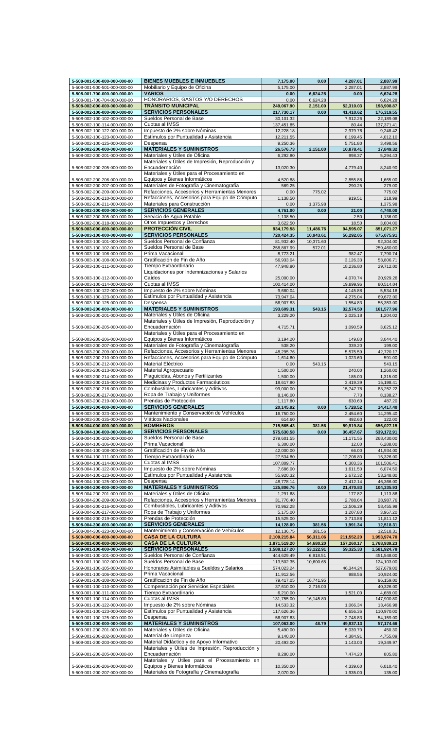| | | | | | |
|---|---|---|---|---|---|
| **5-508-001-500-000-000-000-00** | **BIENES MUEBLES E INMUEBLES** | **7,175.00** | **0.00** | **4,287.01** | **2,887.99** |
| 5-508-001-500-501-000-000-00 | Mobiliario y Equipo de Oficina | 5,175.00 | | 2,287.01 | 2,887.99 |
| **5-508-001-700-000-000-000-00** | **VARIOS** | **0.00** | **6,624.28** | **0.00** | **6,624.28** |
| 5-508-001-700-704-000-000-00 | HONORARIOS, GASTOS Y/O DERECHOS | 0.00 | 6,624.28 | | 6,624.28 |
| **5-508-002-000-000-000-000-00** | **TRÁNSITO MUNICIPAL** | **249,067.90** | **2,151.00** | **52,310.03** | **198,908.87** |
| **5-508-002-100-000-000-000-00** | **SERVICIOS PERSONALES** | **217,730.17** | **0.00** | **41,410.62** | **176,319.55** |
| 5-508-002-100-102-000-000-00 | Sueldos Personal de Base | 30,101.32 | | 7,912.26 | 22,189.06 |
| 5-508-002-100-114-000-000-00 | Cuotas al IMSS | 137,451.85 | | 80.44 | 137,371.41 |
| 5-508-002-100-122-000-000-00 | Impuesto de 2% sobre Nóminas | 12,228.18 | | 2,979.76 | 9,248.42 |
| 5-508-002-100-123-000-000-00 | Estímulos por Puntualidad y Asistencia | 12,211.55 | | 8,199.45 | 4,012.10 |
| 5-508-002-100-125-000-000-00 | Despensa | 9,250.36 | | 5,751.80 | 3,498.56 |
| **5-508-002-200-000-000-000-00** | **MATERIALES Y SUMINISTROS** | **26,576.73** | **2,151.00** | **10,878.41** | **17,849.32** |
| 5-508-002-200-201-000-000-00 | Materiales y Útiles de Oficina | 6,292.80 | | 998.37 | 5,294.43 |
| 5-508-002-200-205-000-000-00 | Materiales y Útiles de Impresión, Reproducción y Encuadernación | 13,020.30 | | 4,779.40 | 8,240.90 |
| 5-508-002-200-206-000-000-00 | Materiales y Útiles para el Procesamiento en Equipos y Bienes Informáticos | 4,520.88 | | 2,855.88 | 1,665.00 |
| 5-508-002-200-207-000-000-00 | Materiales de Fotografía y Cinematografía | 569.25 | | 290.25 | 279.00 |
| 5-508-002-200-209-000-000-00 | Refacciones, Accesorios y Herramientas Menores | 0.00 | 775.02 | | 775.02 |
| 5-508-002-200-210-000-000-00 | Refacciones, Accesorios para Equipo de Cómputo | 1,138.50 | | 919.51 | 218.99 |
| 5-508-002-200-211-000-000-00 | Materiales para Construcción | 0.00 | 1,375.98 | | 1,375.98 |
| **5-508-002-300-000-000-000-00** | **SERVICIOS GENERALES** | **4,761.00** | **0.00** | **21.00** | **4,740.00** |
| 5-508-002-300-305-000-000-00 | Servicio de Agua Potable | 1,138.50 | | 2.50 | 1,136.00 |
| 5-508-002-300-318-000-000-00 | Otros Impuestos y Derechos | 3,622.50 | | 18.50 | 3,604.00 |
| **5-508-003-000-000-000-000-00** | **PROTECCIÓN CIVIL** | **934,179.58** | **11,486.76** | **94,595.07** | **851,071.27** |
| **5-508-003-100-000-000-000-00** | **SERVICIOS PERSONALES** | **720,424.35** | **10,943.61** | **56,292.05** | **675,075.91** |
| 5-508-003-100-101-000-000-00 | Sueldos Personal de Confianza | 81,932.40 | 10,371.60 | | 92,304.00 |
| 5-508-003-100-102-000-000-00 | Sueldos Personal de Base | 258,887.99 | 572.01 | | 259,460.00 |
| 5-508-003-100-106-000-000-00 | Prima Vacacional | 8,773.21 | | 982.47 | 7,790.74 |
| 5-508-003-100-108-000-000-00 | Gratificación de Fin de Año | 56,933.04 | | 3,126.33 | 53,806.71 |
| 5-508-003-100-111-000-000-00 | Tiempo Extraordinario | 47,948.80 | | 18,236.80 | 29,712.00 |
| 5-508-003-100-112-000-000-00 | Liquidaciones por Indemnizaciones y Salarios Caídos | 25,000.00 | | 4,070.74 | 20,929.26 |
| 5-508-003-100-114-000-000-00 | Cuotas al IMSS | 100,414.00 | | 19,899.96 | 80,514.04 |
| 5-508-003-100-122-000-000-00 | Impuesto de 2% sobre Nóminas | 9,680.04 | | 4,145.88 | 5,534.16 |
| 5-508-003-100-123-000-000-00 | Estímulos por Puntualidad y Asistencia | 73,947.04 | | 4,275.04 | 69,672.00 |
| 5-508-003-100-125-000-000-00 | Despensa | 56,907.83 | | 1,554.83 | 55,353.00 |
| **5-508-003-200-000-000-000-00** | **MATERIALES Y SUMINISTROS** | **193,609.31** | **543.15** | **32,574.50** | **161,577.96** |
| 5-508-003-200-201-000-000-00 | Materiales y Útiles de Oficina | 3,229.20 | | 2,025.18 | 1,204.02 |
| 5-508-003-200-205-000-000-00 | Materiales y Útiles de Impresión, Reproducción y Encuadernación | 4,715.71 | | 1,090.59 | 3,625.12 |
| 5-508-003-200-206-000-000-00 | Materiales y Útiles para el Procesamiento en Equipos y Bienes Informáticos | 3,194.20 | | 149.80 | 3,044.40 |
| 5-508-003-200-207-000-000-00 | Materiales de Fotografía y Cinematografía | 538.20 | | 339.20 | 199.00 |
| 5-508-003-200-209-000-000-00 | Refacciones, Accesorios y Herramientas Menores | 48,295.76 | | 5,575.59 | 42,720.17 |
| 5-508-003-200-210-000-000-00 | Refacciones, Accesorios para Equipo de Cómputo | 1,614.60 | | 1,023.60 | 591.00 |
| 5-508-003-200-212-000-000-00 | Material Eléctrico | 0.00 | 543.15 | | 543.15 |
| 5-508-003-200-213-000-000-00 | Material Agropecuario | 1,500.00 | | 240.00 | 1,260.00 |
| 5-508-003-200-214-000-000-00 | Plaguicidas, Abonos y Fertilizantes | 1,500.00 | | 185.00 | 1,315.00 |
| 5-508-003-200-215-000-000-00 | Medicinas y Productos Farmacéuticos | 18,617.80 | | 3,419.39 | 15,198.41 |
| 5-508-003-200-216-000-000-00 | Combustibles, Lubricantes y Aditivos | 99,000.00 | | 15,747.78 | 83,252.22 |
| 5-508-003-200-217-000-000-00 | Ropa de Trabajo y Uniformes | 8,146.00 | | 7.73 | 8,138.27 |
| 5-508-003-200-219-000-000-00 | Prendas de Protección | 1,117.80 | | 630.60 | 487.20 |
| **5-508-003-300-000-000-000-00** | **SERVICIOS GENERALES** | **20,145.92** | **0.00** | **5,728.52** | **14,417.40** |
| 5-508-003-300-323-000-000-00 | Mantenimiento y Conservación de Vehículos | 16,750.00 | | 2,454.60 | 14,295.40 |
| 5-508-003-300-335-000-000-00 | Viáticos Nacionales | 614.60 | | 492.60 | 122.00 |
| **5-508-004-000-000-000-000-00** | **BOMBEROS** | **715,565.43** | **381.56** | **59,919.84** | **656,027.15** |
| **5-508-004-100-000-000-000-00** | **SERVICIOS PERSONALES** | **575,630.58** | **0.00** | **36,457.67** | **539,172.91** |
| 5-508-004-100-102-000-000-00 | Sueldos Personal de Base | 279,601.55 | | 11,171.55 | 268,430.00 |
| 5-508-004-100-106-000-000-00 | Prima Vacacional | 6,300.00 | | 12.00 | 6,288.00 |
| 5-508-004-100-108-000-000-00 | Gratificación de Fin de Año | 42,000.00 | | 66.00 | 41,934.00 |
| 5-508-004-100-111-000-000-00 | Tiempo Extraordinario | 27,534.80 | | 12,208.80 | 15,326.00 |
| 5-508-004-100-114-000-000-00 | Cuotas al IMSS | 107,809.77 | | 6,303.36 | 101,506.41 |
| 5-508-004-100-122-000-000-00 | Impuesto de 2% sobre Nóminas | 7,686.00 | | 1,611.50 | 6,074.50 |
| 5-508-004-100-123-000-000-00 | Estímulos por Puntualidad y Asistencia | 55,920.32 | | 2,672.32 | 53,248.00 |
| 5-508-004-100-125-000-000-00 | Despensa | 48,778.14 | | 2,412.14 | 46,366.00 |
| **5-508-004-200-000-000-000-00** | **MATERIALES Y SUMINISTROS** | **125,806.76** | **0.00** | **21,470.83** | **104,335.93** |
| 5-508-004-200-201-000-000-00 | Materiales y Útiles de Oficina | 1,291.68 | | 177.82 | 1,113.86 |
| 5-508-004-200-209-000-000-00 | Refacciones, Accesorios y Herramientas Menores | 31,776.40 | | 2,788.64 | 28,987.76 |
| 5-508-004-200-216-000-000-00 | Combustibles, Lubricantes y Aditivos | 70,962.28 | | 12,506.29 | 58,455.99 |
| 5-508-004-200-217-000-000-00 | Ropa de Trabajo y Uniformes | 5,175.00 | | 1,207.80 | 3,967.20 |
| 5-508-004-200-219-000-000-00 | Prendas de Protección | 15,525.00 | | 3,713.88 | 11,811.12 |
| **5-508-004-300-000-000-000-00** | **SERVICIOS GENERALES** | **14,128.09** | **381.56** | **1,991.34** | **12,518.31** |
| 5-508-004-300-323-000-000-00 | Mantenimiento y Conservación de Vehículos | 12,136.75 | 381.56 | | 12,518.31 |
| **5-509-000-000-000-000-000-00** | **CASA DE LA CULTURA** | **2,109,215.84** | **56,311.06** | **211,552.20** | **1,953,974.70** |
| **5-509-001-000-000-000-000-00** | **CASA DE LA CULTURA** | **1,871,519.20** | **54,680.20** | **157,260.17** | **1,768,939.23** |
| **5-509-001-100-000-000-000-00** | **SERVICIOS PERSONALES** | **1,588,127.20** | **53,122.91** | **59,325.33** | **1,581,924.78** |
| 5-509-001-100-101-000-000-00 | Sueldos Personal de Confianza | 444,629.49 | 6,918.51 | | 451,548.00 |
| 5-509-001-100-102-000-000-00 | Sueldos Personal de Base | 113,502.35 | 10,600.65 | | 124,103.00 |
| 5-509-001-100-105-000-000-00 | Honorarios Asimilables a Sueldos y Salarios | 574,023.24 | | 46,344.24 | 527,679.00 |
| 5-509-001-100-106-000-000-00 | Prima Vacacional | 11,912.56 | | 988.56 | 10,924.00 |
| 5-509-001-100-108-000-000-00 | Gratificación de Fin de Año | 79,417.05 | 16,741.95 | | 96,159.00 |
| 5-509-001-100-110-000-000-00 | Compensación por Servicios Especiales | 37,610.00 | 2,716.00 | | 40,326.00 |
| 5-509-001-100-111-000-000-00 | Tiempo Extraordinario | 6,210.00 | | 1,521.00 | 4,689.00 |
| 5-509-001-100-114-000-000-00 | Cuotas al IMSS | 131,755.00 | 16,145.80 | | 147,900.80 |
| 5-509-001-100-122-000-000-00 | Impuesto de 2% sobre Nóminas | 14,533.32 | | 1,066.34 | 13,466.98 |
| 5-509-001-100-123-000-000-00 | Estímulos por Puntualidad y Asistencia | 117,626.36 | | 6,656.36 | 110,970.00 |
| 5-509-001-100-125-000-000-00 | Despensa | 56,907.83 | | 2,748.83 | 54,159.00 |
| **5-509-001-200-000-000-000-00** | **MATERIALES Y SUMINISTROS** | **107,063.00** | **48.79** | **49,937.13** | **57,174.66** |
| 5-509-001-200-201-000-000-00 | Materiales y Útiles de Oficina | 5,490.00 | | 5,039.70 | 450.30 |
| 5-509-001-200-202-000-000-00 | Material de Limpieza | 9,140.00 | | 4,384.91 | 4,755.09 |
| 5-509-001-200-203-000-000-00 | Material Didáctico y de Apoyo Informativo | 20,493.00 | | 1,143.03 | 19,349.97 |
| 5-509-001-200-205-000-000-00 | Materiales y Útiles de Impresión, Reproducción y Encuadernación | 8,280.00 | | 7,474.20 | 805.80 |
| 5-509-001-200-206-000-000-00 | Materiales y Útiles para el Procesamiento en Equipos y Bienes Informáticos | 10,350.00 | | 4,339.60 | 6,010.40 |
| 5-509-001-200-207-000-000-00 | Materiales de Fotografía y Cinematografía | 2,070.00 | | 1,935.00 | 135.00 |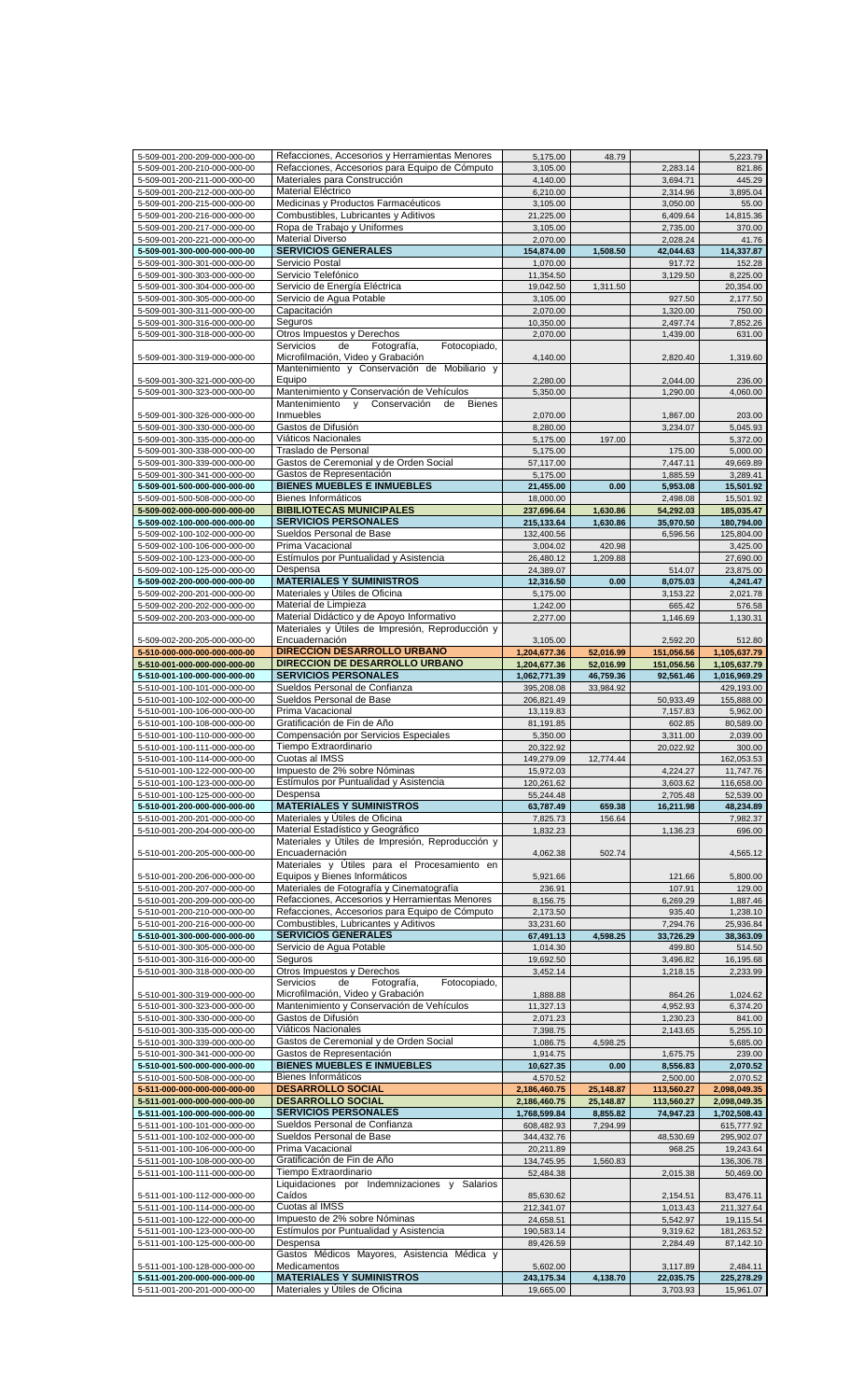| | | | | | |
|---|---|---|---|---|---|
| 5-509-001-200-209-000-000-00 | Refacciones, Accesorios y Herramientas Menores | 5,175.00 | 48.79 | | 5,223.79 |
| 5-509-001-200-210-000-000-00 | Refacciones, Accesorios para Equipo de Cómputo | 3,105.00 | | 2,283.14 | 821.86 |
| 5-509-001-200-211-000-000-00 | Materiales para Construcción | 4,140.00 | | 3,694.71 | 445.29 |
| 5-509-001-200-212-000-000-00 | Material Eléctrico | 6,210.00 | | 2,314.96 | 3,895.04 |
| 5-509-001-200-215-000-000-00 | Medicinas y Productos Farmacéuticos | 3,105.00 | | 3,050.00 | 55.00 |
| 5-509-001-200-216-000-000-00 | Combustibles, Lubricantes y Aditivos | 21,225.00 | | 6,409.64 | 14,815.36 |
| 5-509-001-200-217-000-000-00 | Ropa de Trabajo y Uniformes | 3,105.00 | | 2,735.00 | 370.00 |
| 5-509-001-200-221-000-000-00 | Material Diverso | 2,070.00 | | 2,028.24 | 41.76 |
| **5-509-001-300-000-000-000-00** | **SERVICIOS GENERALES** | **154,874.00** | **1,508.50** | **42,044.63** | **114,337.87** |
| 5-509-001-300-301-000-000-00 | Servicio Postal | 1,070.00 | | 917.72 | 152.28 |
| 5-509-001-300-303-000-000-00 | Servicio Telefónico | 11,354.50 | | 3,129.50 | 8,225.00 |
| 5-509-001-300-304-000-000-00 | Servicio de Energía Eléctrica | 19,042.50 | 1,311.50 | | 20,354.00 |
| 5-509-001-300-305-000-000-00 | Servicio de Agua Potable | 3,105.00 | | 927.50 | 2,177.50 |
| 5-509-001-300-311-000-000-00 | Capacitación | 2,070.00 | | 1,320.00 | 750.00 |
| 5-509-001-300-316-000-000-00 | Seguros | 10,350.00 | | 2,497.74 | 7,852.26 |
| 5-509-001-300-318-000-000-00 | Otros Impuestos y Derechos | 2,070.00 | | 1,439.00 | 631.00 |
| 5-509-001-300-319-000-000-00 | Servicios de Fotografía, Fotocopiado, Microfilmación, Video y Grabación | 4,140.00 | | 2,820.40 | 1,319.60 |
| 5-509-001-300-321-000-000-00 | Mantenimiento y Conservación de Mobiliario y Equipo | 2,280.00 | | 2,044.00 | 236.00 |
| 5-509-001-300-323-000-000-00 | Mantenimiento y Conservación de Vehículos | 5,350.00 | | 1,290.00 | 4,060.00 |
| 5-509-001-300-326-000-000-00 | Mantenimiento y Conservación de Bienes Inmuebles | 2,070.00 | | 1,867.00 | 203.00 |
| 5-509-001-300-330-000-000-00 | Gastos de Difusión | 8,280.00 | | 3,234.07 | 5,045.93 |
| 5-509-001-300-335-000-000-00 | Viáticos Nacionales | 5,175.00 | 197.00 | | 5,372.00 |
| 5-509-001-300-338-000-000-00 | Traslado de Personal | 5,175.00 | | 175.00 | 5,000.00 |
| 5-509-001-300-339-000-000-00 | Gastos de Ceremonial y de Orden Social | 57,117.00 | | 7,447.11 | 49,669.89 |
| 5-509-001-300-341-000-000-00 | Gastos de Representación | 5,175.00 | | 1,885.59 | 3,289.41 |
| **5-509-001-500-000-000-000-00** | **BIENES MUEBLES E INMUEBLES** | **21,455.00** | **0.00** | **5,953.08** | **15,501.92** |
| 5-509-001-500-508-000-000-00 | Bienes Informáticos | 18,000.00 | | 2,498.08 | 15,501.92 |
| **5-509-002-000-000-000-000-00** | **BIBLIOTECAS MUNICIPALES** | **237,696.64** | **1,630.86** | **54,292.03** | **185,035.47** |
| **5-509-002-100-000-000-000-00** | **SERVICIOS PERSONALES** | **215,133.64** | **1,630.86** | **35,970.50** | **180,794.00** |
| 5-509-002-100-102-000-000-00 | Sueldos Personal de Base | 132,400.56 | | 6,596.56 | 125,804.00 |
| 5-509-002-100-106-000-000-00 | Prima Vacacional | 3,004.02 | 420.98 | | 3,425.00 |
| 5-509-002-100-123-000-000-00 | Estímulos por Puntualidad y Asistencia | 26,480.12 | 1,209.88 | | 27,690.00 |
| 5-509-002-100-125-000-000-00 | Despensa | 24,389.07 | | 514.07 | 23,875.00 |
| **5-509-002-200-000-000-000-00** | **MATERIALES Y SUMINISTROS** | **12,316.50** | **0.00** | **8,075.03** | **4,241.47** |
| 5-509-002-200-201-000-000-00 | Materiales y Útiles de Oficina | 5,175.00 | | 3,153.22 | 2,021.78 |
| 5-509-002-200-202-000-000-00 | Material de Limpieza | 1,242.00 | | 665.42 | 576.58 |
| 5-509-002-200-203-000-000-00 | Material Didáctico y de Apoyo Informativo | 2,277.00 | | 1,146.69 | 1,130.31 |
| 5-509-002-200-205-000-000-00 | Materiales y Útiles de Impresión, Reproducción y Encuadernación | 3,105.00 | | 2,592.20 | 512.80 |
| **5-510-000-000-000-000-000-00** | **DIRECCION DESARROLLO URBANO** | **1,204,677.36** | **52,016.99** | **151,056.56** | **1,105,637.79** |
| **5-510-001-000-000-000-000-00** | **DIRECCION DE DESARROLLO URBANO** | **1,204,677.36** | **52,016.99** | **151,056.56** | **1,105,637.79** |
| **5-510-001-100-000-000-000-00** | **SERVICIOS PERSONALES** | **1,062,771.39** | **46,759.36** | **92,561.46** | **1,016,969.29** |
| 5-510-001-100-101-000-000-00 | Sueldos Personal de Confianza | 395,208.08 | 33,984.92 | | 429,193.00 |
| 5-510-001-100-102-000-000-00 | Sueldos Personal de Base | 206,821.49 | | 50,933.49 | 155,888.00 |
| 5-510-001-100-106-000-000-00 | Prima Vacacional | 13,119.83 | | 7,157.83 | 5,962.00 |
| 5-510-001-100-108-000-000-00 | Gratificación de Fin de Año | 81,191.85 | | 602.85 | 80,589.00 |
| 5-510-001-100-110-000-000-00 | Compensación por Servicios Especiales | 5,350.00 | | 3,311.00 | 2,039.00 |
| 5-510-001-100-111-000-000-00 | Tiempo Extraordinario | 20,322.92 | | 20,022.92 | 300.00 |
| 5-510-001-100-114-000-000-00 | Cuotas al IMSS | 149,279.09 | 12,774.44 | | 162,053.53 |
| 5-510-001-100-122-000-000-00 | Impuesto de 2% sobre Nóminas | 15,972.03 | | 4,224.27 | 11,747.76 |
| 5-510-001-100-123-000-000-00 | Estímulos por Puntualidad y Asistencia | 120,261.62 | | 3,603.62 | 116,658.00 |
| 5-510-001-100-125-000-000-00 | Despensa | 55,244.48 | | 2,705.48 | 52,539.00 |
| **5-510-001-200-000-000-000-00** | **MATERIALES Y SUMINISTROS** | **63,787.49** | **659.38** | **16,211.98** | **48,234.89** |
| 5-510-001-200-201-000-000-00 | Materiales y Útiles de Oficina | 7,825.73 | 156.64 | | 7,982.37 |
| 5-510-001-200-204-000-000-00 | Material Estadístico y Geográfico | 1,832.23 | | 1,136.23 | 696.00 |
| 5-510-001-200-205-000-000-00 | Materiales y Útiles de Impresión, Reproducción y Encuadernación | 4,062.38 | 502.74 | | 4,565.12 |
| 5-510-001-200-206-000-000-00 | Materiales y Útiles para el Procesamiento en Equipos y Bienes Informáticos | 5,921.66 | | 121.66 | 5,800.00 |
| 5-510-001-200-207-000-000-00 | Materiales de Fotografía y Cinematografía | 236.91 | | 107.91 | 129.00 |
| 5-510-001-200-209-000-000-00 | Refacciones, Accesorios y Herramientas Menores | 8,156.75 | | 6,269.29 | 1,887.46 |
| 5-510-001-200-210-000-000-00 | Refacciones, Accesorios para Equipo de Cómputo | 2,173.50 | | 935.40 | 1,238.10 |
| 5-510-001-200-216-000-000-00 | Combustibles, Lubricantes y Aditivos | 33,231.60 | | 7,294.76 | 25,936.84 |
| **5-510-001-300-000-000-000-00** | **SERVICIOS GENERALES** | **67,491.13** | **4,598.25** | **33,726.29** | **38,363.09** |
| 5-510-001-300-305-000-000-00 | Servicio de Agua Potable | 1,014.30 | | 499.80 | 514.50 |
| 5-510-001-300-316-000-000-00 | Seguros | 19,692.50 | | 3,496.82 | 16,195.68 |
| 5-510-001-300-318-000-000-00 | Otros Impuestos y Derechos | 3,452.14 | | 1,218.15 | 2,233.99 |
| 5-510-001-300-319-000-000-00 | Servicios de Fotografía, Fotocopiado, Microfilmación, Video y Grabación | 1,888.88 | | 864.26 | 1,024.62 |
| 5-510-001-300-323-000-000-00 | Mantenimiento y Conservación de Vehículos | 11,327.13 | | 4,952.93 | 6,374.20 |
| 5-510-001-300-330-000-000-00 | Gastos de Difusión | 2,071.23 | | 1,230.23 | 841.00 |
| 5-510-001-300-335-000-000-00 | Viáticos Nacionales | 7,398.75 | | 2,143.65 | 5,255.10 |
| 5-510-001-300-339-000-000-00 | Gastos de Ceremonial y de Orden Social | 1,086.75 | 4,598.25 | | 5,685.00 |
| 5-510-001-300-341-000-000-00 | Gastos de Representación | 1,914.75 | | 1,675.75 | 239.00 |
| **5-510-001-500-000-000-000-00** | **BIENES MUEBLES E INMUEBLES** | **10,627.35** | **0.00** | **8,556.83** | **2,070.52** |
| 5-510-001-500-508-000-000-00 | Bienes Informáticos | 4,570.52 | | 2,500.00 | 2,070.52 |
| **5-511-000-000-000-000-000-00** | **DESARROLLO SOCIAL** | **2,186,460.75** | **25,148.87** | **113,560.27** | **2,098,049.35** |
| **5-511-001-000-000-000-000-00** | **DESARROLLO SOCIAL** | **2,186,460.75** | **25,148.87** | **113,560.27** | **2,098,049.35** |
| **5-511-001-100-000-000-000-00** | **SERVICIOS PERSONALES** | **1,768,599.84** | **8,855.82** | **74,947.23** | **1,702,508.43** |
| 5-511-001-100-101-000-000-00 | Sueldos Personal de Confianza | 608,482.93 | 7,294.99 | | 615,777.92 |
| 5-511-001-100-102-000-000-00 | Sueldos Personal de Base | 344,432.76 | | 48,530.69 | 295,902.07 |
| 5-511-001-100-106-000-000-00 | Prima Vacacional | 20,211.89 | | 968.25 | 19,243.64 |
| 5-511-001-100-108-000-000-00 | Gratificación de Fin de Año | 134,745.95 | 1,560.83 | | 136,306.78 |
| 5-511-001-100-111-000-000-00 | Tiempo Extraordinario | 52,484.38 | | 2,015.38 | 50,469.00 |
| 5-511-001-100-112-000-000-00 | Liquidaciones por Indemnizaciones y Salarios Caídos | 85,630.62 | | 2,154.51 | 83,476.11 |
| 5-511-001-100-114-000-000-00 | Cuotas al IMSS | 212,341.07 | | 1,013.43 | 211,327.64 |
| 5-511-001-100-122-000-000-00 | Impuesto de 2% sobre Nóminas | 24,658.51 | | 5,542.97 | 19,115.54 |
| 5-511-001-100-123-000-000-00 | Estímulos por Puntualidad y Asistencia | 190,583.14 | | 9,319.62 | 181,263.52 |
| 5-511-001-100-125-000-000-00 | Despensa | 89,426.59 | | 2,284.49 | 87,142.10 |
| 5-511-001-100-128-000-000-00 | Gastos Médicos Mayores, Asistencia Médica y Medicamentos | 5,602.00 | | 3,117.89 | 2,484.11 |
| **5-511-001-200-000-000-000-00** | **MATERIALES Y SUMINISTROS** | **243,175.34** | **4,138.70** | **22,035.75** | **225,278.29** |
| 5-511-001-200-201-000-000-00 | Materiales y Útiles de Oficina | 19,665.00 | | 3,703.93 | 15,961.07 |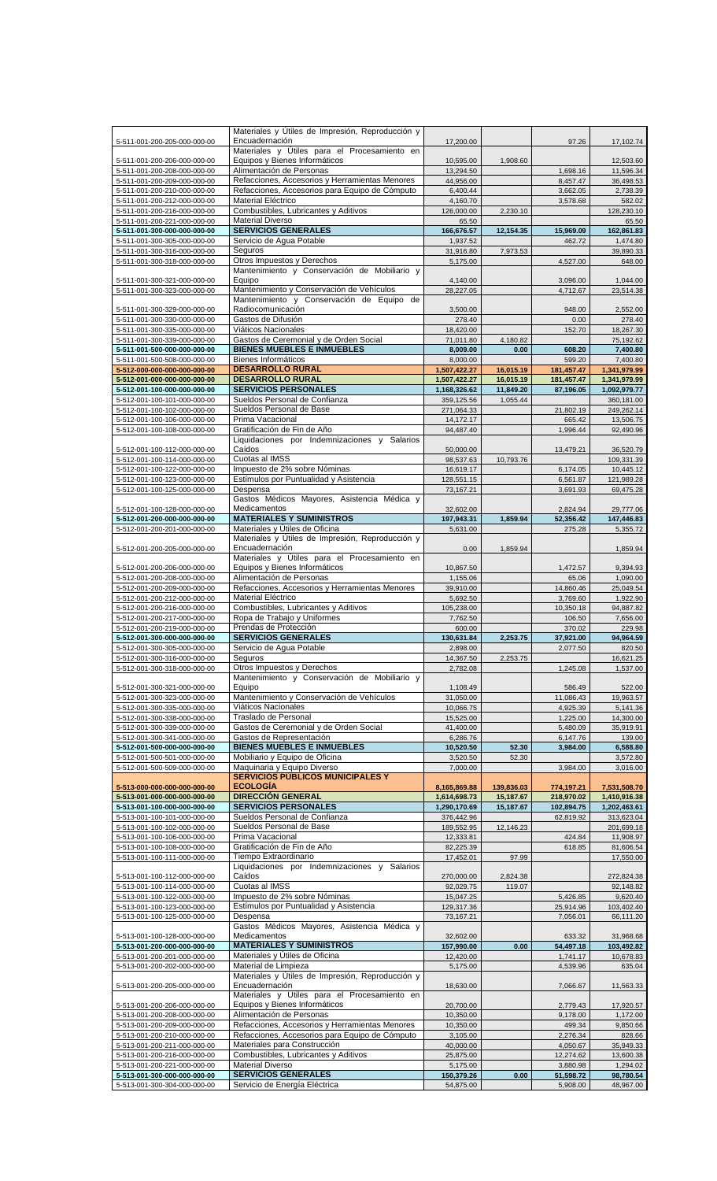| | | | | | |
|---|---|---|---|---|---|
| 5-511-001-200-205-000-000-00 | Materiales y Útiles de Impresión, Reproducción y Encuadernación | 17,200.00 | | 97.26 | 17,102.74 |
| 5-511-001-200-206-000-000-00 | Materiales y Útiles para el Procesamiento en Equipos y Bienes Informáticos | 10,595.00 | 1,908.60 | | 12,503.60 |
| 5-511-001-200-208-000-000-00 | Alimentación de Personas | 13,294.50 | | 1,698.16 | 11,596.34 |
| 5-511-001-200-209-000-000-00 | Refacciones, Accesorios y Herramientas Menores | 44,956.00 | | 8,457.47 | 36,498.53 |
| 5-511-001-200-210-000-000-00 | Refacciones, Accesorios para Equipo de Cómputo | 6,400.44 | | 3,662.05 | 2,738.39 |
| 5-511-001-200-212-000-000-00 | Material Eléctrico | 4,160.70 | | 3,578.68 | 582.02 |
| 5-511-001-200-216-000-000-00 | Combustibles, Lubricantes y Aditivos | 126,000.00 | 2,230.10 | | 128,230.10 |
| 5-511-001-200-221-000-000-00 | Material Diverso | 65.50 | | | 65.50 |
| **5-511-001-300-000-000-000-00** | **SERVICIOS GENERALES** | **166,676.57** | **12,154.35** | **15,969.09** | **162,861.83** |
| 5-511-001-300-305-000-000-00 | Servicio de Agua Potable | 1,937.52 | | 462.72 | 1,474.80 |
| 5-511-001-300-316-000-000-00 | Seguros | 31,916.80 | 7,973.53 | | 39,890.33 |
| 5-511-001-300-318-000-000-00 | Otros Impuestos y Derechos | 5,175.00 | | 4,527.00 | 648.00 |
| 5-511-001-300-321-000-000-00 | Mantenimiento y Conservación de Mobiliario y Equipo | 4,140.00 | | 3,096.00 | 1,044.00 |
| 5-511-001-300-323-000-000-00 | Mantenimiento y Conservación de Vehículos | 28,227.05 | | 4,712.67 | 23,514.38 |
| 5-511-001-300-329-000-000-00 | Mantenimiento y Conservación de Equipo de Radiocomunicación | 3,500.00 | | 948.00 | 2,552.00 |
| 5-511-001-300-330-000-000-00 | Gastos de Difusión | 278.40 | | 0.00 | 278.40 |
| 5-511-001-300-335-000-000-00 | Viáticos Nacionales | 18,420.00 | | 152.70 | 18,267.30 |
| 5-511-001-300-339-000-000-00 | Gastos de Ceremonial y de Orden Social | 71,011.80 | 4,180.82 | | 75,192.62 |
| **5-511-001-500-000-000-000-00** | **BIENES MUEBLES E INMUEBLES** | **8,009.00** | **0.00** | **608.20** | **7,400.80** |
| 5-511-001-500-508-000-000-00 | Bienes Informáticos | 8,000.00 | | 599.20 | 7,400.80 |
| **5-512-000-000-000-000-000-00** | **DESARROLLO RURAL** | **1,507,422.27** | **16,015.19** | **181,457.47** | **1,341,979.99** |
| **5-512-001-000-000-000-000-00** | **DESARROLLO RURAL** | **1,507,422.27** | **16,015.19** | **181,457.47** | **1,341,979.99** |
| **5-512-001-100-000-000-000-00** | **SERVICIOS PERSONALES** | **1,168,326.62** | **11,849.20** | **87,196.05** | **1,092,979.77** |
| 5-512-001-100-101-000-000-00 | Sueldos Personal de Confianza | 359,125.56 | 1,055.44 | | 360,181.00 |
| 5-512-001-100-102-000-000-00 | Sueldos Personal de Base | 271,064.33 | | 21,802.19 | 249,262.14 |
| 5-512-001-100-106-000-000-00 | Prima Vacacional | 14,172.17 | | 665.42 | 13,506.75 |
| 5-512-001-100-108-000-000-00 | Gratificación de Fin de Año | 94,487.40 | | 1,996.44 | 92,490.96 |
| 5-512-001-100-112-000-000-00 | Liquidaciones por Indemnizaciones y Salarios Caídos | 50,000.00 | | 13,479.21 | 36,520.79 |
| 5-512-001-100-114-000-000-00 | Cuotas al IMSS | 98,537.63 | 10,793.76 | | 109,331.39 |
| 5-512-001-100-122-000-000-00 | Impuesto de 2% sobre Nóminas | 16,619.17 | | 6,174.05 | 10,445.12 |
| 5-512-001-100-123-000-000-00 | Estímulos por Puntualidad y Asistencia | 128,551.15 | | 6,561.87 | 121,989.28 |
| 5-512-001-100-125-000-000-00 | Despensa | 73,167.21 | | 3,691.93 | 69,475.28 |
| 5-512-001-100-128-000-000-00 | Gastos Médicos Mayores, Asistencia Médica y Medicamentos | 32,602.00 | | 2,824.94 | 29,777.06 |
| **5-512-001-200-000-000-000-00** | **MATERIALES Y SUMINISTROS** | **197,943.31** | **1,859.94** | **52,356.42** | **147,446.83** |
| 5-512-001-200-201-000-000-00 | Materiales y Útiles de Oficina | 5,631.00 | | 275.28 | 5,355.72 |
| 5-512-001-200-205-000-000-00 | Materiales y Útiles de Impresión, Reproducción y Encuadernación | 0.00 | 1,859.94 | | 1,859.94 |
| 5-512-001-200-206-000-000-00 | Materiales y Útiles para el Procesamiento en Equipos y Bienes Informáticos | 10,867.50 | | 1,472.57 | 9,394.93 |
| 5-512-001-200-208-000-000-00 | Alimentación de Personas | 1,155.06 | | 65.06 | 1,090.00 |
| 5-512-001-200-209-000-000-00 | Refacciones, Accesorios y Herramientas Menores | 39,910.00 | | 14,860.46 | 25,049.54 |
| 5-512-001-200-212-000-000-00 | Material Eléctrico | 5,692.50 | | 3,769.60 | 1,922.90 |
| 5-512-001-200-216-000-000-00 | Combustibles, Lubricantes y Aditivos | 105,238.00 | | 10,350.18 | 94,887.82 |
| 5-512-001-200-217-000-000-00 | Ropa de Trabajo y Uniformes | 7,762.50 | | 106.50 | 7,656.00 |
| 5-512-001-200-219-000-000-00 | Prendas de Protección | 600.00 | | 370.02 | 229.98 |
| **5-512-001-300-000-000-000-00** | **SERVICIOS GENERALES** | **130,631.84** | **2,253.75** | **37,921.00** | **94,964.59** |
| 5-512-001-300-305-000-000-00 | Servicio de Agua Potable | 2,898.00 | | 2,077.50 | 820.50 |
| 5-512-001-300-316-000-000-00 | Seguros | 14,367.50 | 2,253.75 | | 16,621.25 |
| 5-512-001-300-318-000-000-00 | Otros Impuestos y Derechos | 2,782.08 | | 1,245.08 | 1,537.00 |
| 5-512-001-300-321-000-000-00 | Mantenimiento y Conservación de Mobiliario y Equipo | 1,108.49 | | 586.49 | 522.00 |
| 5-512-001-300-323-000-000-00 | Mantenimiento y Conservación de Vehículos | 31,050.00 | | 11,086.43 | 19,963.57 |
| 5-512-001-300-335-000-000-00 | Viáticos Nacionales | 10,066.75 | | 4,925.39 | 5,141.36 |
| 5-512-001-300-338-000-000-00 | Traslado de Personal | 15,525.00 | | 1,225.00 | 14,300.00 |
| 5-512-001-300-339-000-000-00 | Gastos de Ceremonial y de Orden Social | 41,400.00 | | 5,480.09 | 35,919.91 |
| 5-512-001-300-341-000-000-00 | Gastos de Representación | 6,286.76 | | 6,147.76 | 139.00 |
| **5-512-001-500-000-000-000-00** | **BIENES MUEBLES E INMUEBLES** | **10,520.50** | **52.30** | **3,984.00** | **6,588.80** |
| 5-512-001-500-501-000-000-00 | Mobiliario y Equipo de Oficina | 3,520.50 | 52.30 | | 3,572.80 |
| 5-512-001-500-509-000-000-00 | Maquinaria y Equipo Diverso | 7,000.00 | | 3,984.00 | 3,016.00 |
| **5-513-000-000-000-000-000-00** | **SERVICIOS PUBLICOS MUNICIPALES Y ECOLOGÍA** | **8,165,869.88** | **139,836.03** | **774,197.21** | **7,531,508.70** |
| **5-513-001-000-000-000-000-00** | **DIRECCIÓN GENERAL** | **1,614,698.73** | **15,187.67** | **218,970.02** | **1,410,916.38** |
| **5-513-001-100-000-000-000-00** | **SERVICIOS PERSONALES** | **1,290,170.69** | **15,187.67** | **102,894.75** | **1,202,463.61** |
| 5-513-001-100-101-000-000-00 | Sueldos Personal de Confianza | 376,442.96 | | 62,819.92 | 313,623.04 |
| 5-513-001-100-102-000-000-00 | Sueldos Personal de Base | 189,552.95 | 12,146.23 | | 201,699.18 |
| 5-513-001-100-106-000-000-00 | Prima Vacacional | 12,333.81 | | 424.84 | 11,908.97 |
| 5-513-001-100-108-000-000-00 | Gratificación de Fin de Año | 82,225.39 | | 618.85 | 81,606.54 |
| 5-513-001-100-111-000-000-00 | Tiempo Extraordinario | 17,452.01 | 97.99 | | 17,550.00 |
| 5-513-001-100-112-000-000-00 | Liquidaciones por Indemnizaciones y Salarios Caídos | 270,000.00 | 2,824.38 | | 272,824.38 |
| 5-513-001-100-114-000-000-00 | Cuotas al IMSS | 92,029.75 | 119.07 | | 92,148.82 |
| 5-513-001-100-122-000-000-00 | Impuesto de 2% sobre Nóminas | 15,047.25 | | 5,426.85 | 9,620.40 |
| 5-513-001-100-123-000-000-00 | Estímulos por Puntualidad y Asistencia | 129,317.36 | | 25,914.96 | 103,402.40 |
| 5-513-001-100-125-000-000-00 | Despensa | 73,167.21 | | 7,056.01 | 66,111.20 |
| 5-513-001-100-128-000-000-00 | Gastos Médicos Mayores, Asistencia Médica y Medicamentos | 32,602.00 | | 633.32 | 31,968.68 |
| **5-513-001-200-000-000-000-00** | **MATERIALES Y SUMINISTROS** | **157,990.00** | **0.00** | **54,497.18** | **103,492.82** |
| 5-513-001-200-201-000-000-00 | Materiales y Útiles de Oficina | 12,420.00 | | 1,741.17 | 10,678.83 |
| 5-513-001-200-202-000-000-00 | Material de Limpieza | 5,175.00 | | 4,539.96 | 635.04 |
| 5-513-001-200-205-000-000-00 | Materiales y Útiles de Impresión, Reproducción y Encuadernación | 18,630.00 | | 7,066.67 | 11,563.33 |
| 5-513-001-200-206-000-000-00 | Materiales y Útiles para el Procesamiento en Equipos y Bienes Informáticos | 20,700.00 | | 2,779.43 | 17,920.57 |
| 5-513-001-200-208-000-000-00 | Alimentación de Personas | 10,350.00 | | 9,178.00 | 1,172.00 |
| 5-513-001-200-209-000-000-00 | Refacciones, Accesorios y Herramientas Menores | 10,350.00 | | 499.34 | 9,850.66 |
| 5-513-001-200-210-000-000-00 | Refacciones, Accesorios para Equipo de Cómputo | 3,105.00 | | 2,276.34 | 828.66 |
| 5-513-001-200-211-000-000-00 | Materiales para Construcción | 40,000.00 | | 4,050.67 | 35,949.33 |
| 5-513-001-200-216-000-000-00 | Combustibles, Lubricantes y Aditivos | 25,875.00 | | 12,274.62 | 13,600.38 |
| 5-513-001-200-221-000-000-00 | Material Diverso | 5,175.00 | | 3,880.98 | 1,294.02 |
| **5-513-001-300-000-000-000-00** | **SERVICIOS GENERALES** | **150,379.26** | **0.00** | **51,598.72** | **98,780.54** |
| 5-513-001-300-304-000-000-00 | Servicio de Energía Eléctrica | 54,875.00 | | 5,908.00 | 48,967.00 |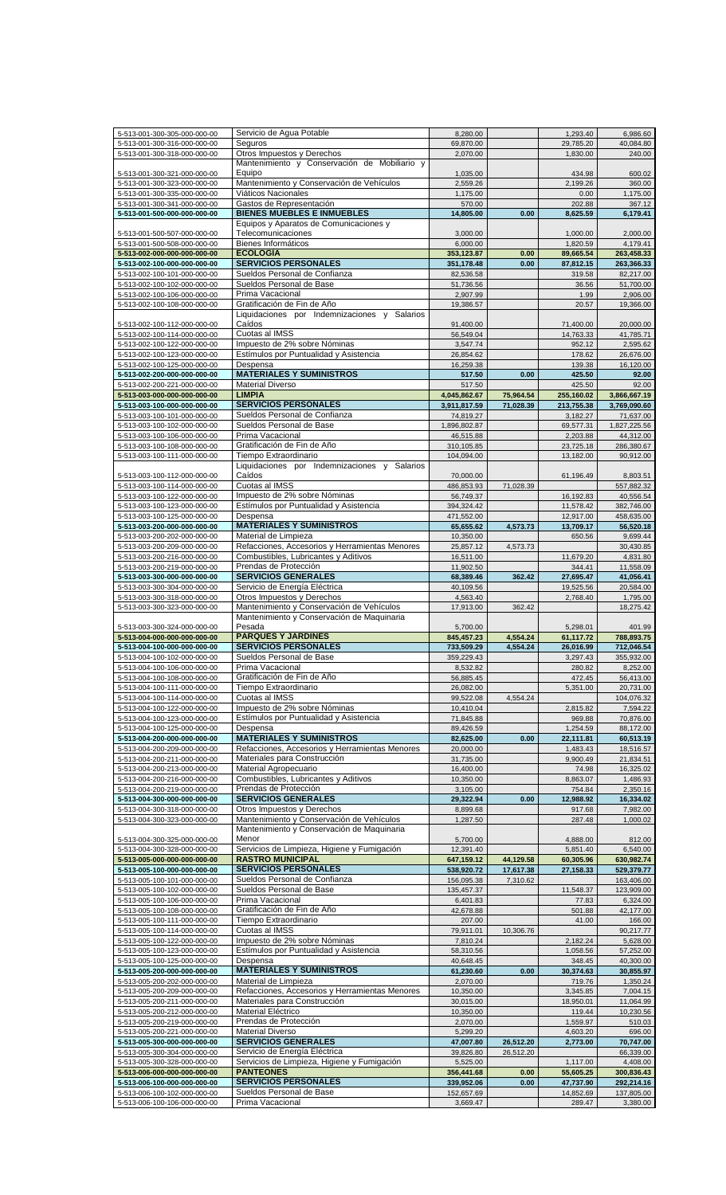| | | | | | |
|---|---|---|---|---|---|
| 5-513-001-300-305-000-000-00 | Servicio de Agua Potable | 8,280.00 | | 1,293.40 | 6,986.60 |
| 5-513-001-300-316-000-000-00 | Seguros | 69,870.00 | | 29,785.20 | 40,084.80 |
| 5-513-001-300-318-000-000-00 | Otros Impuestos y Derechos | 2,070.00 | | 1,830.00 | 240.00 |
| 5-513-001-300-321-000-000-00 | Mantenimiento y Conservación de Mobiliario y Equipo | 1,035.00 | | 434.98 | 600.02 |
| 5-513-001-300-323-000-000-00 | Mantenimiento y Conservación de Vehículos | 2,559.26 | | 2,199.26 | 360.00 |
| 5-513-001-300-335-000-000-00 | Viáticos Nacionales | 1,175.00 | | 0.00 | 1,175.00 |
| 5-513-001-300-341-000-000-00 | Gastos de Representación | 570.00 | | 202.88 | 367.12 |
| **5-513-001-500-000-000-000-00** | **BIENES MUEBLES E INMUEBLES** | **14,805.00** | **0.00** | **8,625.59** | **6,179.41** |
| 5-513-001-500-507-000-000-00 | Equipos y Aparatos de Comunicaciones y Telecomunicaciones | 3,000.00 | | 1,000.00 | 2,000.00 |
| 5-513-001-500-508-000-000-00 | Bienes Informáticos | 6,000.00 | | 1,820.59 | 4,179.41 |
| **5-513-002-000-000-000-000-00** | **ECOLOGÍA** | **353,123.87** | **0.00** | **89,665.54** | **263,458.33** |
| **5-513-002-100-000-000-000-00** | **SERVICIOS PERSONALES** | **351,178.48** | **0.00** | **87,812.15** | **263,366.33** |
| 5-513-002-100-101-000-000-00 | Sueldos Personal de Confianza | 82,536.58 | | 319.58 | 82,217.00 |
| 5-513-002-100-102-000-000-00 | Sueldos Personal de Base | 51,736.56 | | 36.56 | 51,700.00 |
| 5-513-002-100-106-000-000-00 | Prima Vacacional | 2,907.99 | | 1.99 | 2,906.00 |
| 5-513-002-100-108-000-000-00 | Gratificación de Fin de Año | 19,386.57 | | 20.57 | 19,366.00 |
| 5-513-002-100-112-000-000-00 | Liquidaciones por Indemnizaciones y Salarios Caídos | 91,400.00 | | 71,400.00 | 20,000.00 |
| 5-513-002-100-114-000-000-00 | Cuotas al IMSS | 56,549.04 | | 14,763.33 | 41,785.71 |
| 5-513-002-100-122-000-000-00 | Impuesto de 2% sobre Nóminas | 3,547.74 | | 952.12 | 2,595.62 |
| 5-513-002-100-123-000-000-00 | Estímulos por Puntualidad y Asistencia | 26,854.62 | | 178.62 | 26,676.00 |
| 5-513-002-100-125-000-000-00 | Despensa | 16,259.38 | | 139.38 | 16,120.00 |
| **5-513-002-200-000-000-000-00** | **MATERIALES Y SUMINISTROS** | **517.50** | **0.00** | **425.50** | **92.00** |
| 5-513-002-200-221-000-000-00 | Material Diverso | 517.50 | | 425.50 | 92.00 |
| **5-513-003-000-000-000-000-00** | **LIMPIA** | **4,045,862.67** | **75,964.54** | **255,160.02** | **3,866,667.19** |
| **5-513-003-100-000-000-000-00** | **SERVICIOS PERSONALES** | **3,911,817.59** | **71,028.39** | **213,755.38** | **3,769,090.60** |
| 5-513-003-100-101-000-000-00 | Sueldos Personal de Confianza | 74,819.27 | | 3,182.27 | 71,637.00 |
| 5-513-003-100-102-000-000-00 | Sueldos Personal de Base | 1,896,802.87 | | 69,577.31 | 1,827,225.56 |
| 5-513-003-100-106-000-000-00 | Prima Vacacional | 46,515.88 | | 2,203.88 | 44,312.00 |
| 5-513-003-100-108-000-000-00 | Gratificación de Fin de Año | 310,105.85 | | 23,725.18 | 286,380.67 |
| 5-513-003-100-111-000-000-00 | Tiempo Extraordinario | 104,094.00 | | 13,182.00 | 90,912.00 |
| 5-513-003-100-112-000-000-00 | Liquidaciones por Indemnizaciones y Salarios Caídos | 70,000.00 | | 61,196.49 | 8,803.51 |
| 5-513-003-100-114-000-000-00 | Cuotas al IMSS | 486,853.93 | 71,028.39 | | 557,882.32 |
| 5-513-003-100-122-000-000-00 | Impuesto de 2% sobre Nóminas | 56,749.37 | | 16,192.83 | 40,556.54 |
| 5-513-003-100-123-000-000-00 | Estímulos por Puntualidad y Asistencia | 394,324.42 | | 11,578.42 | 382,746.00 |
| 5-513-003-100-125-000-000-00 | Despensa | 471,552.00 | | 12,917.00 | 458,635.00 |
| **5-513-003-200-000-000-000-00** | **MATERIALES Y SUMINISTROS** | **65,655.62** | **4,573.73** | **13,709.17** | **56,520.18** |
| 5-513-003-200-202-000-000-00 | Material de Limpieza | 10,350.00 | | 650.56 | 9,699.44 |
| 5-513-003-200-209-000-000-00 | Refacciones, Accesorios y Herramientas Menores | 25,857.12 | 4,573.73 | | 30,430.85 |
| 5-513-003-200-216-000-000-00 | Combustibles, Lubricantes y Aditivos | 16,511.00 | | 11,679.20 | 4,831.80 |
| 5-513-003-200-219-000-000-00 | Prendas de Protección | 11,902.50 | | 344.41 | 11,558.09 |
| **5-513-003-300-000-000-000-00** | **SERVICIOS GENERALES** | **68,389.46** | **362.42** | **27,695.47** | **41,056.41** |
| 5-513-003-300-304-000-000-00 | Servicio de Energía Eléctrica | 40,109.56 | | 19,525.56 | 20,584.00 |
| 5-513-003-300-318-000-000-00 | Otros Impuestos y Derechos | 4,563.40 | | 2,768.40 | 1,795.00 |
| 5-513-003-300-323-000-000-00 | Mantenimiento y Conservación de Vehículos | 17,913.00 | 362.42 | | 18,275.42 |
| 5-513-003-300-324-000-000-00 | Mantenimiento y Conservación de Maquinaria Pesada | 5,700.00 | | 5,298.01 | 401.99 |
| **5-513-004-000-000-000-000-00** | **PARQUES Y JARDINES** | **845,457.23** | **4,554.24** | **61,117.72** | **788,893.75** |
| **5-513-004-100-000-000-000-00** | **SERVICIOS PERSONALES** | **733,509.29** | **4,554.24** | **26,016.99** | **712,046.54** |
| 5-513-004-100-102-000-000-00 | Sueldos Personal de Base | 359,229.43 | | 3,297.43 | 355,932.00 |
| 5-513-004-100-106-000-000-00 | Prima Vacacional | 8,532.82 | | 280.82 | 8,252.00 |
| 5-513-004-100-108-000-000-00 | Gratificación de Fin de Año | 56,885.45 | | 472.45 | 56,413.00 |
| 5-513-004-100-111-000-000-00 | Tiempo Extraordinario | 26,082.00 | | 5,351.00 | 20,731.00 |
| 5-513-004-100-114-000-000-00 | Cuotas al IMSS | 99,522.08 | 4,554.24 | | 104,076.32 |
| 5-513-004-100-122-000-000-00 | Impuesto de 2% sobre Nóminas | 10,410.04 | | 2,815.82 | 7,594.22 |
| 5-513-004-100-123-000-000-00 | Estímulos por Puntualidad y Asistencia | 71,845.88 | | 969.88 | 70,876.00 |
| 5-513-004-100-125-000-000-00 | Despensa | 89,426.59 | | 1,254.59 | 88,172.00 |
| **5-513-004-200-000-000-000-00** | **MATERIALES Y SUMINISTROS** | **82,625.00** | **0.00** | **22,111.81** | **60,513.19** |
| 5-513-004-200-209-000-000-00 | Refacciones, Accesorios y Herramientas Menores | 20,000.00 | | 1,483.43 | 18,516.57 |
| 5-513-004-200-211-000-000-00 | Materiales para Construcción | 31,735.00 | | 9,900.49 | 21,834.51 |
| 5-513-004-200-213-000-000-00 | Material Agropecuario | 16,400.00 | | 74.98 | 16,325.02 |
| 5-513-004-200-216-000-000-00 | Combustibles, Lubricantes y Aditivos | 10,350.00 | | 8,863.07 | 1,486.93 |
| 5-513-004-200-219-000-000-00 | Prendas de Protección | 3,105.00 | | 754.84 | 2,350.16 |
| **5-513-004-300-000-000-000-00** | **SERVICIOS GENERALES** | **29,322.94** | **0.00** | **12,988.92** | **16,334.02** |
| 5-513-004-300-318-000-000-00 | Otros Impuestos y Derechos | 8,899.68 | | 917.68 | 7,982.00 |
| 5-513-004-300-323-000-000-00 | Mantenimiento y Conservación de Vehículos | 1,287.50 | | 287.48 | 1,000.02 |
| 5-513-004-300-325-000-000-00 | Mantenimiento y Conservación de Maquinaria Menor | 5,700.00 | | 4,888.00 | 812.00 |
| 5-513-004-300-328-000-000-00 | Servicios de Limpieza, Higiene y Fumigación | 12,391.40 | | 5,851.40 | 6,540.00 |
| **5-513-005-000-000-000-000-00** | **RASTRO MUNICIPAL** | **647,159.12** | **44,129.58** | **60,305.96** | **630,982.74** |
| **5-513-005-100-000-000-000-00** | **SERVICIOS PERSONALES** | **538,920.72** | **17,617.38** | **27,158.33** | **529,379.77** |
| 5-513-005-100-101-000-000-00 | Sueldos Personal de Confianza | 156,095.38 | 7,310.62 | | 163,406.00 |
| 5-513-005-100-102-000-000-00 | Sueldos Personal de Base | 135,457.37 | | 11,548.37 | 123,909.00 |
| 5-513-005-100-106-000-000-00 | Prima Vacacional | 6,401.83 | | 77.83 | 6,324.00 |
| 5-513-005-100-108-000-000-00 | Gratificación de Fin de Año | 42,678.88 | | 501.88 | 42,177.00 |
| 5-513-005-100-111-000-000-00 | Tiempo Extraordinario | 207.00 | | 41.00 | 166.00 |
| 5-513-005-100-114-000-000-00 | Cuotas al IMSS | 79,911.01 | 10,306.76 | | 90,217.77 |
| 5-513-005-100-122-000-000-00 | Impuesto de 2% sobre Nóminas | 7,810.24 | | 2,182.24 | 5,628.00 |
| 5-513-005-100-123-000-000-00 | Estímulos por Puntualidad y Asistencia | 58,310.56 | | 1,058.56 | 57,252.00 |
| 5-513-005-100-125-000-000-00 | Despensa | 40,648.45 | | 348.45 | 40,300.00 |
| **5-513-005-200-000-000-000-00** | **MATERIALES Y SUMINISTROS** | **61,230.60** | **0.00** | **30,374.63** | **30,855.97** |
| 5-513-005-200-202-000-000-00 | Material de Limpieza | 2,070.00 | | 719.76 | 1,350.24 |
| 5-513-005-200-209-000-000-00 | Refacciones, Accesorios y Herramientas Menores | 10,350.00 | | 3,345.85 | 7,004.15 |
| 5-513-005-200-211-000-000-00 | Materiales para Construcción | 30,015.00 | | 18,950.01 | 11,064.99 |
| 5-513-005-200-212-000-000-00 | Material Eléctrico | 10,350.00 | | 119.44 | 10,230.56 |
| 5-513-005-200-219-000-000-00 | Prendas de Protección | 2,070.00 | | 1,559.97 | 510.03 |
| 5-513-005-200-221-000-000-00 | Material Diverso | 5,299.20 | | 4,603.20 | 696.00 |
| **5-513-005-300-000-000-000-00** | **SERVICIOS GENERALES** | **47,007.80** | **26,512.20** | **2,773.00** | **70,747.00** |
| 5-513-005-300-304-000-000-00 | Servicio de Energía Eléctrica | 39,826.80 | 26,512.20 | | 66,339.00 |
| 5-513-005-300-328-000-000-00 | Servicios de Limpieza, Higiene y Fumigación | 5,525.00 | | 1,117.00 | 4,408.00 |
| **5-513-006-000-000-000-000-00** | **PANTEONES** | **356,441.68** | **0.00** | **55,605.25** | **300,836.43** |
| **5-513-006-100-000-000-000-00** | **SERVICIOS PERSONALES** | **339,952.06** | **0.00** | **47,737.90** | **292,214.16** |
| 5-513-006-100-102-000-000-00 | Sueldos Personal de Base | 152,657.69 | | 14,852.69 | 137,805.00 |
| 5-513-006-100-106-000-000-00 | Prima Vacacional | 3,669.47 | | 289.47 | 3,380.00 |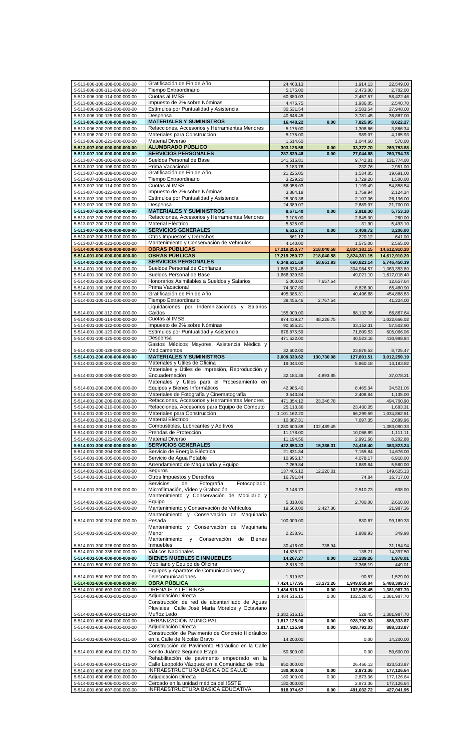| | | | | | |
|---|---|---|---|---|---|
| 5-513-006-100-108-000-000-00 | Gratificación de Fin de Año | 24,463.13 | | 1,914.13 | 22,549.00 |
| 5-513-006-100-111-000-000-00 | Tiempo Extraordinario | 5,175.00 | | 2,473.00 | 2,702.00 |
| 5-513-006-100-114-000-000-00 | Cuotas al IMSS | 60,880.03 | | 2,457.57 | 58,422.46 |
| 5-513-006-100-122-000-000-00 | Impuesto de 2% sobre Nóminas | 4,476.75 | | 1,936.05 | 2,540.70 |
| 5-513-006-100-123-000-000-00 | Estímulos por Puntualidad y Asistencia | 30,531.54 | | 2,583.54 | 27,948.00 |
| 5-513-006-100-125-000-000-00 | Despensa | 40,648.45 | | 3,781.45 | 36,867.00 |
| **5-513-006-200-000-000-000-00** | **MATERIALES Y SUMINISTROS** | **16,448.22** | **0.00** | **7,825.95** | **8,622.27** |
| 5-513-006-200-209-000-000-00 | Refacciones, Accesorios y Herramientas Menores | 5,175.00 | | 1,308.66 | 3,866.34 |
| 5-513-006-200-211-000-000-00 | Materiales para Construcción | 5,175.00 | | 989.07 | 4,185.93 |
| 5-513-006-200-221-000-000-00 | Material Diverso | 1,614.60 | | 1,044.60 | 570.00 |
| **5-513-007-000-000-000-000-00** | **ALUMBRADO PÚBLICO** | **303,126.58** | **0.00** | **33,372.70** | **269,753.88** |
| **5-513-007-100-000-000-000-00** | **SERVICIOS PERSONALES** | **287,839.46** | **0.00** | **27,044.68** | **260,794.78** |
| 5-513-007-100-102-000-000-00 | Sueldos Personal de Base | 141,516.81 | | 9,742.81 | 131,774.00 |
| 5-513-007-100-106-000-000-00 | Prima Vacacional | 3,183.76 | | 232.76 | 2,951.00 |
| 5-513-007-100-108-000-000-00 | Gratificación de Fin de Año | 21,225.05 | | 1,534.05 | 19,691.00 |
| 5-513-007-100-111-000-000-00 | Tiempo Extraordinario | 3,229.20 | | 1,729.20 | 1,500.00 |
| 5-513-007-100-114-000-000-00 | Cuotas al IMSS | 56,058.03 | | 1,199.49 | 54,858.54 |
| 5-513-007-100-122-000-000-00 | Impuesto de 2% sobre Nóminas | 3,884.18 | | 1,759.94 | 2,124.24 |
| 5-513-007-100-123-000-000-00 | Estímulos por Puntualidad y Asistencia | 28,303.36 | | 2,107.36 | 26,196.00 |
| 5-513-007-100-125-000-000-00 | Despensa | 24,389.07 | | 2,689.07 | 21,700.00 |
| **5-513-007-200-000-000-000-00** | **MATERIALES Y SUMINISTROS** | **8,671.40** | **0.00** | **2,918.30** | **5,753.10** |
| 5-513-007-200-209-000-000-00 | Refacciones, Accesorios y Herramientas Menores | 3,105.00 | | 2,845.00 | 260.00 |
| 5-513-007-200-212-000-000-00 | Material Eléctrico | 5,525.00 | | 31.90 | 5,493.10 |
| **5-513-007-300-000-000-000-00** | **SERVICIOS GENERALES** | **6,615.72** | **0.00** | **3,409.72** | **3,206.00** |
| 5-513-007-300-318-000-000-00 | Otros Impuestos y Derechos | 861.12 | | 220.12 | 641.00 |
| 5-513-007-300-323-000-000-00 | Mantenimiento y Conservación de Vehículos | 4,140.00 | | 1,575.00 | 2,565.00 |
| **5-514-000-000-000-000-000-00** | **OBRAS PÚBLICAS** | **17,219,250.77** | **218,040.58** | **2,824,381.15** | **14,612,910.20** |
| **5-514-001-000-000-000-000-00** | **OBRAS PÚBLICAS** | **17,219,250.77** | **218,040.58** | **2,824,381.15** | **14,612,910.20** |
| **5-514-001-100-000-000-000-00** | **SERVICIOS PERSONALES** | **6,348,621.60** | **58,651.93** | **660,823.14** | **5,746,450.39** |
| 5-514-001-100-101-000-000-00 | Sueldos Personal de Confianza | 1,668,338.46 | | 304,984.57 | 1,363,353.89 |
| 5-514-001-100-102-000-000-00 | Sueldos Personal de Base | 1,666,039.50 | | 49,021.10 | 1,617,018.40 |
| 5-514-001-100-105-000-000-00 | Honorarios Asimilables a Sueldos y Salarios | 5,000.00 | 7,657.64 | | 12,657.64 |
| 5-514-001-100-106-000-000-00 | Prima Vacacional | 74,307.80 | | 8,826.90 | 65,480.90 |
| 5-514-001-100-108-000-000-00 | Gratificación de Fin de Año | 495,385.31 | | 40,496.68 | 454,888.63 |
| 5-514-001-100-111-000-000-00 | Tiempo Extraordinario | 38,456.46 | 2,767.54 | | 41,224.00 |
| 5-514-001-100-112-000-000-00 | Liquidaciones por Indemnizaciones y Salarios Caídos | 155,000.00 | | 88,132.36 | 66,867.64 |
| 5-514-001-100-114-000-000-00 | Cuotas al IMSS | 974,439.27 | 48,226.75 | | 1,022,666.02 |
| 5-514-001-100-122-000-000-00 | Impuesto de 2% sobre Nóminas | 90,655.21 | | 33,152.31 | 57,502.90 |
| 5-514-001-100-123-000-000-00 | Estímulos por Puntualidad y Asistencia | 676,875.59 | | 71,809.53 | 605,066.06 |
| 5-514-001-100-125-000-000-00 | Despensa | 471,522.00 | | 40,523.16 | 430,998.84 |
| 5-514-001-100-128-000-000-00 | Gastos Médicos Mayores, Asistencia Médica y Medicamentos | 32,602.00 | | 23,876.53 | 8,725.47 |
| **5-514-001-200-000-000-000-00** | **MATERIALES Y SUMINISTROS** | **3,009,330.62** | **130,730.08** | **127,801.51** | **3,012,259.19** |
| 5-514-001-200-201-000-000-00 | Materiales y Útiles de Oficina | 19,044.00 | | 5,860.18 | 13,183.82 |
| 5-514-001-200-205-000-000-00 | Materiales y Útiles de Impresión, Reproducción y Encuadernación | 32,184.36 | 4,893.85 | | 37,078.21 |
| 5-514-001-200-206-000-000-00 | Materiales y Útiles para el Procesamiento en Equipos y Bienes Informáticos | 42,986.40 | | 8,465.34 | 34,521.06 |
| 5-514-001-200-207-000-000-00 | Materiales de Fotografía y Cinematografía | 3,543.84 | | 2,408.84 | 1,135.00 |
| 5-514-001-200-209-000-000-00 | Refacciones, Accesorios y Herramientas Menores | 471,354.12 | 23,346.78 | | 494,700.90 |
| 5-514-001-200-210-000-000-00 | Refacciones, Accesorios para Equipo de Cómputo | 25,113.36 | | 23,430.05 | 1,683.31 |
| 5-514-001-200-211-000-000-00 | Materiales para Construcción | 1,101,162.20 | | 66,299.59 | 1,034,862.61 |
| 5-514-001-200-212-000-000-00 | Material Eléctrico | 10,387.31 | | 7,697.35 | 2,689.96 |
| 5-514-001-200-216-000-000-00 | Combustibles, Lubricantes y Aditivos | 1,280,600.88 | 102,489.45 | | 1,383,090.33 |
| 5-514-001-200-219-000-000-00 | Prendas de Protección | 11,178.00 | | 10,066.89 | 1,111.11 |
| 5-514-001-200-221-000-000-00 | Material Diverso | 11,194.56 | | 2,991.68 | 8,202.88 |
| **5-514-001-300-000-000-000-00** | **SERVICIOS GENERALES** | **422,853.33** | **15,386.31** | **74,416.40** | **363,823.24** |
| 5-514-001-300-304-000-000-00 | Servicio de Energía Eléctrica | 21,831.84 | | 7,155.84 | 14,676.00 |
| 5-514-001-300-305-000-000-00 | Servicio de Agua Potable | 10,996.17 | | 4,078.17 | 6,918.00 |
| 5-514-001-300-307-000-000-00 | Arrendamiento de Maquinaria y Equipo | 7,269.84 | | 1,689.84 | 5,580.00 |
| 5-514-001-300-316-000-000-00 | Seguros | 137,405.12 | 12,220.01 | | 149,625.13 |
| 5-514-001-300-318-000-000-00 | Otros Impuestos y Derechos | 16,791.84 | | 74.84 | 16,717.00 |
| 5-514-001-300-319-000-000-00 | Servicios de Fotografía, Fotocopiado, Microfilmación, Video y Grabación | 3,148.73 | | 2,510.73 | 638.00 |
| 5-514-001-300-321-000-000-00 | Mantenimiento y Conservación de Mobiliario y Equipo | 5,310.00 | | 2,700.00 | 2,610.00 |
| 5-514-001-300-323-000-000-00 | Mantenimiento y Conservación de Vehículos | 19,560.00 | 2,427.36 | | 21,987.36 |
| 5-514-001-300-324-000-000-00 | Mantenimiento y Conservación de Maquinaria Pesada | 100,000.00 | | 830.67 | 99,169.33 |
| 5-514-001-300-325-000-000-00 | Mantenimiento y Conservación de Maquinaria Menor | 2,238.91 | | 1,888.93 | 349.98 |
| 5-514-001-300-326-000-000-00 | Mantenimiento y Conservación de Bienes Inmuebles | 30,416.00 | 738.94 | | 31,154.94 |
| 5-514-001-300-335-000-000-00 | Viáticos Nacionales | 14,535.71 | | 138.21 | 14,397.50 |
| **5-514-001-500-000-000-000-00** | **BIENES MUEBLES E INMUEBLES** | **14,267.27** | **0.00** | **12,289.26** | **1,978.01** |
| 5-514-001-500-501-000-000-00 | Mobiliario y Equipo de Oficina | 2,815.20 | | 2,366.19 | 449.01 |
| 5-514-001-500-507-000-000-00 | Equipos y Aparatos de Comunicaciones y Telecomunicaciones | 1,619.57 | | 90.57 | 1,529.00 |
| **5-514-001-600-000-000-000-00** | **OBRA PÚBLICA** | **7,424,177.95** | **13,272.26** | **1,949,050.84** | **5,488,399.37** |
| 5-514-001-600-603-000-000-00 | DRENAJE Y LETRINAS | 1,484,516.15 | 0.00 | 102,528.45 | 1,381,987.70 |
| 5-514-001-600-603-001-000-00 | Adjudicación Directa | 1,484,516.15 | 0.00 | 102,528.45 | 1,381,987.70 |
| 5-514-001-600-603-001-013-00 | Construcción de red de alcantarillado de Aguas Pluviales Calle José María Morelos y Octaviano Muñoz Ledo | 1,382,516.15 | | 528.45 | 1,381,987.70 |
| 5-514-001-600-604-000-000-00 | URBANIZACIÓN MUNICIPAL | 1,817,125.90 | 0.00 | 928,792.03 | 888,333.87 |
| 5-514-001-600-604-001-000-00 | Adjudicación Directa | 1,817,125.90 | 0.00 | 928,792.03 | 888,333.87 |
| 5-514-001-600-604-001-011-00 | Construcción de Pavimento de Concreto Hidráulico en la Calle de Nicolás Bravo | 14,200.00 | | 0.00 | 14,200.00 |
| 5-514-001-600-604-001-012-00 | Construcción de Pavimento Hidráulico en la Calle Benito Juárez Segunda Etapa | 50,600.00 | | 0.00 | 50,600.00 |
| 5-514-001-600-604-001-015-00 | Rehabilitación de pavimento empedrado en la Calle Leopoldo Vázquez en la Comunidad de Ixtla | 850,000.00 | | 26,466.13 | 823,533.87 |
| 5-514-001-600-606-000-000-00 | INFRAESTRUCTURA BÁSICA DE SALUD | 180,000.00 | 0.00 | 2,873.36 | 177,126.64 |
| 5-514-001-600-606-001-000-00 | Adjudicación Directa | 180,000.00 | 0.00 | 2,873.36 | 177,126.64 |
| 5-514-001-600-606-001-001-00 | Cercado en la unidad médica del ISSTE | 180,000.00 | | 2,873.36 | 177,126.64 |
| 5-514-001-600-607-000-000-00 | INFRAESTRUCTURA BÁSICA EDUCATIVA | 918,074.67 | 0.00 | 491,032.72 | 427,041.95 |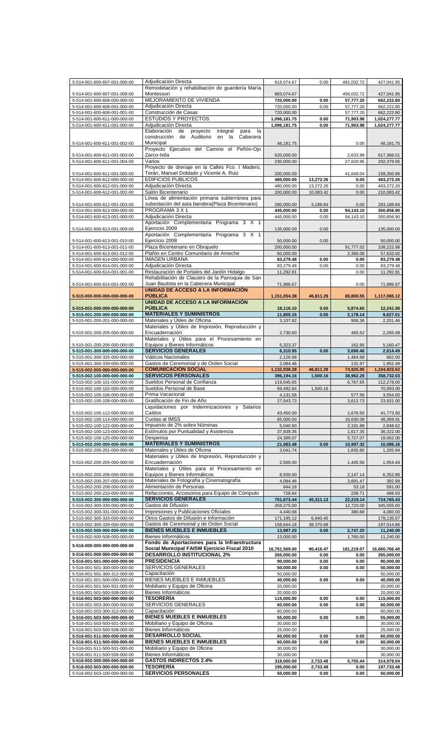| | | | | | |
|---|---|---|---|---|---|
| 5-514-001-600-607-001-000-00 | Adjudicación Directa | 918,074.67 | 0.00 | 491,032.72 | 427,041.95 |
| 5-514-001-600-607-001-008-00 | Remodelación y rehabilitación de guardería María Montessori | 883,074.67 | | 456,032.72 | 427,041.95 |
| 5-514-001-600-608-000-000-00 | MEJORAMIENTO DE VIVIENDA | 720,000.00 | 0.00 | 57,777.20 | 662,222.80 |
| 5-514-001-600-608-001-000-00 | Adjudicación Directa | 720,000.00 | 0.00 | 57,777.20 | 662,222.80 |
| 5-514-001-600-608-001-001-00 | Construcción de Casas | 720,000.00 | | 57,777.20 | 662,222.80 |
| 5-514-001-600-611-000-000-00 | ESTUDIOS Y PROYECTOS | 1,096,181.75 | 0.00 | 71,903.98 | 1,024,277.77 |
| 5-514-001-600-611-001-000-00 | Adjudicación Directa | 1,096,181.75 | 0.00 | 71,903.98 | 1,024,277.77 |
| 5-514-001-600-611-001-002-00 | Elaboración de proyecto integral para la construcción de Auditorio en la Cabecera Municipal | 46,181.75 | | 0.00 | 46,181.75 |
| 5-514-001-600-611-001-003-00 | Proyecto Ejecutivo del Camino el Peñón-Ojo Zarco-Ixtla | 620,000.00 | | 2,633.99 | 617,366.01 |
| 5-514-001-600-611-001-004-00 | Varios | 230,000.00 | | 27,620.95 | 202,379.05 |
| 5-514-001-600-611-001-005-00 | Proyecto de drenaje en la Calles Fco. I Madero, Terán, Manuel Doblado y Vicente A. Ruiz | 200,000.00 | | 41,649.04 | 158,350.96 |
| 5-514-001-600-612-000-000-00 | EDIFICIOS PUBLICOS | 480,000.00 | 13,272.26 | 0.00 | 493,272.26 |
| 5-514-001-600-612-001-000-00 | Adjudicación Directa | 480,000.00 | 13,272.26 | 0.00 | 493,272.26 |
| 5-514-001-600-612-001-002-00 | Salón Bicentenario | 200,000.00 | 10,083.42 | 0.00 | 210,083.42 |
| 5-514-001-600-612-001-003-00 | Línea de alimentación primaria subterránea para subestación del asta bandera(Plaza Bicentenario) | 280,000.00 | 3,188.84 | 0.00 | 283,188.84 |
| 5-514-001-600-613-000-000-00 | PROGRAMA 3 X 1 | 445,000.00 | 0.00 | 94,143.10 | 350,856.90 |
| 5-514-001-600-613-001-000-00 | Adjudicación Directa | 445,000.00 | 0.00 | 94,143.10 | 350,856.90 |
| 5-514-001-600-613-001-009-00 | Aportación Complementaria Programa 3 X 1 Ejercicio 2009 | 135,000.00 | 0.00 | | 135,000.00 |
| 5-514-001-600-613-001-010-00 | Aportación Complementaria Programa 3 X 1 Ejercicio 2008 | 50,000.00 | 0.00 | | 50,000.00 |
| 5-514-001-600-613-001-011-00 | Plaza Bicentenario en Obrajuelo | 200,000.00 | | 91,777.02 | 108,222.98 |
| 5-514-001-600-613-001-012-00 | Plafón en Centro Comunitario de Ameche | 60,000.00 | | 2,366.08 | 57,633.92 |
| 5-514-001-600-614-000-000-00 | IMAGEN URBANA | 83,279.48 | 0.00 | 0.00 | 83,279.48 |
| 5-514-001-600-614-001-000-00 | Adjudicación Directa | 83,279.48 | 0.00 | 0.00 | 83,279.48 |
| 5-514-001-600-614-001-001-00 | Restauración de Portales del Jardín Hidalgo | 11,292.81 | | 0.00 | 11,292.81 |
| 5-514-001-600-614-001-002-00 | Rehabilitación de Claustro de la Parroquia de San Juan Bautista en la Cabecera Municipal | 71,986.67 | | 0.00 | 71,986.67 |
| 5-515-000-000-000-000-000-00 | **UNIDAD DE ACCESO A LA INFORMACIÓN PÚBLICA** | **1,151,054.38** | **46,811.29** | **80,800.55** | **1,117,065.12** |
| 5-515-001-000-000-000-000-00 | **UNIDAD DE ACCESO A LA INFORMACIÓN PÚBLICA** | **18,116.10** | **0.00** | **5,874.60** | **12,241.50** |
| 5-515-001-200-000-000-000-00 | **MATERIALES Y SUMINISTROS** | **11,805.15** | **0.00** | **2,178.14** | **9,627.01** |
| 5-515-001-200-201-000-000-00 | Materiales y Útiles de Oficina | 3,107.82 | | 906.36 | 2,201.46 |
| 5-515-001-200-205-000-000-00 | Materiales y Útiles de Impresión, Reproducción y Encuadernación | 2,730.60 | | 465.52 | 2,265.08 |
| 5-515-001-200-206-000-000-00 | Materiales y Útiles para el Procesamiento en Equipos y Bienes Informáticos | 5,323.37 | | 162.90 | 5,160.47 |
| 5-515-001-300-000-000-000-00 | **SERVICIOS GENERALES** | **6,310.95** | **0.00** | **3,696.46** | **2,614.49** |
| 5-515-001-300-335-000-000-00 | Viáticos Nacionales | 2,126.68 | | 1,464.68 | 662.00 |
| 5-515-001-300-339-000-000-00 | Gastos de Ceremonial y de Orden Social | 2,084.46 | | 131.97 | 1,952.49 |
| 5-515-002-000-000-000-000-00 | **COMUNICACIÓN SOCIAL** | **1,132,938.28** | **46,811.29** | **74,925.95** | **1,104,823.62** |
| 5-515-002-100-000-000-000-00 | **SERVICIOS PERSONALES** | **396,194.16** | **1,500.16** | **38,962.29** | **358,732.03** |
| 5-515-002-100-101-000-000-00 | Sueldos Personal de Confianza | 119,045.65 | | 6,767.65 | 112,278.00 |
| 5-515-002-100-102-000-000-00 | Sueldos Personal de Base | 69,492.84 | 1,500.16 | | 70,993.00 |
| 5-515-002-100-106-000-000-00 | Prima Vacacional | 4,131.56 | | 577.56 | 3,554.00 |
| 5-515-002-100-108-000-000-00 | Gratificación de Fin de Año | 27,543.73 | | 3,612.73 | 23,931.00 |
| 5-515-002-100-112-000-000-00 | Liquidaciones por Indemnizaciones y Salarios Caídos | 43,450.00 | | 1,676.50 | 41,773.50 |
| 5-515-002-100-114-000-000-00 | Cuotas al IMSS | 65,000.00 | | 16,630.09 | 48,369.91 |
| 5-515-002-100-122-000-000-00 | Impuesto de 2% sobre Nóminas | 5,040.50 | | 2,191.88 | 2,848.62 |
| 5-515-002-100-123-000-000-00 | Estímulos por Puntualidad y Asistencia | 37,939.35 | | 1,617.35 | 36,322.00 |
| 5-515-002-100-125-000-000-00 | Despensa | 24,389.07 | | 5,727.07 | 18,662.00 |
| 5-515-002-200-000-000-000-00 | **MATERIALES Y SUMINISTROS** | **21,083.48** | **0.00** | **10,997.32** | **10,086.16** |
| 5-515-002-200-201-000-000-00 | Materiales y Útiles de Oficina | 3,041.74 | | 1,835.80 | 1,205.94 |
| 5-515-002-200-205-000-000-00 | Materiales y Útiles de Impresión, Reproducción y Encuadernación | 2,500.00 | | 1,445.56 | 1,054.44 |
| 5-515-002-200-206-000-000-00 | Materiales y Útiles para el Procesamiento en Equipos y Bienes Informáticos | 8,500.00 | | 2,147.14 | 6,352.86 |
| 5-515-002-200-207-000-000-00 | Materiales de Fotografía y Cinematografía | 4,084.46 | | 3,691.47 | 392.99 |
| 5-515-002-200-208-000-000-00 | Alimentación de Personas | 644.18 | | 53.18 | 591.00 |
| 5-515-002-200-210-000-000-00 | Refacciones, Accesorios para Equipo de Cómputo | 728.64 | | 239.71 | 488.93 |
| 5-515-002-300-000-000-000-00 | **SERVICIOS GENERALES** | **701,673.44** | **45,311.13** | **22,219.14** | **724,765.43** |
| 5-515-002-300-330-000-000-00 | Gastos de Difusión | 358,275.00 | | 12,720.00 | 345,555.00 |
| 5-515-002-300-331-000-000-00 | Impresiones y Publicaciones Oficiales | 4,440.68 | | 380.68 | 4,060.00 |
| 5-515-002-300-333-000-000-00 | Otros Gastos de Difusión e Información | 171,195.12 | 6,940.45 | | 178,135.57 |
| 5-515-002-300-339-000-000-00 | Gastos de Ceremonial y de Orden Social | 158,644.18 | 38,370.68 | | 197,014.86 |
| 5-515-002-500-000-000-000-00 | **BIENES MUEBLES E INMUEBLES** | **13,987.20** | **0.00** | **2,747.20** | **11,240.00** |
| 5-515-002-500-508-000-000-00 | Bienes Informáticos | 13,000.00 | | 1,760.00 | 11,240.00 |
| 5-516-000-000-000-000-000-00 | **Fondo de Aportaciones para la Infraestructura Social Municipal FAISM Ejercicio Fiscal 2010** | **16,751,569.00** | **90,416.47** | **181,219.07** | **16,660,766.40** |
| 5-516-001-000-000-000-000-00 | **DESARROLLO INSTITUCIONAL 2%** | **265,000.00** | **0.00** | **0.00** | **265,000.00** |
| 5-516-001-501-000-000-000-00 | **PRESIDENCIA** | **90,000.00** | **0.00** | **0.00** | **90,000.00** |
| 5-516-001-501-300-000-000-00 | SERVICIOS GENERALES | **50,000.00** | **0.00** | **0.00** | **50,000.00** |
| 5-516-001-501-300-312-000-00 | Capacitación | 50,000.00 | | | 50,000.00 |
| 5-516-001-501-500-000-000-00 | BIENES MUEBLES E INMUEBLES | **40,000.00** | **0.00** | **0.00** | **40,000.00** |
| 5-516-001-501-500-501-000-00 | Mobiliario y Equipo de Oficina | 20,000.00 | | | 20,000.00 |
| 5-516-001-501-500-508-000-00 | Bienes Informáticos | 20,000.00 | | | 20,000.00 |
| 5-516-001-503-000-000-000-00 | **TESORERÍA** | **115,000.00** | **0.00** | **0.00** | **115,000.00** |
| 5-516-001-503-300-000-000-00 | SERVICIOS GENERALES | **60,000.00** | **0.00** | **0.00** | **60,000.00** |
| 5-516-001-503-300-312-000-00 | Capacitación | 60,000.00 | | | 60,000.00 |
| 5-516-001-503-500-000-000-00 | **BIENES MUEBLES E INMUEBLES** | **55,000.00** | **0.00** | **0.00** | **55,000.00** |
| 5-516-001-503-500-501-000-00 | Mobiliario y Equipo de Oficina | 30,000.00 | | | 30,000.00 |
| 5-516-001-503-500-508-000-00 | Bienes Informáticos | 25,000.00 | | | 25,000.00 |
| 5-516-001-511-000-000-000-00 | **DESARROLLO SOCIAL** | **60,000.00** | **0.00** | **0.00** | **60,000.00** |
| 5-516-001-511-500-000-000-00 | **BIENES MUEBLES E INMUEBLES** | **60,000.00** | **0.00** | **0.00** | **60,000.00** |
| 5-516-001-511-500-501-000-00 | Mobiliario y Equipo de Oficina | 30,000.00 | | | 30,000.00 |
| 5-516-001-511-500-508-000-00 | Bienes Informáticos | 30,000.00 | | | 30,000.00 |
| 5-516-002-000-000-000-000-00 | **GASTOS INDIRECTOS 2.4%** | **318,000.00** | **2,733.48** | **5,755.44** | **314,978.04** |
| 5-516-002-503-000-000-000-00 | **TESORERÍA** | **195,000.00** | **2,733.48** | **0.00** | **197,733.48** |
| 5-516-002-503-100-000-000-00 | **SERVICIOS PERSONALES** | **50,000.00** | **0.00** | **0.00** | **50,000.00** |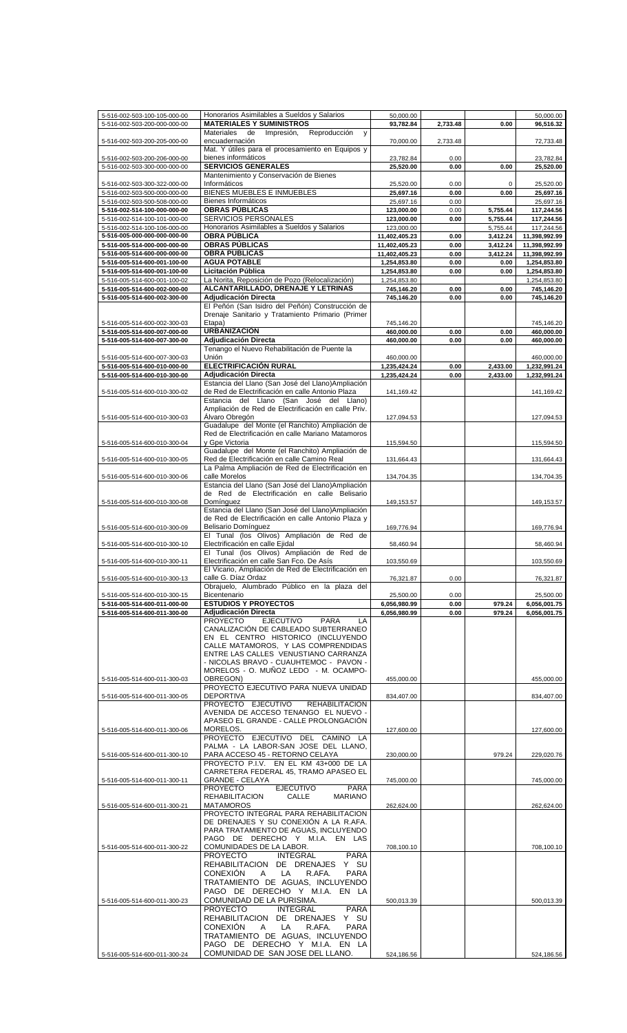| | | | | | |
|---|---|---|---|---|---|
| 5-516-002-503-100-105-000-00 | Honorarios Asimilables a Sueldos y Salarios | 50,000.00 | | | 50,000.00 |
| **5-516-002-503-200-000-000-00** | **MATERIALES Y SUMINISTROS** | **93,782.84** | **2,733.48** | **0.00** | **96,516.32** |
| 5-516-002-503-200-205-000-00 | Materiales de Impresión, Reproducción y encuadernación | 70,000.00 | 2,733.48 | | 72,733.48 |
| 5-516-002-503-200-206-000-00 | Mat. Y útiles para el procesamiento en Equipos y bienes informáticos | 23,782.84 | 0.00 | | 23,782.84 |
| **5-516-002-503-300-000-000-00** | **SERVICIOS GENERALES** | **25,520.00** | **0.00** | **0.00** | **25,520.00** |
| 5-516-002-503-300-322-000-00 | Mantenimiento y Conservación de Bienes Informáticos | 25,520.00 | 0.00 | 0 | 25,520.00 |
| **5-516-002-503-500-000-000-00** | **BIENES MUEBLES E INMUEBLES** | **25,697.16** | **0.00** | **0.00** | **25,697.16** |
| 5-516-002-503-500-508-000-00 | Bienes Informáticos | 25,697.16 | 0.00 | | 25,697.16 |
| **5-516-002-514-100-000-000-00** | **OBRAS PÚBLICAS** | **123,000.00** | 0.00 | **5,755.44** | **117,244.56** |
| 5-516-002-514-100-101-000-00 | SERVICIOS PERSONALES | **123,000.00** | **0.00** | **5,755.44** | **117,244.56** |
| 5-516-002-514-100-106-000-00 | Honorarios Asimilables a Sueldos y Salarios | 123,000.00 | | 5,755.44 | 117,244.56 |
| **5-516-005-000-000-000-000-00** | **OBRA PÚBLICA** | **11,402,405.23** | **0.00** | **3,412.24** | **11,398,992.99** |
| **5-516-005-514-000-000-000-00** | **OBRAS PÚBLICAS** | **11,402,405.23** | **0.00** | **3,412.24** | **11,398,992.99** |
| **5-516-005-514-600-000-000-00** | **OBRA PÚBLICAS** | **11,402,405.23** | **0.00** | **3,412.24** | **11,398,992.99** |
| **5-516-005-514-600-001-100-00** | **AGUA POTABLE** | **1,254,853.80** | **0.00** | **0.00** | **1,254,853.80** |
| **5-516-005-514-600-001-100-00** | **Licitación Pública** | **1,254,853.80** | **0.00** | **0.00** | **1,254,853.80** |
| 5-516-005-514-600-001-100-02 | La Norita, Reposición de Pozo (Relocalización) | 1,254,853.80 | | | 1,254,853.80 |
| **5-516-005-514-600-002-000-00** | **ALCANTARILLADO, DRENAJE Y LETRINAS** | **745,146.20** | **0.00** | **0.00** | **745,146.20** |
| **5-516-005-514-600-002-300-00** | **Adjudicación Directa** | **745,146.20** | **0.00** | **0.00** | **745,146.20** |
| 5-516-005-514-600-002-300-03 | El Peñón (San Isidro del Peñón) Construcción de Drenaje Sanitario y Tratamiento Primario (Primer Etapa) | 745,146.20 | | | 745,146.20 |
| **5-516-005-514-600-007-000-00** | **URBANIZACIÓN** | **460,000.00** | **0.00** | **0.00** | **460,000.00** |
| **5-516-005-514-600-007-300-00** | **Adjudicación Directa** | **460,000.00** | **0.00** | **0.00** | **460,000.00** |
| 5-516-005-514-600-007-300-03 | Tenango el Nuevo Rehabilitación de Puente la Unión | 460,000.00 | | | 460,000.00 |
| **5-516-005-514-600-010-000-00** | **ELECTRIFICACIÓN RURAL** | **1,235,424.24** | **0.00** | **2,433.00** | **1,232,991.24** |
| **5-516-005-514-600-010-300-00** | **Adjudicación Directa** | **1,235,424.24** | **0.00** | **2,433.00** | **1,232,991.24** |
| 5-516-005-514-600-010-300-02 | Estancia del Llano (San José del Llano)Ampliación de Red de Electrificación en calle Antonio Plaza | 141,169.42 | | | 141,169.42 |
| 5-516-005-514-600-010-300-03 | Estancia del Llano (San José del Llano) Ampliación de Red de Electrificación en calle Priv. Álvaro Obregón | 127,094.53 | | | 127,094.53 |
| 5-516-005-514-600-010-300-04 | Guadalupe del Monte (el Ranchito) Ampliación de Red de Electrificación en calle Mariano Matamoros y Gpe Victoria | 115,594.50 | | | 115,594.50 |
| 5-516-005-514-600-010-300-05 | Guadalupe del Monte (el Ranchito) Ampliación de Red de Electrificación en calle Camino Real | 131,664.43 | | | 131,664.43 |
| 5-516-005-514-600-010-300-06 | La Palma Ampliación de Red de Electrificación en calle Morelos | 134,704.35 | | | 134,704.35 |
| 5-516-005-514-600-010-300-08 | Estancia del Llano (San José del Llano)Ampliación de Red de Electrificación en calle Belisario Domínguez | 149,153.57 | | | 149,153.57 |
| 5-516-005-514-600-010-300-09 | Estancia del Llano (San José del Llano)Ampliación de Red de Electrificación en calle Antonio Plaza y Belisario Domínguez | 169,776.94 | | | 169,776.94 |
| 5-516-005-514-600-010-300-10 | El Tunal (los Olivos) Ampliación de Red de Electrificación en calle Ejidal | 58,460.94 | | | 58,460.94 |
| 5-516-005-514-600-010-300-11 | El Tunal (los Olivos) Ampliación de Red de Electrificación en calle San Fco. De Asís | 103,550.69 | | | 103,550.69 |
| 5-516-005-514-600-010-300-13 | El Vicario, Ampliación de Red de Electrificación en calle G. Díaz Ordaz | 76,321.87 | 0.00 | | 76,321.87 |
| 5-516-005-514-600-010-300-15 | Obrajuelo, Alumbrado Público en la plaza del Bicentenario | 25,500.00 | 0.00 | | 25,500.00 |
| **5-516-005-514-600-011-000-00** | **ESTUDIOS Y PROYECTOS** | **6,056,980.99** | **0.00** | **979.24** | **6,056,001.75** |
| **5-516-005-514-600-011-300-00** | **Adjudicación Directa** | **6,056,980.99** | **0.00** | **979.24** | **6,056,001.75** |
| 5-516-005-514-600-011-300-03 | PROYECTO EJECUTIVO PARA LA CANALIZACIÓN DE CABLEADO SUBTERRANEO EN EL CENTRO HISTORICO (INCLUYENDO CALLE MATAMOROS, Y LAS COMPRENDIDAS ENTRE LAS CALLES VENUSTIANO CARRANZA - NICOLAS BRAVO - CUAUHTEMOC - PAVON - MORELOS - O. MUÑOZ LEDO - M. OCAMPO-OBREGON) | 455,000.00 | | | 455,000.00 |
| 5-516-005-514-600-011-300-05 | PROYECTO EJECUTIVO PARA NUEVA UNIDAD DEPORTIVA | 834,407.00 | | | 834,407.00 |
| 5-516-005-514-600-011-300-06 | PROYECTO EJECUTIVO REHABILITACION AVENIDA DE ACCESO TENANGO EL NUEVO - APASEO EL GRANDE - CALLE PROLONGACIÓN MORELOS. | 127,600.00 | | | 127,600.00 |
| 5-516-005-514-600-011-300-10 | PROYECTO EJECUTIVO DEL CAMINO LA PALMA - LA LABOR-SAN JOSE DEL LLANO, PARA ACCESO 45 - RETORNO CELAYA | 230,000.00 | | 979.24 | 229,020.76 |
| 5-516-005-514-600-011-300-11 | PROYECTO P.I.V. EN EL KM 43+000 DE LA CARRETERA FEDERAL 45, TRAMO APASEO EL GRANDE - CELAYA | 745,000.00 | | | 745,000.00 |
| 5-516-005-514-600-011-300-21 | PROYECTO EJECUTIVO PARA REHABILITACION CALLE MARIANO MATAMOROS | 262,624.00 | | | 262,624.00 |
| 5-516-005-514-600-011-300-22 | PROYECTO INTEGRAL PARA REHABILITACION DE DRENAJES Y SU CONEXIÓN A LA R.AFA. PARA TRATAMIENTO DE AGUAS, INCLUYENDO PAGO DE DERECHO Y M.I.A. EN LAS COMUNIDADES DE LA LABOR. | 708,100.10 | | | 708,100.10 |
| 5-516-005-514-600-011-300-23 | PROYECTO INTEGRAL PARA REHABILITACION DE DRENAJES Y SU CONEXIÓN A LA R.AFA. PARA TRATAMIENTO DE AGUAS, INCLUYENDO PAGO DE DERECHO Y M.I.A. EN LA COMUNIDAD DE LA PURISIMA. | 500,013.39 | | | 500,013.39 |
| 5-516-005-514-600-011-300-24 | PROYECTO INTEGRAL PARA REHABILITACION DE DRENAJES Y SU CONEXIÓN A LA R.AFA. PARA TRATAMIENTO DE AGUAS, INCLUYENDO PAGO DE DERECHO Y M.I.A. EN LA COMUNIDAD DE SAN JOSE DEL LLANO. | 524,186.56 | | | 524,186.56 |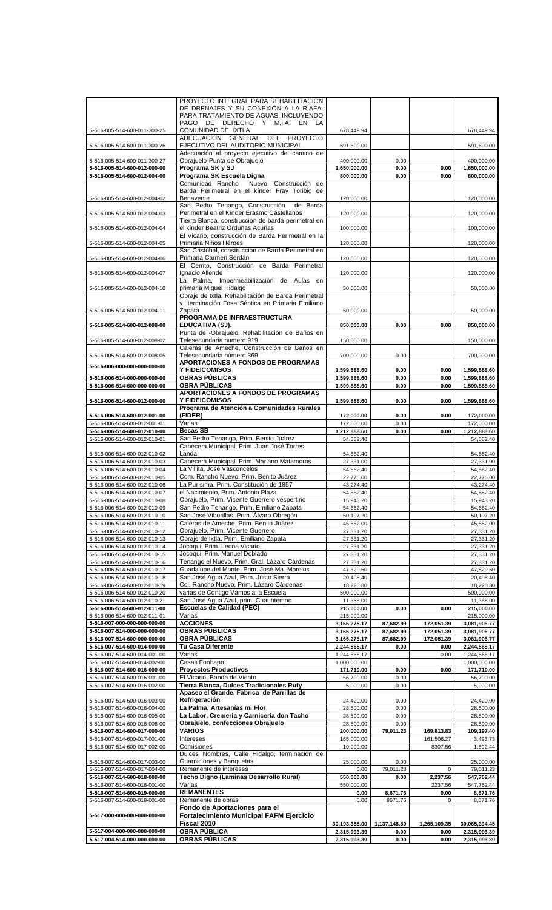| | | | | | |
|---|---|---|---|---|---|
| 5-516-005-514-600-011-300-25 | PROYECTO INTEGRAL PARA REHABILITACION DE DRENAJES Y SU CONEXIÓN A LA R.AFA. PARA TRATAMIENTO DE AGUAS, INCLUYENDO PAGO DE DERECHO Y M.I.A. EN LA COMUNIDAD DE IXTLA | 678,449.94 | | | 678,449.94 |
| 5-516-005-514-600-011-300-26 | ADECUACION GENERAL DEL PROYECTO EJECUTIVO DEL AUDITORIO MUNICIPAL | 591,600.00 | | | 591,600.00 |
| 5-516-005-514-600-011-300-27 | Adecuación al proyecto ejecutivo del camino de Obrajuelo-Punta de Obrajuelo | 400,000.00 | 0.00 | | 400,000.00 |
| **5-516-005-514-600-012-000-00** | **Programa SK y SJ** | **1,650,000.00** | **0.00** | **0.00** | **1,650,000.00** |
| **5-516-005-514-600-012-004-00** | **Programa SK Escuela Digna** | **800,000.00** | **0.00** | **0.00** | **800,000.00** |
| 5-516-005-514-600-012-004-02 | Comunidad Rancho Nuevo, Construcción de Barda Perimetral en el kínder Fray Toribio de Benavente | 120,000.00 | | | 120,000.00 |
| 5-516-005-514-600-012-004-03 | San Pedro Tenango, Construcción de Barda Perimetral en el Kínder Erasmo Castellanos | 120,000.00 | | | 120,000.00 |
| 5-516-005-514-600-012-004-04 | Tierra Blanca, construcción de barda perimetral en el kínder Beatriz Orduñas Acuñas | 100,000.00 | | | 100,000.00 |
| 5-516-005-514-600-012-004-05 | El Vicario, construcción de Barda Perimetral en la Primaria Niños Héroes | 120,000.00 | | | 120,000.00 |
| 5-516-005-514-600-012-004-06 | San Cristóbal, construcción de Barda Perimetral en Primaria Carmen Serdán | 120,000.00 | | | 120,000.00 |
| 5-516-005-514-600-012-004-07 | El Cerrito, Construcción de Barda Perimetral Ignacio Allende | 120,000.00 | | | 120,000.00 |
| 5-516-005-514-600-012-004-10 | La Palma, Impermeabilización de Aulas en primaria Miguel Hidalgo | 50,000.00 | | | 50,000.00 |
| 5-516-005-514-600-012-004-11 | Obraje de Ixtla, Rehabilitación de Barda Perimetral y terminación Fosa Séptica en Primaria Emiliano Zapata | 50,000.00 | | | 50,000.00 |
| **5-516-005-514-600-012-008-00** | **PROGRAMA DE INFRAESTRUCTURA EDUCATIVA (SJ).** | **850,000.00** | **0.00** | **0.00** | **850,000.00** |
| 5-516-005-514-600-012-008-02 | Punta de -Obrajuelo, Rehabilitación de Baños en Telesecundaria numero 919 | 150,000.00 | | | 150,000.00 |
| 5-516-005-514-600-012-008-05 | Caleras de Ameche, Construcción de Baños en Telesecundaria número 369 | 700,000.00 | 0.00 | | 700,000.00 |
| **5-516-006-000-000-000-000-00** | **APORTACIONES A FONDOS DE PROGRAMAS Y FIDEICOMISOS** | **1,599,888.60** | **0.00** | **0.00** | **1,599,888.60** |
| **5-516-006-514-000-000-000-00** | **OBRAS PÚBLICAS** | **1,599,888.60** | **0.00** | **0.00** | **1,599,888.60** |
| **5-516-006-514-600-000-000-00** | **OBRA PÚBLICAS** | **1,599,888.60** | **0.00** | **0.00** | **1,599,888.60** |
| **5-516-006-514-600-012-000-00** | **APORTACIONES A FONDOS DE PROGRAMAS Y FIDEICOMISOS** | **1,599,888.60** | **0.00** | **0.00** | **1,599,888.60** |
| **5-516-006-514-600-012-001-00** | **Programa de Atención a Comunidades Rurales (FIDER)** | **172,000.00** | **0.00** | **0.00** | **172,000.00** |
| 5-516-006-514-600-012-001-01 | Varias | 172,000.00 | 0.00 | | 172,000.00 |
| **5-516-006-514-600-012-010-00** | **Becas SB** | **1,212,888.60** | **0.00** | **0.00** | **1,212,888.60** |
| 5-516-006-514-600-012-010-01 | San Pedro Tenango, Prim. Benito Juárez | 54,662.40 | | | 54,662.40 |
| 5-516-006-514-600-012-010-02 | Cabecera Municipal, Prim. Juan José Torres Landa | 54,662.40 | | | 54,662.40 |
| 5-516-006-514-600-012-010-03 | Cabecera Municipal, Prim. Mariano Matamoros | 27,331.00 | | | 27,331.00 |
| 5-516-006-514-600-012-010-04 | La Villita, José Vasconcelos | 54,662.40 | | | 54,662.40 |
| 5-516-006-514-600-012-010-05 | Com. Rancho Nuevo, Prim. Benito Juárez | 22,776.00 | | | 22,776.00 |
| 5-516-006-514-600-012-010-06 | La Purísima, Prim. Constitución de 1857 | 43,274.40 | | | 43,274.40 |
| 5-516-006-514-600-012-010-07 | el Nacimiento, Prim. Antonio Plaza | 54,662.40 | | | 54,662.40 |
| 5-516-006-514-600-012-010-08 | Obrajuelo, Prim. Vicente Guerrero vespertino | 15,943.20 | | | 15,943.20 |
| 5-516-006-514-600-012-010-09 | San Pedro Tenango, Prim. Emiliano Zapata | 54,662.40 | | | 54,662.40 |
| 5-516-006-514-600-012-010-10 | San José Viborillas, Prim. Álvaro Obregón | 50,107.20 | | | 50,107.20 |
| 5-516-006-514-600-012-010-11 | Caleras de Ameche, Prim. Benito Juárez | 45,552.00 | | | 45,552.00 |
| 5-516-006-514-600-012-010-12 | Obrajuelo, Prim. Vicente Guerrero | 27,331.20 | | | 27,331.20 |
| 5-516-006-514-600-012-010-13 | Obraje de Ixtla, Prim. Emiliano Zapata | 27,331.20 | | | 27,331.20 |
| 5-516-006-514-600-012-010-14 | Jocoqui, Prim. Leona Vicario | 27,331.20 | | | 27,331.20 |
| 5-516-006-514-600-012-010-15 | Jocoqui, Prim. Manuel Doblado | 27,331.20 | | | 27,331.20 |
| 5-516-006-514-600-012-010-16 | Tenango el Nuevo, Prim. Gral. Lázaro Cárdenas | 27,331.20 | | | 27,331.20 |
| 5-516-006-514-600-012-010-17 | Guadalupe del Monte, Prim. José Ma. Morelos | 47,829.60 | | | 47,829.60 |
| 5-516-006-514-600-012-010-18 | San José Agua Azul, Prim. Justo Sierra | 20,498.40 | | | 20,498.40 |
| 5-516-006-514-600-012-010-19 | Col. Rancho Nuevo, Prim. Lázaro Cárdenas | 18,220.80 | | | 18,220.80 |
| 5-516-006-514-600-012-010-20 | varias de Contigo Vamos a la Escuela | 500,000.00 | | | 500,000.00 |
| 5-516-006-514-600-012-010-21 | San José Agua Azul, prim. Cuauhtémoc | 11,388.00 | | | 11,388.00 |
| **5-516-006-514-600-012-011-00** | **Escuelas de Calidad (PEC)** | **215,000.00** | **0.00** | **0.00** | **215,000.00** |
| 5-516-006-514-600-012-011-01 | Varias | 215,000.00 | | | 215,000.00 |
| **5-516-007-000-000-000-000-00** | **ACCIONES** | **3,166,275.17** | **87,682.99** | **172,051.39** | **3,081,906.77** |
| **5-516-007-514-000-000-000-00** | **OBRAS PUBLICAS** | **3,166,275.17** | **87,682.99** | **172,051.39** | **3,081,906.77** |
| **5-516-007-514-600-000-000-00** | **OBRA PÚBLICAS** | **3,166,275.17** | **87,682.99** | **172,051.39** | **3,081,906.77** |
| **5-516-007-514-600-014-000-00** | **Tu Casa Diferente** | **2,244,565.17** | **0.00** | **0.00** | **2,244,565.17** |
| 5-516-007-514-600-014-001-00 | Varias | 1,244,565.17 | | 0.00 | 1,244,565.17 |
| 5-516-007-514-600-014-002-00 | Casas Fonhapo | 1,000,000.00 | | | 1,000,000.00 |
| **5-516-007-514-600-016-000-00** | **Proyectos Productivos** | **171,710.00** | **0.00** | **0.00** | **171,710.00** |
| 5-516-007-514-600-016-001-00 | El Vicario, Banda de Viento | 56,790.00 | 0.00 | | 56,790.00 |
| 5-516-007-514-600-016-002-00 | **Tierra Blanca, Dulces Tradicionales Rufy** | 5,000.00 | 0.00 | | 5,000.00 |
| 5-516-007-514-600-016-003-00 | **Apaseo el Grande, Fabrica de Parrillas de Refrigeración** | 24,420.00 | 0.00 | | 24,420.00 |
| 5-516-007-514-600-016-004-00 | **La Palma, Artesanías mi Flor** | 28,500.00 | 0.00 | | 28,500.00 |
| 5-516-007-514-600-016-005-00 | **La Labor, Cremería y Carnicería don Tacho** | 28,500.00 | 0.00 | | 28,500.00 |
| 5-516-007-514-600-016-006-00 | **Obrajuelo, confecciones Obrajuelo** | 28,500.00 | 0.00 | | 28,500.00 |
| **5-516-007-514-600-017-000-00** | **VARIOS** | **200,000.00** | **79,011.23** | **169,813.83** | **109,197.40** |
| 5-516-007-514-600-017-001-00 | Intereses | 165,000.00 | | 161,506.27 | 3,493.73 |
| 5-516-007-514-600-017-002-00 | Comisiones | 10,000.00 | | 8307.56 | 1,692.44 |
| 5-516-007-514-600-017-003-00 | Dulces Nombres, Calle Hidalgo, terminación de Guarniciones y Banquetas | 25,000.00 | 0.00 | | 25,000.00 |
| 5-516-007-514-600-017-004-00 | Remanente de intereses | 0.00 | 79,011.23 | 0 | 79,011.23 |
| **5-516-007-514-600-018-000-00** | **Techo Digno (Laminas Desarrollo Rural)** | **550,000.00** | **0.00** | **2,237.56** | **547,762.44** |
| 5-516-007-514-600-018-001-00 | Varias | 550,000.00 | | 2237.56 | 547,762.44 |
| **5-516-007-514-600-019-000-00** | **REMANENTES** | **0.00** | **8,671.76** | **0.00** | **8,671.76** |
| 5-516-007-514-600-019-001-00 | Remanente de obras | 0.00 | 8671.76 | 0 | 8,671.76 |
| **5-517-000-000-000-000-000-00** | **Fondo de Aportaciones para el Fortalecimiento Municipal FAFM Ejercicio Fiscal 2010** | **30,193,355.00** | **1,137,148.80** | **1,265,109.35** | **30,065,394.45** |
| **5-517-004-000-000-000-000-00** | **OBRA PÚBLICA** | **2,315,993.39** | **0.00** | **0.00** | **2,315,993.39** |
| **5-517-004-514-000-000-000-00** | **OBRAS PÚBLICAS** | **2,315,993.39** | **0.00** | **0.00** | **2,315,993.39** |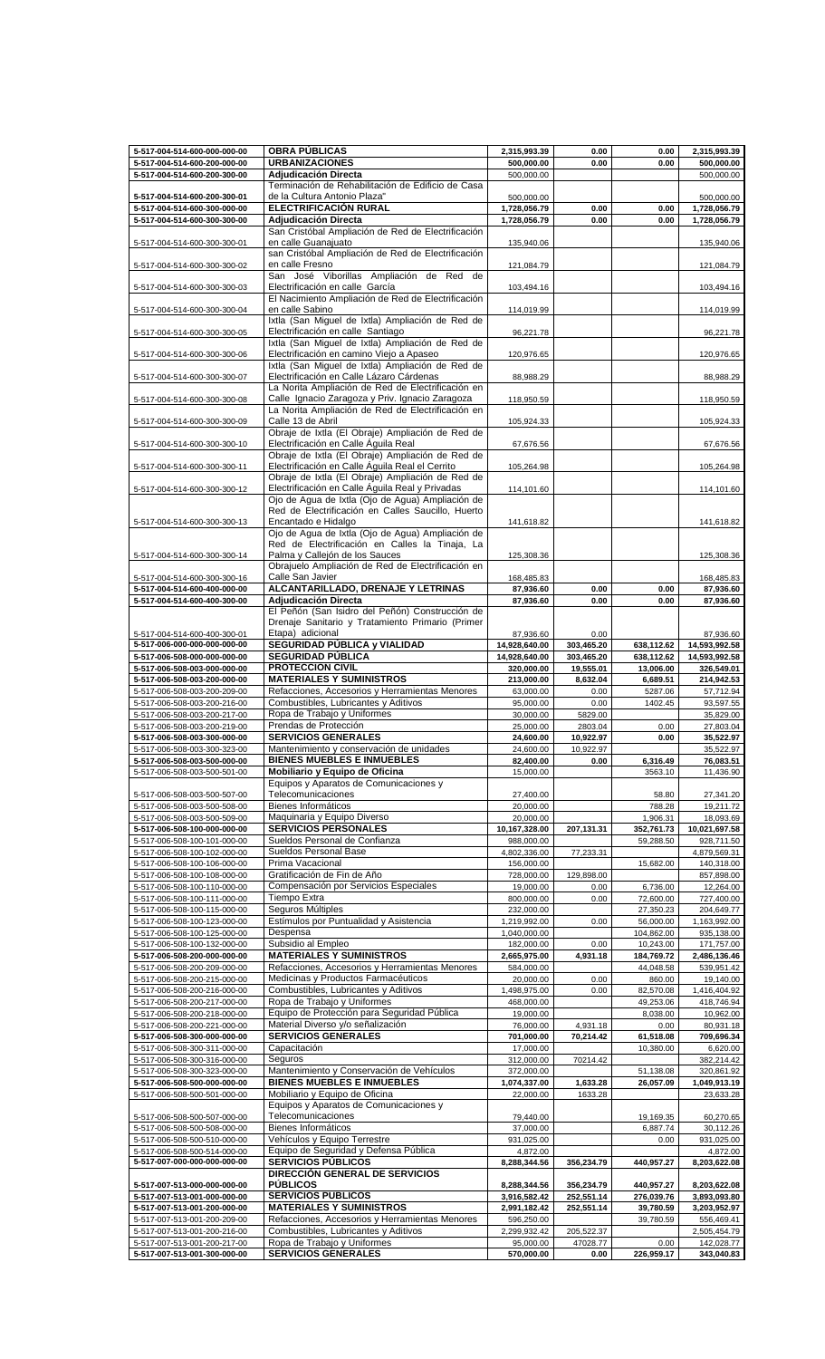| | | | | | |
|---|---|---|---|---|---|
| 5-517-004-514-600-000-000-00 | **OBRA PÚBLICAS** | 2,315,993.39 | 0.00 | 0.00 | 2,315,993.39 |
| 5-517-004-514-600-200-000-00 | **URBANIZACIONES** | 500,000.00 | 0.00 | 0.00 | 500,000.00 |
| 5-517-004-514-600-200-300-00 | **Adjudicación Directa** | 500,000.00 | | | 500,000.00 |
| 5-517-004-514-600-200-300-01 | Terminación de Rehabilitación de Edificio de Casa de la Cultura Antonio Plaza" | 500,000.00 | | | 500,000.00 |
| 5-517-004-514-600-300-000-00 | **ELECTRIFICACIÓN RURAL** | 1,728,056.79 | 0.00 | 0.00 | 1,728,056.79 |
| 5-517-004-514-600-300-300-00 | **Adjudicación Directa** | 1,728,056.79 | 0.00 | 0.00 | 1,728,056.79 |
| 5-517-004-514-600-300-300-01 | San Cristóbal Ampliación de Red de Electrificación en calle Guanajuato | 135,940.06 | | | 135,940.06 |
| 5-517-004-514-600-300-300-02 | san Cristóbal Ampliación de Red de Electrificación en calle Fresno | 121,084.79 | | | 121,084.79 |
| 5-517-004-514-600-300-300-03 | San José Viborillas Ampliación de Red de Electrificación en calle García | 103,494.16 | | | 103,494.16 |
| 5-517-004-514-600-300-300-04 | El Nacimiento Ampliación de Red de Electrificación en calle Sabino | 114,019.99 | | | 114,019.99 |
| 5-517-004-514-600-300-300-05 | Ixtla (San Miguel de Ixtla) Ampliación de Red de Electrificación en calle Santiago | 96,221.78 | | | 96,221.78 |
| 5-517-004-514-600-300-300-06 | Ixtla (San Miguel de Ixtla) Ampliación de Red de Electrificación en camino Viejo a Apaseo | 120,976.65 | | | 120,976.65 |
| 5-517-004-514-600-300-300-07 | Ixtla (San Miguel de Ixtla) Ampliación de Red de Electrificación en Calle Lázaro Cárdenas | 88,988.29 | | | 88,988.29 |
| 5-517-004-514-600-300-300-08 | La Norita Ampliación de Red de Electrificación en Calle Ignacio Zaragoza y Priv. Ignacio Zaragoza | 118,950.59 | | | 118,950.59 |
| 5-517-004-514-600-300-300-09 | La Norita Ampliación de Red de Electrificación en Calle 13 de Abril | 105,924.33 | | | 105,924.33 |
| 5-517-004-514-600-300-300-10 | Obraje de Ixtla (El Obraje) Ampliación de Red de Electrificación en Calle Águila Real | 67,676.56 | | | 67,676.56 |
| 5-517-004-514-600-300-300-11 | Obraje de Ixtla (El Obraje) Ampliación de Red de Electrificación en Calle Águila Real el Cerrito | 105,264.98 | | | 105,264.98 |
| 5-517-004-514-600-300-300-12 | Obraje de Ixtla (El Obraje) Ampliación de Red de Electrificación en Calle Águila Real y Privadas | 114,101.60 | | | 114,101.60 |
| 5-517-004-514-600-300-300-13 | Ojo de Agua de Ixtla (Ojo de Agua) Ampliación de Red de Electrificación en Calles Saucillo, Huerto Encantado e Hidalgo | 141,618.82 | | | 141,618.82 |
| 5-517-004-514-600-300-300-14 | Ojo de Agua de Ixtla (Ojo de Agua) Ampliación de Red de Electrificación en Calles la Tinaja, La Palma y Callejón de los Sauces | 125,308.36 | | | 125,308.36 |
| 5-517-004-514-600-300-300-16 | Obrajuelo Ampliación de Red de Electrificación en Calle San Javier | 168,485.83 | | | 168,485.83 |
| 5-517-004-514-600-400-000-00 | **ALCANTARILLADO, DRENAJE Y LETRINAS** | 87,936.60 | 0.00 | 0.00 | 87,936.60 |
| 5-517-004-514-600-400-300-00 | **Adjudicación Directa** | 87,936.60 | 0.00 | 0.00 | 87,936.60 |
| 5-517-004-514-600-400-300-01 | El Peñón (San Isidro del Peñón) Construcción de Drenaje Sanitario y Tratamiento Primario (Primer Etapa) adicional | 87,936.60 | 0.00 | | 87,936.60 |
| 5-517-006-000-000-000-000-00 | **SEGURIDAD PÚBLICA y VIALIDAD** | 14,928,640.00 | 303,465.20 | 638,112.62 | 14,593,992.58 |
| 5-517-006-508-000-000-000-00 | **SEGURIDAD PÚBLICA** | 14,928,640.00 | 303,465.20 | 638,112.62 | 14,593,992.58 |
| 5-517-006-508-003-000-000-00 | **PROTECCION CIVIL** | 320,000.00 | 19,555.01 | 13,006.00 | 326,549.01 |
| 5-517-006-508-003-200-000-00 | **MATERIALES Y SUMINISTROS** | 213,000.00 | 8,632.04 | 6,689.51 | 214,942.53 |
| 5-517-006-508-003-200-209-00 | Refacciones, Accesorios y Herramientas Menores | 63,000.00 | 0.00 | 5287.06 | 57,712.94 |
| 5-517-006-508-003-200-216-00 | Combustibles, Lubricantes y Aditivos | 95,000.00 | 0.00 | 1402.45 | 93,597.55 |
| 5-517-006-508-003-200-217-00 | Ropa de Trabajo y Uniformes | 30,000.00 | 5829.00 | | 35,829.00 |
| 5-517-006-508-003-200-219-00 | Prendas de Protección | 25,000.00 | 2803.04 | 0.00 | 27,803.04 |
| 5-517-006-508-003-300-000-00 | **SERVICIOS GENERALES** | 24,600.00 | 10,922.97 | 0.00 | 35,522.97 |
| 5-517-006-508-003-300-323-00 | Mantenimiento y conservación de unidades | 24,600.00 | 10,922.97 | | 35,522.97 |
| 5-517-006-508-003-500-000-00 | **BIENES MUEBLES E INMUEBLES** | 82,400.00 | 0.00 | 6,316.49 | 76,083.51 |
| 5-517-006-508-003-500-501-00 | **Mobiliario y Equipo de Oficina** | 15,000.00 | | 3563.10 | 11,436.90 |
| 5-517-006-508-003-500-507-00 | Equipos y Aparatos de Comunicaciones y Telecomunicaciones | 27,400.00 | | 58.80 | 27,341.20 |
| 5-517-006-508-003-500-508-00 | Bienes Informáticos | 20,000.00 | | 788.28 | 19,211.72 |
| 5-517-006-508-003-500-509-00 | Maquinaria y Equipo Diverso | 20,000.00 | | 1,906.31 | 18,093.69 |
| 5-517-006-508-100-000-000-00 | **SERVICIOS PERSONALES** | 10,167,328.00 | 207,131.31 | 352,761.73 | 10,021,697.58 |
| 5-517-006-508-100-101-000-00 | Sueldos Personal de Confianza | 988,000.00 | | 59,288.50 | 928,711.50 |
| 5-517-006-508-100-102-000-00 | Sueldos Personal Base | 4,802,336.00 | 77,233.31 | | 4,879,569.31 |
| 5-517-006-508-100-106-000-00 | Prima Vacacional | 156,000.00 | | 15,682.00 | 140,318.00 |
| 5-517-006-508-100-108-000-00 | Gratificación de Fin de Año | 728,000.00 | 129,898.00 | | 857,898.00 |
| 5-517-006-508-100-110-000-00 | Compensación por Servicios Especiales | 19,000.00 | 0.00 | 6,736.00 | 12,264.00 |
| 5-517-006-508-100-111-000-00 | Tiempo Extra | 800,000.00 | 0.00 | 72,600.00 | 727,400.00 |
| 5-517-006-508-100-115-000-00 | Seguros Múltiples | 232,000.00 | | 27,350.23 | 204,649.77 |
| 5-517-006-508-100-123-000-00 | Estímulos por Puntualidad y Asistencia | 1,219,992.00 | 0.00 | 56,000.00 | 1,163,992.00 |
| 5-517-006-508-100-125-000-00 | Despensa | 1,040,000.00 | | 104,862.00 | 935,138.00 |
| 5-517-006-508-100-132-000-00 | Subsidio al Empleo | 182,000.00 | 0.00 | 10,243.00 | 171,757.00 |
| 5-517-006-508-200-000-000-00 | **MATERIALES Y SUMINISTROS** | 2,665,975.00 | 4,931.18 | 184,769.72 | 2,486,136.46 |
| 5-517-006-508-200-209-000-00 | Refacciones, Accesorios y Herramientas Menores | 584,000.00 | | 44,048.58 | 539,951.42 |
| 5-517-006-508-200-215-000-00 | Medicinas y Productos Farmacéuticos | 20,000.00 | 0.00 | 860.00 | 19,140.00 |
| 5-517-006-508-200-216-000-00 | Combustibles, Lubricantes y Aditivos | 1,498,975.00 | 0.00 | 82,570.08 | 1,416,404.92 |
| 5-517-006-508-200-217-000-00 | Ropa de Trabajo y Uniformes | 468,000.00 | | 49,253.06 | 418,746.94 |
| 5-517-006-508-200-218-000-00 | Equipo de Protección para Seguridad Pública | 19,000.00 | | 8,038.00 | 10,962.00 |
| 5-517-006-508-200-221-000-00 | Material Diverso y/o señalización | 76,000.00 | 4,931.18 | 0.00 | 80,931.18 |
| 5-517-006-508-300-000-000-00 | **SERVICIOS GENERALES** | 701,000.00 | 70,214.42 | 61,518.08 | 709,696.34 |
| 5-517-006-508-300-311-000-00 | Capacitación | 17,000.00 | | 10,380.00 | 6,620.00 |
| 5-517-006-508-300-316-000-00 | Seguros | 312,000.00 | 70214.42 | | 382,214.42 |
| 5-517-006-508-300-323-000-00 | Mantenimiento y Conservación de Vehículos | 372,000.00 | | 51,138.08 | 320,861.92 |
| 5-517-006-508-500-000-000-00 | **BIENES MUEBLES E INMUEBLES** | 1,074,337.00 | 1,633.28 | 26,057.09 | 1,049,913.19 |
| 5-517-006-508-500-501-000-00 | Mobiliario y Equipo de Oficina | 22,000.00 | 1633.28 | | 23,633.28 |
| 5-517-006-508-500-507-000-00 | Equipos y Aparatos de Comunicaciones y Telecomunicaciones | 79,440.00 | | 19,169.35 | 60,270.65 |
| 5-517-006-508-500-508-000-00 | Bienes Informáticos | 37,000.00 | | 6,887.74 | 30,112.26 |
| 5-517-006-508-500-510-000-00 | Vehículos y Equipo Terrestre | 931,025.00 | | 0.00 | 931,025.00 |
| 5-517-006-508-500-514-000-00 | Equipo de Seguridad y Defensa Pública | 4,872.00 | | | 4,872.00 |
| 5-517-007-000-000-000-000-00 | **SERVICIOS PÚBLICOS** | 8,288,344.56 | 356,234.79 | 440,957.27 | 8,203,622.08 |
| 5-517-007-513-000-000-000-00 | **DIRECCIÓN GENERAL DE SERVICIOS PÚBLICOS** | 8,288,344.56 | 356,234.79 | 440,957.27 | 8,203,622.08 |
| 5-517-007-513-001-000-000-00 | **SERVICIOS PUBLICOS** | 3,916,582.42 | 252,551.14 | 276,039.76 | 3,893,093.80 |
| 5-517-007-513-001-200-000-00 | **MATERIALES Y SUMINISTROS** | 2,991,182.42 | 252,551.14 | 39,780.59 | 3,203,952.97 |
| 5-517-007-513-001-200-209-00 | Refacciones, Accesorios y Herramientas Menores | 596,250.00 | | 39,780.59 | 556,469.41 |
| 5-517-007-513-001-200-216-00 | Combustibles, Lubricantes y Aditivos | 2,299,932.42 | 205,522.37 | | 2,505,454.79 |
| 5-517-007-513-001-200-217-00 | Ropa de Trabajo y Uniformes | 95,000.00 | 47028.77 | 0.00 | 142,028.77 |
| 5-517-007-513-001-300-000-00 | **SERVICIOS GENERALES** | 570,000.00 | 0.00 | 226,959.17 | 343,040.83 |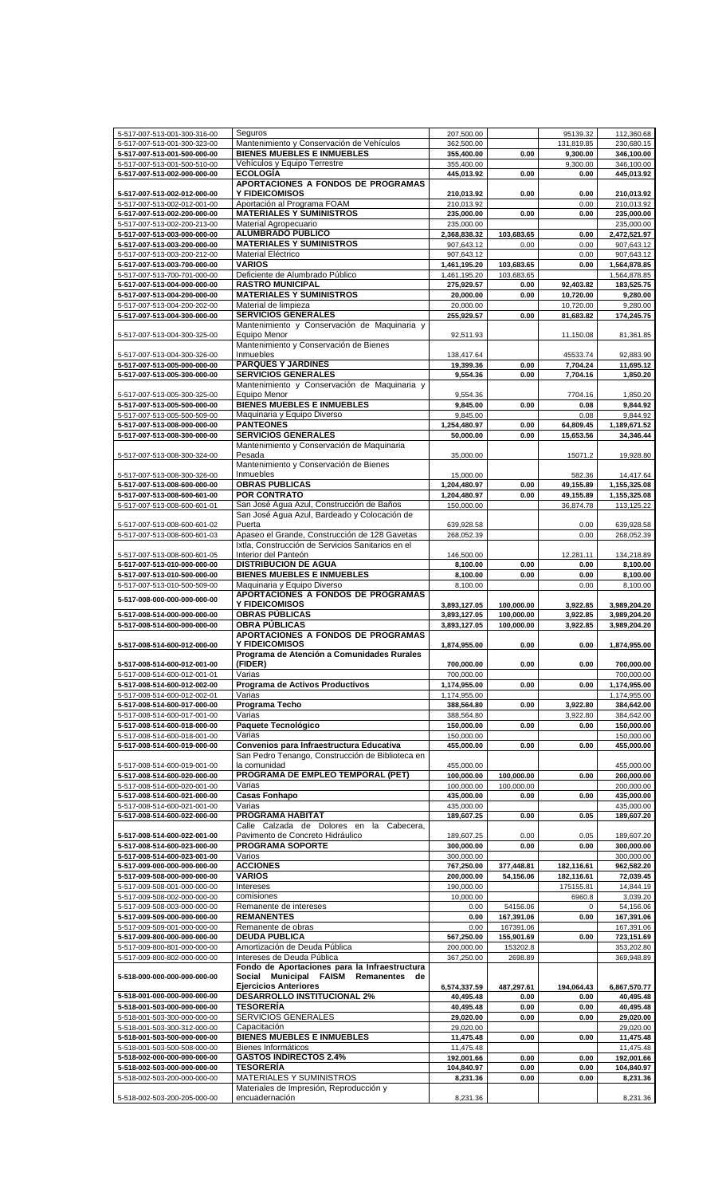| | | | | | |
|---|---|---|---|---|---|
| 5-517-007-513-001-300-316-00 | Seguros | 207,500.00 | | 95139.32 | 112,360.68 |
| 5-517-007-513-001-300-323-00 | Mantenimiento y Conservación de Vehículos | 362,500.00 | | 131,819.85 | 230,680.15 |
| **5-517-007-513-001-500-000-00** | **BIENES MUEBLES E INMUEBLES** | **355,400.00** | **0.00** | **9,300.00** | **346,100.00** |
| 5-517-007-513-001-500-510-00 | Vehículos y Equipo Terrestre | 355,400.00 | | 9,300.00 | 346,100.00 |
| **5-517-007-513-002-000-000-00** | **ECOLOGÍA** | **445,013.92** | **0.00** | **0.00** | **445,013.92** |
| **5-517-007-513-002-012-000-00** | **APORTACIONES A FONDOS DE PROGRAMAS Y FIDEICOMISOS** | **210,013.92** | **0.00** | **0.00** | **210,013.92** |
| 5-517-007-513-002-012-001-00 | Aportación al Programa FOAM | 210,013.92 | | 0.00 | 210,013.92 |
| **5-517-007-513-002-200-000-00** | **MATERIALES Y SUMINISTROS** | **235,000.00** | **0.00** | **0.00** | **235,000.00** |
| 5-517-007-513-002-200-213-00 | Material Agropecuario | 235,000.00 | | | 235,000.00 |
| **5-517-007-513-003-000-000-00** | **ALUMBRADO PUBLICO** | **2,368,838.32** | **103,683.65** | **0.00** | **2,472,521.97** |
| **5-517-007-513-003-200-000-00** | **MATERIALES Y SUMINISTROS** | **907,643.12** | **0.00** | **0.00** | **907,643.12** |
| 5-517-007-513-003-200-212-00 | Material Eléctrico | 907,643.12 | | 0.00 | 907,643.12 |
| **5-517-007-513-003-700-000-00** | **VARIOS** | **1,461,195.20** | **103,683.65** | **0.00** | **1,564,878.85** |
| 5-517-007-513-003-700-701-00 | Deficiente de Alumbrado Público | 1,461,195.20 | 103,683.65 | | 1,564,878.85 |
| **5-517-007-513-004-000-000-00** | **RASTRO MUNICIPAL** | **275,929.57** | **0.00** | **92,403.82** | **183,525.75** |
| **5-517-007-513-004-200-000-00** | **MATERIALES Y SUMINISTROS** | **20,000.00** | **0.00** | **10,720.00** | **9,280.00** |
| 5-517-007-513-004-200-202-00 | Material de limpieza | 20,000.00 | | 10,720.00 | 9,280.00 |
| **5-517-007-513-004-300-000-00** | **SERVICIOS GENERALES** | **255,929.57** | **0.00** | **81,683.82** | **174,245.75** |
| 5-517-007-513-004-300-325-00 | Mantenimiento y Conservación de Maquinaria y Equipo Menor | 92,511.93 | | 11,150.08 | 81,361.85 |
| 5-517-007-513-004-300-326-00 | Mantenimiento y Conservación de Bienes Inmuebles | 138,417.64 | | 45533.74 | 92,883.90 |
| **5-517-007-513-005-000-000-00** | **PARQUES Y JARDINES** | **19,399.36** | **0.00** | **7,704.24** | **11,695.12** |
| **5-517-007-513-005-300-000-00** | **SERVICIOS GENERALES** | **9,554.36** | **0.00** | **7,704.16** | **1,850.20** |
| 5-517-007-513-005-300-325-00 | Mantenimiento y Conservación de Maquinaria y Equipo Menor | 9,554.36 | | 7704.16 | 1,850.20 |
| **5-517-007-513-005-500-000-00** | **BIENES MUEBLES E INMUEBLES** | **9,845.00** | **0.00** | **0.08** | **9,844.92** |
| 5-517-007-513-005-500-509-00 | Maquinaria y Equipo Diverso | 9,845.00 | | 0.08 | 9,844.92 |
| **5-517-007-513-008-000-000-00** | **PANTEONES** | **1,254,480.97** | **0.00** | **64,809.45** | **1,189,671.52** |
| **5-517-007-513-008-300-000-00** | **SERVICIOS GENERALES** | **50,000.00** | **0.00** | **15,653.56** | **34,346.44** |
| 5-517-007-513-008-300-324-00 | Mantenimiento y Conservación de Maquinaria Pesada | 35,000.00 | | 15071.2 | 19,928.80 |
| 5-517-007-513-008-300-326-00 | Mantenimiento y Conservación de Bienes Inmuebles | 15,000.00 | | 582.36 | 14,417.64 |
| **5-517-007-513-008-600-000-00** | **OBRAS PUBLICAS** | **1,204,480.97** | **0.00** | **49,155.89** | **1,155,325.08** |
| **5-517-007-513-008-600-601-00** | **POR CONTRATO** | **1,204,480.97** | **0.00** | **49,155.89** | **1,155,325.08** |
| 5-517-007-513-008-600-601-01 | San José Agua Azul, Construcción de Baños | 150,000.00 | | 36,874.78 | 113,125.22 |
| 5-517-007-513-008-600-601-02 | San José Agua Azul, Bardeado y Colocación de Puerta | 639,928.58 | | 0.00 | 639,928.58 |
| 5-517-007-513-008-600-601-03 | Apaseo el Grande, Construcción de 128 Gavetas | 268,052.39 | | 0.00 | 268,052.39 |
| 5-517-007-513-008-600-601-05 | Ixtla, Construcción de Servicios Sanitarios en el Interior del Panteón | 146,500.00 | | 12,281.11 | 134,218.89 |
| **5-517-007-513-010-000-000-00** | **DISTRIBUCION DE AGUA** | **8,100.00** | **0.00** | **0.00** | **8,100.00** |
| **5-517-007-513-010-500-000-00** | **BIENES MUEBLES E INMUEBLES** | **8,100.00** | **0.00** | **0.00** | **8,100.00** |
| 5-517-007-513-010-500-509-00 | Maquinaria y Equipo Diverso | 8,100.00 | | 0.00 | 8,100.00 |
| **5-517-008-000-000-000-000-00** | **APORTACIONES A FONDOS DE PROGRAMAS Y FIDEICOMISOS** | **3,893,127.05** | **100,000.00** | **3,922.85** | **3,989,204.20** |
| **5-517-008-514-000-000-000-00** | **OBRAS PÚBLICAS** | **3,893,127.05** | **100,000.00** | **3,922.85** | **3,989,204.20** |
| **5-517-008-514-600-000-000-00** | **OBRA PÚBLICAS** | **3,893,127.05** | **100,000.00** | **3,922.85** | **3,989,204.20** |
| **5-517-008-514-600-012-000-00** | **APORTACIONES A FONDOS DE PROGRAMAS Y FIDEICOMISOS** | **1,874,955.00** | **0.00** | **0.00** | **1,874,955.00** |
| **5-517-008-514-600-012-001-00** | **Programa de Atención a Comunidades Rurales (FIDER)** | **700,000.00** | **0.00** | **0.00** | **700,000.00** |
| 5-517-008-514-600-012-001-01 | Varias | 700,000.00 | | | 700,000.00 |
| **5-517-008-514-600-012-002-00** | **Programa de Activos Productivos** | **1,174,955.00** | **0.00** | **0.00** | **1,174,955.00** |
| 5-517-008-514-600-012-002-01 | Varias | 1,174,955.00 | | | 1,174,955.00 |
| **5-517-008-514-600-017-000-00** | **Programa Techo** | **388,564.80** | **0.00** | **3,922.80** | **384,642.00** |
| 5-517-008-514-600-017-001-00 | Varias | 388,564.80 | | 3,922.80 | 384,642.00 |
| **5-517-008-514-600-018-000-00** | **Paquete Tecnológico** | **150,000.00** | **0.00** | **0.00** | **150,000.00** |
| 5-517-008-514-600-018-001-00 | Varias | 150,000.00 | | | 150,000.00 |
| **5-517-008-514-600-019-000-00** | **Convenios para Infraestructura Educativa** | **455,000.00** | **0.00** | **0.00** | **455,000.00** |
| 5-517-008-514-600-019-001-00 | San Pedro Tenango, Construcción de Biblioteca en la comunidad | 455,000.00 | | | 455,000.00 |
| **5-517-008-514-600-020-000-00** | **PROGRAMA DE EMPLEO TEMPORAL (PET)** | **100,000.00** | **100,000.00** | **0.00** | **200,000.00** |
| 5-517-008-514-600-020-001-00 | Varias | 100,000.00 | 100,000.00 | | 200,000.00 |
| **5-517-008-514-600-021-000-00** | **Casas Fonhapo** | **435,000.00** | **0.00** | **0.00** | **435,000.00** |
| 5-517-008-514-600-021-001-00 | Varias | 435,000.00 | | | 435,000.00 |
| **5-517-008-514-600-022-000-00** | **PROGRAMA HABITAT** | **189,607.25** | **0.00** | **0.05** | **189,607.20** |
| 5-517-008-514-600-022-001-00 | Calle Calzada de Dolores en la Cabecera, Pavimento de Concreto Hidráulico | 189,607.25 | 0.00 | 0.05 | 189,607.20 |
| **5-517-008-514-600-023-000-00** | **PROGRAMA SOPORTE** | **300,000.00** | **0.00** | **0.00** | **300,000.00** |
| 5-517-008-514-600-023-001-00 | Varios | 300,000.00 | | | 300,000.00 |
| **5-517-009-000-000-000-000-00** | **ACCIONES** | **767,250.00** | **377,448.81** | **182,116.61** | **962,582.20** |
| **5-517-009-508-000-000-000-00** | **VARIOS** | **200,000.00** | **54,156.06** | **182,116.61** | **72,039.45** |
| 5-517-009-508-001-000-000-00 | Intereses | 190,000.00 | | 175155.81 | 14,844.19 |
| 5-517-009-508-002-000-000-00 | comisiones | 10,000.00 | | 6960.8 | 3,039.20 |
| 5-517-009-508-003-000-000-00 | Remanente de intereses | 0.00 | 54156.06 | 0 | 54,156.06 |
| **5-517-009-509-000-000-000-00** | **REMANENTES** | **0.00** | **167,391.06** | **0.00** | **167,391.06** |
| 5-517-009-509-001-000-000-00 | Remanente de obras | 0.00 | 167391.06 | | 167,391.06 |
| **5-517-009-800-000-000-000-00** | **DEUDA PUBLICA** | **567,250.00** | **155,901.69** | **0.00** | **723,151.69** |
| 5-517-009-800-801-000-000-00 | Amortización de Deuda Pública | 200,000.00 | 153202.8 | | 353,202.80 |
| 5-517-009-800-802-000-000-00 | Intereses de Deuda Pública | 367,250.00 | 2698.89 | | 369,948.89 |
| **5-518-000-000-000-000-000-00** | **Fondo de Aportaciones para la Infraestructura Social Municipal FAISM Remanentes de Ejercicios Anteriores** | **6,574,337.59** | **487,297.61** | **194,064.43** | **6,867,570.77** |
| **5-518-001-000-000-000-000-00** | **DESARROLLO INSTITUCIONAL 2%** | **40,495.48** | **0.00** | **0.00** | **40,495.48** |
| **5-518-001-503-000-000-000-00** | **TESORERÍA** | **40,495.48** | **0.00** | **0.00** | **40,495.48** |
| 5-518-001-503-300-000-000-00 | SERVICIOS GENERALES | 29,020.00 | 0.00 | 0.00 | 29,020.00 |
| 5-518-001-503-300-312-000-00 | Capacitación | 29,020.00 | | | 29,020.00 |
| **5-518-001-503-500-000-000-00** | **BIENES MUEBLES E INMUEBLES** | **11,475.48** | **0.00** | **0.00** | **11,475.48** |
| 5-518-001-503-500-508-000-00 | Bienes Informáticos | 11,475.48 | | | 11,475.48 |
| **5-518-002-000-000-000-000-00** | **GASTOS INDIRECTOS 2.4%** | **192,001.66** | **0.00** | **0.00** | **192,001.66** |
| **5-518-002-503-000-000-000-00** | **TESORERÍA** | **104,840.97** | **0.00** | **0.00** | **104,840.97** |
| 5-518-002-503-200-000-000-00 | MATERIALES Y SUMINISTROS | 8,231.36 | 0.00 | 0.00 | 8,231.36 |
| 5-518-002-503-200-205-000-00 | Materiales de Impresión, Reproducción y encuadernación | 8,231.36 | | | 8,231.36 |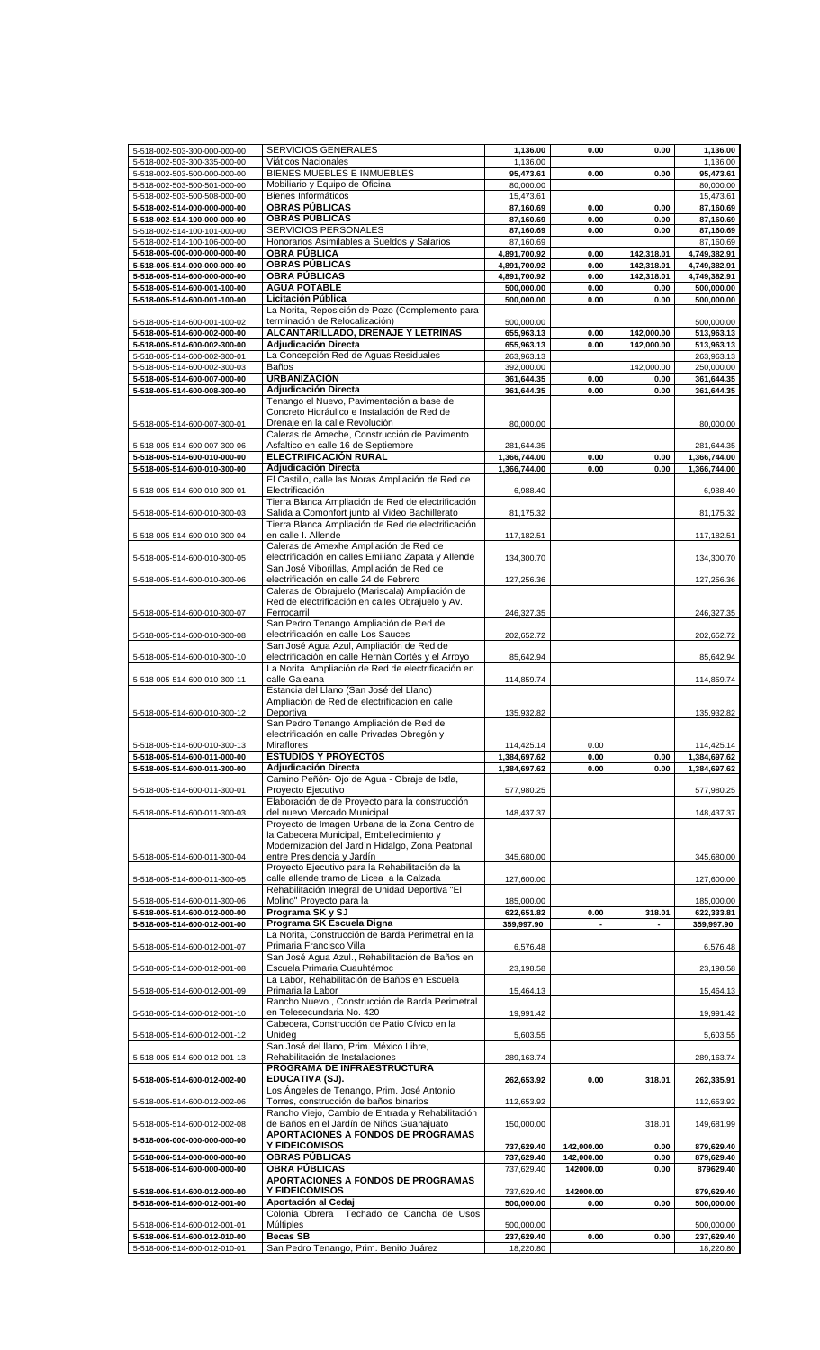| | | | | | |
|---|---|---|---|---|---|
| 5-518-002-503-300-000-000-00 | SERVICIOS GENERALES | 1,136.00 | 0.00 | 0.00 | 1,136.00 |
| 5-518-002-503-300-335-000-00 | Viáticos Nacionales | 1,136.00 | | | 1,136.00 |
| 5-518-002-503-500-000-000-00 | BIENES MUEBLES E INMUEBLES | 95,473.61 | 0.00 | 0.00 | 95,473.61 |
| 5-518-002-503-500-501-000-00 | Mobiliario y Equipo de Oficina | 80,000.00 | | | 80,000.00 |
| 5-518-002-503-500-508-000-00 | Bienes Informáticos | 15,473.61 | | | 15,473.61 |
| **5-518-002-514-000-000-000-00** | **OBRAS PÚBLICAS** | **87,160.69** | **0.00** | **0.00** | **87,160.69** |
| **5-518-002-514-100-000-000-00** | **OBRAS PÚBLICAS** | **87,160.69** | **0.00** | **0.00** | **87,160.69** |
| 5-518-002-514-100-101-000-00 | SERVICIOS PERSONALES | 87,160.69 | 0.00 | 0.00 | 87,160.69 |
| 5-518-002-514-100-106-000-00 | Honorarios Asimilables a Sueldos y Salarios | 87,160.69 | | | 87,160.69 |
| **5-518-005-000-000-000-000-00** | **OBRA PÚBLICA** | **4,891,700.92** | **0.00** | **142,318.01** | **4,749,382.91** |
| **5-518-005-514-000-000-000-00** | **OBRAS PÚBLICAS** | **4,891,700.92** | **0.00** | **142,318.01** | **4,749,382.91** |
| **5-518-005-514-600-000-000-00** | **OBRA PÚBLICAS** | **4,891,700.92** | **0.00** | **142,318.01** | **4,749,382.91** |
| **5-518-005-514-600-001-100-00** | **AGUA POTABLE** | **500,000.00** | **0.00** | **0.00** | **500,000.00** |
| **5-518-005-514-600-001-100-00** | **Licitación Pública** | **500,000.00** | **0.00** | **0.00** | **500,000.00** |
| 5-518-005-514-600-001-100-02 | La Norita, Reposición de Pozo (Complemento para terminación de Relocalización) | 500,000.00 | | | 500,000.00 |
| **5-518-005-514-600-002-000-00** | **ALCANTARILLADO, DRENAJE Y LETRINAS** | **655,963.13** | **0.00** | **142,000.00** | **513,963.13** |
| **5-518-005-514-600-002-300-00** | **Adjudicación Directa** | **655,963.13** | **0.00** | **142,000.00** | **513,963.13** |
| 5-518-005-514-600-002-300-01 | La Concepción Red de Aguas Residuales | 263,963.13 | | | 263,963.13 |
| 5-518-005-514-600-002-300-03 | Baños | 392,000.00 | | 142,000.00 | 250,000.00 |
| **5-518-005-514-600-007-000-00** | **URBANIZACIÓN** | **361,644.35** | **0.00** | **0.00** | **361,644.35** |
| **5-518-005-514-600-008-300-00** | **Adjudicación Directa** | **361,644.35** | **0.00** | **0.00** | **361,644.35** |
| 5-518-005-514-600-007-300-01 | Tenango el Nuevo, Pavimentación a base de Concreto Hidráulico e Instalación de Red de Drenaje en la calle Revolución | 80,000.00 | | | 80,000.00 |
| 5-518-005-514-600-007-300-06 | Caleras de Ameche, Construcción de Pavimento Asfaltico en calle 16 de Septiembre | 281,644.35 | | | 281,644.35 |
| **5-518-005-514-600-010-000-00** | **ELECTRIFICACIÓN RURAL** | **1,366,744.00** | **0.00** | **0.00** | **1,366,744.00** |
| **5-518-005-514-600-010-300-00** | **Adjudicación Directa** | **1,366,744.00** | **0.00** | **0.00** | **1,366,744.00** |
| 5-518-005-514-600-010-300-01 | El Castillo, calle las Moras Ampliación de Red de Electrificación | 6,988.40 | | | 6,988.40 |
| 5-518-005-514-600-010-300-03 | Tierra Blanca Ampliación de Red de electrificación Salida a Comonfort junto al Video Bachillerato | 81,175.32 | | | 81,175.32 |
| 5-518-005-514-600-010-300-04 | Tierra Blanca Ampliación de Red de electrificación en calle I. Allende | 117,182.51 | | | 117,182.51 |
| 5-518-005-514-600-010-300-05 | Caleras de Amexhe Ampliación de Red de electrificación en calles Emiliano Zapata y Allende | 134,300.70 | | | 134,300.70 |
| 5-518-005-514-600-010-300-06 | San José Viborillas, Ampliación de Red de electrificación en calle 24 de Febrero | 127,256.36 | | | 127,256.36 |
| 5-518-005-514-600-010-300-07 | Caleras de Obrajuelo (Mariscala) Ampliación de Red de electrificación en calles Obrajuelo y Av. Ferrocarril | 246,327.35 | | | 246,327.35 |
| 5-518-005-514-600-010-300-08 | San Pedro Tenango Ampliación de Red de electrificación en calle Los Sauces | 202,652.72 | | | 202,652.72 |
| 5-518-005-514-600-010-300-10 | San José Agua Azul, Ampliación de Red de electrificación en calle Hernán Cortés y el Arroyo | 85,642.94 | | | 85,642.94 |
| 5-518-005-514-600-010-300-11 | La Norita Ampliación de Red de electrificación en calle Galeana | 114,859.74 | | | 114,859.74 |
| 5-518-005-514-600-010-300-12 | Estancia del Llano (San José del Llano) Ampliación de Red de electrificación en calle Deportiva | 135,932.82 | | | 135,932.82 |
| 5-518-005-514-600-010-300-13 | San Pedro Tenango Ampliación de Red de electrificación en calle Privadas Obregón y Miraflores | 114,425.14 | 0.00 | | 114,425.14 |
| **5-518-005-514-600-011-000-00** | **ESTUDIOS Y PROYECTOS** | **1,384,697.62** | **0.00** | **0.00** | **1,384,697.62** |
| **5-518-005-514-600-011-300-00** | **Adjudicación Directa** | **1,384,697.62** | **0.00** | **0.00** | **1,384,697.62** |
| 5-518-005-514-600-011-300-01 | Camino Peñón- Ojo de Agua - Obraje de Ixtla, Proyecto Ejecutivo | 577,980.25 | | | 577,980.25 |
| 5-518-005-514-600-011-300-03 | Elaboración de de Proyecto para la construcción del nuevo Mercado Municipal | 148,437.37 | | | 148,437.37 |
| 5-518-005-514-600-011-300-04 | Proyecto de Imagen Urbana de la Zona Centro de la Cabecera Municipal, Embellecimiento y Modernización del Jardín Hidalgo, Zona Peatonal entre Presidencia y Jardín | 345,680.00 | | | 345,680.00 |
| 5-518-005-514-600-011-300-05 | Proyecto Ejecutivo para la Rehabilitación de la calle allende tramo de Licea a la Calzada | 127,600.00 | | | 127,600.00 |
| 5-518-005-514-600-011-300-06 | Rehabilitación Integral de Unidad Deportiva "El Molino" Proyecto para la | 185,000.00 | | | 185,000.00 |
| **5-518-005-514-600-012-000-00** | **Programa SK y SJ** | **622,651.82** | **0.00** | **318.01** | **622,333.81** |
| **5-518-005-514-600-012-001-00** | **Programa SK Escuela Digna** | **359,997.90** | **-** | **-** | **359,997.90** |
| 5-518-005-514-600-012-001-07 | La Norita, Construcción de Barda Perimetral en la Primaria Francisco Villa | 6,576.48 | | | 6,576.48 |
| 5-518-005-514-600-012-001-08 | San José Agua Azul., Rehabilitación de Baños en Escuela Primaria Cuauhtémoc | 23,198.58 | | | 23,198.58 |
| 5-518-005-514-600-012-001-09 | La Labor, Rehabilitación de Baños en Escuela Primaria la Labor | 15,464.13 | | | 15,464.13 |
| 5-518-005-514-600-012-001-10 | Rancho Nuevo., Construcción de Barda Perimetral en Telesecundaria No. 420 | 19,991.42 | | | 19,991.42 |
| 5-518-005-514-600-012-001-12 | Cabecera, Construcción de Patio Cívico en la Unideg | 5,603.55 | | | 5,603.55 |
| 5-518-005-514-600-012-001-13 | San José del llano, Prim. México Libre, Rehabilitación de Instalaciones | 289,163.74 | | | 289,163.74 |
| **5-518-005-514-600-012-002-00** | **PROGRAMA DE INFRAESTRUCTURA EDUCATIVA (SJ).** | **262,653.92** | **0.00** | **318.01** | **262,335.91** |
| 5-518-005-514-600-012-002-06 | Los Ángeles de Tenango, Prim. José Antonio Torres, construcción de baños binarios | 112,653.92 | | | 112,653.92 |
| 5-518-005-514-600-012-002-08 | Rancho Viejo, Cambio de Entrada y Rehabilitación de Baños en el Jardín de Niños Guanajuato | 150,000.00 | | 318.01 | 149,681.99 |
| **5-518-006-000-000-000-000-00** | **APORTACIONES A FONDOS DE PROGRAMAS Y FIDEICOMISOS** | **737,629.40** | **142,000.00** | **0.00** | **879,629.40** |
| **5-518-006-514-000-000-000-00** | **OBRAS PÚBLICAS** | **737,629.40** | **142,000.00** | **0.00** | **879,629.40** |
| **5-518-006-514-600-000-000-00** | **OBRA PÚBLICAS** | 737,629.40 | 142000.00 | 0.00 | 879629.40 |
| **5-518-006-514-600-012-000-00** | **APORTACIONES A FONDOS DE PROGRAMAS Y FIDEICOMISOS** | 737,629.40 | 142000.00 | | 879,629.40 |
| **5-518-006-514-600-012-001-00** | **Aportación al Cedaj** | **500,000.00** | **0.00** | **0.00** | **500,000.00** |
| 5-518-006-514-600-012-001-01 | Colonia Obrera Techado de Cancha de Usos Múltiples | 500,000.00 | | | 500,000.00 |
| **5-518-006-514-600-012-010-00** | **Becas SB** | **237,629.40** | **0.00** | **0.00** | **237,629.40** |
| 5-518-006-514-600-012-010-01 | San Pedro Tenango, Prim. Benito Juárez | 18,220.80 | | | 18,220.80 |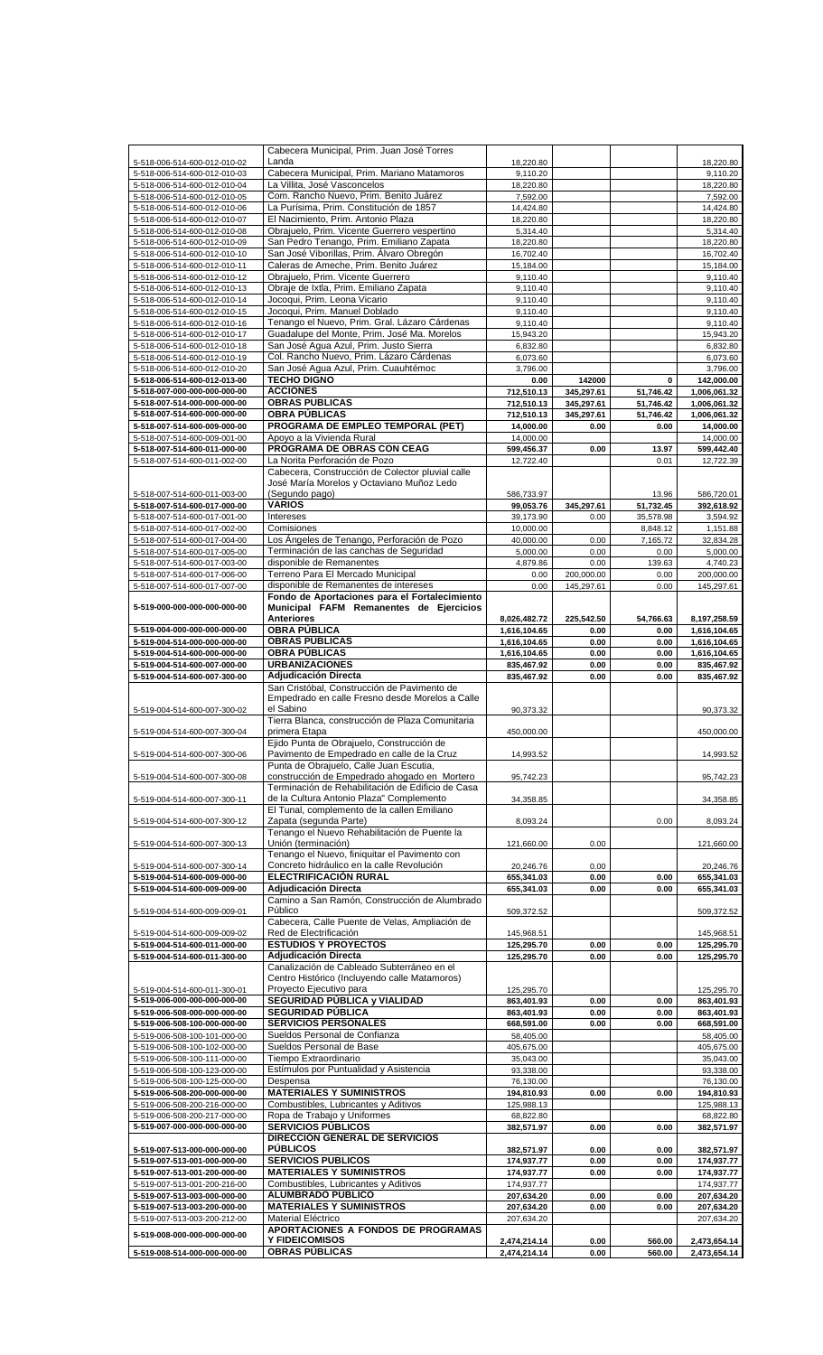| | | | | | |
|---|---|---|---|---|---|
| 5-518-006-514-600-012-010-02 | Cabecera Municipal, Prim. Juan José Torres Landa | 18,220.80 | | | 18,220.80 |
| 5-518-006-514-600-012-010-03 | Cabecera Municipal, Prim. Mariano Matamoros | 9,110.20 | | | 9,110.20 |
| 5-518-006-514-600-012-010-04 | La Villita, José Vasconcelos | 18,220.80 | | | 18,220.80 |
| 5-518-006-514-600-012-010-05 | Com. Rancho Nuevo, Prim. Benito Juárez | 7,592.00 | | | 7,592.00 |
| 5-518-006-514-600-012-010-06 | La Purísima, Prim. Constitución de 1857 | 14,424.80 | | | 14,424.80 |
| 5-518-006-514-600-012-010-07 | El Nacimiento, Prim. Antonio Plaza | 18,220.80 | | | 18,220.80 |
| 5-518-006-514-600-012-010-08 | Obrajuelo, Prim. Vicente Guerrero vespertino | 5,314.40 | | | 5,314.40 |
| 5-518-006-514-600-012-010-09 | San Pedro Tenango, Prim. Emiliano Zapata | 18,220.80 | | | 18,220.80 |
| 5-518-006-514-600-012-010-10 | San José Viborillas, Prim. Álvaro Obregón | 16,702.40 | | | 16,702.40 |
| 5-518-006-514-600-012-010-11 | Caleras de Ameche, Prim. Benito Juárez | 15,184.00 | | | 15,184.00 |
| 5-518-006-514-600-012-010-12 | Obrajuelo, Prim. Vicente Guerrero | 9,110.40 | | | 9,110.40 |
| 5-518-006-514-600-012-010-13 | Obraje de Ixtla, Prim. Emiliano Zapata | 9,110.40 | | | 9,110.40 |
| 5-518-006-514-600-012-010-14 | Jocoqui, Prim. Leona Vicario | 9,110.40 | | | 9,110.40 |
| 5-518-006-514-600-012-010-15 | Jocoqui, Prim. Manuel Doblado | 9,110.40 | | | 9,110.40 |
| 5-518-006-514-600-012-010-16 | Tenango el Nuevo, Prim. Gral. Lázaro Cárdenas | 9,110.40 | | | 9,110.40 |
| 5-518-006-514-600-012-010-17 | Guadalupe del Monte, Prim. José Ma. Morelos | 15,943.20 | | | 15,943.20 |
| 5-518-006-514-600-012-010-18 | San José Agua Azul, Prim. Justo Sierra | 6,832.80 | | | 6,832.80 |
| 5-518-006-514-600-012-010-19 | Col. Rancho Nuevo, Prim. Lázaro Cárdenas | 6,073.60 | | | 6,073.60 |
| 5-518-006-514-600-012-010-20 | San José Agua Azul, Prim. Cuauhtémoc | 3,796.00 | | | 3,796.00 |
| **5-518-006-514-600-012-013-00** | **TECHO DIGNO** | **0.00** | **142000** | **0** | **142,000.00** |
| **5-518-007-000-000-000-000-00** | **ACCIONES** | **712,510.13** | **345,297.61** | **51,746.42** | **1,006,061.32** |
| **5-518-007-514-000-000-000-00** | **OBRAS PUBLICAS** | **712,510.13** | **345,297.61** | **51,746.42** | **1,006,061.32** |
| **5-518-007-514-600-000-000-00** | **OBRA PÚBLICAS** | **712,510.13** | **345,297.61** | **51,746.42** | **1,006,061.32** |
| **5-518-007-514-600-009-000-00** | **PROGRAMA DE EMPLEO TEMPORAL (PET)** | **14,000.00** | **0.00** | **0.00** | **14,000.00** |
| 5-518-007-514-600-009-001-00 | Apoyo a la Vivienda Rural | 14,000.00 | | | 14,000.00 |
| **5-518-007-514-600-011-000-00** | **PROGRAMA DE OBRAS CON CEAG** | **599,456.37** | **0.00** | **13.97** | **599,442.40** |
| 5-518-007-514-600-011-002-00 | La Norita Perforación de Pozo | 12,722.40 | | 0.01 | 12,722.39 |
| 5-518-007-514-600-011-003-00 | Cabecera, Construcción de Colector pluvial calle José María Morelos y Octaviano Muñoz Ledo (Segundo pago) | 586,733.97 | | 13.96 | 586,720.01 |
| **5-518-007-514-600-017-000-00** | **VARIOS** | **99,053.76** | **345,297.61** | **51,732.45** | **392,618.92** |
| 5-518-007-514-600-017-001-00 | Intereses | 39,173.90 | 0.00 | 35,578.98 | 3,594.92 |
| 5-518-007-514-600-017-002-00 | Comisiones | 10,000.00 | | 8,848.12 | 1,151.88 |
| 5-518-007-514-600-017-004-00 | Los Ángeles de Tenango, Perforación de Pozo | 40,000.00 | 0.00 | 7,165.72 | 32,834.28 |
| 5-518-007-514-600-017-005-00 | Terminación de las canchas de Seguridad | 5,000.00 | 0.00 | 0.00 | 5,000.00 |
| 5-518-007-514-600-017-003-00 | disponible de Remanentes | 4,879.86 | 0.00 | 139.63 | 4,740.23 |
| 5-518-007-514-600-017-006-00 | Terreno Para El Mercado Municipal | 0.00 | 200,000.00 | 0.00 | 200,000.00 |
| 5-518-007-514-600-017-007-00 | disponible de Remanentes de intereses | 0.00 | 145,297.61 | 0.00 | 145,297.61 |
| **5-519-000-000-000-000-000-00** | **Fondo de Aportaciones para el Fortalecimiento Municipal FAFM Remanentes de Ejercicios Anteriores** | **8,026,482.72** | **225,542.50** | **54,766.63** | **8,197,258.59** |
| **5-519-004-000-000-000-000-00** | **OBRA PÚBLICA** | **1,616,104.65** | **0.00** | **0.00** | **1,616,104.65** |
| **5-519-004-514-000-000-000-00** | **OBRAS PUBLICAS** | **1,616,104.65** | **0.00** | **0.00** | **1,616,104.65** |
| **5-519-004-514-600-000-000-00** | **OBRA PÚBLICAS** | **1,616,104.65** | **0.00** | **0.00** | **1,616,104.65** |
| **5-519-004-514-600-007-000-00** | **URBANIZACIONES** | **835,467.92** | **0.00** | **0.00** | **835,467.92** |
| **5-519-004-514-600-007-300-00** | **Adjudicación Directa** | **835,467.92** | **0.00** | **0.00** | **835,467.92** |
| 5-519-004-514-600-007-300-02 | San Cristóbal, Construcción de Pavimento de Empedrado en calle Fresno desde Morelos a Calle el Sabino | 90,373.32 | | | 90,373.32 |
| 5-519-004-514-600-007-300-04 | Tierra Blanca, construcción de Plaza Comunitaria primera Etapa | 450,000.00 | | | 450,000.00 |
| 5-519-004-514-600-007-300-06 | Ejido Punta de Obrajuelo, Construcción de Pavimento de Empedrado en calle de la Cruz | 14,993.52 | | | 14,993.52 |
| 5-519-004-514-600-007-300-08 | Punta de Obrajuelo, Calle Juan Escutia, construcción de Empedrado ahogado en Mortero | 95,742.23 | | | 95,742.23 |
| 5-519-004-514-600-007-300-11 | Terminación de Rehabilitación de Edificio de Casa de la Cultura Antonio Plaza" Complemento | 34,358.85 | | | 34,358.85 |
| 5-519-004-514-600-007-300-12 | El Tunal, complemento de la callen Emiliano Zapata (segunda Parte) | 8,093.24 | | 0.00 | 8,093.24 |
| 5-519-004-514-600-007-300-13 | Tenango el Nuevo Rehabilitación de Puente la Unión (terminación) | 121,660.00 | 0.00 | | 121,660.00 |
| 5-519-004-514-600-007-300-14 | Tenango el Nuevo, finiquitar el Pavimento con Concreto hidráulico en la calle Revolución | 20,246.76 | 0.00 | | 20,246.76 |
| **5-519-004-514-600-009-000-00** | **ELECTRIFICACIÓN RURAL** | **655,341.03** | **0.00** | **0.00** | **655,341.03** |
| **5-519-004-514-600-009-009-00** | **Adjudicación Directa** | **655,341.03** | **0.00** | **0.00** | **655,341.03** |
| 5-519-004-514-600-009-009-01 | Camino a San Ramón, Construcción de Alumbrado Público | 509,372.52 | | | 509,372.52 |
| 5-519-004-514-600-009-009-02 | Cabecera, Calle Puente de Velas, Ampliación de Red de Electrificación | 145,968.51 | | | 145,968.51 |
| **5-519-004-514-600-011-000-00** | **ESTUDIOS Y PROYECTOS** | **125,295.70** | **0.00** | **0.00** | **125,295.70** |
| **5-519-004-514-600-011-300-00** | **Adjudicación Directa** | **125,295.70** | **0.00** | **0.00** | **125,295.70** |
| 5-519-004-514-600-011-300-01 | Canalización de Cableado Subterráneo en el Centro Histórico (Incluyendo calle Matamoros) Proyecto Ejecutivo para | 125,295.70 | | | 125,295.70 |
| **5-519-006-000-000-000-000-00** | **SEGURIDAD PÚBLICA y VIALIDAD** | **863,401.93** | **0.00** | **0.00** | **863,401.93** |
| **5-519-006-508-000-000-000-00** | **SEGURIDAD PÚBLICA** | **863,401.93** | **0.00** | **0.00** | **863,401.93** |
| **5-519-006-508-100-000-000-00** | **SERVICIOS PERSONALES** | **668,591.00** | **0.00** | **0.00** | **668,591.00** |
| 5-519-006-508-100-101-000-00 | Sueldos Personal de Confianza | 58,405.00 | | | 58,405.00 |
| 5-519-006-508-100-102-000-00 | Sueldos Personal de Base | 405,675.00 | | | 405,675.00 |
| 5-519-006-508-100-111-000-00 | Tiempo Extraordinario | 35,043.00 | | | 35,043.00 |
| 5-519-006-508-100-123-000-00 | Estímulos por Puntualidad y Asistencia | 93,338.00 | | | 93,338.00 |
| 5-519-006-508-100-125-000-00 | Despensa | 76,130.00 | | | 76,130.00 |
| **5-519-006-508-200-000-000-00** | **MATERIALES Y SUMINISTROS** | **194,810.93** | **0.00** | **0.00** | **194,810.93** |
| 5-519-006-508-200-216-000-00 | Combustibles, Lubricantes y Aditivos | 125,988.13 | | | 125,988.13 |
| 5-519-006-508-200-217-000-00 | Ropa de Trabajo y Uniformes | 68,822.80 | | | 68,822.80 |
| **5-519-007-000-000-000-000-00** | **SERVICIOS PÚBLICOS** | **382,571.97** | **0.00** | **0.00** | **382,571.97** |
| **5-519-007-513-000-000-000-00** | **DIRECCIÓN GENERAL DE SERVICIOS PÚBLICOS** | **382,571.97** | **0.00** | **0.00** | **382,571.97** |
| **5-519-007-513-001-000-000-00** | **SERVICIOS PUBLICOS** | **174,937.77** | **0.00** | **0.00** | **174,937.77** |
| **5-519-007-513-001-200-000-00** | **MATERIALES Y SUMINISTROS** | **174,937.77** | **0.00** | **0.00** | **174,937.77** |
| 5-519-007-513-001-200-216-00 | Combustibles, Lubricantes y Aditivos | 174,937.77 | | | 174,937.77 |
| **5-519-007-513-003-000-000-00** | **ALUMBRADO PUBLICO** | **207,634.20** | **0.00** | **0.00** | **207,634.20** |
| **5-519-007-513-003-200-000-00** | **MATERIALES Y SUMINISTROS** | **207,634.20** | **0.00** | **0.00** | **207,634.20** |
| 5-519-007-513-003-200-212-00 | Material Eléctrico | 207,634.20 | | | 207,634.20 |
| **5-519-008-000-000-000-000-00** | **APORTACIONES A FONDOS DE PROGRAMAS Y FIDEICOMISOS** | **2,474,214.14** | **0.00** | **560.00** | **2,473,654.14** |
| **5-519-008-514-000-000-000-00** | **OBRAS PÚBLICAS** | **2,474,214.14** | **0.00** | **560.00** | **2,473,654.14** |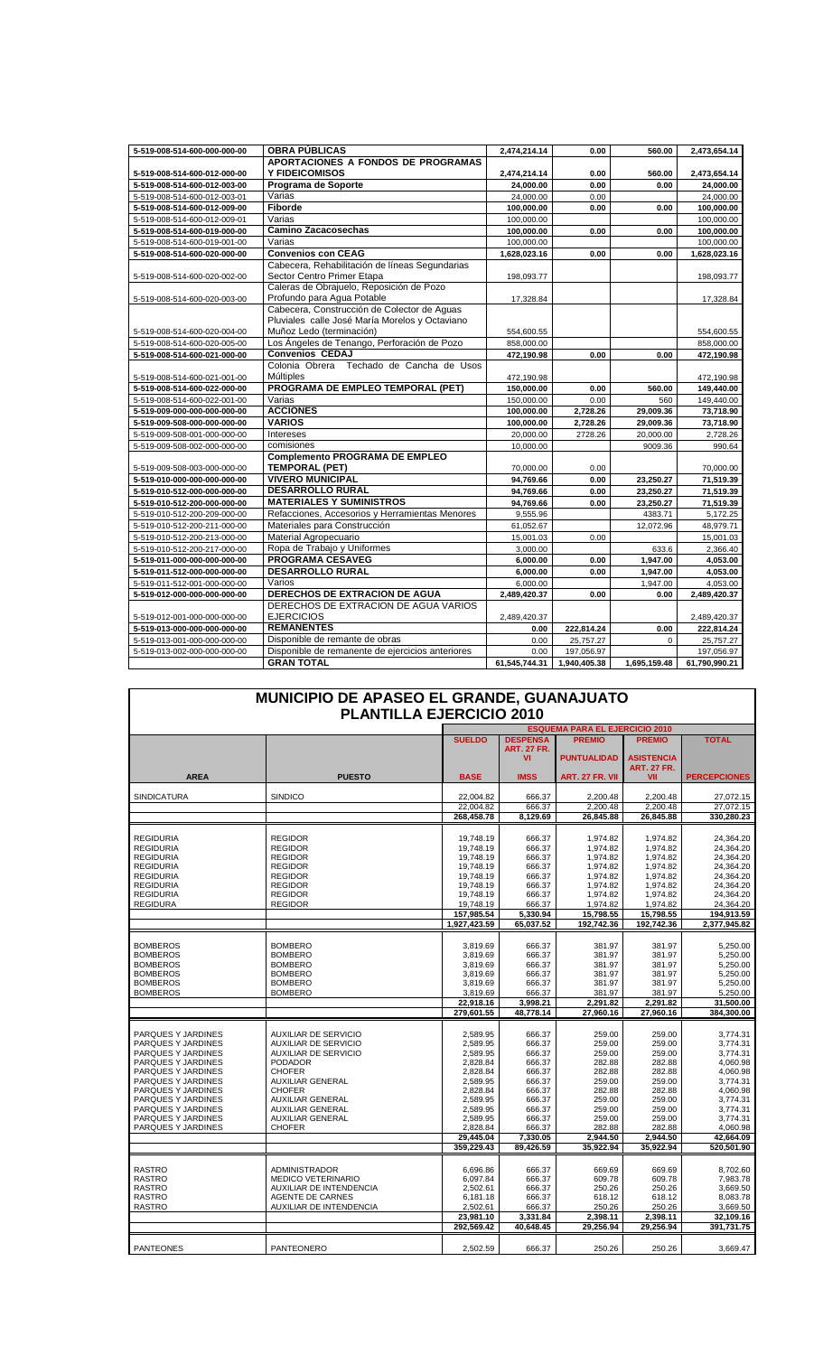| | | | | | |
|---|---|---|---|---|---|
| 5-519-008-514-600-000-000-00 | **OBRA PÚBLICAS** | 2,474,214.14 | 0.00 | 560.00 | 2,473,654.14 |
| 5-519-008-514-600-012-000-00 | **APORTACIONES A FONDOS DE PROGRAMAS Y FIDEICOMISOS** | 2,474,214.14 | 0.00 | 560.00 | 2,473,654.14 |
| 5-519-008-514-600-012-003-00 | **Programa de Soporte** | 24,000.00 | 0.00 | 0.00 | 24,000.00 |
| 5-519-008-514-600-012-003-01 | Varias | 24,000.00 | 0.00 | | 24,000.00 |
| 5-519-008-514-600-012-009-00 | **Fiborde** | 100,000.00 | 0.00 | 0.00 | 100,000.00 |
| 5-519-008-514-600-012-009-01 | Varias | 100,000.00 | | | 100,000.00 |
| 5-519-008-514-600-019-000-00 | **Camino Zacacosechas** | 100,000.00 | 0.00 | 0.00 | 100,000.00 |
| 5-519-008-514-600-019-001-00 | Varias | 100,000.00 | | | 100,000.00 |
| 5-519-008-514-600-020-000-00 | **Convenios con CEAG** | 1,628,023.16 | 0.00 | 0.00 | 1,628,023.16 |
| 5-519-008-514-600-020-002-00 | Cabecera, Rehabilitación de líneas Segundarias Sector Centro Primer Etapa | 198,093.77 | | | 198,093.77 |
| 5-519-008-514-600-020-003-00 | Caleras de Obrajuelo, Reposición de Pozo Profundo para Agua Potable | 17,328.84 | | | 17,328.84 |
| 5-519-008-514-600-020-004-00 | Cabecera, Construcción de Colector de Aguas Pluviales calle José María Morelos y Octaviano Muñoz Ledo (terminación) | 554,600.55 | | | 554,600.55 |
| 5-519-008-514-600-020-005-00 | Los Ángeles de Tenango, Perforación de Pozo | 858,000.00 | | | 858,000.00 |
| 5-519-008-514-600-021-000-00 | **Convenios CEDAJ** | 472,190.98 | 0.00 | 0.00 | 472,190.98 |
| 5-519-008-514-600-021-001-00 | Colonia Obrera Techado de Cancha de Usos Múltiples | 472,190.98 | | | 472,190.98 |
| 5-519-008-514-600-022-000-00 | **PROGRAMA DE EMPLEO TEMPORAL (PET)** | 150,000.00 | 0.00 | 560.00 | 149,440.00 |
| 5-519-008-514-600-022-001-00 | Varias | 150,000.00 | 0.00 | 560 | 149,440.00 |
| 5-519-009-000-000-000-000-00 | **ACCIONES** | 100,000.00 | 2,728.26 | 29,009.36 | 73,718.90 |
| 5-519-009-508-000-000-000-00 | **VARIOS** | 100,000.00 | 2,728.26 | 29,009.36 | 73,718.90 |
| 5-519-009-508-001-000-000-00 | Intereses | 20,000.00 | 2728.26 | 20,000.00 | 2,728.26 |
| 5-519-009-508-002-000-000-00 | comisiones | 10,000.00 | | 9009.36 | 990.64 |
| 5-519-009-508-003-000-000-00 | **Complemento PROGRAMA DE EMPLEO TEMPORAL (PET)** | 70,000.00 | 0.00 | | 70,000.00 |
| 5-519-010-000-000-000-000-00 | **VIVERO MUNICIPAL** | 94,769.66 | 0.00 | 23,250.27 | 71,519.39 |
| 5-519-010-512-000-000-000-00 | **DESARROLLO RURAL** | 94,769.66 | 0.00 | 23,250.27 | 71,519.39 |
| 5-519-010-512-200-000-000-00 | **MATERIALES Y SUMINISTROS** | 94,769.66 | 0.00 | 23,250.27 | 71,519.39 |
| 5-519-010-512-200-209-000-00 | Refacciones, Accesorios y Herramientas Menores | 9,555.96 | | 4383.71 | 5,172.25 |
| 5-519-010-512-200-211-000-00 | Materiales para Construcción | 61,052.67 | | 12,072.96 | 48,979.71 |
| 5-519-010-512-200-213-000-00 | Material Agropecuario | 15,001.03 | 0.00 | | 15,001.03 |
| 5-519-010-512-200-217-000-00 | Ropa de Trabajo y Uniformes | 3,000.00 | | 633.6 | 2,366.40 |
| 5-519-011-000-000-000-000-00 | **PROGRAMA CESAVEG** | 6,000.00 | 0.00 | 1,947.00 | 4,053.00 |
| 5-519-011-512-000-000-000-00 | **DESARROLLO RURAL** | 6,000.00 | 0.00 | 1,947.00 | 4,053.00 |
| 5-519-011-512-001-000-000-00 | Varios | 6,000.00 | | 1,947.00 | 4,053.00 |
| 5-519-012-000-000-000-000-00 | **DERECHOS DE EXTRACION DE AGUA** | 2,489,420.37 | 0.00 | 0.00 | 2,489,420.37 |
| 5-519-012-001-000-000-000-00 | DERECHOS DE EXTRACION DE AGUA VARIOS EJERCICIOS | 2,489,420.37 | | | 2,489,420.37 |
| 5-519-013-000-000-000-000-00 | **REMANENTES** | 0.00 | 222,814.24 | 0.00 | 222,814.24 |
| 5-519-013-001-000-000-000-00 | Disponible de remante de obras | 0.00 | 25,757.27 | 0 | 25,757.27 |
| 5-519-013-002-000-000-000-00 | Disponible de remanente de ejercicios anteriores | 0.00 | 197,056.97 | | 197,056.97 |
| | **GRAN TOTAL** | 61,545,744.31 | 1,940,405.38 | 1,695,159.48 | 61,790,990.21 |

# MUNICIPIO DE APASEO EL GRANDE, GUANAJUATO
## PLANTILLA EJERCICIO 2010

| | | ESQUEMA PARA EL EJERCICIO 2010 | | | | |
|---|---|---|---|---|---|---|
| | | **SUELDO** | **DESPENSA ART. 27 FR. VI** | **PREMIO PUNTUALIDAD** | **PREMIO ASISTENCIA ART. 27 FR. VII** | **TOTAL** |
| **AREA** | **PUESTO** | **BASE** | **IMSS** | **ART. 27 FR. VII** | | **PERCEPCIONES** |
| SINDICATURA | SINDICO | 22,004.82 | 666.37 | 2,200.48 | 2,200.48 | 27,072.15 |
| | | 22,004.82 | 666.37 | 2,200.48 | 2,200.48 | 27,072.15 |
| | | 268,458.78 | 8,129.69 | 26,845.88 | 26,845.88 | 330,280.23 |
| REGIDURIA | REGIDOR | 19,748.19 | 666.37 | 1,974.82 | 1,974.82 | 24,364.20 |
| REGIDURIA | REGIDOR | 19,748.19 | 666.37 | 1,974.82 | 1,974.82 | 24,364.20 |
| REGIDURIA | REGIDOR | 19,748.19 | 666.37 | 1,974.82 | 1,974.82 | 24,364.20 |
| REGIDURIA | REGIDOR | 19,748.19 | 666.37 | 1,974.82 | 1,974.82 | 24,364.20 |
| REGIDURIA | REGIDOR | 19,748.19 | 666.37 | 1,974.82 | 1,974.82 | 24,364.20 |
| REGIDURIA | REGIDOR | 19,748.19 | 666.37 | 1,974.82 | 1,974.82 | 24,364.20 |
| REGIDURIA | REGIDOR | 19,748.19 | 666.37 | 1,974.82 | 1,974.82 | 24,364.20 |
| REGIDURA | REGIDOR | 19,748.19 | 666.37 | 1,974.82 | 1,974.82 | 24,364.20 |
| | | 157,985.54 | 5,330.94 | 15,798.55 | 15,798.55 | 194,913.59 |
| | | 1,927,423.59 | 65,037.52 | 192,742.36 | 192,742.36 | 2,377,945.82 |
| BOMBEROS | BOMBERO | 3,819.69 | 666.37 | 381.97 | 381.97 | 5,250.00 |
| BOMBEROS | BOMBERO | 3,819.69 | 666.37 | 381.97 | 381.97 | 5,250.00 |
| BOMBEROS | BOMBERO | 3,819.69 | 666.37 | 381.97 | 381.97 | 5,250.00 |
| BOMBEROS | BOMBERO | 3,819.69 | 666.37 | 381.97 | 381.97 | 5,250.00 |
| BOMBEROS | BOMBERO | 3,819.69 | 666.37 | 381.97 | 381.97 | 5,250.00 |
| BOMBEROS | BOMBERO | 3,819.69 | 666.37 | 381.97 | 381.97 | 5,250.00 |
| | | 22,918.16 | 3,998.21 | 2,291.82 | 2,291.82 | 31,500.00 |
| | | 279,601.55 | 48,778.14 | 27,960.16 | 27,960.16 | 384,300.00 |
| PARQUES Y JARDINES | AUXILIAR DE SERVICIO | 2,589.95 | 666.37 | 259.00 | 259.00 | 3,774.31 |
| PARQUES Y JARDINES | AUXILIAR DE SERVICIO | 2,589.95 | 666.37 | 259.00 | 259.00 | 3,774.31 |
| PARQUES Y JARDINES | AUXILIAR DE SERVICIO | 2,589.95 | 666.37 | 259.00 | 259.00 | 3,774.31 |
| PARQUES Y JARDINES | PODADOR | 2,828.84 | 666.37 | 282.88 | 282.88 | 4,060.98 |
| PARQUES Y JARDINES | CHOFER | 2,828.84 | 666.37 | 282.88 | 282.88 | 4,060.98 |
| PARQUES Y JARDINES | AUXILIAR GENERAL | 2,589.95 | 666.37 | 259.00 | 259.00 | 3,774.31 |
| PARQUES Y JARDINES | CHOFER | 2,828.84 | 666.37 | 282.88 | 282.88 | 4,060.98 |
| PARQUES Y JARDINES | AUXILIAR GENERAL | 2,589.95 | 666.37 | 259.00 | 259.00 | 3,774.31 |
| PARQUES Y JARDINES | AUXILIAR GENERAL | 2,589.95 | 666.37 | 259.00 | 259.00 | 3,774.31 |
| PARQUES Y JARDINES | AUXILIAR GENERAL | 2,589.95 | 666.37 | 259.00 | 259.00 | 3,774.31 |
| PARQUES Y JARDINES | CHOFER | 2,828.84 | 666.37 | 282.88 | 282.88 | 4,060.98 |
| | | 29,445.04 | 7,330.05 | 2,944.50 | 2,944.50 | 42,664.09 |
| | | 359,229.43 | 89,426.59 | 35,922.94 | 35,922.94 | 520,501.90 |
| RASTRO | ADMINISTRADOR | 6,696.86 | 666.37 | 669.69 | 669.69 | 8,702.60 |
| RASTRO | MEDICO VETERINARIO | 6,097.84 | 666.37 | 609.78 | 609.78 | 7,983.78 |
| RASTRO | AUXILIAR DE INTENDENCIA | 2,502.61 | 666.37 | 250.26 | 250.26 | 3,669.50 |
| RASTRO | AGENTE DE CARNES | 6,181.18 | 666.37 | 618.12 | 618.12 | 8,083.78 |
| RASTRO | AUXILIAR DE INTENDENCIA | 2,502.61 | 666.37 | 250.26 | 250.26 | 3,669.50 |
| | | 23,981.10 | 3,331.84 | 2,398.11 | 2,398.11 | 32,109.16 |
| | | 292,569.42 | 40,648.45 | 29,256.94 | 29,256.94 | 391,731.75 |
| PANTEONES | PANTEONERO | 2,502.59 | 666.37 | 250.26 | 250.26 | 3,669.47 |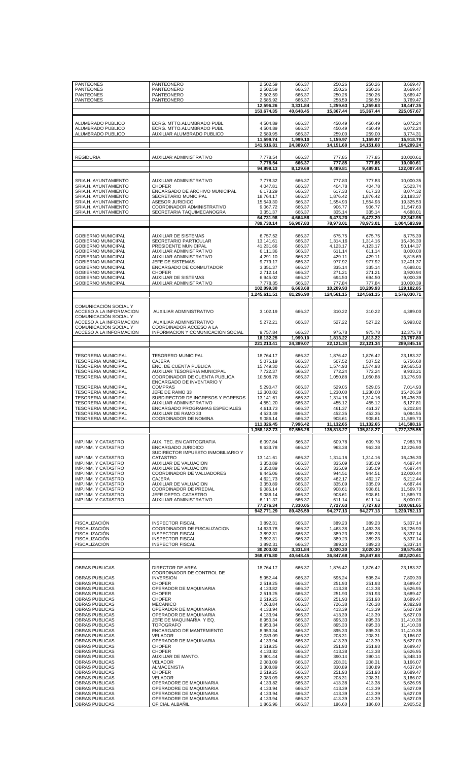| | | | | | | |
|---|---|---|---|---|---|---|
| PANTEONES | PANTEONERO | 2,502.59 | 666.37 | 250.26 | 250.26 | 3,669.47 |
| PANTEONES | PANTEONERO | 2,502.59 | 666.37 | 250.26 | 250.26 | 3,669.47 |
| PANTEONES | PANTEONERO | 2,502.59 | 666.37 | 250.26 | 250.26 | 3,669.47 |
| PANTEONES | PANTEONERO | 2,585.92 | 666.37 | 258.59 | 258.59 | 3,769.47 |
| | | **12,596.26** | **3,331.84** | **1,259.63** | **1,259.63** | **18,447.35** |
| | | **153,674.35** | **40,648.45** | **15,367.44** | **15,367.44** | **225,057.67** |
| | | | | | | |
| ALUMBRADO PUBLICO | ECRG. MTTO.ALUMBRADO PUBL | 4,504.89 | 666.37 | 450.49 | 450.49 | 6,072.24 |
| ALUMBRADO PUBLICO | ECRG. MTTO.ALUMBRADO PUBL | 4,504.89 | 666.37 | 450.49 | 450.49 | 6,072.24 |
| ALUMBRADO PUBLICO | AUXILIAR ALUMBRADO PUBLICO | 2,589.95 | 666.37 | 259.00 | 259.00 | 3,774.31 |
| | | **11,599.74** | **1,999.10** | **1,159.97** | **1,159.97** | **15,918.79** |
| | | **141,516.81** | **24,389.07** | **14,151.68** | **14,151.68** | **194,209.24** |
| | | | | | | |
| REGIDURIA | AUXILIAR ADMINISTRATIVO | 7,778.54 | 666.37 | 777.85 | 777.85 | 10,000.61 |
| | | **7,778.54** | **666.37** | **777.85** | **777.85** | **10,000.61** |
| | | **94,898.13** | **8,129.69** | **9,489.81** | **9,489.81** | **122,007.44** |
| | | | | | | |
| SRIA.H. AYUNTAMIENTO | AUXILIAR ADMINISTRATIVO | 7,778.32 | 666.37 | 777.83 | 777.83 | 10,000.35 |
| SRIA.H. AYUNTAMIENTO | CHOFER | 4,047.81 | 666.37 | 404.78 | 404.78 | 5,523.74 |
| SRIA.H. AYUNTAMIENTO | ENCARGADO DE ARCHIVO MUNICIPAL | 6,173.29 | 666.37 | 617.33 | 617.33 | 8,074.32 |
| SRIA.H. AYUNTAMIENTO | SECRETARIO MUNICIPAL | 18,764.17 | 666.37 | 1,876.42 | 1,876.42 | 23,183.37 |
| SRIA.H. AYUNTAMIENTO | ASESOR JURIDICO | 15,549.30 | 666.37 | 1,554.93 | 1,554.93 | 19,325.53 |
| SRIA.H. AYUNTAMIENTO | COORDINADOR ADMINISTRATIVO | 9,067.72 | 666.37 | 906.77 | 906.77 | 11,547.63 |
| SRIA.H. AYUNTAMIENTO | SECRETARIA TAQUIMECANOGRA | 3,351.37 | 666.37 | 335.14 | 335.14 | 4,688.01 |
| | | **64,731.98** | **4,664.58** | **6,473.20** | **6,473.20** | **82,342.95** |
| | | **789,730.14** | **56,907.83** | **78,973.01** | **78,973.01** | **1,004,583.99** |
| | | | | | | |
| GOBIERNO MUNICIPAL | AUXILIAR DE SISTEMAS | 6,757.52 | 666.37 | 675.75 | 675.75 | 8,775.39 |
| GOBIERNO MUNICIPAL | SECRETARIO PARTICULAR | 13,141.61 | 666.37 | 1,314.16 | 1,314.16 | 16,436.30 |
| GOBIERNO MUNICIPAL | PRESIDENTE MUNICIPAL | 41,231.66 | 666.37 | 4,123.17 | 4,123.17 | 50,144.37 |
| GOBIERNO MUNICIPAL | AUXILIAR ADMINISTRATIVO | 6,111.36 | 666.37 | 611.14 | 611.14 | 8,000.00 |
| GOBIERNO MUNICIPAL | AUXILIAR ADMINISTRATIVO | 4,291.10 | 666.37 | 429.11 | 429.11 | 5,815.69 |
| GOBIERNO MUNICIPAL | JEFE DE SISTEMAS | 9,779.17 | 666.37 | 977.92 | 977.92 | 12,401.37 |
| GOBIERNO MUNICIPAL | ENCARGADO DE CONMUTADOR | 3,351.37 | 666.37 | 335.14 | 335.14 | 4,688.01 |
| GOBIERNO MUNICIPAL | CHOFER | 2,712.14 | 666.37 | 271.21 | 271.21 | 3,920.94 |
| GOBIERNO MUNICIPAL | AUXILIAR DE SISTEMAS | 6,945.02 | 666.37 | 694.50 | 694.50 | 9,000.39 |
| GOBIERNO MUNICIPAL | AUXILIAR ADMINISTRATIVO | 7,778.35 | 666.37 | 777.84 | 777.84 | 10,000.39 |
| | | **102,099.30** | **6,663.68** | **10,209.93** | **10,209.93** | **129,182.85** |
| | | **1,245,611.51** | **81,296.90** | **124,561.15** | **124,561.15** | **1,576,030.71** |
| | | | | | | |
| COMUNICACIÓN SOCIAL Y ACCESO A LA INFORMACION | AUXILIAR ADMINISTRATIVO | 3,102.19 | 666.37 | 310.22 | 310.22 | 4,389.00 |
| COMUNICACIÓN SOCIAL Y ACCESO A LA INFORMACION | AUXILIAR ADMINISTRATIVO | 5,272.21 | 666.37 | 527.22 | 527.22 | 6,993.02 |
| COMUNICACIÓN SOCIAL Y ACCESO A LA INFORMACION | COORDINADOR ACCESO A LA INFORMACION Y COMUNICACIÓN SOCIAL | 9,757.84 | 666.37 | 975.78 | 975.78 | 12,375.78 |
| | | **18,132.25** | **1,999.10** | **1,813.22** | **1,813.22** | **23,757.80** |
| | | **221,213.41** | **24,389.07** | **22,121.34** | **22,121.34** | **289,845.16** |
| | | | | | | |
| TESORERIA MUNICIPAL | TESORERO MUNICIPAL | 18,764.17 | 666.37 | 1,876.42 | 1,876.42 | 23,183.37 |
| TESORERIA MUNICIPAL | CAJERA | 5,075.19 | 666.37 | 507.52 | 507.52 | 6,756.60 |
| TESORERIA MUNICIPAL | ENC. DE CUENTA PUBLICA | 15,749.30 | 666.37 | 1,574.93 | 1,574.93 | 19,565.53 |
| TESORERIA MUNICIPAL | AUXILIAR TESORERIA MUNICIPAL | 7,722.37 | 666.37 | 772.24 | 772.24 | 9,933.21 |
| TESORERIA MUNICIPAL | COORDINADOR DE CUENTA PUBLICA | 10,508.78 | 666.37 | 1,050.88 | 1,050.88 | 13,276.90 |
| TESORERIA MUNICIPAL | ENCARGADO DE INVENTARIO Y COMPRAS | 5,290.47 | 666.37 | 529.05 | 529.05 | 7,014.93 |
| TESORERIA MUNICIPAL | JEFE DE RAMO 33 | 12,300.02 | 666.37 | 1,230.00 | 1,230.00 | 15,426.39 |
| TESORERIA MUNICIPAL | SUBDIRECTOR DE INGRESOS Y EGRESOS | 13,141.61 | 666.37 | 1,314.16 | 1,314.16 | 16,436.30 |
| TESORERIA MUNICIPAL | AUXILIAR ADMINISTRATIVO | 4,551.20 | 666.37 | 455.12 | 455.12 | 6,127.81 |
| TESORERIA MUNICIPAL | ENCARGADO PROGRAMAS ESPECIALES | 4,613.73 | 666.37 | 461.37 | 461.37 | 6,202.84 |
| TESORERIA MUNICIPAL | AUXILIAR DE RAMO 33 | 4,523.49 | 666.37 | 452.35 | 452.35 | 6,094.55 |
| TESORERIA MUNICIPAL | COORDINADOR DE NOMINA | 9,086.14 | 666.37 | 908.61 | 908.61 | 11,569.73 |
| | | **111,326.45** | **7,996.42** | **11,132.65** | **11,132.65** | **141,588.16** |
| | | **1,358,182.73** | **97,556.28** | **135,818.27** | **135,818.27** | **1,727,375.55** |
| | | | | | | |
| IMP.INM. Y CATASTRO | AUX. TEC. EN CARTOGRAFIA | 6,097.84 | 666.37 | 609.78 | 609.78 | 7,983.78 |
| IMP.INM. Y CATASTRO | ENCARGADO JURIDICO | 9,633.78 | 666.37 | 963.38 | 963.38 | 12,226.90 |
| IMP.INM. Y CATASTRO | SUDIRECTOR IMPUESTO INMOBILIARIO Y CATASTRO | 13,141.61 | 666.37 | 1,314.16 | 1,314.16 | 16,436.30 |
| IMP.INM. Y CATASTRO | AUXILIAR DE VALUACION | 3,350.89 | 666.37 | 335.09 | 335.09 | 4,687.44 |
| IMP.INM. Y CATASTRO | AUXILIAR DE VALUACION | 3,350.89 | 666.37 | 335.09 | 335.09 | 4,687.44 |
| IMP.INM. Y CATASTRO | COORDINADOR DE VALUADORES | 9,445.06 | 666.37 | 944.51 | 944.51 | 12,000.44 |
| IMP.INM. Y CATASTRO | CAJERA | 4,621.73 | 666.37 | 462.17 | 462.17 | 6,212.44 |
| IMP.INM. Y CATASTRO | AUXILIAR DE VALUACION | 3,350.89 | 666.37 | 335.09 | 335.09 | 4,687.44 |
| IMP.INM. Y CATASTRO | COORDINADOR DE PREDIAL | 9,086.14 | 666.37 | 908.61 | 908.61 | 11,569.73 |
| IMP.INM. Y CATASTRO | JEFE DEPTO. CATASTRO | 9,086.14 | 666.37 | 908.61 | 908.61 | 11,569.73 |
| IMP.INM. Y CATASTRO | AUXILIAR ADMINISTRATIVO | 6,111.37 | 666.37 | 611.14 | 611.14 | 8,000.01 |
| | | **77,276.34** | **7,330.05** | **7,727.63** | **7,727.63** | **100,061.65** |
| | | **942,771.29** | **89,426.59** | **94,277.13** | **94,277.13** | **1,220,752.13** |
| | | | | | | |
| FISCALIZACIÓN | INSPECTOR FISCAL | 3,892.31 | 666.37 | 389.23 | 389.23 | 5,337.14 |
| FISCALIZACIÓN | COORDINADOR DE FISCALIZACION | 14,633.78 | 666.37 | 1,463.38 | 1,463.38 | 18,226.90 |
| FISCALIZACIÓN | INSPECTOR FISCAL | 3,892.31 | 666.37 | 389.23 | 389.23 | 5,337.14 |
| FISCALIZACIÓN | INSPECTOR FISCAL | 3,892.31 | 666.37 | 389.23 | 389.23 | 5,337.14 |
| FISCALIZACIÓN | INSPECTOR FISCAL | 3,892.31 | 666.37 | 389.23 | 389.23 | 5,337.14 |
| | | **30,203.02** | **3,331.84** | **3,020.30** | **3,020.30** | **39,575.46** |
| | | **368,476.80** | **40,648.45** | **36,847.68** | **36,847.68** | **482,820.61** |
| | | | | | | |
| OBRAS PUBLICAS | DIRECTOR DE AREA | 18,764.17 | 666.37 | 1,876.42 | 1,876.42 | 23,183.37 |
| OBRAS PUBLICAS | COORDINADOR DE CONTROL DE INVERSION | 5,952.44 | 666.37 | 595.24 | 595.24 | 7,809.30 |
| OBRAS PUBLICAS | CHOFER | 2,519.25 | 666.37 | 251.93 | 251.93 | 3,689.47 |
| OBRAS PUBLICAS | OPERADOR DE MAQUINARIA | 4,133.82 | 666.37 | 413.38 | 413.38 | 5,626.95 |
| OBRAS PUBLICAS | CHOFER | 2,519.25 | 666.37 | 251.93 | 251.93 | 3,689.47 |
| OBRAS PUBLICAS | CHOFER | 2,519.25 | 666.37 | 251.93 | 251.93 | 3,689.47 |
| OBRAS PUBLICAS | MECANICO | 7,263.84 | 666.37 | 726.38 | 726.38 | 9,382.98 |
| OBRAS PUBLICAS | OPERADOR DE MAQUINARIA | 4,133.94 | 666.37 | 413.39 | 413.39 | 5,627.09 |
| OBRAS PUBLICAS | OPERADOR DE MAQUINARIA | 4,133.94 | 666.37 | 413.39 | 413.39 | 5,627.09 |
| OBRAS PUBLICAS | JEFE DE MAQUINARIA Y EQ. | 8,953.34 | 666.37 | 895.33 | 895.33 | 11,410.38 |
| OBRAS PUBLICAS | TOPOGRAFO | 8,953.34 | 666.37 | 895.33 | 895.33 | 11,410.38 |
| OBRAS PUBLICAS | ENCARGADO DE MANTEMIENTO | 8,953.34 | 666.37 | 895.33 | 895.33 | 11,410.38 |
| OBRAS PUBLICAS | VELADOR | 2,083.09 | 666.37 | 208.31 | 208.31 | 3,166.07 |
| OBRAS PUBLICAS | OPERADOR DE MAQUINARIA | 4,133.94 | 666.37 | 413.39 | 413.39 | 5,627.09 |
| OBRAS PUBLICAS | CHOFER | 2,519.25 | 666.37 | 251.93 | 251.93 | 3,689.47 |
| OBRAS PUBLICAS | CHOFER | 4,133.82 | 666.37 | 413.38 | 413.38 | 5,626.95 |
| OBRAS PUBLICAS | AUXILIAR DE MANTO. | 3,901.44 | 666.37 | 390.14 | 390.14 | 5,348.10 |
| OBRAS PUBLICAS | VELADOR | 2,083.09 | 666.37 | 208.31 | 208.31 | 3,166.07 |
| OBRAS PUBLICAS | ALMACENISTA | 3,308.89 | 666.37 | 330.89 | 330.89 | 4,637.04 |
| OBRAS PUBLICAS | CHOFER | 2,519.25 | 666.37 | 251.93 | 251.93 | 3,689.47 |
| OBRAS PUBLICAS | VELADOR | 2,083.09 | 666.37 | 208.31 | 208.31 | 3,166.07 |
| OBRAS PUBLICAS | OPERADORE DE MAQUINARIA | 4,133.82 | 666.37 | 413.38 | 413.38 | 5,626.95 |
| OBRAS PUBLICAS | OPERADORE DE MAQUINARIA | 4,133.94 | 666.37 | 413.39 | 413.39 | 5,627.09 |
| OBRAS PUBLICAS | OPERADORE DE MAQUINARIA | 4,133.94 | 666.37 | 413.39 | 413.39 | 5,627.09 |
| OBRAS PUBLICAS | OPERADORE DE MAQUINARIA | 4,133.94 | 666.37 | 413.39 | 413.39 | 5,627.09 |
| OBRAS PUBLICAS | OFICIAL ALBAÑIL | 1,865.96 | 666.37 | 186.60 | 186.60 | 2,905.52 |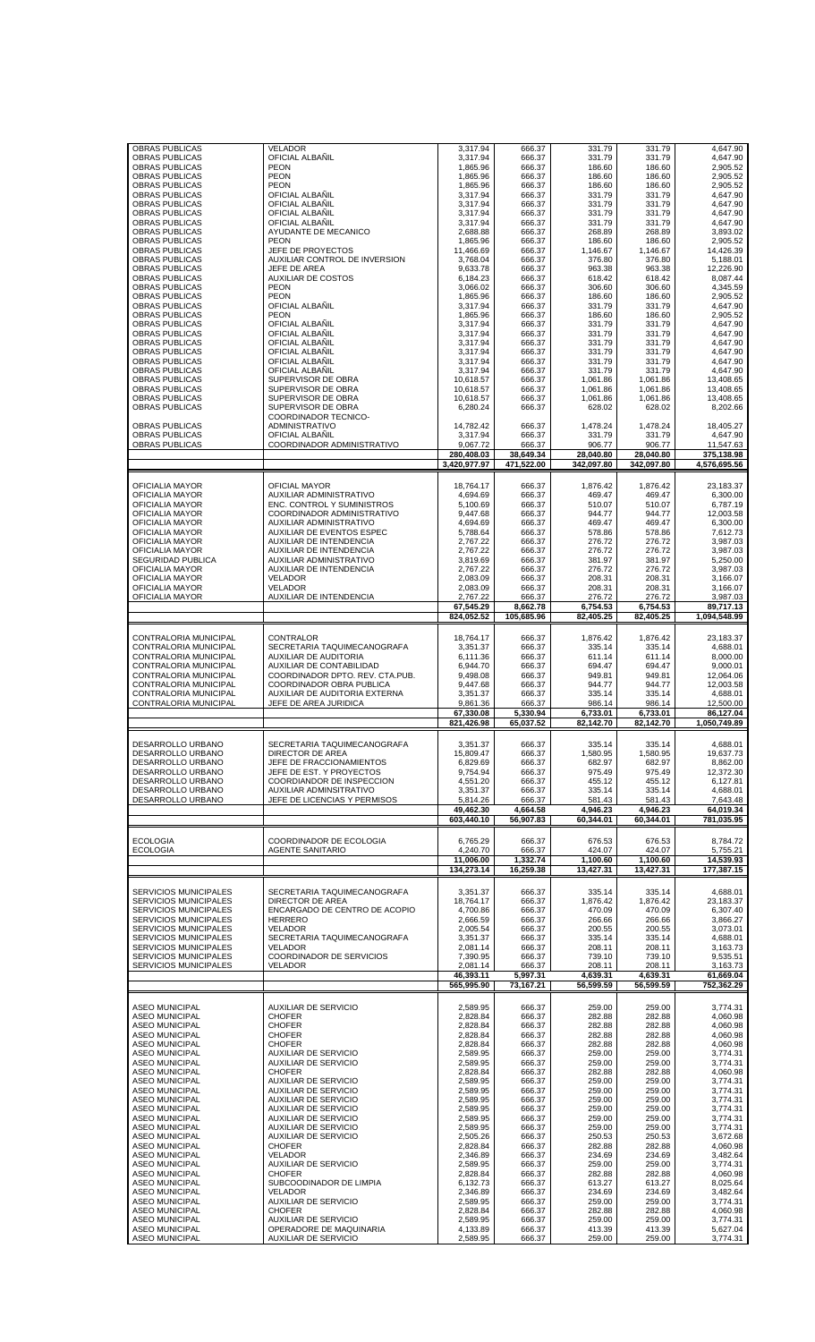| | | | | | | |
|---|---|---|---|---|---|---|
| OBRAS PUBLICAS | VELADOR | 3,317.94 | 666.37 | 331.79 | 331.79 | 4,647.90 |
| OBRAS PUBLICAS | OFICIAL ALBAÑIL | 3,317.94 | 666.37 | 331.79 | 331.79 | 4,647.90 |
| OBRAS PUBLICAS | PEON | 1,865.96 | 666.37 | 186.60 | 186.60 | 2,905.52 |
| OBRAS PUBLICAS | PEON | 1,865.96 | 666.37 | 186.60 | 186.60 | 2,905.52 |
| OBRAS PUBLICAS | PEON | 1,865.96 | 666.37 | 186.60 | 186.60 | 2,905.52 |
| OBRAS PUBLICAS | OFICIAL ALBAÑIL | 3,317.94 | 666.37 | 331.79 | 331.79 | 4,647.90 |
| OBRAS PUBLICAS | OFICIAL ALBAÑIL | 3,317.94 | 666.37 | 331.79 | 331.79 | 4,647.90 |
| OBRAS PUBLICAS | OFICIAL ALBAÑIL | 3,317.94 | 666.37 | 331.79 | 331.79 | 4,647.90 |
| OBRAS PUBLICAS | OFICIAL ALBAÑIL | 3,317.94 | 666.37 | 331.79 | 331.79 | 4,647.90 |
| OBRAS PUBLICAS | AYUDANTE DE MECANICO | 2,688.88 | 666.37 | 268.89 | 268.89 | 3,893.02 |
| OBRAS PUBLICAS | PEON | 1,865.96 | 666.37 | 186.60 | 186.60 | 2,905.52 |
| OBRAS PUBLICAS | JEFE DE PROYECTOS | 11,466.69 | 666.37 | 1,146.67 | 1,146.67 | 14,426.39 |
| OBRAS PUBLICAS | AUXILIAR CONTROL DE INVERSION | 3,768.04 | 666.37 | 376.80 | 376.80 | 5,188.01 |
| OBRAS PUBLICAS | JEFE DE AREA | 9,633.78 | 666.37 | 963.38 | 963.38 | 12,226.90 |
| OBRAS PUBLICAS | AUXILIAR DE COSTOS | 6,184.23 | 666.37 | 618.42 | 618.42 | 8,087.44 |
| OBRAS PUBLICAS | PEON | 3,066.02 | 666.37 | 306.60 | 306.60 | 4,345.59 |
| OBRAS PUBLICAS | PEON | 1,865.96 | 666.37 | 186.60 | 186.60 | 2,905.52 |
| OBRAS PUBLICAS | OFICIAL ALBAÑIL | 3,317.94 | 666.37 | 331.79 | 331.79 | 4,647.90 |
| OBRAS PUBLICAS | PEON | 1,865.96 | 666.37 | 186.60 | 186.60 | 2,905.52 |
| OBRAS PUBLICAS | OFICIAL ALBAÑIL | 3,317.94 | 666.37 | 331.79 | 331.79 | 4,647.90 |
| OBRAS PUBLICAS | OFICIAL ALBAÑIL | 3,317.94 | 666.37 | 331.79 | 331.79 | 4,647.90 |
| OBRAS PUBLICAS | OFICIAL ALBAÑIL | 3,317.94 | 666.37 | 331.79 | 331.79 | 4,647.90 |
| OBRAS PUBLICAS | OFICIAL ALBAÑIL | 3,317.94 | 666.37 | 331.79 | 331.79 | 4,647.90 |
| OBRAS PUBLICAS | OFICIAL ALBAÑIL | 3,317.94 | 666.37 | 331.79 | 331.79 | 4,647.90 |
| OBRAS PUBLICAS | OFICIAL ALBAÑIL | 3,317.94 | 666.37 | 331.79 | 331.79 | 4,647.90 |
| OBRAS PUBLICAS | SUPERVISOR DE OBRA | 10,618.57 | 666.37 | 1,061.86 | 1,061.86 | 13,408.65 |
| OBRAS PUBLICAS | SUPERVISOR DE OBRA | 10,618.57 | 666.37 | 1,061.86 | 1,061.86 | 13,408.65 |
| OBRAS PUBLICAS | SUPERVISOR DE OBRA | 10,618.57 | 666.37 | 1,061.86 | 1,061.86 | 13,408.65 |
| OBRAS PUBLICAS | SUPERVISOR DE OBRA | 6,280.24 | 666.37 | 628.02 | 628.02 | 8,202.66 |
| OBRAS PUBLICAS | COORDINADOR TECNICO-ADMINISTRATIVO | 14,782.42 | 666.37 | 1,478.24 | 1,478.24 | 18,405.27 |
| OBRAS PUBLICAS | OFICIAL ALBAÑIL | 3,317.94 | 666.37 | 331.79 | 331.79 | 4,647.90 |
| OBRAS PUBLICAS | COORDINADOR ADMINISTRATIVO | 9,067.72 | 666.37 | 906.77 | 906.77 | 11,547.63 |
| | | **280,408.03** | **38,649.34** | **28,040.80** | **28,040.80** | **375,138.98** |
| | | **3,420,977.97** | **471,522.00** | **342,097.80** | **342,097.80** | **4,576,695.56** |
| OFICIALIA MAYOR | OFICIAL MAYOR | 18,764.17 | 666.37 | 1,876.42 | 1,876.42 | 23,183.37 |
| OFICIALIA MAYOR | AUXILIAR ADMINISTRATIVO | 4,694.69 | 666.37 | 469.47 | 469.47 | 6,300.00 |
| OFICIALIA MAYOR | ENC. CONTROL Y SUMINISTROS | 5,100.69 | 666.37 | 510.07 | 510.07 | 6,787.19 |
| OFICIALIA MAYOR | COORDINADOR ADMINISTRATIVO | 9,447.68 | 666.37 | 944.77 | 944.77 | 12,003.58 |
| OFICIALIA MAYOR | AUXILIAR ADMINISTRATIVO | 4,694.69 | 666.37 | 469.47 | 469.47 | 6,300.00 |
| OFICIALIA MAYOR | AUXILIAR DE EVENTOS ESPEC | 5,788.64 | 666.37 | 578.86 | 578.86 | 7,612.73 |
| OFICIALIA MAYOR | AUXILIAR DE INTENDENCIA | 2,767.22 | 666.37 | 276.72 | 276.72 | 3,987.03 |
| OFICIALIA MAYOR | AUXILIAR DE INTENDENCIA | 2,767.22 | 666.37 | 276.72 | 276.72 | 3,987.03 |
| SEGURIDAD PUBLICA | AUXILIAR ADMINISTRATIVO | 3,819.69 | 666.37 | 381.97 | 381.97 | 5,250.00 |
| OFICIALIA MAYOR | AUXILIAR DE INTENDENCIA | 2,767.22 | 666.37 | 276.72 | 276.72 | 3,987.03 |
| OFICIALIA MAYOR | VELADOR | 2,083.09 | 666.37 | 208.31 | 208.31 | 3,166.07 |
| OFICIALIA MAYOR | VELADOR | 2,083.09 | 666.37 | 208.31 | 208.31 | 3,166.07 |
| OFICIALIA MAYOR | AUXILIAR DE INTENDENCIA | 2,767.22 | 666.37 | 276.72 | 276.72 | 3,987.03 |
| | | **67,545.29** | **8,662.78** | **6,754.53** | **6,754.53** | **89,717.13** |
| | | **824,052.52** | **105,685.96** | **82,405.25** | **82,405.25** | **1,094,548.99** |
| CONTRALORIA MUNICIPAL | CONTRALOR | 18,764.17 | 666.37 | 1,876.42 | 1,876.42 | 23,183.37 |
| CONTRALORIA MUNICIPAL | SECRETARIA TAQUIMECANOGRAFA | 3,351.37 | 666.37 | 335.14 | 335.14 | 4,688.01 |
| CONTRALORIA MUNICIPAL | AUXILIAR DE AUDITORIA | 6,111.36 | 666.37 | 611.14 | 611.14 | 8,000.00 |
| CONTRALORIA MUNICIPAL | AUXILIAR DE CONTABILIDAD | 6,944.70 | 666.37 | 694.47 | 694.47 | 9,000.01 |
| CONTRALORIA MUNICIPAL | COORDINADOR DPTO. REV. CTA.PUB. | 9,498.08 | 666.37 | 949.81 | 949.81 | 12,064.06 |
| CONTRALORIA MUNICIPAL | COORDINADOR OBRA PUBLICA | 9,447.68 | 666.37 | 944.77 | 944.77 | 12,003.58 |
| CONTRALORIA MUNICIPAL | AUXILIAR DE AUDITORIA EXTERNA | 3,351.37 | 666.37 | 335.14 | 335.14 | 4,688.01 |
| CONTRALORIA MUNICIPAL | JEFE DE AREA JURIDICA | 9,861.36 | 666.37 | 986.14 | 986.14 | 12,500.00 |
| | | **67,330.08** | **5,330.94** | **6,733.01** | **6,733.01** | **86,127.04** |
| | | **821,426.98** | **65,037.52** | **82,142.70** | **82,142.70** | **1,050,749.89** |
| DESARROLLO URBANO | SECRETARIA TAQUIMECANOGRAFA | 3,351.37 | 666.37 | 335.14 | 335.14 | 4,688.01 |
| DESARROLLO URBANO | DIRECTOR DE AREA | 15,809.47 | 666.37 | 1,580.95 | 1,580.95 | 19,637.73 |
| DESARROLLO URBANO | JEFE DE FRACCIONAMIENTOS | 6,829.69 | 666.37 | 682.97 | 682.97 | 8,862.00 |
| DESARROLLO URBANO | JEFE DE EST. Y PROYECTOS | 9,754.94 | 666.37 | 975.49 | 975.49 | 12,372.30 |
| DESARROLLO URBANO | COORDIANDOR DE INSPECCION | 4,551.20 | 666.37 | 455.12 | 455.12 | 6,127.81 |
| DESARROLLO URBANO | AUXILIAR ADMINSITRATIVO | 3,351.37 | 666.37 | 335.14 | 335.14 | 4,688.01 |
| DESARROLLO URBANO | JEFE DE LICENCIAS Y PERMISOS | 5,814.26 | 666.37 | 581.43 | 581.43 | 7,643.48 |
| | | **49,462.30** | **4,664.58** | **4,946.23** | **4,946.23** | **64,019.34** |
| | | **603,440.10** | **56,907.83** | **60,344.01** | **60,344.01** | **781,035.95** |
| ECOLOGIA | COORDINADOR DE ECOLOGIA | 6,765.29 | 666.37 | 676.53 | 676.53 | 8,784.72 |
| ECOLOGIA | AGENTE SANITARIO | 4,240.70 | 666.37 | 424.07 | 424.07 | 5,755.21 |
| | | **11,006.00** | **1,332.74** | **1,100.60** | **1,100.60** | **14,539.93** |
| | | **134,273.14** | **16,259.38** | **13,427.31** | **13,427.31** | **177,387.15** |
| SERVICIOS MUNICIPALES | SECRETARIA TAQUIMECANOGRAFA | 3,351.37 | 666.37 | 335.14 | 335.14 | 4,688.01 |
| SERVICIOS MUNICIPALES | DIRECTOR DE AREA | 18,764.17 | 666.37 | 1,876.42 | 1,876.42 | 23,183.37 |
| SERVICIOS MUNICIPALES | ENCARGADO DE CENTRO DE ACOPIO | 4,700.86 | 666.37 | 470.09 | 470.09 | 6,307.40 |
| SERVICIOS MUNICIPALES | HERRERO | 2,666.59 | 666.37 | 266.66 | 266.66 | 3,866.27 |
| SERVICIOS MUNICIPALES | VELADOR | 2,005.54 | 666.37 | 200.55 | 200.55 | 3,073.01 |
| SERVICIOS MUNICIPALES | SECRETARIA TAQUIMECANOGRAFA | 3,351.37 | 666.37 | 335.14 | 335.14 | 4,688.01 |
| SERVICIOS MUNICIPALES | VELADOR | 2,081.14 | 666.37 | 208.11 | 208.11 | 3,163.73 |
| SERVICIOS MUNICIPALES | COORDINADOR DE SERVICIOS | 7,390.95 | 666.37 | 739.10 | 739.10 | 9,535.51 |
| SERVICIOS MUNICIPALES | VELADOR | 2,081.14 | 666.37 | 208.11 | 208.11 | 3,163.73 |
| | | **46,393.11** | **5,997.31** | **4,639.31** | **4,639.31** | **61,669.04** |
| | | **565,995.90** | **73,167.21** | **56,599.59** | **56,599.59** | **752,362.29** |
| ASEO MUNICIPAL | AUXILIAR DE SERVICIO | 2,589.95 | 666.37 | 259.00 | 259.00 | 3,774.31 |
| ASEO MUNICIPAL | CHOFER | 2,828.84 | 666.37 | 282.88 | 282.88 | 4,060.98 |
| ASEO MUNICIPAL | CHOFER | 2,828.84 | 666.37 | 282.88 | 282.88 | 4,060.98 |
| ASEO MUNICIPAL | CHOFER | 2,828.84 | 666.37 | 282.88 | 282.88 | 4,060.98 |
| ASEO MUNICIPAL | CHOFER | 2,828.84 | 666.37 | 282.88 | 282.88 | 4,060.98 |
| ASEO MUNICIPAL | AUXILIAR DE SERVICIO | 2,589.95 | 666.37 | 259.00 | 259.00 | 3,774.31 |
| ASEO MUNICIPAL | AUXILIAR DE SERVICIO | 2,589.95 | 666.37 | 259.00 | 259.00 | 3,774.31 |
| ASEO MUNICIPAL | CHOFER | 2,828.84 | 666.37 | 282.88 | 282.88 | 4,060.98 |
| ASEO MUNICIPAL | AUXILIAR DE SERVICIO | 2,589.95 | 666.37 | 259.00 | 259.00 | 3,774.31 |
| ASEO MUNICIPAL | AUXILIAR DE SERVICIO | 2,589.95 | 666.37 | 259.00 | 259.00 | 3,774.31 |
| ASEO MUNICIPAL | AUXILIAR DE SERVICIO | 2,589.95 | 666.37 | 259.00 | 259.00 | 3,774.31 |
| ASEO MUNICIPAL | AUXILIAR DE SERVICIO | 2,589.95 | 666.37 | 259.00 | 259.00 | 3,774.31 |
| ASEO MUNICIPAL | AUXILIAR DE SERVICIO | 2,589.95 | 666.37 | 259.00 | 259.00 | 3,774.31 |
| ASEO MUNICIPAL | AUXILIAR DE SERVICIO | 2,589.95 | 666.37 | 259.00 | 259.00 | 3,774.31 |
| ASEO MUNICIPAL | AUXILIAR DE SERVICIO | 2,505.26 | 666.37 | 250.53 | 250.53 | 3,672.68 |
| ASEO MUNICIPAL | CHOFER | 2,828.84 | 666.37 | 282.88 | 282.88 | 4,060.98 |
| ASEO MUNICIPAL | VELADOR | 2,346.89 | 666.37 | 234.69 | 234.69 | 3,482.64 |
| ASEO MUNICIPAL | AUXILIAR DE SERVICIO | 2,589.95 | 666.37 | 259.00 | 259.00 | 3,774.31 |
| ASEO MUNICIPAL | CHOFER | 2,828.84 | 666.37 | 282.88 | 282.88 | 4,060.98 |
| ASEO MUNICIPAL | SUBCOODINADOR DE LIMPIA | 6,132.73 | 666.37 | 613.27 | 613.27 | 8,025.64 |
| ASEO MUNICIPAL | VELADOR | 2,346.89 | 666.37 | 234.69 | 234.69 | 3,482.64 |
| ASEO MUNICIPAL | AUXILIAR DE SERVICIO | 2,589.95 | 666.37 | 259.00 | 259.00 | 3,774.31 |
| ASEO MUNICIPAL | CHOFER | 2,828.84 | 666.37 | 282.88 | 282.88 | 4,060.98 |
| ASEO MUNICIPAL | AUXILIAR DE SERVICIO | 2,589.95 | 666.37 | 259.00 | 259.00 | 3,774.31 |
| ASEO MUNICIPAL | OPERADORE DE MAQUINARIA | 4,133.89 | 666.37 | 413.39 | 413.39 | 5,627.04 |
| ASEO MUNICIPAL | AUXILIAR DE SERVICIO | 2,589.95 | 666.37 | 259.00 | 259.00 | 3,774.31 |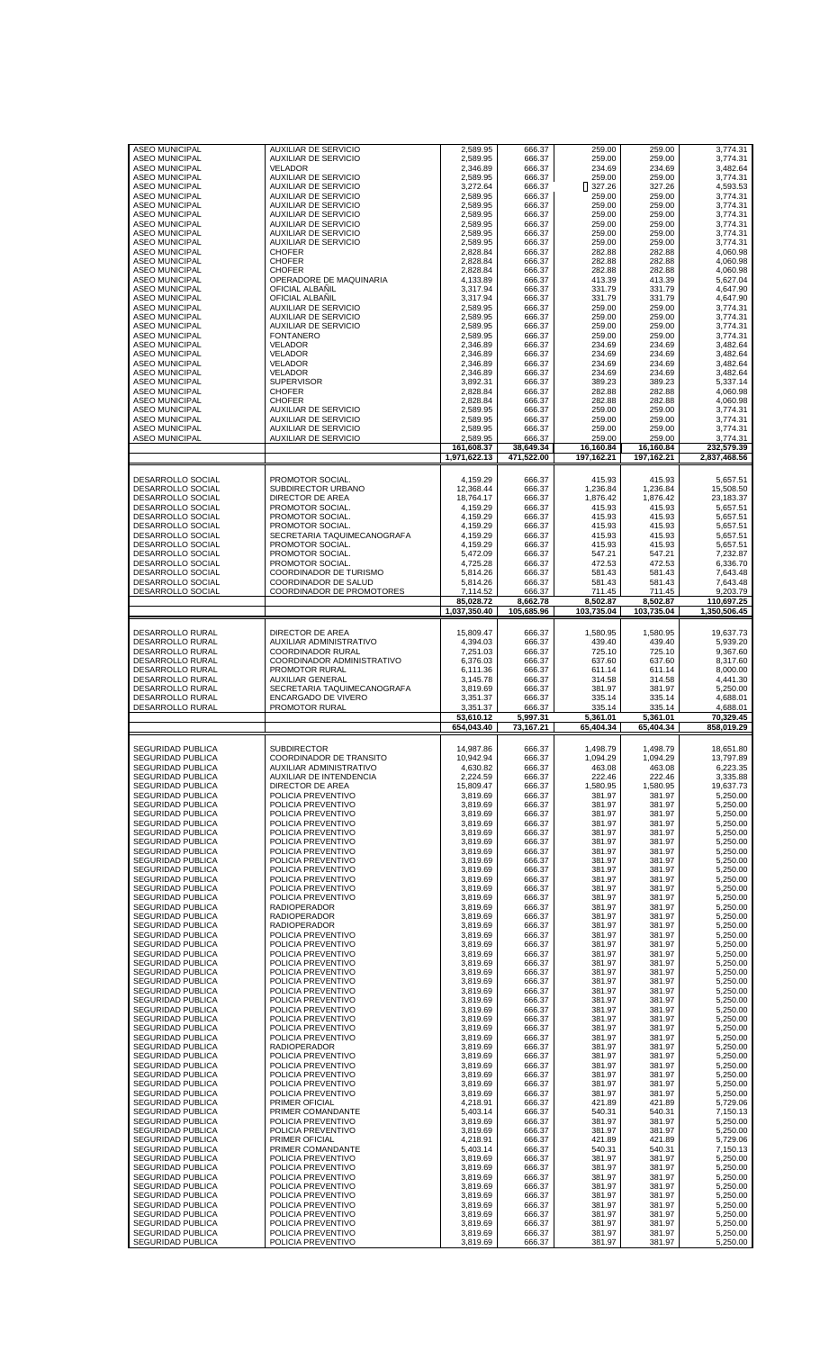| | | | | | | |
|---|---|---|---|---|---|---|
| ASEO MUNICIPAL | AUXILIAR DE SERVICIO | 2,589.95 | 666.37 | 259.00 | 259.00 | 3,774.31 |
| ASEO MUNICIPAL | AUXILIAR DE SERVICIO | 2,589.95 | 666.37 | 259.00 | 259.00 | 3,774.31 |
| ASEO MUNICIPAL | VELADOR | 2,346.89 | 666.37 | 234.69 | 234.69 | 3,482.64 |
| ASEO MUNICIPAL | AUXILIAR DE SERVICIO | 2,589.95 | 666.37 | 259.00 | 259.00 | 3,774.31 |
| ASEO MUNICIPAL | AUXILIAR DE SERVICIO | 3,272.64 | 666.37 | 327.26 | 327.26 | 4,593.53 |
| ASEO MUNICIPAL | AUXILIAR DE SERVICIO | 2,589.95 | 666.37 | 259.00 | 259.00 | 3,774.31 |
| ASEO MUNICIPAL | AUXILIAR DE SERVICIO | 2,589.95 | 666.37 | 259.00 | 259.00 | 3,774.31 |
| ASEO MUNICIPAL | AUXILIAR DE SERVICIO | 2,589.95 | 666.37 | 259.00 | 259.00 | 3,774.31 |
| ASEO MUNICIPAL | AUXILIAR DE SERVICIO | 2,589.95 | 666.37 | 259.00 | 259.00 | 3,774.31 |
| ASEO MUNICIPAL | AUXILIAR DE SERVICIO | 2,589.95 | 666.37 | 259.00 | 259.00 | 3,774.31 |
| ASEO MUNICIPAL | AUXILIAR DE SERVICIO | 2,589.95 | 666.37 | 259.00 | 259.00 | 3,774.31 |
| ASEO MUNICIPAL | CHOFER | 2,828.84 | 666.37 | 282.88 | 282.88 | 4,060.98 |
| ASEO MUNICIPAL | CHOFER | 2,828.84 | 666.37 | 282.88 | 282.88 | 4,060.98 |
| ASEO MUNICIPAL | CHOFER | 2,828.84 | 666.37 | 282.88 | 282.88 | 4,060.98 |
| ASEO MUNICIPAL | OPERADORE DE MAQUINARIA | 4,133.89 | 666.37 | 413.39 | 413.39 | 5,627.04 |
| ASEO MUNICIPAL | OFICIAL ALBAÑIL | 3,317.94 | 666.37 | 331.79 | 331.79 | 4,647.90 |
| ASEO MUNICIPAL | OFICIAL ALBAÑIL | 3,317.94 | 666.37 | 331.79 | 331.79 | 4,647.90 |
| ASEO MUNICIPAL | AUXILIAR DE SERVICIO | 2,589.95 | 666.37 | 259.00 | 259.00 | 3,774.31 |
| ASEO MUNICIPAL | AUXILIAR DE SERVICIO | 2,589.95 | 666.37 | 259.00 | 259.00 | 3,774.31 |
| ASEO MUNICIPAL | AUXILIAR DE SERVICIO | 2,589.95 | 666.37 | 259.00 | 259.00 | 3,774.31 |
| ASEO MUNICIPAL | FONTANERO | 2,589.95 | 666.37 | 259.00 | 259.00 | 3,774.31 |
| ASEO MUNICIPAL | VELADOR | 2,346.89 | 666.37 | 234.69 | 234.69 | 3,482.64 |
| ASEO MUNICIPAL | VELADOR | 2,346.89 | 666.37 | 234.69 | 234.69 | 3,482.64 |
| ASEO MUNICIPAL | VELADOR | 2,346.89 | 666.37 | 234.69 | 234.69 | 3,482.64 |
| ASEO MUNICIPAL | VELADOR | 2,346.89 | 666.37 | 234.69 | 234.69 | 3,482.64 |
| ASEO MUNICIPAL | SUPERVISOR | 3,892.31 | 666.37 | 389.23 | 389.23 | 5,337.14 |
| ASEO MUNICIPAL | CHOFER | 2,828.84 | 666.37 | 282.88 | 282.88 | 4,060.98 |
| ASEO MUNICIPAL | CHOFER | 2,828.84 | 666.37 | 282.88 | 282.88 | 4,060.98 |
| ASEO MUNICIPAL | AUXILIAR DE SERVICIO | 2,589.95 | 666.37 | 259.00 | 259.00 | 3,774.31 |
| ASEO MUNICIPAL | AUXILIAR DE SERVICIO | 2,589.95 | 666.37 | 259.00 | 259.00 | 3,774.31 |
| ASEO MUNICIPAL | AUXILIAR DE SERVICIO | 2,589.95 | 666.37 | 259.00 | 259.00 | 3,774.31 |
| ASEO MUNICIPAL | AUXILIAR DE SERVICIO | 2,589.95 | 666.37 | 259.00 | 259.00 | 3,774.31 |
| | | **161,608.37** | **38,649.34** | **16,160.84** | **16,160.84** | **232,579.39** |
| | | **1,971,622.13** | **471,522.00** | **197,162.21** | **197,162.21** | **2,837,468.56** |
| | | | | | | |
| DESARROLLO SOCIAL | PROMOTOR SOCIAL. | 4,159.29 | 666.37 | 415.93 | 415.93 | 5,657.51 |
| DESARROLLO SOCIAL | SUBDIRECTOR URBANO | 12,368.44 | 666.37 | 1,236.84 | 1,236.84 | 15,508.50 |
| DESARROLLO SOCIAL | DIRECTOR DE AREA | 18,764.17 | 666.37 | 1,876.42 | 1,876.42 | 23,183.37 |
| DESARROLLO SOCIAL | PROMOTOR SOCIAL. | 4,159.29 | 666.37 | 415.93 | 415.93 | 5,657.51 |
| DESARROLLO SOCIAL | PROMOTOR SOCIAL. | 4,159.29 | 666.37 | 415.93 | 415.93 | 5,657.51 |
| DESARROLLO SOCIAL | PROMOTOR SOCIAL. | 4,159.29 | 666.37 | 415.93 | 415.93 | 5,657.51 |
| DESARROLLO SOCIAL | SECRETARIA TAQUIMECANOGRAFA | 4,159.29 | 666.37 | 415.93 | 415.93 | 5,657.51 |
| DESARROLLO SOCIAL | PROMOTOR SOCIAL. | 4,159.29 | 666.37 | 415.93 | 415.93 | 5,657.51 |
| DESARROLLO SOCIAL | PROMOTOR SOCIAL. | 5,472.09 | 666.37 | 547.21 | 547.21 | 7,232.87 |
| DESARROLLO SOCIAL | PROMOTOR SOCIAL. | 4,725.28 | 666.37 | 472.53 | 472.53 | 6,336.70 |
| DESARROLLO SOCIAL | COORDINADOR DE TURISMO | 5,814.26 | 666.37 | 581.43 | 581.43 | 7,643.48 |
| DESARROLLO SOCIAL | COORDINADOR DE SALUD | 5,814.26 | 666.37 | 581.43 | 581.43 | 7,643.48 |
| DESARROLLO SOCIAL | COORDINADOR DE PROMOTORES | 7,114.52 | 666.37 | 711.45 | 711.45 | 9,203.79 |
| | | **85,028.72** | **8,662.78** | **8,502.87** | **8,502.87** | **110,697.25** |
| | | **1,037,350.40** | **105,685.96** | **103,735.04** | **103,735.04** | **1,350,506.45** |
| | | | | | | |
| DESARROLLO RURAL | DIRECTOR DE AREA | 15,809.47 | 666.37 | 1,580.95 | 1,580.95 | 19,637.73 |
| DESARROLLO RURAL | AUXILIAR ADMINISTRATIVO | 4,394.03 | 666.37 | 439.40 | 439.40 | 5,939.20 |
| DESARROLLO RURAL | COORDINADOR RURAL | 7,251.03 | 666.37 | 725.10 | 725.10 | 9,367.60 |
| DESARROLLO RURAL | COORDINADOR ADMINISTRATIVO | 6,376.03 | 666.37 | 637.60 | 637.60 | 8,317.60 |
| DESARROLLO RURAL | PROMOTOR RURAL | 6,111.36 | 666.37 | 611.14 | 611.14 | 8,000.00 |
| DESARROLLO RURAL | AUXILIAR GENERAL | 3,145.78 | 666.37 | 314.58 | 314.58 | 4,441.30 |
| DESARROLLO RURAL | SECRETARIA TAQUIMECANOGRAFA | 3,819.69 | 666.37 | 381.97 | 381.97 | 5,250.00 |
| DESARROLLO RURAL | ENCARGADO DE VIVERO | 3,351.37 | 666.37 | 335.14 | 335.14 | 4,688.01 |
| DESARROLLO RURAL | PROMOTOR RURAL | 3,351.37 | 666.37 | 335.14 | 335.14 | 4,688.01 |
| | | **53,610.12** | **5,997.31** | **5,361.01** | **5,361.01** | **70,329.45** |
| | | **654,043.40** | **73,167.21** | **65,404.34** | **65,404.34** | **858,019.29** |
| | | | | | | |
| SEGURIDAD PUBLICA | SUBDIRECTOR | 14,987.86 | 666.37 | 1,498.79 | 1,498.79 | 18,651.80 |
| SEGURIDAD PUBLICA | COORDINADOR DE TRANSITO | 10,942.94 | 666.37 | 1,094.29 | 1,094.29 | 13,797.89 |
| SEGURIDAD PUBLICA | AUXILIAR ADMINISTRATIVO | 4,630.82 | 666.37 | 463.08 | 463.08 | 6,223.35 |
| SEGURIDAD PUBLICA | AUXILIAR DE INTENDENCIA | 2,224.59 | 666.37 | 222.46 | 222.46 | 3,335.88 |
| SEGURIDAD PUBLICA | DIRECTOR DE AREA | 15,809.47 | 666.37 | 1,580.95 | 1,580.95 | 19,637.73 |
| SEGURIDAD PUBLICA | POLICIA PREVENTIVO | 3,819.69 | 666.37 | 381.97 | 381.97 | 5,250.00 |
| SEGURIDAD PUBLICA | POLICIA PREVENTIVO | 3,819.69 | 666.37 | 381.97 | 381.97 | 5,250.00 |
| SEGURIDAD PUBLICA | POLICIA PREVENTIVO | 3,819.69 | 666.37 | 381.97 | 381.97 | 5,250.00 |
| SEGURIDAD PUBLICA | POLICIA PREVENTIVO | 3,819.69 | 666.37 | 381.97 | 381.97 | 5,250.00 |
| SEGURIDAD PUBLICA | POLICIA PREVENTIVO | 3,819.69 | 666.37 | 381.97 | 381.97 | 5,250.00 |
| SEGURIDAD PUBLICA | POLICIA PREVENTIVO | 3,819.69 | 666.37 | 381.97 | 381.97 | 5,250.00 |
| SEGURIDAD PUBLICA | POLICIA PREVENTIVO | 3,819.69 | 666.37 | 381.97 | 381.97 | 5,250.00 |
| SEGURIDAD PUBLICA | POLICIA PREVENTIVO | 3,819.69 | 666.37 | 381.97 | 381.97 | 5,250.00 |
| SEGURIDAD PUBLICA | POLICIA PREVENTIVO | 3,819.69 | 666.37 | 381.97 | 381.97 | 5,250.00 |
| SEGURIDAD PUBLICA | POLICIA PREVENTIVO | 3,819.69 | 666.37 | 381.97 | 381.97 | 5,250.00 |
| SEGURIDAD PUBLICA | POLICIA PREVENTIVO | 3,819.69 | 666.37 | 381.97 | 381.97 | 5,250.00 |
| SEGURIDAD PUBLICA | POLICIA PREVENTIVO | 3,819.69 | 666.37 | 381.97 | 381.97 | 5,250.00 |
| SEGURIDAD PUBLICA | RADIOPERADOR | 3,819.69 | 666.37 | 381.97 | 381.97 | 5,250.00 |
| SEGURIDAD PUBLICA | RADIOPERADOR | 3,819.69 | 666.37 | 381.97 | 381.97 | 5,250.00 |
| SEGURIDAD PUBLICA | RADIOPERADOR | 3,819.69 | 666.37 | 381.97 | 381.97 | 5,250.00 |
| SEGURIDAD PUBLICA | POLICIA PREVENTIVO | 3,819.69 | 666.37 | 381.97 | 381.97 | 5,250.00 |
| SEGURIDAD PUBLICA | POLICIA PREVENTIVO | 3,819.69 | 666.37 | 381.97 | 381.97 | 5,250.00 |
| SEGURIDAD PUBLICA | POLICIA PREVENTIVO | 3,819.69 | 666.37 | 381.97 | 381.97 | 5,250.00 |
| SEGURIDAD PUBLICA | POLICIA PREVENTIVO | 3,819.69 | 666.37 | 381.97 | 381.97 | 5,250.00 |
| SEGURIDAD PUBLICA | POLICIA PREVENTIVO | 3,819.69 | 666.37 | 381.97 | 381.97 | 5,250.00 |
| SEGURIDAD PUBLICA | POLICIA PREVENTIVO | 3,819.69 | 666.37 | 381.97 | 381.97 | 5,250.00 |
| SEGURIDAD PUBLICA | POLICIA PREVENTIVO | 3,819.69 | 666.37 | 381.97 | 381.97 | 5,250.00 |
| SEGURIDAD PUBLICA | POLICIA PREVENTIVO | 3,819.69 | 666.37 | 381.97 | 381.97 | 5,250.00 |
| SEGURIDAD PUBLICA | POLICIA PREVENTIVO | 3,819.69 | 666.37 | 381.97 | 381.97 | 5,250.00 |
| SEGURIDAD PUBLICA | POLICIA PREVENTIVO | 3,819.69 | 666.37 | 381.97 | 381.97 | 5,250.00 |
| SEGURIDAD PUBLICA | POLICIA PREVENTIVO | 3,819.69 | 666.37 | 381.97 | 381.97 | 5,250.00 |
| SEGURIDAD PUBLICA | POLICIA PREVENTIVO | 3,819.69 | 666.37 | 381.97 | 381.97 | 5,250.00 |
| SEGURIDAD PUBLICA | RADIOPERADOR | 3,819.69 | 666.37 | 381.97 | 381.97 | 5,250.00 |
| SEGURIDAD PUBLICA | POLICIA PREVENTIVO | 3,819.69 | 666.37 | 381.97 | 381.97 | 5,250.00 |
| SEGURIDAD PUBLICA | POLICIA PREVENTIVO | 3,819.69 | 666.37 | 381.97 | 381.97 | 5,250.00 |
| SEGURIDAD PUBLICA | POLICIA PREVENTIVO | 3,819.69 | 666.37 | 381.97 | 381.97 | 5,250.00 |
| SEGURIDAD PUBLICA | POLICIA PREVENTIVO | 3,819.69 | 666.37 | 381.97 | 381.97 | 5,250.00 |
| SEGURIDAD PUBLICA | POLICIA PREVENTIVO | 3,819.69 | 666.37 | 381.97 | 381.97 | 5,250.00 |
| SEGURIDAD PUBLICA | PRIMER OFICIAL | 4,218.91 | 666.37 | 421.89 | 421.89 | 5,729.06 |
| SEGURIDAD PUBLICA | PRIMER COMANDANTE | 5,403.14 | 666.37 | 540.31 | 540.31 | 7,150.13 |
| SEGURIDAD PUBLICA | POLICIA PREVENTIVO | 3,819.69 | 666.37 | 381.97 | 381.97 | 5,250.00 |
| SEGURIDAD PUBLICA | POLICIA PREVENTIVO | 3,819.69 | 666.37 | 381.97 | 381.97 | 5,250.00 |
| SEGURIDAD PUBLICA | PRIMER OFICIAL | 4,218.91 | 666.37 | 421.89 | 421.89 | 5,729.06 |
| SEGURIDAD PUBLICA | PRIMER COMANDANTE | 5,403.14 | 666.37 | 540.31 | 540.31 | 7,150.13 |
| SEGURIDAD PUBLICA | POLICIA PREVENTIVO | 3,819.69 | 666.37 | 381.97 | 381.97 | 5,250.00 |
| SEGURIDAD PUBLICA | POLICIA PREVENTIVO | 3,819.69 | 666.37 | 381.97 | 381.97 | 5,250.00 |
| SEGURIDAD PUBLICA | POLICIA PREVENTIVO | 3,819.69 | 666.37 | 381.97 | 381.97 | 5,250.00 |
| SEGURIDAD PUBLICA | POLICIA PREVENTIVO | 3,819.69 | 666.37 | 381.97 | 381.97 | 5,250.00 |
| SEGURIDAD PUBLICA | POLICIA PREVENTIVO | 3,819.69 | 666.37 | 381.97 | 381.97 | 5,250.00 |
| SEGURIDAD PUBLICA | POLICIA PREVENTIVO | 3,819.69 | 666.37 | 381.97 | 381.97 | 5,250.00 |
| SEGURIDAD PUBLICA | POLICIA PREVENTIVO | 3,819.69 | 666.37 | 381.97 | 381.97 | 5,250.00 |
| SEGURIDAD PUBLICA | POLICIA PREVENTIVO | 3,819.69 | 666.37 | 381.97 | 381.97 | 5,250.00 |
| SEGURIDAD PUBLICA | POLICIA PREVENTIVO | 3,819.69 | 666.37 | 381.97 | 381.97 | 5,250.00 |
| SEGURIDAD PUBLICA | POLICIA PREVENTIVO | 3,819.69 | 666.37 | 381.97 | 381.97 | 5,250.00 |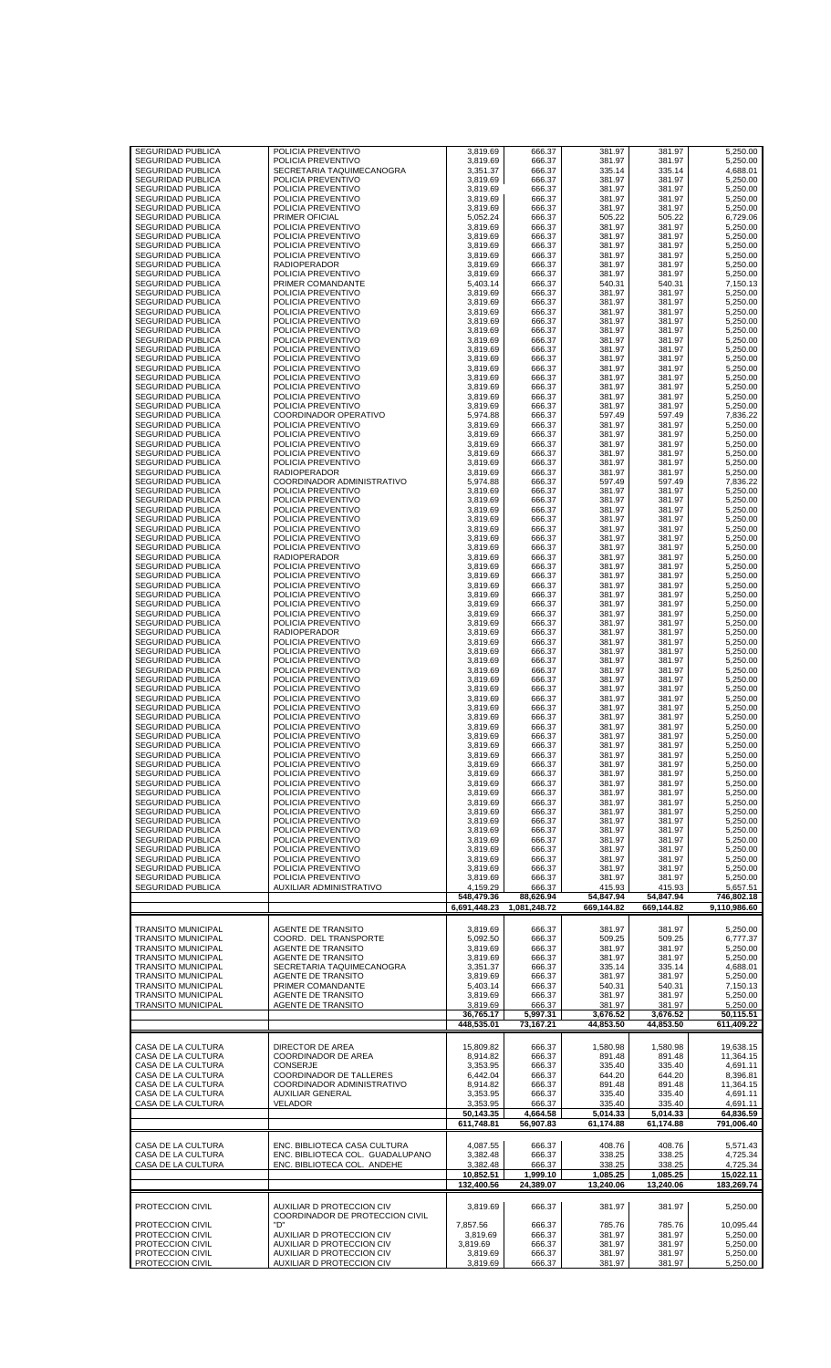| | | | | | | |
|---|---|---|---|---|---|---|
| SEGURIDAD PUBLICA | POLICIA PREVENTIVO | 3,819.69 | 666.37 | 381.97 | 381.97 | 5,250.00 |
| SEGURIDAD PUBLICA | POLICIA PREVENTIVO | 3,819.69 | 666.37 | 381.97 | 381.97 | 5,250.00 |
| SEGURIDAD PUBLICA | SECRETARIA TAQUIMECANOGRA | 3,351.37 | 666.37 | 335.14 | 335.14 | 4,688.01 |
| SEGURIDAD PUBLICA | POLICIA PREVENTIVO | 3,819.69 | 666.37 | 381.97 | 381.97 | 5,250.00 |
| SEGURIDAD PUBLICA | POLICIA PREVENTIVO | 3,819.69 | 666.37 | 381.97 | 381.97 | 5,250.00 |
| SEGURIDAD PUBLICA | POLICIA PREVENTIVO | 3,819.69 | 666.37 | 381.97 | 381.97 | 5,250.00 |
| SEGURIDAD PUBLICA | POLICIA PREVENTIVO | 3,819.69 | 666.37 | 381.97 | 381.97 | 5,250.00 |
| SEGURIDAD PUBLICA | PRIMER OFICIAL | 5,052.24 | 666.37 | 505.22 | 505.22 | 6,729.06 |
| SEGURIDAD PUBLICA | POLICIA PREVENTIVO | 3,819.69 | 666.37 | 381.97 | 381.97 | 5,250.00 |
| SEGURIDAD PUBLICA | POLICIA PREVENTIVO | 3,819.69 | 666.37 | 381.97 | 381.97 | 5,250.00 |
| SEGURIDAD PUBLICA | POLICIA PREVENTIVO | 3,819.69 | 666.37 | 381.97 | 381.97 | 5,250.00 |
| SEGURIDAD PUBLICA | POLICIA PREVENTIVO | 3,819.69 | 666.37 | 381.97 | 381.97 | 5,250.00 |
| SEGURIDAD PUBLICA | RADIOPERADOR | 3,819.69 | 666.37 | 381.97 | 381.97 | 5,250.00 |
| SEGURIDAD PUBLICA | POLICIA PREVENTIVO | 3,819.69 | 666.37 | 381.97 | 381.97 | 5,250.00 |
| SEGURIDAD PUBLICA | PRIMER COMANDANTE | 5,403.14 | 666.37 | 540.31 | 540.31 | 7,150.13 |
| SEGURIDAD PUBLICA | POLICIA PREVENTIVO | 3,819.69 | 666.37 | 381.97 | 381.97 | 5,250.00 |
| SEGURIDAD PUBLICA | POLICIA PREVENTIVO | 3,819.69 | 666.37 | 381.97 | 381.97 | 5,250.00 |
| SEGURIDAD PUBLICA | POLICIA PREVENTIVO | 3,819.69 | 666.37 | 381.97 | 381.97 | 5,250.00 |
| SEGURIDAD PUBLICA | POLICIA PREVENTIVO | 3,819.69 | 666.37 | 381.97 | 381.97 | 5,250.00 |
| SEGURIDAD PUBLICA | POLICIA PREVENTIVO | 3,819.69 | 666.37 | 381.97 | 381.97 | 5,250.00 |
| SEGURIDAD PUBLICA | POLICIA PREVENTIVO | 3,819.69 | 666.37 | 381.97 | 381.97 | 5,250.00 |
| SEGURIDAD PUBLICA | POLICIA PREVENTIVO | 3,819.69 | 666.37 | 381.97 | 381.97 | 5,250.00 |
| SEGURIDAD PUBLICA | POLICIA PREVENTIVO | 3,819.69 | 666.37 | 381.97 | 381.97 | 5,250.00 |
| SEGURIDAD PUBLICA | POLICIA PREVENTIVO | 3,819.69 | 666.37 | 381.97 | 381.97 | 5,250.00 |
| SEGURIDAD PUBLICA | POLICIA PREVENTIVO | 3,819.69 | 666.37 | 381.97 | 381.97 | 5,250.00 |
| SEGURIDAD PUBLICA | POLICIA PREVENTIVO | 3,819.69 | 666.37 | 381.97 | 381.97 | 5,250.00 |
| SEGURIDAD PUBLICA | POLICIA PREVENTIVO | 3,819.69 | 666.37 | 381.97 | 381.97 | 5,250.00 |
| SEGURIDAD PUBLICA | POLICIA PREVENTIVO | 3,819.69 | 666.37 | 381.97 | 381.97 | 5,250.00 |
| SEGURIDAD PUBLICA | COORDINADOR OPERATIVO | 5,974.88 | 666.37 | 597.49 | 597.49 | 7,836.22 |
| SEGURIDAD PUBLICA | POLICIA PREVENTIVO | 3,819.69 | 666.37 | 381.97 | 381.97 | 5,250.00 |
| SEGURIDAD PUBLICA | POLICIA PREVENTIVO | 3,819.69 | 666.37 | 381.97 | 381.97 | 5,250.00 |
| SEGURIDAD PUBLICA | POLICIA PREVENTIVO | 3,819.69 | 666.37 | 381.97 | 381.97 | 5,250.00 |
| SEGURIDAD PUBLICA | POLICIA PREVENTIVO | 3,819.69 | 666.37 | 381.97 | 381.97 | 5,250.00 |
| SEGURIDAD PUBLICA | POLICIA PREVENTIVO | 3,819.69 | 666.37 | 381.97 | 381.97 | 5,250.00 |
| SEGURIDAD PUBLICA | RADIOPERADOR | 3,819.69 | 666.37 | 381.97 | 381.97 | 5,250.00 |
| SEGURIDAD PUBLICA | COORDINADOR ADMINISTRATIVO | 5,974.88 | 666.37 | 597.49 | 597.49 | 7,836.22 |
| SEGURIDAD PUBLICA | POLICIA PREVENTIVO | 3,819.69 | 666.37 | 381.97 | 381.97 | 5,250.00 |
| SEGURIDAD PUBLICA | POLICIA PREVENTIVO | 3,819.69 | 666.37 | 381.97 | 381.97 | 5,250.00 |
| SEGURIDAD PUBLICA | POLICIA PREVENTIVO | 3,819.69 | 666.37 | 381.97 | 381.97 | 5,250.00 |
| SEGURIDAD PUBLICA | POLICIA PREVENTIVO | 3,819.69 | 666.37 | 381.97 | 381.97 | 5,250.00 |
| SEGURIDAD PUBLICA | POLICIA PREVENTIVO | 3,819.69 | 666.37 | 381.97 | 381.97 | 5,250.00 |
| SEGURIDAD PUBLICA | POLICIA PREVENTIVO | 3,819.69 | 666.37 | 381.97 | 381.97 | 5,250.00 |
| SEGURIDAD PUBLICA | POLICIA PREVENTIVO | 3,819.69 | 666.37 | 381.97 | 381.97 | 5,250.00 |
| SEGURIDAD PUBLICA | RADIOPERADOR | 3,819.69 | 666.37 | 381.97 | 381.97 | 5,250.00 |
| SEGURIDAD PUBLICA | POLICIA PREVENTIVO | 3,819.69 | 666.37 | 381.97 | 381.97 | 5,250.00 |
| SEGURIDAD PUBLICA | POLICIA PREVENTIVO | 3,819.69 | 666.37 | 381.97 | 381.97 | 5,250.00 |
| SEGURIDAD PUBLICA | POLICIA PREVENTIVO | 3,819.69 | 666.37 | 381.97 | 381.97 | 5,250.00 |
| SEGURIDAD PUBLICA | POLICIA PREVENTIVO | 3,819.69 | 666.37 | 381.97 | 381.97 | 5,250.00 |
| SEGURIDAD PUBLICA | POLICIA PREVENTIVO | 3,819.69 | 666.37 | 381.97 | 381.97 | 5,250.00 |
| SEGURIDAD PUBLICA | POLICIA PREVENTIVO | 3,819.69 | 666.37 | 381.97 | 381.97 | 5,250.00 |
| SEGURIDAD PUBLICA | POLICIA PREVENTIVO | 3,819.69 | 666.37 | 381.97 | 381.97 | 5,250.00 |
| SEGURIDAD PUBLICA | RADIOPERADOR | 3,819.69 | 666.37 | 381.97 | 381.97 | 5,250.00 |
| SEGURIDAD PUBLICA | POLICIA PREVENTIVO | 3,819.69 | 666.37 | 381.97 | 381.97 | 5,250.00 |
| SEGURIDAD PUBLICA | POLICIA PREVENTIVO | 3,819.69 | 666.37 | 381.97 | 381.97 | 5,250.00 |
| SEGURIDAD PUBLICA | POLICIA PREVENTIVO | 3,819.69 | 666.37 | 381.97 | 381.97 | 5,250.00 |
| SEGURIDAD PUBLICA | POLICIA PREVENTIVO | 3,819.69 | 666.37 | 381.97 | 381.97 | 5,250.00 |
| SEGURIDAD PUBLICA | POLICIA PREVENTIVO | 3,819.69 | 666.37 | 381.97 | 381.97 | 5,250.00 |
| SEGURIDAD PUBLICA | POLICIA PREVENTIVO | 3,819.69 | 666.37 | 381.97 | 381.97 | 5,250.00 |
| SEGURIDAD PUBLICA | POLICIA PREVENTIVO | 3,819.69 | 666.37 | 381.97 | 381.97 | 5,250.00 |
| SEGURIDAD PUBLICA | POLICIA PREVENTIVO | 3,819.69 | 666.37 | 381.97 | 381.97 | 5,250.00 |
| SEGURIDAD PUBLICA | POLICIA PREVENTIVO | 3,819.69 | 666.37 | 381.97 | 381.97 | 5,250.00 |
| SEGURIDAD PUBLICA | POLICIA PREVENTIVO | 3,819.69 | 666.37 | 381.97 | 381.97 | 5,250.00 |
| SEGURIDAD PUBLICA | POLICIA PREVENTIVO | 3,819.69 | 666.37 | 381.97 | 381.97 | 5,250.00 |
| SEGURIDAD PUBLICA | POLICIA PREVENTIVO | 3,819.69 | 666.37 | 381.97 | 381.97 | 5,250.00 |
| SEGURIDAD PUBLICA | POLICIA PREVENTIVO | 3,819.69 | 666.37 | 381.97 | 381.97 | 5,250.00 |
| SEGURIDAD PUBLICA | POLICIA PREVENTIVO | 3,819.69 | 666.37 | 381.97 | 381.97 | 5,250.00 |
| SEGURIDAD PUBLICA | POLICIA PREVENTIVO | 3,819.69 | 666.37 | 381.97 | 381.97 | 5,250.00 |
| SEGURIDAD PUBLICA | POLICIA PREVENTIVO | 3,819.69 | 666.37 | 381.97 | 381.97 | 5,250.00 |
| SEGURIDAD PUBLICA | POLICIA PREVENTIVO | 3,819.69 | 666.37 | 381.97 | 381.97 | 5,250.00 |
| SEGURIDAD PUBLICA | POLICIA PREVENTIVO | 3,819.69 | 666.37 | 381.97 | 381.97 | 5,250.00 |
| SEGURIDAD PUBLICA | POLICIA PREVENTIVO | 3,819.69 | 666.37 | 381.97 | 381.97 | 5,250.00 |
| SEGURIDAD PUBLICA | POLICIA PREVENTIVO | 3,819.69 | 666.37 | 381.97 | 381.97 | 5,250.00 |
| SEGURIDAD PUBLICA | POLICIA PREVENTIVO | 3,819.69 | 666.37 | 381.97 | 381.97 | 5,250.00 |
| SEGURIDAD PUBLICA | POLICIA PREVENTIVO | 3,819.69 | 666.37 | 381.97 | 381.97 | 5,250.00 |
| SEGURIDAD PUBLICA | POLICIA PREVENTIVO | 3,819.69 | 666.37 | 381.97 | 381.97 | 5,250.00 |
| SEGURIDAD PUBLICA | POLICIA PREVENTIVO | 3,819.69 | 666.37 | 381.97 | 381.97 | 5,250.00 |
| SEGURIDAD PUBLICA | POLICIA PREVENTIVO | 3,819.69 | 666.37 | 381.97 | 381.97 | 5,250.00 |
| SEGURIDAD PUBLICA | POLICIA PREVENTIVO | 3,819.69 | 666.37 | 381.97 | 381.97 | 5,250.00 |
| SEGURIDAD PUBLICA | POLICIA PREVENTIVO | 3,819.69 | 666.37 | 381.97 | 381.97 | 5,250.00 |
| SEGURIDAD PUBLICA | POLICIA PREVENTIVO | 3,819.69 | 666.37 | 381.97 | 381.97 | 5,250.00 |
| SEGURIDAD PUBLICA | AUXILIAR ADMINISTRATIVO | 4,159.29 | 666.37 | 415.93 | 415.93 | 5,657.51 |
| | | **548,479.36** | **88,626.94** | **54,847.94** | **54,847.94** | **746,802.18** |
| | | **6,691,448.23** | **1,081,248.72** | **669,144.82** | **669,144.82** | **9,110,986.60** |
| | | | | | | |
| TRANSITO MUNICIPAL | AGENTE DE TRANSITO | 3,819.69 | 666.37 | 381.97 | 381.97 | 5,250.00 |
| TRANSITO MUNICIPAL | COORD. DEL TRANSPORTE | 5,092.50 | 666.37 | 509.25 | 509.25 | 6,777.37 |
| TRANSITO MUNICIPAL | AGENTE DE TRANSITO | 3,819.69 | 666.37 | 381.97 | 381.97 | 5,250.00 |
| TRANSITO MUNICIPAL | AGENTE DE TRANSITO | 3,819.69 | 666.37 | 381.97 | 381.97 | 5,250.00 |
| TRANSITO MUNICIPAL | SECRETARIA TAQUIMECANOGRA | 3,351.37 | 666.37 | 335.14 | 335.14 | 4,688.01 |
| TRANSITO MUNICIPAL | AGENTE DE TRANSITO | 3,819.69 | 666.37 | 381.97 | 381.97 | 5,250.00 |
| TRANSITO MUNICIPAL | PRIMER COMANDANTE | 5,403.14 | 666.37 | 540.31 | 540.31 | 7,150.13 |
| TRANSITO MUNICIPAL | AGENTE DE TRANSITO | 3,819.69 | 666.37 | 381.97 | 381.97 | 5,250.00 |
| TRANSITO MUNICIPAL | AGENTE DE TRANSITO | 3,819.69 | 666.37 | 381.97 | 381.97 | 5,250.00 |
| | | **36,765.17** | **5,997.31** | **3,676.52** | **3,676.52** | **50,115.51** |
| | | **448,535.01** | **73,167.21** | **44,853.50** | **44,853.50** | **611,409.22** |
| | | | | | | |
| CASA DE LA CULTURA | DIRECTOR DE AREA | 15,809.82 | 666.37 | 1,580.98 | 1,580.98 | 19,638.15 |
| CASA DE LA CULTURA | COORDINADOR DE AREA | 8,914.82 | 666.37 | 891.48 | 891.48 | 11,364.15 |
| CASA DE LA CULTURA | CONSERJE | 3,353.95 | 666.37 | 335.40 | 335.40 | 4,691.11 |
| CASA DE LA CULTURA | COORDINADOR DE TALLERES | 6,442.04 | 666.37 | 644.20 | 644.20 | 8,396.81 |
| CASA DE LA CULTURA | COORDINADOR ADMINISTRATIVO | 8,914.82 | 666.37 | 891.48 | 891.48 | 11,364.15 |
| CASA DE LA CULTURA | AUXILIAR GENERAL | 3,353.95 | 666.37 | 335.40 | 335.40 | 4,691.11 |
| CASA DE LA CULTURA | VELADOR | 3,353.95 | 666.37 | 335.40 | 335.40 | 4,691.11 |
| | | **50,143.35** | **4,664.58** | **5,014.33** | **5,014.33** | **64,836.59** |
| | | **611,748.81** | **56,907.83** | **61,174.88** | **61,174.88** | **791,006.40** |
| | | | | | | |
| CASA DE LA CULTURA | ENC. BIBLIOTECA CASA CULTURA | 4,087.55 | 666.37 | 408.76 | 408.76 | 5,571.43 |
| CASA DE LA CULTURA | ENC. BIBLIOTECA COL. GUADALUPANO | 3,382.48 | 666.37 | 338.25 | 338.25 | 4,725.34 |
| CASA DE LA CULTURA | ENC. BIBLIOTECA COL. ANDEHE | 3,382.48 | 666.37 | 338.25 | 338.25 | 4,725.34 |
| | | **10,852.51** | **1,999.10** | **1,085.25** | **1,085.25** | **15,022.11** |
| | | **132,400.56** | **24,389.07** | **13,240.06** | **13,240.06** | **183,269.74** |
| | | | | | | |
| PROTECCION CIVIL | AUXILIAR D PROTECCION CIV | 3,819.69 | 666.37 | 381.97 | 381.97 | 5,250.00 |
| PROTECCION CIVIL | COORDINADOR DE PROTECCION CIVIL "D" | 7,857.56 | 666.37 | 785.76 | 785.76 | 10,095.44 |
| PROTECCION CIVIL | AUXILIAR D PROTECCION CIV | 3,819.69 | 666.37 | 381.97 | 381.97 | 5,250.00 |
| PROTECCION CIVIL | AUXILIAR D PROTECCION CIV | 3,819.69 | 666.37 | 381.97 | 381.97 | 5,250.00 |
| PROTECCION CIVIL | AUXILIAR D PROTECCION CIV | 3,819.69 | 666.37 | 381.97 | 381.97 | 5,250.00 |
| PROTECCION CIVIL | AUXILIAR D PROTECCION CIV | 3,819.69 | 666.37 | 381.97 | 381.97 | 5,250.00 |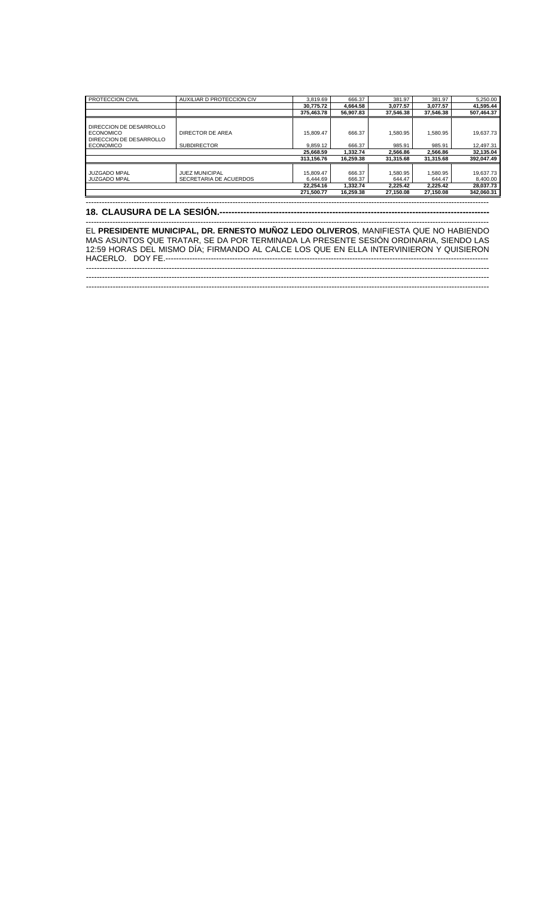| | | | | | | |
|---|---|---|---|---|---|---|
| PROTECCION CIVIL | AUXILIAR D PROTECCION CIV | 3,819.69 | 666.37 | 381.97 | 381.97 | 5,250.00 |
| | | **30,775.72** | **4,664.58** | **3,077.57** | **3,077.57** | **41,595.44** |
| | | **375,463.78** | **56,907.83** | **37,546.38** | **37,546.38** | **507,464.37** |
| DIRECCION DE DESARROLLO ECONOMICO | DIRECTOR DE AREA | 15,809.47 | 666.37 | 1,580.95 | 1,580.95 | 19,637.73 |
| DIRECCION DE DESARROLLO ECONOMICO | SUBDIRECTOR | 9,859.12 | 666.37 | 985.91 | 985.91 | 12,497.31 |
| | | **25,668.59** | **1,332.74** | **2,566.86** | **2,566.86** | **32,135.04** |
| | | **313,156.76** | **16,259.38** | **31,315.68** | **31,315.68** | **392,047.49** |
| JUZGADO MPAL | JUEZ MUNICIPAL | 15,809.47 | 666.37 | 1,580.95 | 1,580.95 | 19,637.73 |
| JUZGADO MPAL | SECRETARIA DE ACUERDOS | 6,444.69 | 666.37 | 644.47 | 644.47 | 8,400.00 |
| | | **22,254.16** | **1,332.74** | **2,225.42** | **2,225.42** | **28,037.73** |
| | | **271,500.77** | **16,259.38** | **27,150.08** | **27,150.08** | **342,060.31** |

-----------------------------------------------------------------------------------------------------------------------------------------

## 18. CLAUSURA DE LA SESIÓN.------------------------------------------------------------------------------------------

-----------------------------------------------------------------------------------------------------------------------------------------

EL **PRESIDENTE MUNICIPAL, DR. ERNESTO MUÑOZ LEDO OLIVEROS**, MANIFIESTA QUE NO HABIENDO MAS ASUNTOS QUE TRATAR, SE DA POR TERMINADA LA PRESENTE SESIÓN ORDINARIA, SIENDO LAS 12:59 HORAS DEL MISMO DÍA; FIRMANDO AL CALCE LOS QUE EN ELLA INTERVINIERON Y QUISIERON HACERLO. DOY FE.-----------------------------------------------------------------------------------------------------------

-----------------------------------------------------------------------------------------------------------------------------------------

-----------------------------------------------------------------------------------------------------------------------------------------

-----------------------------------------------------------------------------------------------------------------------------------------